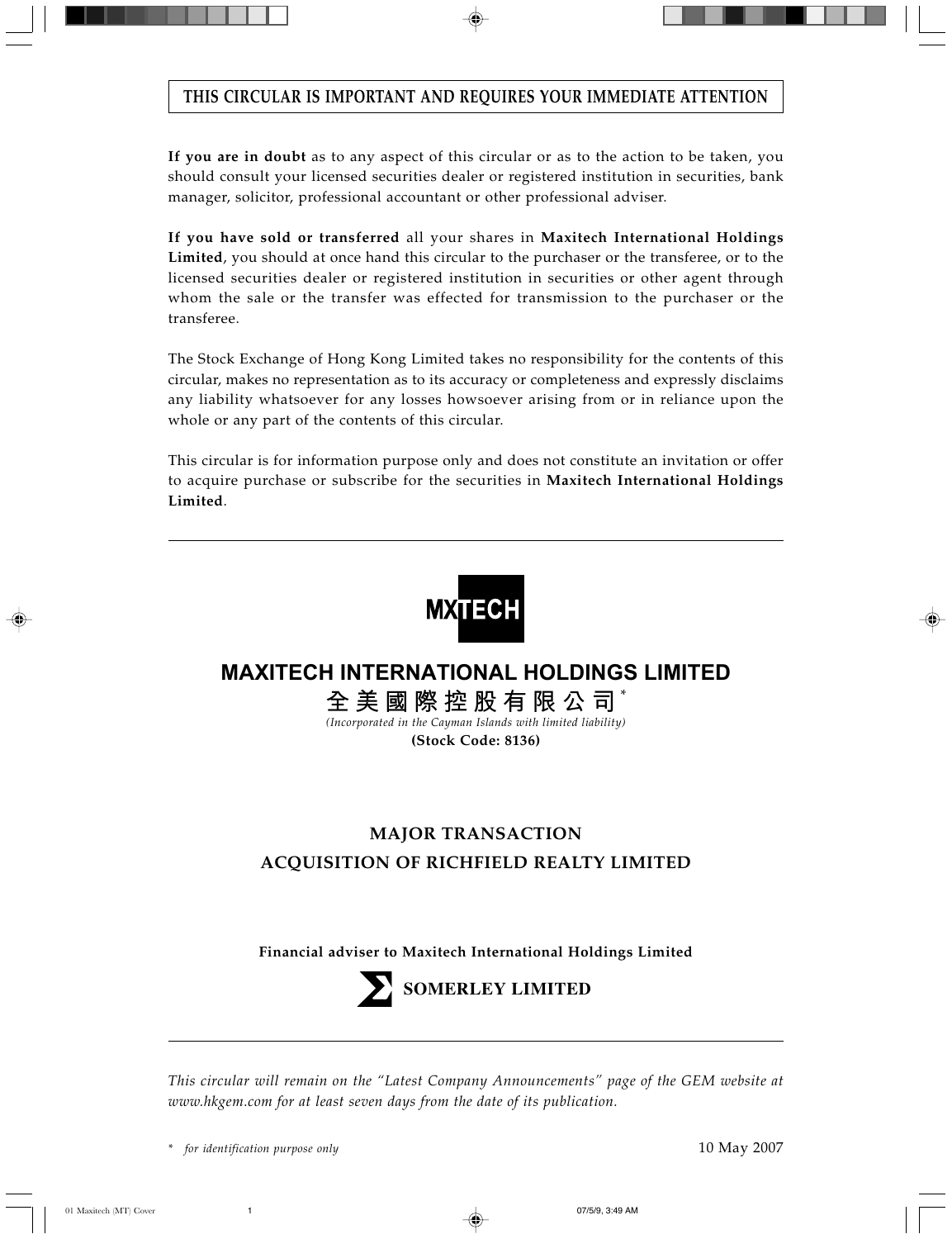**THIS CIRCULAR IS IMPORTANT AND REQUIRES YOUR IMMEDIATE ATTENTION**

**If you are in doubt** as to any aspect of this circular or as to the action to be taken, you should consult your licensed securities dealer or registered institution in securities, bank manager, solicitor, professional accountant or other professional adviser.

**If you have sold or transferred** all your shares in **Maxitech International Holdings Limited**, you should at once hand this circular to the purchaser or the transferee, or to the licensed securities dealer or registered institution in securities or other agent through whom the sale or the transfer was effected for transmission to the purchaser or the transferee.

The Stock Exchange of Hong Kong Limited takes no responsibility for the contents of this circular, makes no representation as to its accuracy or completeness and expressly disclaims any liability whatsoever for any losses howsoever arising from or in reliance upon the whole or any part of the contents of this circular.

This circular is for information purpose only and does not constitute an invitation or offer to acquire purchase or subscribe for the securities in **Maxitech International Holdings Limited**.

---

MXTECH

# MAXITECH INTERNATIONAL HOLDINGS LIMITED

# 全美國際控股有限公司*

*(Incorporated in the Cayman Islands with limited liability)*

**(Stock Code: 8136)**

## MAJOR TRANSACTION
## ACQUISITION OF RICHFIELD REALTY LIMITED

**Financial adviser to Maxitech International Holdings Limited**

**SOMERLEY LIMITED**

---

*This circular will remain on the "Latest Company Announcements" page of the GEM website at www.hkgem.com for at least seven days from the date of its publication.*

\* *for identification purpose only*

10 May 2007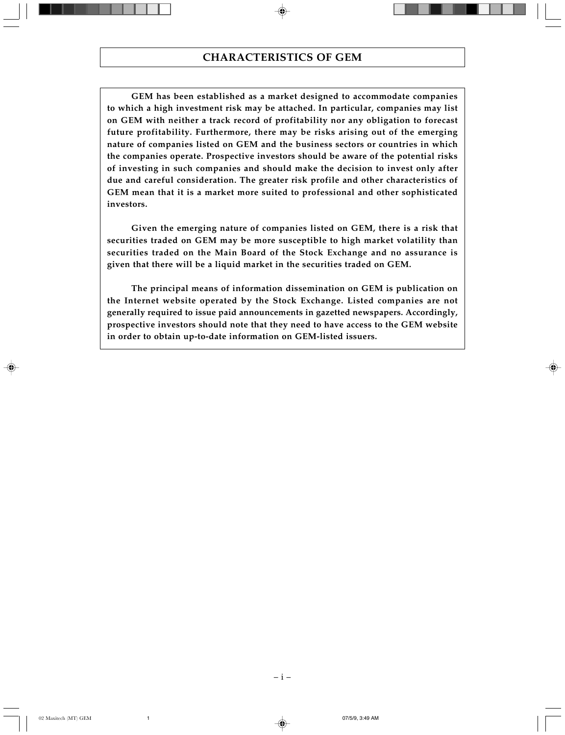# CHARACTERISTICS OF GEM

**GEM has been established as a market designed to accommodate companies to which a high investment risk may be attached. In particular, companies may list on GEM with neither a track record of profitability nor any obligation to forecast future profitability. Furthermore, there may be risks arising out of the emerging nature of companies listed on GEM and the business sectors or countries in which the companies operate. Prospective investors should be aware of the potential risks of investing in such companies and should make the decision to invest only after due and careful consideration. The greater risk profile and other characteristics of GEM mean that it is a market more suited to professional and other sophisticated investors.**

**Given the emerging nature of companies listed on GEM, there is a risk that securities traded on GEM may be more susceptible to high market volatility than securities traded on the Main Board of the Stock Exchange and no assurance is given that there will be a liquid market in the securities traded on GEM.**

**The principal means of information dissemination on GEM is publication on the Internet website operated by the Stock Exchange. Listed companies are not generally required to issue paid announcements in gazetted newspapers. Accordingly, prospective investors should note that they need to have access to the GEM website in order to obtain up-to-date information on GEM-listed issuers.**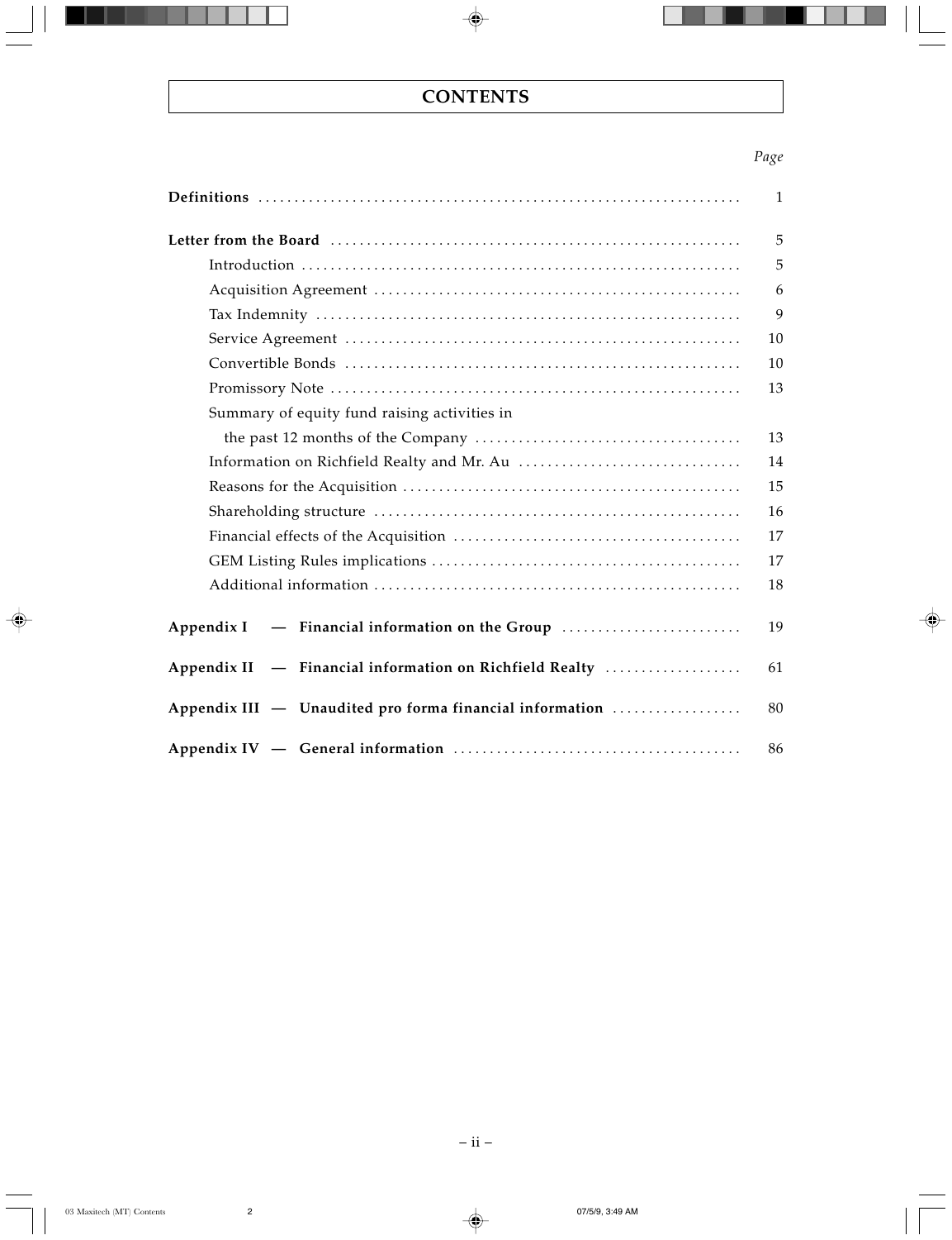# CONTENTS

| | *Page* |
|---|---|
| **Definitions** | 1 |
| **Letter from the Board** | 5 |
| Introduction | 5 |
| Acquisition Agreement | 6 |
| Tax Indemnity | 9 |
| Service Agreement | 10 |
| Convertible Bonds | 10 |
| Promissory Note | 13 |
| Summary of equity fund raising activities in the past 12 months of the Company | 13 |
| Information on Richfield Realty and Mr. Au | 14 |
| Reasons for the Acquisition | 15 |
| Shareholding structure | 16 |
| Financial effects of the Acquisition | 17 |
| GEM Listing Rules implications | 17 |
| Additional information | 18 |
| **Appendix I — Financial information on the Group** | 19 |
| **Appendix II — Financial information on Richfield Realty** | 61 |
| **Appendix III — Unaudited pro forma financial information** | 80 |
| **Appendix IV — General information** | 86 |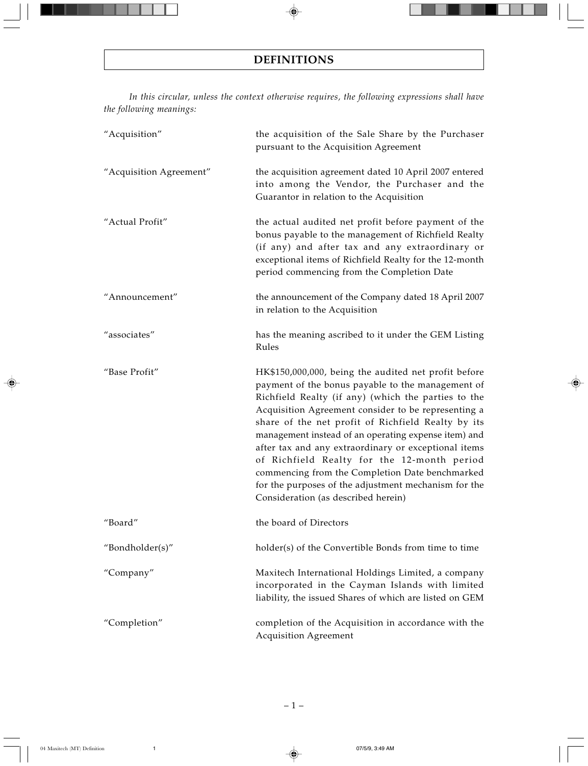# DEFINITIONS

*In this circular, unless the context otherwise requires, the following expressions shall have the following meanings:*

| | |
|---|---|
| "Acquisition" | the acquisition of the Sale Share by the Purchaser pursuant to the Acquisition Agreement |
| "Acquisition Agreement" | the acquisition agreement dated 10 April 2007 entered into among the Vendor, the Purchaser and the Guarantor in relation to the Acquisition |
| "Actual Profit" | the actual audited net profit before payment of the bonus payable to the management of Richfield Realty (if any) and after tax and any extraordinary or exceptional items of Richfield Realty for the 12-month period commencing from the Completion Date |
| "Announcement" | the announcement of the Company dated 18 April 2007 in relation to the Acquisition |
| "associates" | has the meaning ascribed to it under the GEM Listing Rules |
| "Base Profit" | HK$150,000,000, being the audited net profit before payment of the bonus payable to the management of Richfield Realty (if any) (which the parties to the Acquisition Agreement consider to be representing a share of the net profit of Richfield Realty by its management instead of an operating expense item) and after tax and any extraordinary or exceptional items of Richfield Realty for the 12-month period commencing from the Completion Date benchmarked for the purposes of the adjustment mechanism for the Consideration (as described herein) |
| "Board" | the board of Directors |
| "Bondholder(s)" | holder(s) of the Convertible Bonds from time to time |
| "Company" | Maxitech International Holdings Limited, a company incorporated in the Cayman Islands with limited liability, the issued Shares of which are listed on GEM |
| "Completion" | completion of the Acquisition in accordance with the Acquisition Agreement |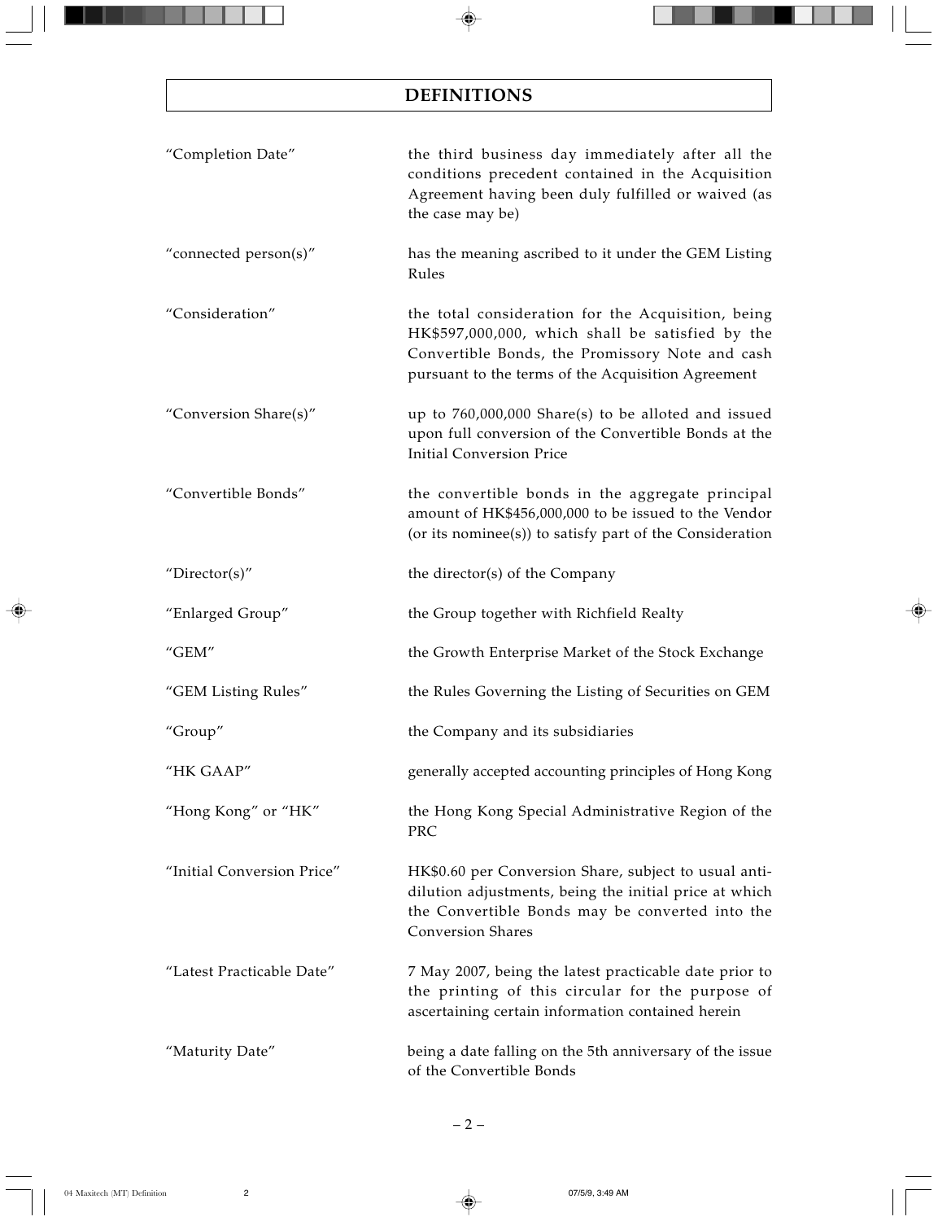# DEFINITIONS

| | |
|---|---|
| "Completion Date" | the third business day immediately after all the conditions precedent contained in the Acquisition Agreement having been duly fulfilled or waived (as the case may be) |
| "connected person(s)" | has the meaning ascribed to it under the GEM Listing Rules |
| "Consideration" | the total consideration for the Acquisition, being HK$597,000,000, which shall be satisfied by the Convertible Bonds, the Promissory Note and cash pursuant to the terms of the Acquisition Agreement |
| "Conversion Share(s)" | up to 760,000,000 Share(s) to be alloted and issued upon full conversion of the Convertible Bonds at the Initial Conversion Price |
| "Convertible Bonds" | the convertible bonds in the aggregate principal amount of HK$456,000,000 to be issued to the Vendor (or its nominee(s)) to satisfy part of the Consideration |
| "Director(s)" | the director(s) of the Company |
| "Enlarged Group" | the Group together with Richfield Realty |
| "GEM" | the Growth Enterprise Market of the Stock Exchange |
| "GEM Listing Rules" | the Rules Governing the Listing of Securities on GEM |
| "Group" | the Company and its subsidiaries |
| "HK GAAP" | generally accepted accounting principles of Hong Kong |
| "Hong Kong" or "HK" | the Hong Kong Special Administrative Region of the PRC |
| "Initial Conversion Price" | HK$0.60 per Conversion Share, subject to usual anti-dilution adjustments, being the initial price at which the Convertible Bonds may be converted into the Conversion Shares |
| "Latest Practicable Date" | 7 May 2007, being the latest practicable date prior to the printing of this circular for the purpose of ascertaining certain information contained herein |
| "Maturity Date" | being a date falling on the 5th anniversary of the issue of the Convertible Bonds |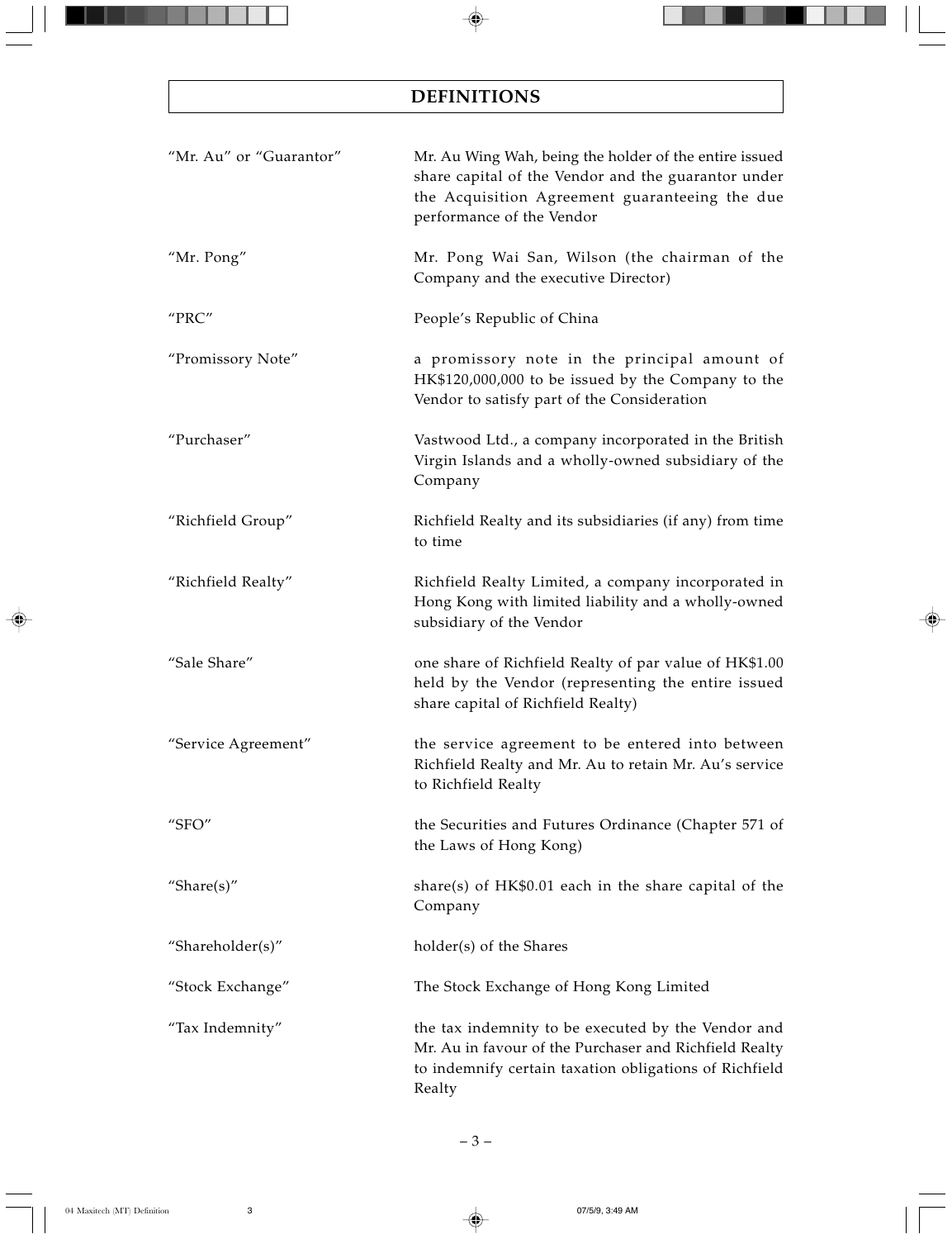## DEFINITIONS

| | |
|---|---|
| "Mr. Au" or "Guarantor" | Mr. Au Wing Wah, being the holder of the entire issued share capital of the Vendor and the guarantor under the Acquisition Agreement guaranteeing the due performance of the Vendor |
| "Mr. Pong" | Mr. Pong Wai San, Wilson (the chairman of the Company and the executive Director) |
| "PRC" | People's Republic of China |
| "Promissory Note" | a promissory note in the principal amount of HK$120,000,000 to be issued by the Company to the Vendor to satisfy part of the Consideration |
| "Purchaser" | Vastwood Ltd., a company incorporated in the British Virgin Islands and a wholly-owned subsidiary of the Company |
| "Richfield Group" | Richfield Realty and its subsidiaries (if any) from time to time |
| "Richfield Realty" | Richfield Realty Limited, a company incorporated in Hong Kong with limited liability and a wholly-owned subsidiary of the Vendor |
| "Sale Share" | one share of Richfield Realty of par value of HK$1.00 held by the Vendor (representing the entire issued share capital of Richfield Realty) |
| "Service Agreement" | the service agreement to be entered into between Richfield Realty and Mr. Au to retain Mr. Au's service to Richfield Realty |
| "SFO" | the Securities and Futures Ordinance (Chapter 571 of the Laws of Hong Kong) |
| "Share(s)" | share(s) of HK$0.01 each in the share capital of the Company |
| "Shareholder(s)" | holder(s) of the Shares |
| "Stock Exchange" | The Stock Exchange of Hong Kong Limited |
| "Tax Indemnity" | the tax indemnity to be executed by the Vendor and Mr. Au in favour of the Purchaser and Richfield Realty to indemnify certain taxation obligations of Richfield Realty |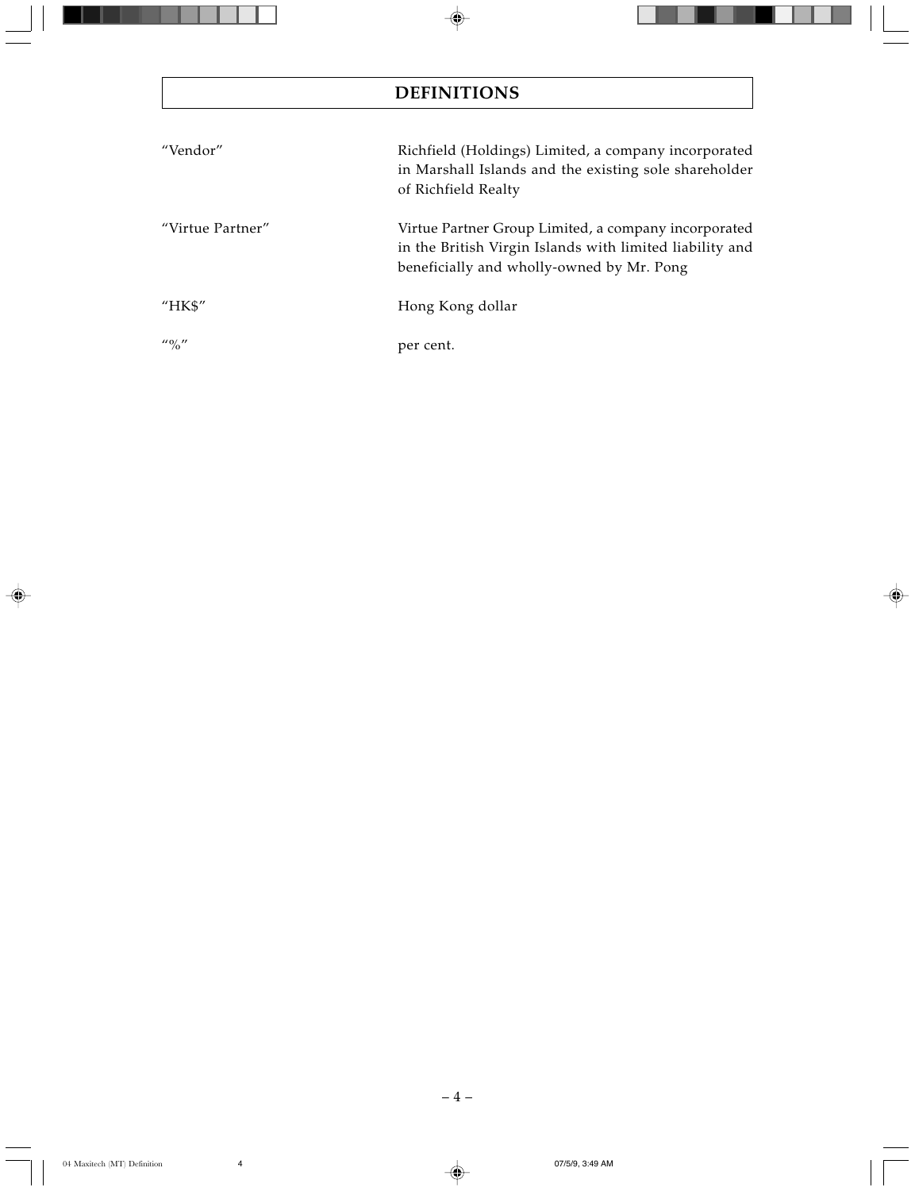# DEFINITIONS

| | |
|---|---|
| "Vendor" | Richfield (Holdings) Limited, a company incorporated in Marshall Islands and the existing sole shareholder of Richfield Realty |
| "Virtue Partner" | Virtue Partner Group Limited, a company incorporated in the British Virgin Islands with limited liability and beneficially and wholly-owned by Mr. Pong |
| "HK$" | Hong Kong dollar |
| "%" | per cent. |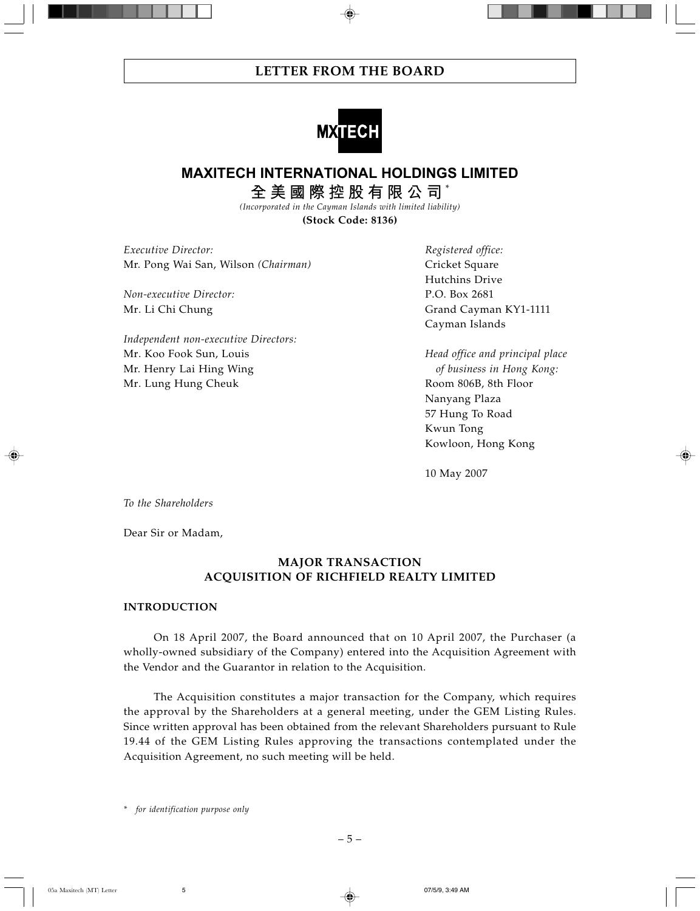## LETTER FROM THE BOARD

MXTECH

# MAXITECH INTERNATIONAL HOLDINGS LIMITED

**全美國際控股有限公司***

*(Incorporated in the Cayman Islands with limited liability)*

**(Stock Code: 8136)**

*Executive Director:*
Mr. Pong Wai San, Wilson *(Chairman)*

*Non-executive Director:*
Mr. Li Chi Chung

*Independent non-executive Directors:*
Mr. Koo Fook Sun, Louis
Mr. Henry Lai Hing Wing
Mr. Lung Hung Cheuk

*Registered office:*
Cricket Square
Hutchins Drive
P.O. Box 2681
Grand Cayman KY1-1111
Cayman Islands

*Head office and principal place of business in Hong Kong:*
Room 806B, 8th Floor
Nanyang Plaza
57 Hung To Road
Kwun Tong
Kowloon, Hong Kong

10 May 2007

*To the Shareholders*

Dear Sir or Madam,

**MAJOR TRANSACTION**
**ACQUISITION OF RICHFIELD REALTY LIMITED**

**INTRODUCTION**

On 18 April 2007, the Board announced that on 10 April 2007, the Purchaser (a wholly-owned subsidiary of the Company) entered into the Acquisition Agreement with the Vendor and the Guarantor in relation to the Acquisition.

The Acquisition constitutes a major transaction for the Company, which requires the approval by the Shareholders at a general meeting, under the GEM Listing Rules. Since written approval has been obtained from the relevant Shareholders pursuant to Rule 19.44 of the GEM Listing Rules approving the transactions contemplated under the Acquisition Agreement, no such meeting will be held.

\* *for identification purpose only*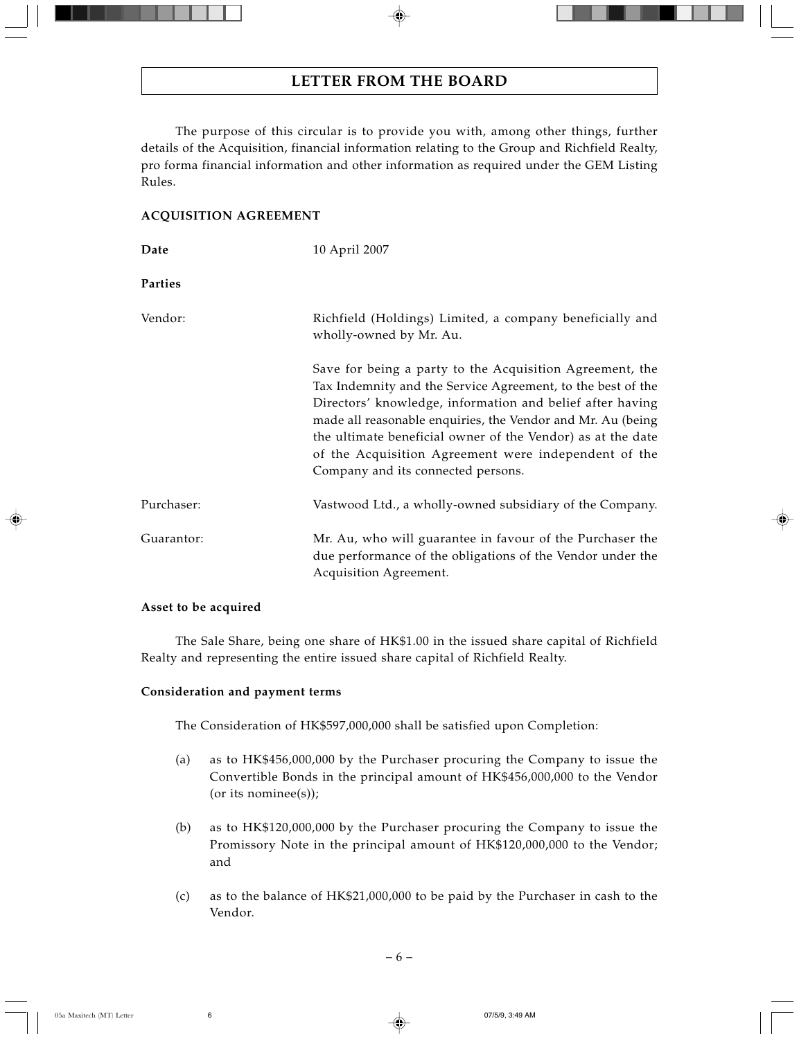# LETTER FROM THE BOARD

The purpose of this circular is to provide you with, among other things, further details of the Acquisition, financial information relating to the Group and Richfield Realty, pro forma financial information and other information as required under the GEM Listing Rules.

**ACQUISITION AGREEMENT**

**Date** 10 April 2007

**Parties**

Vendor: Richfield (Holdings) Limited, a company beneficially and wholly-owned by Mr. Au.

Save for being a party to the Acquisition Agreement, the Tax Indemnity and the Service Agreement, to the best of the Directors' knowledge, information and belief after having made all reasonable enquiries, the Vendor and Mr. Au (being the ultimate beneficial owner of the Vendor) as at the date of the Acquisition Agreement were independent of the Company and its connected persons.

Purchaser: Vastwood Ltd., a wholly-owned subsidiary of the Company.

Guarantor: Mr. Au, who will guarantee in favour of the Purchaser the due performance of the obligations of the Vendor under the Acquisition Agreement.

**Asset to be acquired**

The Sale Share, being one share of HK$1.00 in the issued share capital of Richfield Realty and representing the entire issued share capital of Richfield Realty.

**Consideration and payment terms**

The Consideration of HK$597,000,000 shall be satisfied upon Completion:

(a) as to HK$456,000,000 by the Purchaser procuring the Company to issue the Convertible Bonds in the principal amount of HK$456,000,000 to the Vendor (or its nominee(s));

(b) as to HK$120,000,000 by the Purchaser procuring the Company to issue the Promissory Note in the principal amount of HK$120,000,000 to the Vendor; and

(c) as to the balance of HK$21,000,000 to be paid by the Purchaser in cash to the Vendor.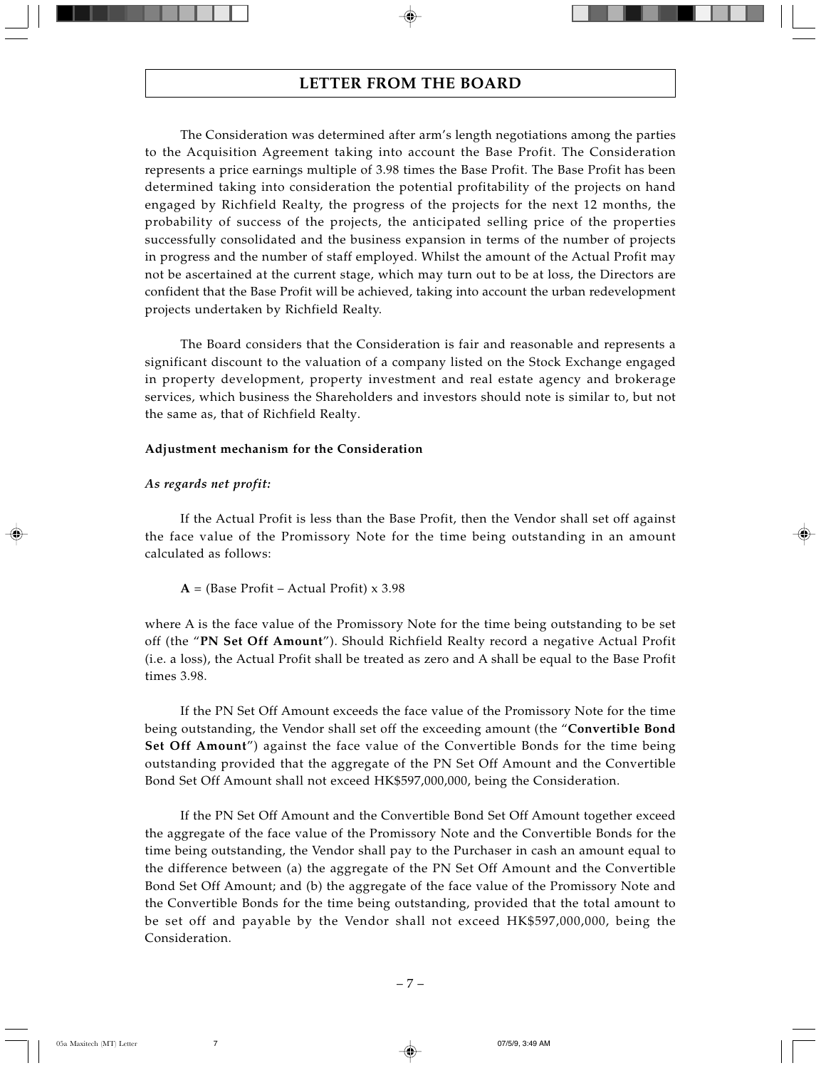# LETTER FROM THE BOARD

The Consideration was determined after arm's length negotiations among the parties to the Acquisition Agreement taking into account the Base Profit. The Consideration represents a price earnings multiple of 3.98 times the Base Profit. The Base Profit has been determined taking into consideration the potential profitability of the projects on hand engaged by Richfield Realty, the progress of the projects for the next 12 months, the probability of success of the projects, the anticipated selling price of the properties successfully consolidated and the business expansion in terms of the number of projects in progress and the number of staff employed. Whilst the amount of the Actual Profit may not be ascertained at the current stage, which may turn out to be at loss, the Directors are confident that the Base Profit will be achieved, taking into account the urban redevelopment projects undertaken by Richfield Realty.

The Board considers that the Consideration is fair and reasonable and represents a significant discount to the valuation of a company listed on the Stock Exchange engaged in property development, property investment and real estate agency and brokerage services, which business the Shareholders and investors should note is similar to, but not the same as, that of Richfield Realty.

**Adjustment mechanism for the Consideration**

***As regards net profit:***

If the Actual Profit is less than the Base Profit, then the Vendor shall set off against the face value of the Promissory Note for the time being outstanding in an amount calculated as follows:

$$\mathbf{A} = (\text{Base Profit} - \text{Actual Profit}) \times 3.98$$

where A is the face value of the Promissory Note for the time being outstanding to be set off (the "**PN Set Off Amount**"). Should Richfield Realty record a negative Actual Profit (i.e. a loss), the Actual Profit shall be treated as zero and A shall be equal to the Base Profit times 3.98.

If the PN Set Off Amount exceeds the face value of the Promissory Note for the time being outstanding, the Vendor shall set off the exceeding amount (the "**Convertible Bond Set Off Amount**") against the face value of the Convertible Bonds for the time being outstanding provided that the aggregate of the PN Set Off Amount and the Convertible Bond Set Off Amount shall not exceed HK$597,000,000, being the Consideration.

If the PN Set Off Amount and the Convertible Bond Set Off Amount together exceed the aggregate of the face value of the Promissory Note and the Convertible Bonds for the time being outstanding, the Vendor shall pay to the Purchaser in cash an amount equal to the difference between (a) the aggregate of the PN Set Off Amount and the Convertible Bond Set Off Amount; and (b) the aggregate of the face value of the Promissory Note and the Convertible Bonds for the time being outstanding, provided that the total amount to be set off and payable by the Vendor shall not exceed HK$597,000,000, being the Consideration.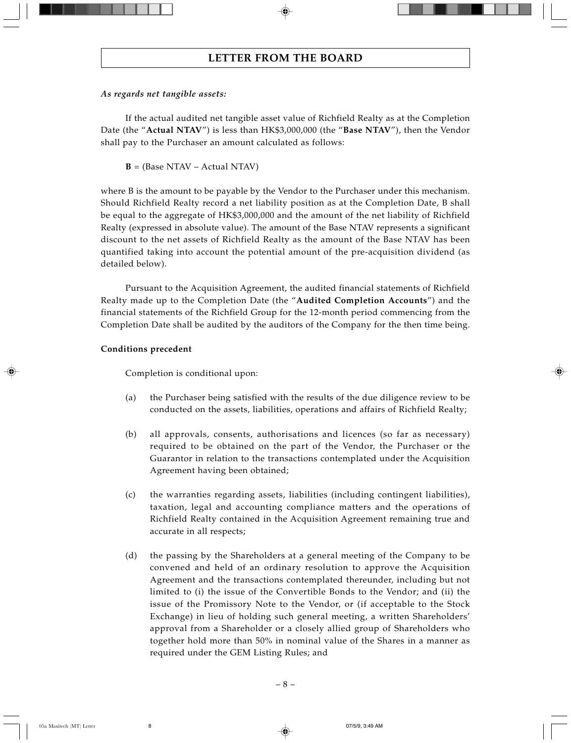## LETTER FROM THE BOARD

***As regards net tangible assets:***

If the actual audited net tangible asset value of Richfield Realty as at the Completion Date (the "**Actual NTAV**") is less than HK$3,000,000 (the "**Base NTAV**"), then the Vendor shall pay to the Purchaser an amount calculated as follows:

**B** = (Base NTAV – Actual NTAV)

where B is the amount to be payable by the Vendor to the Purchaser under this mechanism. Should Richfield Realty record a net liability position as at the Completion Date, B shall be equal to the aggregate of HK$3,000,000 and the amount of the net liability of Richfield Realty (expressed in absolute value). The amount of the Base NTAV represents a significant discount to the net assets of Richfield Realty as the amount of the Base NTAV has been quantified taking into account the potential amount of the pre-acquisition dividend (as detailed below).

Pursuant to the Acquisition Agreement, the audited financial statements of Richfield Realty made up to the Completion Date (the "**Audited Completion Accounts**") and the financial statements of the Richfield Group for the 12-month period commencing from the Completion Date shall be audited by the auditors of the Company for the then time being.

**Conditions precedent**

Completion is conditional upon:

(a) the Purchaser being satisfied with the results of the due diligence review to be conducted on the assets, liabilities, operations and affairs of Richfield Realty;

(b) all approvals, consents, authorisations and licences (so far as necessary) required to be obtained on the part of the Vendor, the Purchaser or the Guarantor in relation to the transactions contemplated under the Acquisition Agreement having been obtained;

(c) the warranties regarding assets, liabilities (including contingent liabilities), taxation, legal and accounting compliance matters and the operations of Richfield Realty contained in the Acquisition Agreement remaining true and accurate in all respects;

(d) the passing by the Shareholders at a general meeting of the Company to be convened and held of an ordinary resolution to approve the Acquisition Agreement and the transactions contemplated thereunder, including but not limited to (i) the issue of the Convertible Bonds to the Vendor; and (ii) the issue of the Promissory Note to the Vendor, or (if acceptable to the Stock Exchange) in lieu of holding such general meeting, a written Shareholders' approval from a Shareholder or a closely allied group of Shareholders who together hold more than 50% in nominal value of the Shares in a manner as required under the GEM Listing Rules; and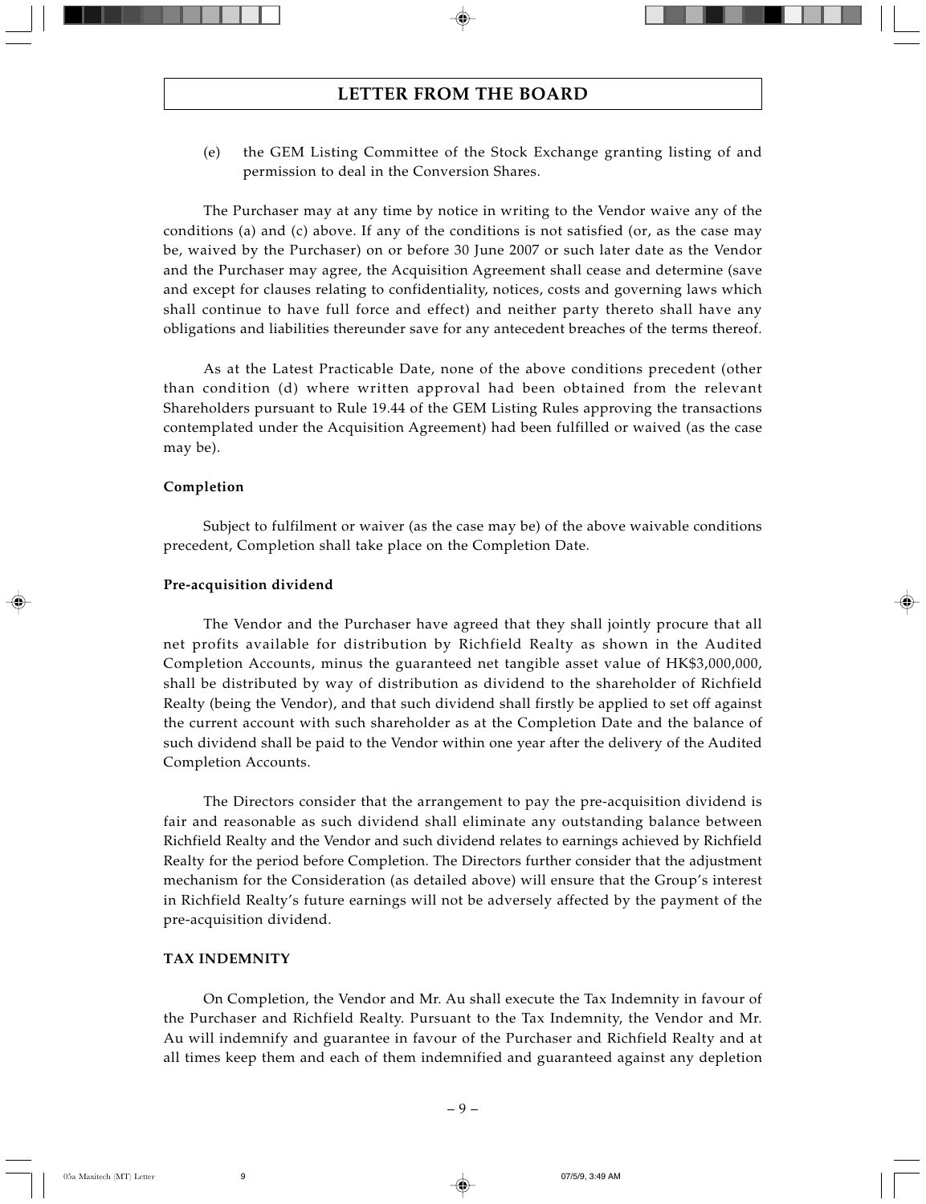(e) the GEM Listing Committee of the Stock Exchange granting listing of and permission to deal in the Conversion Shares.

The Purchaser may at any time by notice in writing to the Vendor waive any of the conditions (a) and (c) above. If any of the conditions is not satisfied (or, as the case may be, waived by the Purchaser) on or before 30 June 2007 or such later date as the Vendor and the Purchaser may agree, the Acquisition Agreement shall cease and determine (save and except for clauses relating to confidentiality, notices, costs and governing laws which shall continue to have full force and effect) and neither party thereto shall have any obligations and liabilities thereunder save for any antecedent breaches of the terms thereof.

As at the Latest Practicable Date, none of the above conditions precedent (other than condition (d) where written approval had been obtained from the relevant Shareholders pursuant to Rule 19.44 of the GEM Listing Rules approving the transactions contemplated under the Acquisition Agreement) had been fulfilled or waived (as the case may be).

**Completion**

Subject to fulfilment or waiver (as the case may be) of the above waivable conditions precedent, Completion shall take place on the Completion Date.

**Pre-acquisition dividend**

The Vendor and the Purchaser have agreed that they shall jointly procure that all net profits available for distribution by Richfield Realty as shown in the Audited Completion Accounts, minus the guaranteed net tangible asset value of HK$3,000,000, shall be distributed by way of distribution as dividend to the shareholder of Richfield Realty (being the Vendor), and that such dividend shall firstly be applied to set off against the current account with such shareholder as at the Completion Date and the balance of such dividend shall be paid to the Vendor within one year after the delivery of the Audited Completion Accounts.

The Directors consider that the arrangement to pay the pre-acquisition dividend is fair and reasonable as such dividend shall eliminate any outstanding balance between Richfield Realty and the Vendor and such dividend relates to earnings achieved by Richfield Realty for the period before Completion. The Directors further consider that the adjustment mechanism for the Consideration (as detailed above) will ensure that the Group's interest in Richfield Realty's future earnings will not be adversely affected by the payment of the pre-acquisition dividend.

**TAX INDEMNITY**

On Completion, the Vendor and Mr. Au shall execute the Tax Indemnity in favour of the Purchaser and Richfield Realty. Pursuant to the Tax Indemnity, the Vendor and Mr. Au will indemnify and guarantee in favour of the Purchaser and Richfield Realty and at all times keep them and each of them indemnified and guaranteed against any depletion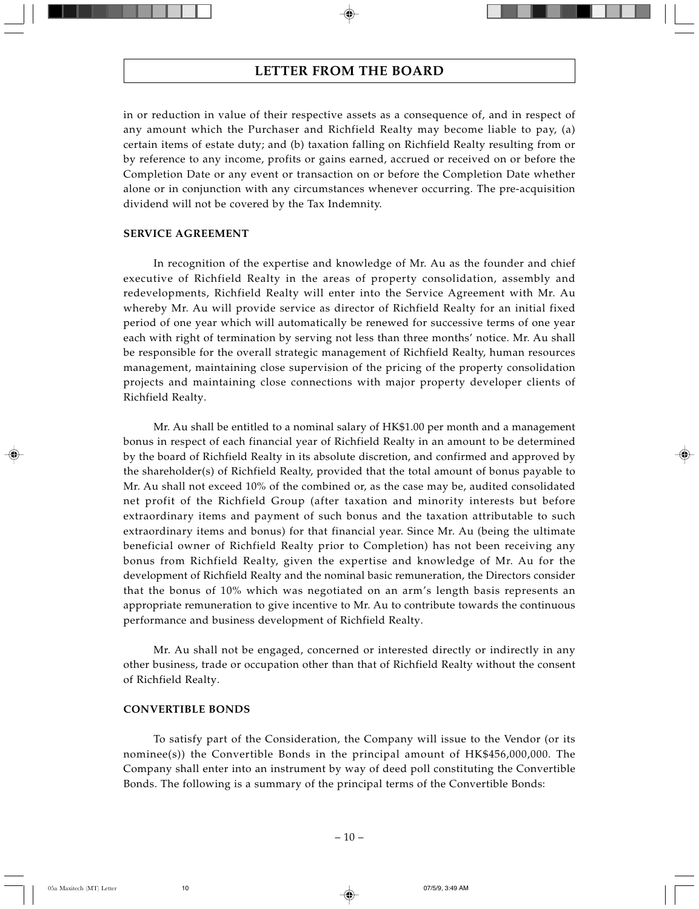in or reduction in value of their respective assets as a consequence of, and in respect of any amount which the Purchaser and Richfield Realty may become liable to pay, (a) certain items of estate duty; and (b) taxation falling on Richfield Realty resulting from or by reference to any income, profits or gains earned, accrued or received on or before the Completion Date or any event or transaction on or before the Completion Date whether alone or in conjunction with any circumstances whenever occurring. The pre-acquisition dividend will not be covered by the Tax Indemnity.

**SERVICE AGREEMENT**

In recognition of the expertise and knowledge of Mr. Au as the founder and chief executive of Richfield Realty in the areas of property consolidation, assembly and redevelopments, Richfield Realty will enter into the Service Agreement with Mr. Au whereby Mr. Au will provide service as director of Richfield Realty for an initial fixed period of one year which will automatically be renewed for successive terms of one year each with right of termination by serving not less than three months' notice. Mr. Au shall be responsible for the overall strategic management of Richfield Realty, human resources management, maintaining close supervision of the pricing of the property consolidation projects and maintaining close connections with major property developer clients of Richfield Realty.

Mr. Au shall be entitled to a nominal salary of HK$1.00 per month and a management bonus in respect of each financial year of Richfield Realty in an amount to be determined by the board of Richfield Realty in its absolute discretion, and confirmed and approved by the shareholder(s) of Richfield Realty, provided that the total amount of bonus payable to Mr. Au shall not exceed 10% of the combined or, as the case may be, audited consolidated net profit of the Richfield Group (after taxation and minority interests but before extraordinary items and payment of such bonus and the taxation attributable to such extraordinary items and bonus) for that financial year. Since Mr. Au (being the ultimate beneficial owner of Richfield Realty prior to Completion) has not been receiving any bonus from Richfield Realty, given the expertise and knowledge of Mr. Au for the development of Richfield Realty and the nominal basic remuneration, the Directors consider that the bonus of 10% which was negotiated on an arm's length basis represents an appropriate remuneration to give incentive to Mr. Au to contribute towards the continuous performance and business development of Richfield Realty.

Mr. Au shall not be engaged, concerned or interested directly or indirectly in any other business, trade or occupation other than that of Richfield Realty without the consent of Richfield Realty.

**CONVERTIBLE BONDS**

To satisfy part of the Consideration, the Company will issue to the Vendor (or its nominee(s)) the Convertible Bonds in the principal amount of HK$456,000,000. The Company shall enter into an instrument by way of deed poll constituting the Convertible Bonds. The following is a summary of the principal terms of the Convertible Bonds: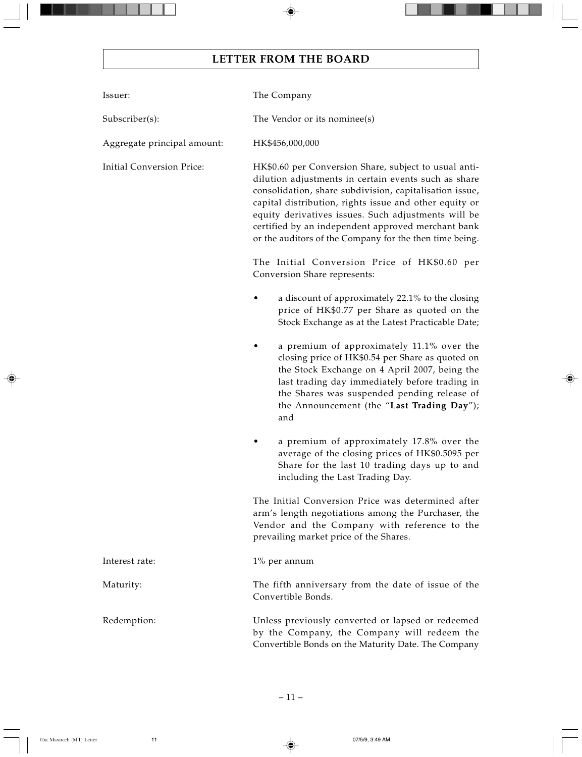## LETTER FROM THE BOARD

| | |
|---|---|
| Issuer: | The Company |
| Subscriber(s): | The Vendor or its nominee(s) |
| Aggregate principal amount: | HK$456,000,000 |
| Initial Conversion Price: | HK$0.60 per Conversion Share, subject to usual anti-dilution adjustments in certain events such as share consolidation, share subdivision, capitalisation issue, capital distribution, rights issue and other equity or equity derivatives issues. Such adjustments will be certified by an independent approved merchant bank or the auditors of the Company for the then time being. |

The Initial Conversion Price of HK$0.60 per Conversion Share represents:

- a discount of approximately 22.1% to the closing price of HK$0.77 per Share as quoted on the Stock Exchange as at the Latest Practicable Date;
- a premium of approximately 11.1% over the closing price of HK$0.54 per Share as quoted on the Stock Exchange on 4 April 2007, being the last trading day immediately before trading in the Shares was suspended pending release of the Announcement (the "**Last Trading Day**"); and
- a premium of approximately 17.8% over the average of the closing prices of HK$0.5095 per Share for the last 10 trading days up to and including the Last Trading Day.

The Initial Conversion Price was determined after arm's length negotiations among the Purchaser, the Vendor and the Company with reference to the prevailing market price of the Shares.

| | |
|---|---|
| Interest rate: | 1% per annum |
| Maturity: | The fifth anniversary from the date of issue of the Convertible Bonds. |
| Redemption: | Unless previously converted or lapsed or redeemed by the Company, the Company will redeem the Convertible Bonds on the Maturity Date. The Company |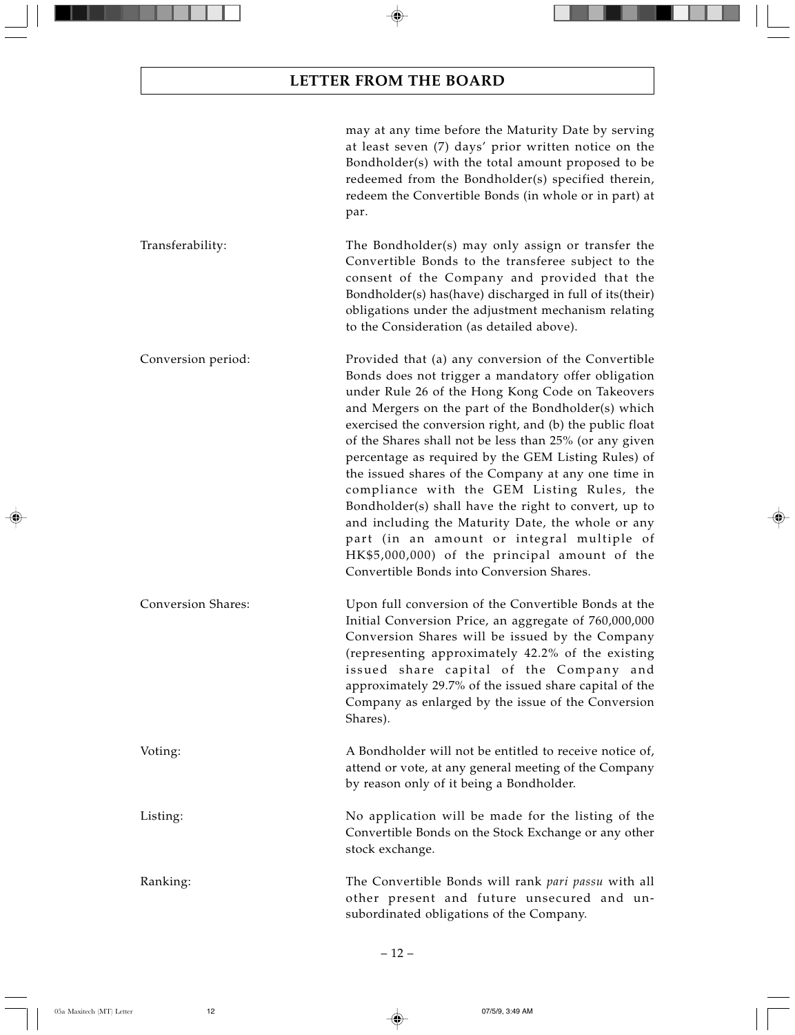may at any time before the Maturity Date by serving at least seven (7) days' prior written notice on the Bondholder(s) with the total amount proposed to be redeemed from the Bondholder(s) specified therein, redeem the Convertible Bonds (in whole or in part) at par.

| | |
|---|---|
| Transferability: | The Bondholder(s) may only assign or transfer the Convertible Bonds to the transferee subject to the consent of the Company and provided that the Bondholder(s) has(have) discharged in full of its(their) obligations under the adjustment mechanism relating to the Consideration (as detailed above). |
| Conversion period: | Provided that (a) any conversion of the Convertible Bonds does not trigger a mandatory offer obligation under Rule 26 of the Hong Kong Code on Takeovers and Mergers on the part of the Bondholder(s) which exercised the conversion right, and (b) the public float of the Shares shall not be less than 25% (or any given percentage as required by the GEM Listing Rules) of the issued shares of the Company at any one time in compliance with the GEM Listing Rules, the Bondholder(s) shall have the right to convert, up to and including the Maturity Date, the whole or any part (in an amount or integral multiple of HK$5,000,000) of the principal amount of the Convertible Bonds into Conversion Shares. |
| Conversion Shares: | Upon full conversion of the Convertible Bonds at the Initial Conversion Price, an aggregate of 760,000,000 Conversion Shares will be issued by the Company (representing approximately 42.2% of the existing issued share capital of the Company and approximately 29.7% of the issued share capital of the Company as enlarged by the issue of the Conversion Shares). |
| Voting: | A Bondholder will not be entitled to receive notice of, attend or vote, at any general meeting of the Company by reason only of it being a Bondholder. |
| Listing: | No application will be made for the listing of the Convertible Bonds on the Stock Exchange or any other stock exchange. |
| Ranking: | The Convertible Bonds will rank *pari passu* with all other present and future unsecured and unsubordinated obligations of the Company. |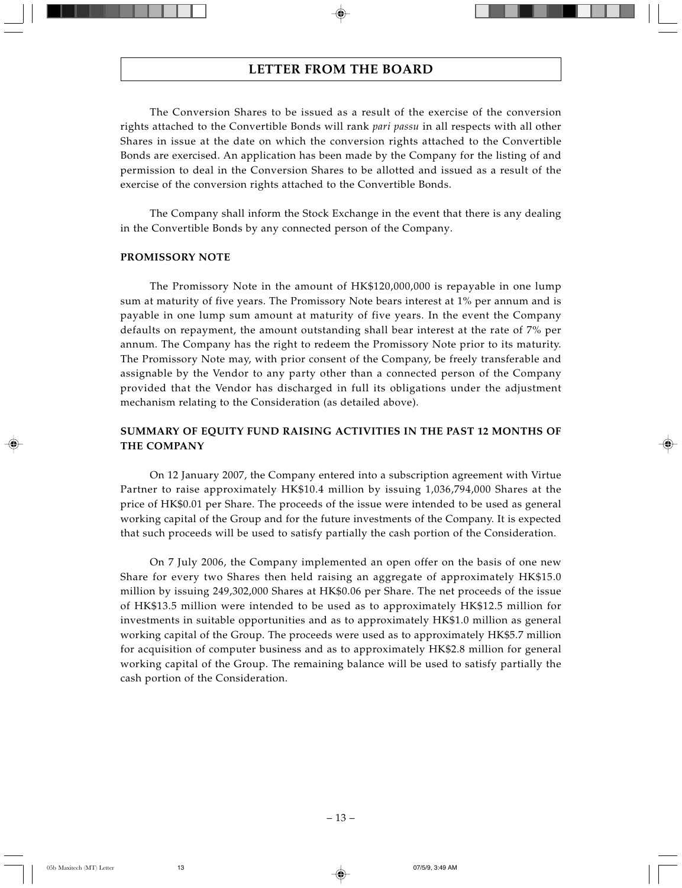# LETTER FROM THE BOARD

The Conversion Shares to be issued as a result of the exercise of the conversion rights attached to the Convertible Bonds will rank *pari passu* in all respects with all other Shares in issue at the date on which the conversion rights attached to the Convertible Bonds are exercised. An application has been made by the Company for the listing of and permission to deal in the Conversion Shares to be allotted and issued as a result of the exercise of the conversion rights attached to the Convertible Bonds.

The Company shall inform the Stock Exchange in the event that there is any dealing in the Convertible Bonds by any connected person of the Company.

**PROMISSORY NOTE**

The Promissory Note in the amount of HK$120,000,000 is repayable in one lump sum at maturity of five years. The Promissory Note bears interest at 1% per annum and is payable in one lump sum amount at maturity of five years. In the event the Company defaults on repayment, the amount outstanding shall bear interest at the rate of 7% per annum. The Company has the right to redeem the Promissory Note prior to its maturity. The Promissory Note may, with prior consent of the Company, be freely transferable and assignable by the Vendor to any party other than a connected person of the Company provided that the Vendor has discharged in full its obligations under the adjustment mechanism relating to the Consideration (as detailed above).

**SUMMARY OF EQUITY FUND RAISING ACTIVITIES IN THE PAST 12 MONTHS OF THE COMPANY**

On 12 January 2007, the Company entered into a subscription agreement with Virtue Partner to raise approximately HK$10.4 million by issuing 1,036,794,000 Shares at the price of HK$0.01 per Share. The proceeds of the issue were intended to be used as general working capital of the Group and for the future investments of the Company. It is expected that such proceeds will be used to satisfy partially the cash portion of the Consideration.

On 7 July 2006, the Company implemented an open offer on the basis of one new Share for every two Shares then held raising an aggregate of approximately HK$15.0 million by issuing 249,302,000 Shares at HK$0.06 per Share. The net proceeds of the issue of HK$13.5 million were intended to be used as to approximately HK$12.5 million for investments in suitable opportunities and as to approximately HK$1.0 million as general working capital of the Group. The proceeds were used as to approximately HK$5.7 million for acquisition of computer business and as to approximately HK$2.8 million for general working capital of the Group. The remaining balance will be used to satisfy partially the cash portion of the Consideration.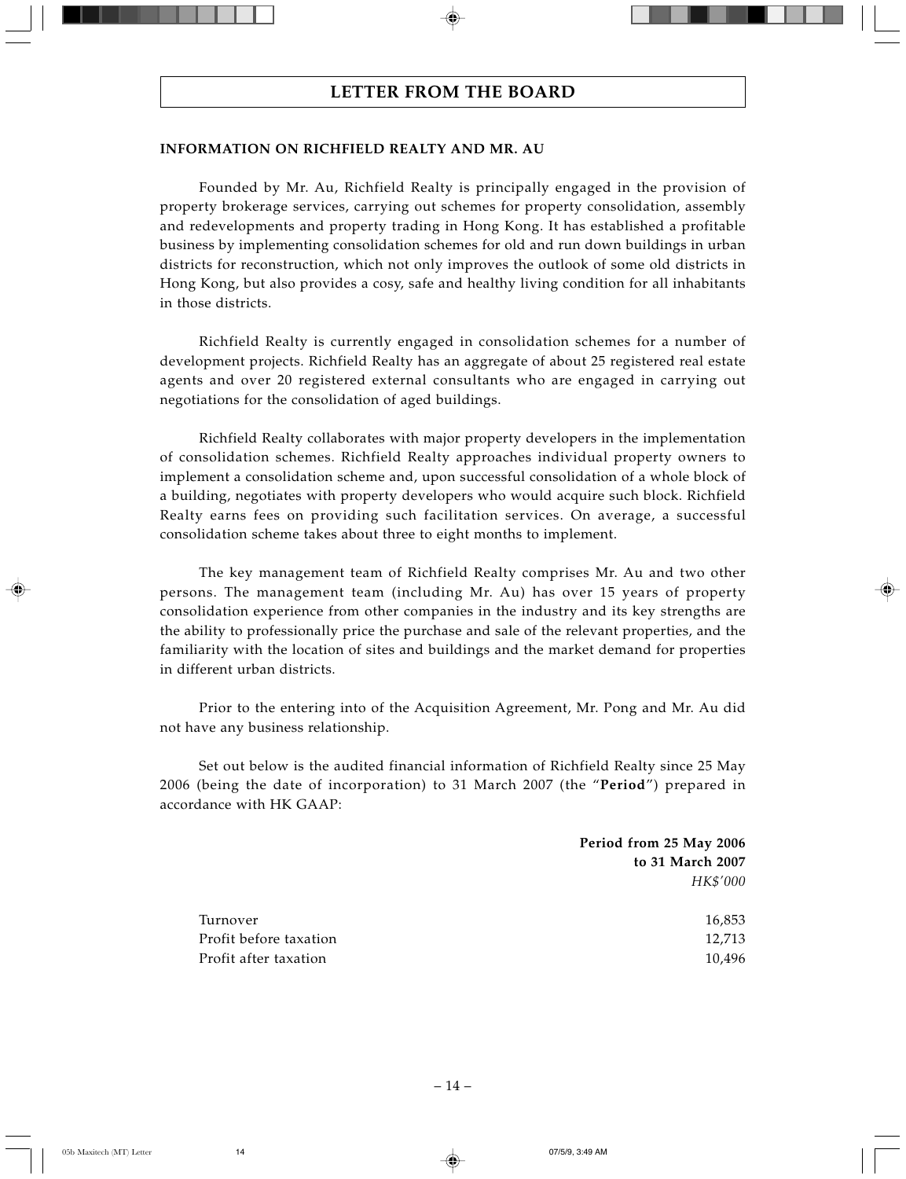# LETTER FROM THE BOARD

**INFORMATION ON RICHFIELD REALTY AND MR. AU**

Founded by Mr. Au, Richfield Realty is principally engaged in the provision of property brokerage services, carrying out schemes for property consolidation, assembly and redevelopments and property trading in Hong Kong. It has established a profitable business by implementing consolidation schemes for old and run down buildings in urban districts for reconstruction, which not only improves the outlook of some old districts in Hong Kong, but also provides a cosy, safe and healthy living condition for all inhabitants in those districts.

Richfield Realty is currently engaged in consolidation schemes for a number of development projects. Richfield Realty has an aggregate of about 25 registered real estate agents and over 20 registered external consultants who are engaged in carrying out negotiations for the consolidation of aged buildings.

Richfield Realty collaborates with major property developers in the implementation of consolidation schemes. Richfield Realty approaches individual property owners to implement a consolidation scheme and, upon successful consolidation of a whole block of a building, negotiates with property developers who would acquire such block. Richfield Realty earns fees on providing such facilitation services. On average, a successful consolidation scheme takes about three to eight months to implement.

The key management team of Richfield Realty comprises Mr. Au and two other persons. The management team (including Mr. Au) has over 15 years of property consolidation experience from other companies in the industry and its key strengths are the ability to professionally price the purchase and sale of the relevant properties, and the familiarity with the location of sites and buildings and the market demand for properties in different urban districts.

Prior to the entering into of the Acquisition Agreement, Mr. Pong and Mr. Au did not have any business relationship.

Set out below is the audited financial information of Richfield Realty since 25 May 2006 (being the date of incorporation) to 31 March 2007 (the "**Period**") prepared in accordance with HK GAAP:

| | **Period from 25 May 2006 to 31 March 2007** |
|---|---|
| | *HK$'000* |
| Turnover | 16,853 |
| Profit before taxation | 12,713 |
| Profit after taxation | 10,496 |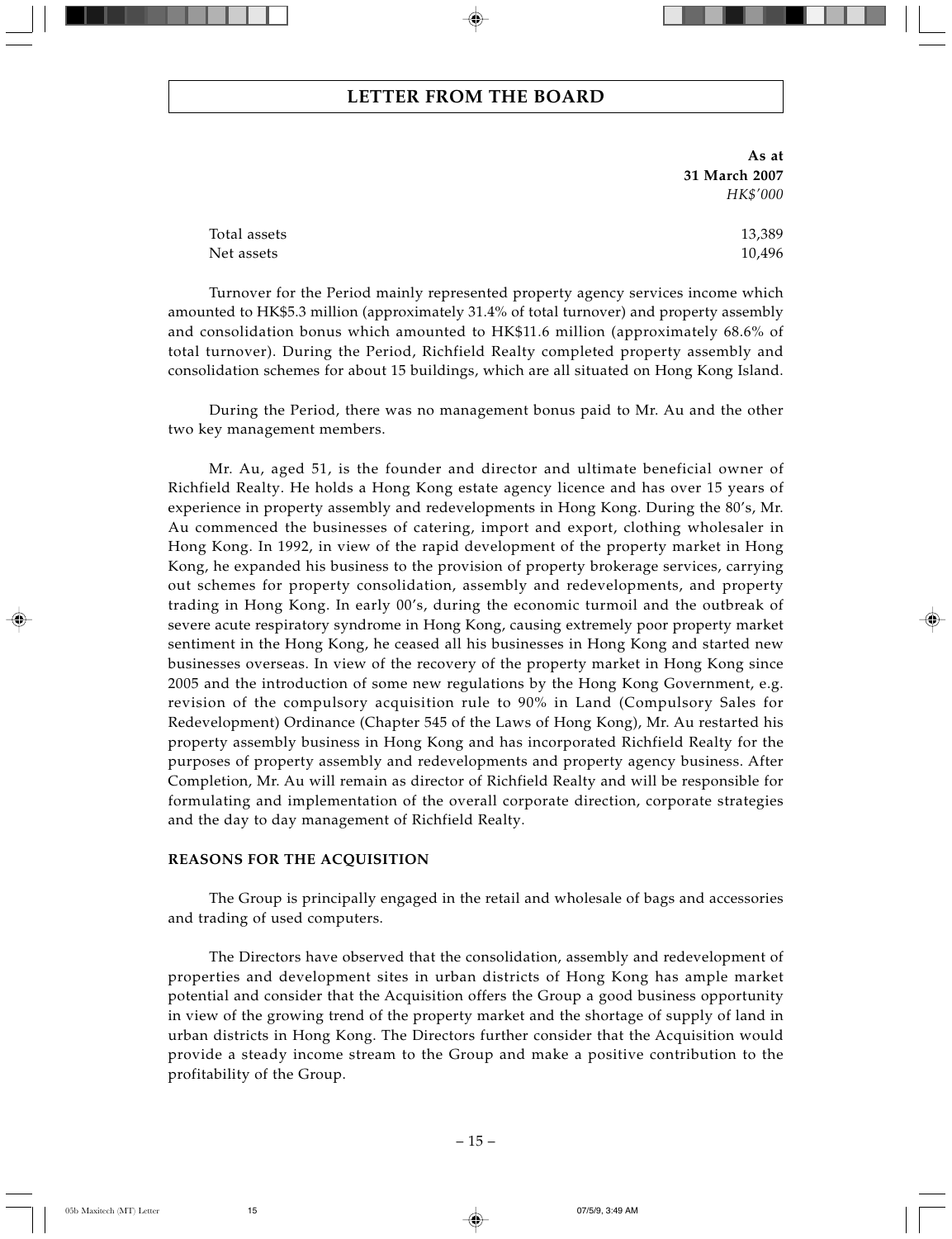## LETTER FROM THE BOARD

| | As at 31 March 2007 HK$'000 |
|---|---|
| Total assets | 13,389 |
| Net assets | 10,496 |

Turnover for the Period mainly represented property agency services income which amounted to HK$5.3 million (approximately 31.4% of total turnover) and property assembly and consolidation bonus which amounted to HK$11.6 million (approximately 68.6% of total turnover). During the Period, Richfield Realty completed property assembly and consolidation schemes for about 15 buildings, which are all situated on Hong Kong Island.

During the Period, there was no management bonus paid to Mr. Au and the other two key management members.

Mr. Au, aged 51, is the founder and director and ultimate beneficial owner of Richfield Realty. He holds a Hong Kong estate agency licence and has over 15 years of experience in property assembly and redevelopments in Hong Kong. During the 80's, Mr. Au commenced the businesses of catering, import and export, clothing wholesaler in Hong Kong. In 1992, in view of the rapid development of the property market in Hong Kong, he expanded his business to the provision of property brokerage services, carrying out schemes for property consolidation, assembly and redevelopments, and property trading in Hong Kong. In early 00's, during the economic turmoil and the outbreak of severe acute respiratory syndrome in Hong Kong, causing extremely poor property market sentiment in the Hong Kong, he ceased all his businesses in Hong Kong and started new businesses overseas. In view of the recovery of the property market in Hong Kong since 2005 and the introduction of some new regulations by the Hong Kong Government, e.g. revision of the compulsory acquisition rule to 90% in Land (Compulsory Sales for Redevelopment) Ordinance (Chapter 545 of the Laws of Hong Kong), Mr. Au restarted his property assembly business in Hong Kong and has incorporated Richfield Realty for the purposes of property assembly and redevelopments and property agency business. After Completion, Mr. Au will remain as director of Richfield Realty and will be responsible for formulating and implementation of the overall corporate direction, corporate strategies and the day to day management of Richfield Realty.

### REASONS FOR THE ACQUISITION

The Group is principally engaged in the retail and wholesale of bags and accessories and trading of used computers.

The Directors have observed that the consolidation, assembly and redevelopment of properties and development sites in urban districts of Hong Kong has ample market potential and consider that the Acquisition offers the Group a good business opportunity in view of the growing trend of the property market and the shortage of supply of land in urban districts in Hong Kong. The Directors further consider that the Acquisition would provide a steady income stream to the Group and make a positive contribution to the profitability of the Group.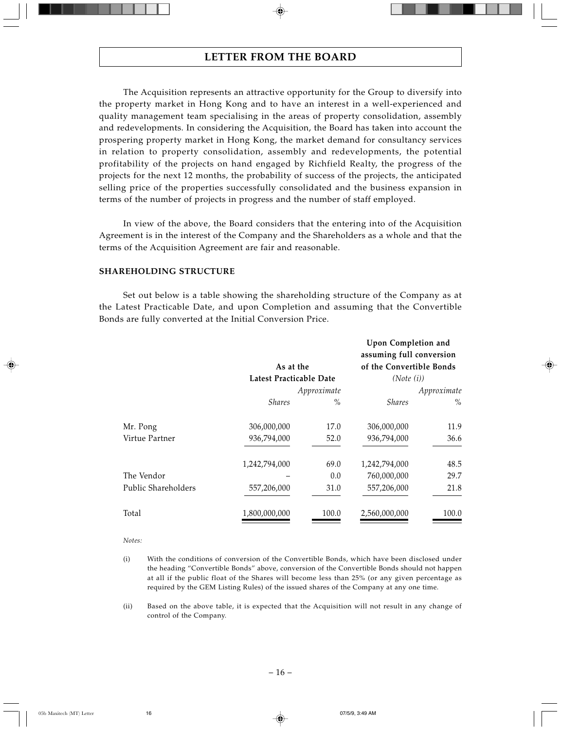# LETTER FROM THE BOARD

The Acquisition represents an attractive opportunity for the Group to diversify into the property market in Hong Kong and to have an interest in a well-experienced and quality management team specialising in the areas of property consolidation, assembly and redevelopments. In considering the Acquisition, the Board has taken into account the prospering property market in Hong Kong, the market demand for consultancy services in relation to property consolidation, assembly and redevelopments, the potential profitability of the projects on hand engaged by Richfield Realty, the progress of the projects for the next 12 months, the probability of success of the projects, the anticipated selling price of the properties successfully consolidated and the business expansion in terms of the number of projects in progress and the number of staff employed.

In view of the above, the Board considers that the entering into of the Acquisition Agreement is in the interest of the Company and the Shareholders as a whole and that the terms of the Acquisition Agreement are fair and reasonable.

## SHAREHOLDING STRUCTURE

Set out below is a table showing the shareholding structure of the Company as at the Latest Practicable Date, and upon Completion and assuming that the Convertible Bonds are fully converted at the Initial Conversion Price.

| | As at the Latest Practicable Date | | Upon Completion and assuming full conversion of the Convertible Bonds *(Note (i))* | |
|---|---|---|---|---|
| | *Shares* | *Approximate %* | *Shares* | *Approximate %* |
| Mr. Pong | 306,000,000 | 17.0 | 306,000,000 | 11.9 |
| Virtue Partner | 936,794,000 | 52.0 | 936,794,000 | 36.6 |
| | 1,242,794,000 | 69.0 | 1,242,794,000 | 48.5 |
| The Vendor | – | 0.0 | 760,000,000 | 29.7 |
| Public Shareholders | 557,206,000 | 31.0 | 557,206,000 | 21.8 |
| Total | 1,800,000,000 | 100.0 | 2,560,000,000 | 100.0 |

*Notes:*

(i) With the conditions of conversion of the Convertible Bonds, which have been disclosed under the heading "Convertible Bonds" above, conversion of the Convertible Bonds should not happen at all if the public float of the Shares will become less than 25% (or any given percentage as required by the GEM Listing Rules) of the issued shares of the Company at any one time.

(ii) Based on the above table, it is expected that the Acquisition will not result in any change of control of the Company.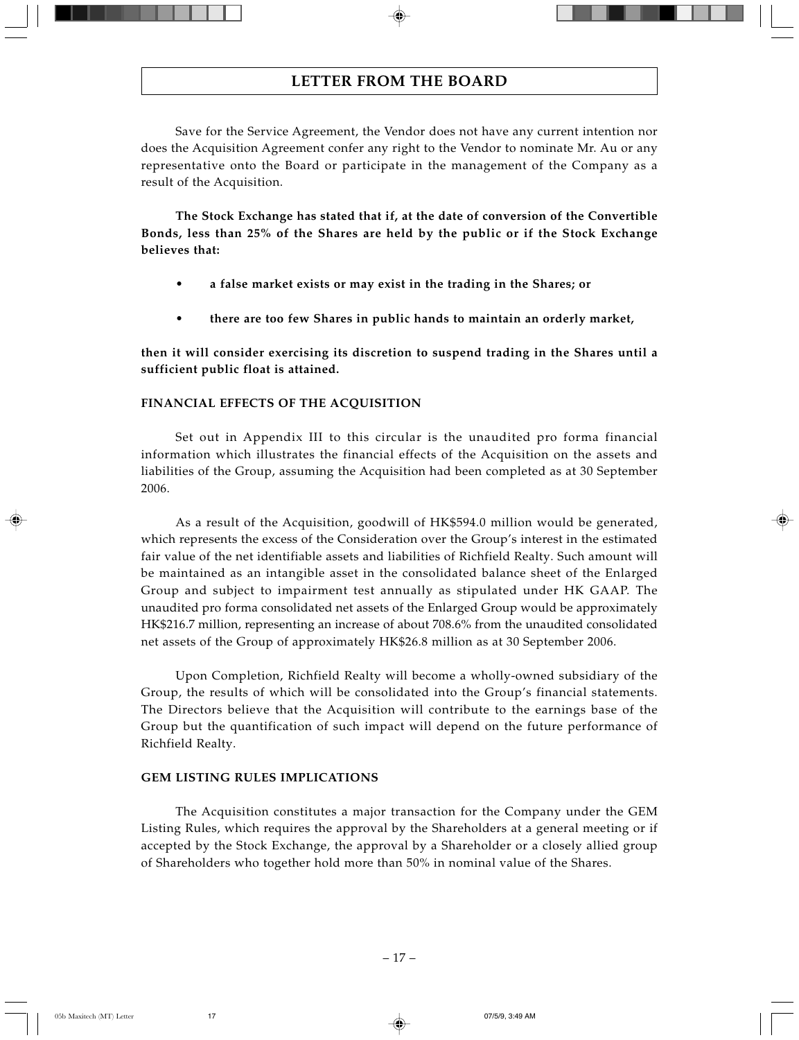Save for the Service Agreement, the Vendor does not have any current intention nor does the Acquisition Agreement confer any right to the Vendor to nominate Mr. Au or any representative onto the Board or participate in the management of the Company as a result of the Acquisition.

**The Stock Exchange has stated that if, at the date of conversion of the Convertible Bonds, less than 25% of the Shares are held by the public or if the Stock Exchange believes that:**

- **a false market exists or may exist in the trading in the Shares; or**
- **there are too few Shares in public hands to maintain an orderly market,**

**then it will consider exercising its discretion to suspend trading in the Shares until a sufficient public float is attained.**

### FINANCIAL EFFECTS OF THE ACQUISITION

Set out in Appendix III to this circular is the unaudited pro forma financial information which illustrates the financial effects of the Acquisition on the assets and liabilities of the Group, assuming the Acquisition had been completed as at 30 September 2006.

As a result of the Acquisition, goodwill of HK$594.0 million would be generated, which represents the excess of the Consideration over the Group's interest in the estimated fair value of the net identifiable assets and liabilities of Richfield Realty. Such amount will be maintained as an intangible asset in the consolidated balance sheet of the Enlarged Group and subject to impairment test annually as stipulated under HK GAAP. The unaudited pro forma consolidated net assets of the Enlarged Group would be approximately HK$216.7 million, representing an increase of about 708.6% from the unaudited consolidated net assets of the Group of approximately HK$26.8 million as at 30 September 2006.

Upon Completion, Richfield Realty will become a wholly-owned subsidiary of the Group, the results of which will be consolidated into the Group's financial statements. The Directors believe that the Acquisition will contribute to the earnings base of the Group but the quantification of such impact will depend on the future performance of Richfield Realty.

### GEM LISTING RULES IMPLICATIONS

The Acquisition constitutes a major transaction for the Company under the GEM Listing Rules, which requires the approval by the Shareholders at a general meeting or if accepted by the Stock Exchange, the approval by a Shareholder or a closely allied group of Shareholders who together hold more than 50% in nominal value of the Shares.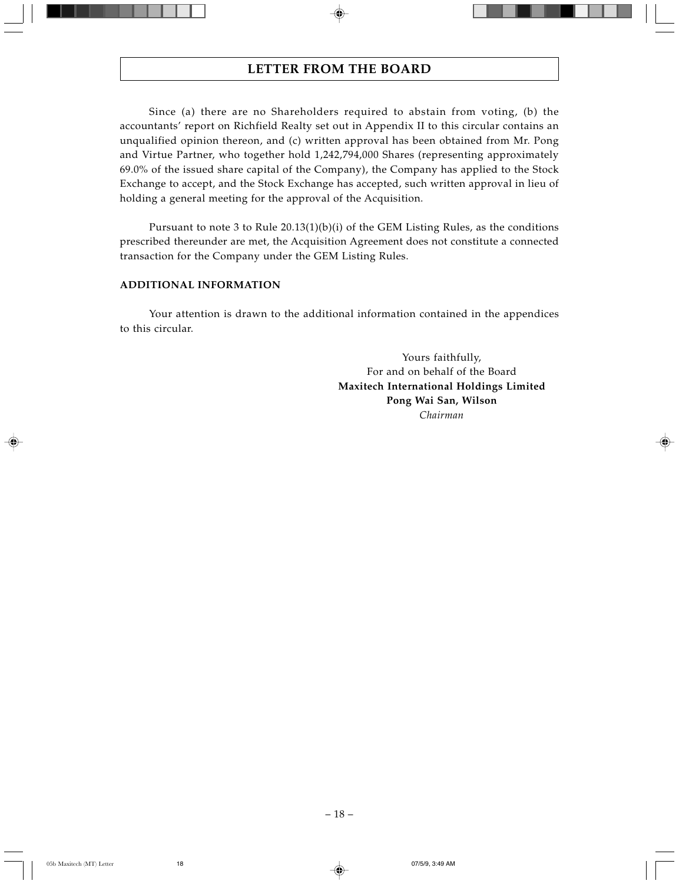# LETTER FROM THE BOARD

Since (a) there are no Shareholders required to abstain from voting, (b) the accountants' report on Richfield Realty set out in Appendix II to this circular contains an unqualified opinion thereon, and (c) written approval has been obtained from Mr. Pong and Virtue Partner, who together hold 1,242,794,000 Shares (representing approximately 69.0% of the issued share capital of the Company), the Company has applied to the Stock Exchange to accept, and the Stock Exchange has accepted, such written approval in lieu of holding a general meeting for the approval of the Acquisition.

Pursuant to note 3 to Rule 20.13(1)(b)(i) of the GEM Listing Rules, as the conditions prescribed thereunder are met, the Acquisition Agreement does not constitute a connected transaction for the Company under the GEM Listing Rules.

**ADDITIONAL INFORMATION**

Your attention is drawn to the additional information contained in the appendices to this circular.

Yours faithfully,
For and on behalf of the Board
**Maxitech International Holdings Limited**
**Pong Wai San, Wilson**
*Chairman*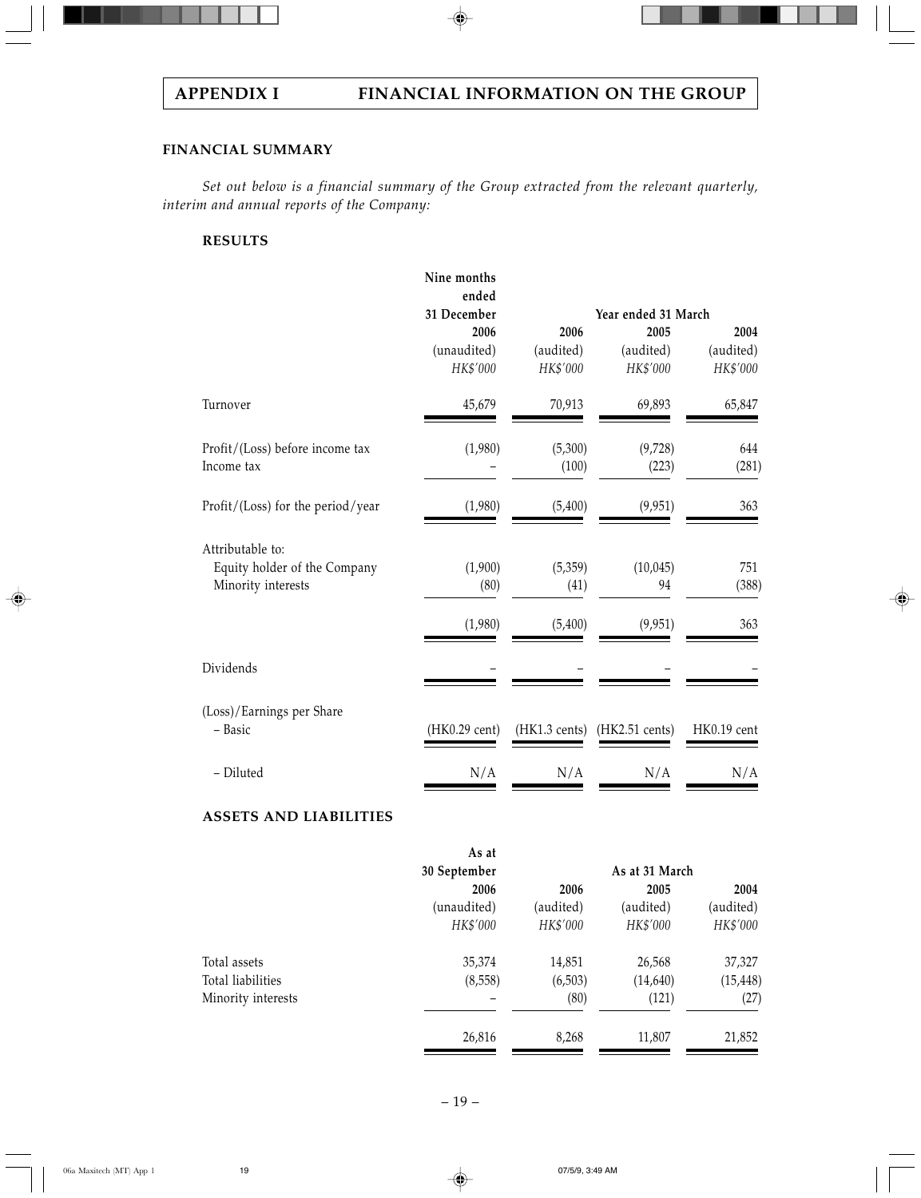# APPENDIX I FINANCIAL INFORMATION ON THE GROUP

## FINANCIAL SUMMARY

*Set out below is a financial summary of the Group extracted from the relevant quarterly, interim and annual reports of the Company:*

### RESULTS

| | Nine months ended 31 December | Year ended 31 March | | |
|---|---|---|---|---|
| | 2006 | 2006 | 2005 | 2004 |
| | (unaudited) | (audited) | (audited) | (audited) |
| | *HK$'000* | *HK$'000* | *HK$'000* | *HK$'000* |
| Turnover | 45,679 | 70,913 | 69,893 | 65,847 |
| Profit/(Loss) before income tax | (1,980) | (5,300) | (9,728) | 644 |
| Income tax | – | (100) | (223) | (281) |
| Profit/(Loss) for the period/year | (1,980) | (5,400) | (9,951) | 363 |
| Attributable to: | | | | |
| Equity holder of the Company | (1,900) | (5,359) | (10,045) | 751 |
| Minority interests | (80) | (41) | 94 | (388) |
| | (1,980) | (5,400) | (9,951) | 363 |
| Dividends | – | – | – | – |
| (Loss)/Earnings per Share | | | | |
| – Basic | (HK0.29 cent) | (HK1.3 cents) | (HK2.51 cents) | HK0.19 cent |
| – Diluted | N/A | N/A | N/A | N/A |

### ASSETS AND LIABILITIES

| | As at 30 September | As at 31 March | | |
|---|---|---|---|---|
| | 2006 | 2006 | 2005 | 2004 |
| | (unaudited) | (audited) | (audited) | (audited) |
| | *HK$'000* | *HK$'000* | *HK$'000* | *HK$'000* |
| Total assets | 35,374 | 14,851 | 26,568 | 37,327 |
| Total liabilities | (8,558) | (6,503) | (14,640) | (15,448) |
| Minority interests | – | (80) | (121) | (27) |
| | 26,816 | 8,268 | 11,807 | 21,852 |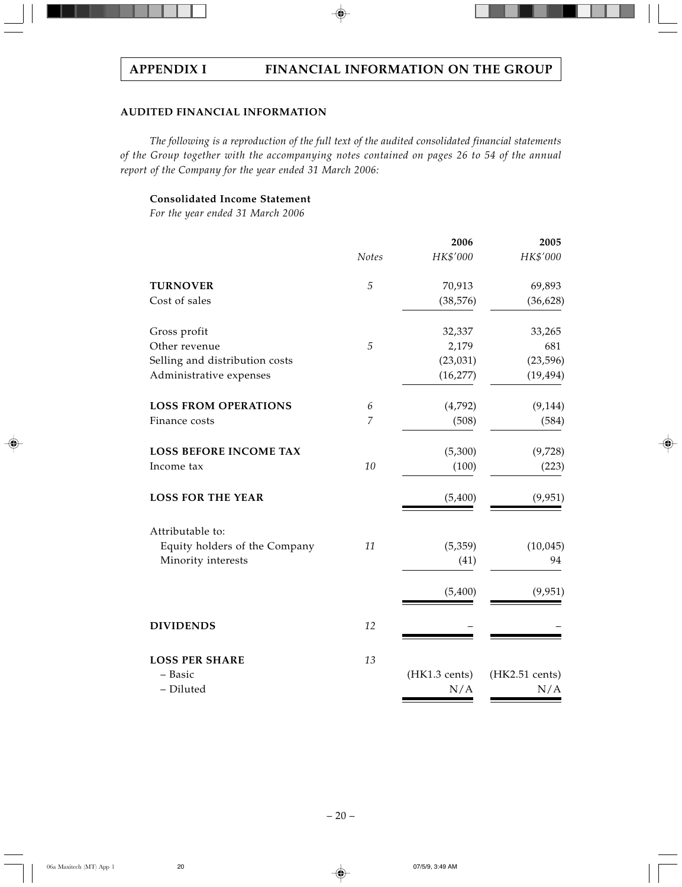## APPENDIX I FINANCIAL INFORMATION ON THE GROUP

### AUDITED FINANCIAL INFORMATION

*The following is a reproduction of the full text of the audited consolidated financial statements of the Group together with the accompanying notes contained on pages 26 to 54 of the annual report of the Company for the year ended 31 March 2006:*

**Consolidated Income Statement**
*For the year ended 31 March 2006*

| | *Notes* | **2006** *HK$'000* | **2005** *HK$'000* |
|---|---|---|---|
| **TURNOVER** | 5 | 70,913 | 69,893 |
| Cost of sales | | (38,576) | (36,628) |
| Gross profit | | 32,337 | 33,265 |
| Other revenue | 5 | 2,179 | 681 |
| Selling and distribution costs | | (23,031) | (23,596) |
| Administrative expenses | | (16,277) | (19,494) |
| **LOSS FROM OPERATIONS** | 6 | (4,792) | (9,144) |
| Finance costs | 7 | (508) | (584) |
| **LOSS BEFORE INCOME TAX** | | (5,300) | (9,728) |
| Income tax | 10 | (100) | (223) |
| **LOSS FOR THE YEAR** | | (5,400) | (9,951) |
| Attributable to: | | | |
| Equity holders of the Company | 11 | (5,359) | (10,045) |
| Minority interests | | (41) | 94 |
| | | (5,400) | (9,951) |
| **DIVIDENDS** | 12 | – | – |
| **LOSS PER SHARE** | 13 | | |
| – Basic | | (HK1.3 cents) | (HK2.51 cents) |
| – Diluted | | N/A | N/A |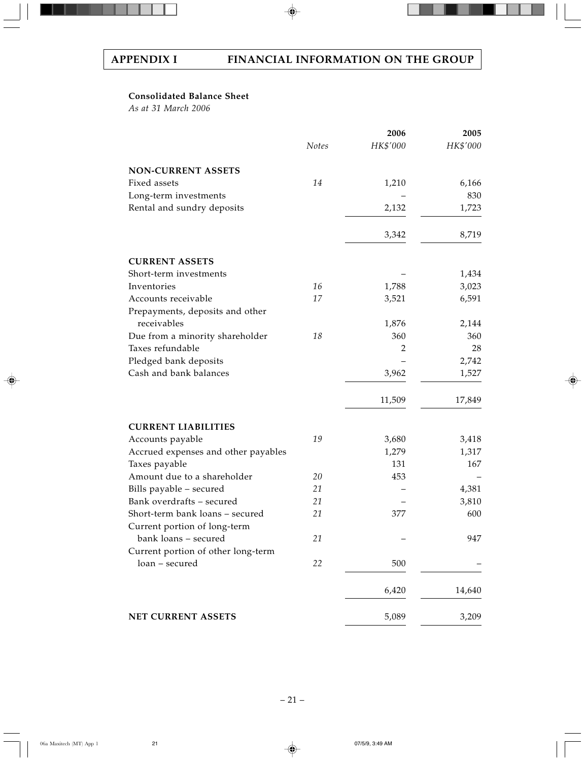## APPENDIX I FINANCIAL INFORMATION ON THE GROUP

**Consolidated Balance Sheet**
*As at 31 March 2006*

| | *Notes* | **2006** *HK$'000* | **2005** *HK$'000* |
|---|---|---|---|
| **NON-CURRENT ASSETS** | | | |
| Fixed assets | *14* | 1,210 | 6,166 |
| Long-term investments | | – | 830 |
| Rental and sundry deposits | | 2,132 | 1,723 |
| | | 3,342 | 8,719 |
| **CURRENT ASSETS** | | | |
| Short-term investments | | – | 1,434 |
| Inventories | *16* | 1,788 | 3,023 |
| Accounts receivable | *17* | 3,521 | 6,591 |
| Prepayments, deposits and other receivables | | 1,876 | 2,144 |
| Due from a minority shareholder | *18* | 360 | 360 |
| Taxes refundable | | 2 | 28 |
| Pledged bank deposits | | – | 2,742 |
| Cash and bank balances | | 3,962 | 1,527 |
| | | 11,509 | 17,849 |
| **CURRENT LIABILITIES** | | | |
| Accounts payable | *19* | 3,680 | 3,418 |
| Accrued expenses and other payables | | 1,279 | 1,317 |
| Taxes payable | | 131 | 167 |
| Amount due to a shareholder | *20* | 453 | – |
| Bills payable – secured | *21* | – | 4,381 |
| Bank overdrafts – secured | *21* | – | 3,810 |
| Short-term bank loans – secured | *21* | 377 | 600 |
| Current portion of long-term bank loans – secured | *21* | – | 947 |
| Current portion of other long-term loan – secured | *22* | 500 | – |
| | | 6,420 | 14,640 |
| **NET CURRENT ASSETS** | | 5,089 | 3,209 |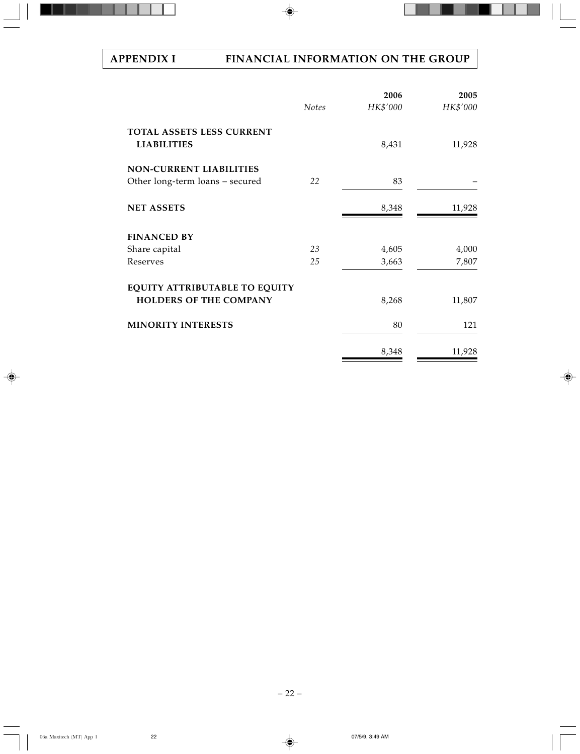## APPENDIX I FINANCIAL INFORMATION ON THE GROUP

| | Notes | 2006 HK$'000 | 2005 HK$'000 |
|---|---|---|---|
| **TOTAL ASSETS LESS CURRENT LIABILITIES** | | 8,431 | 11,928 |
| **NON-CURRENT LIABILITIES** | | | |
| Other long-term loans – secured | 22 | 83 | – |
| **NET ASSETS** | | 8,348 | 11,928 |
| **FINANCED BY** | | | |
| Share capital | 23 | 4,605 | 4,000 |
| Reserves | 25 | 3,663 | 7,807 |
| **EQUITY ATTRIBUTABLE TO EQUITY HOLDERS OF THE COMPANY** | | 8,268 | 11,807 |
| **MINORITY INTERESTS** | | 80 | 121 |
| | | 8,348 | 11,928 |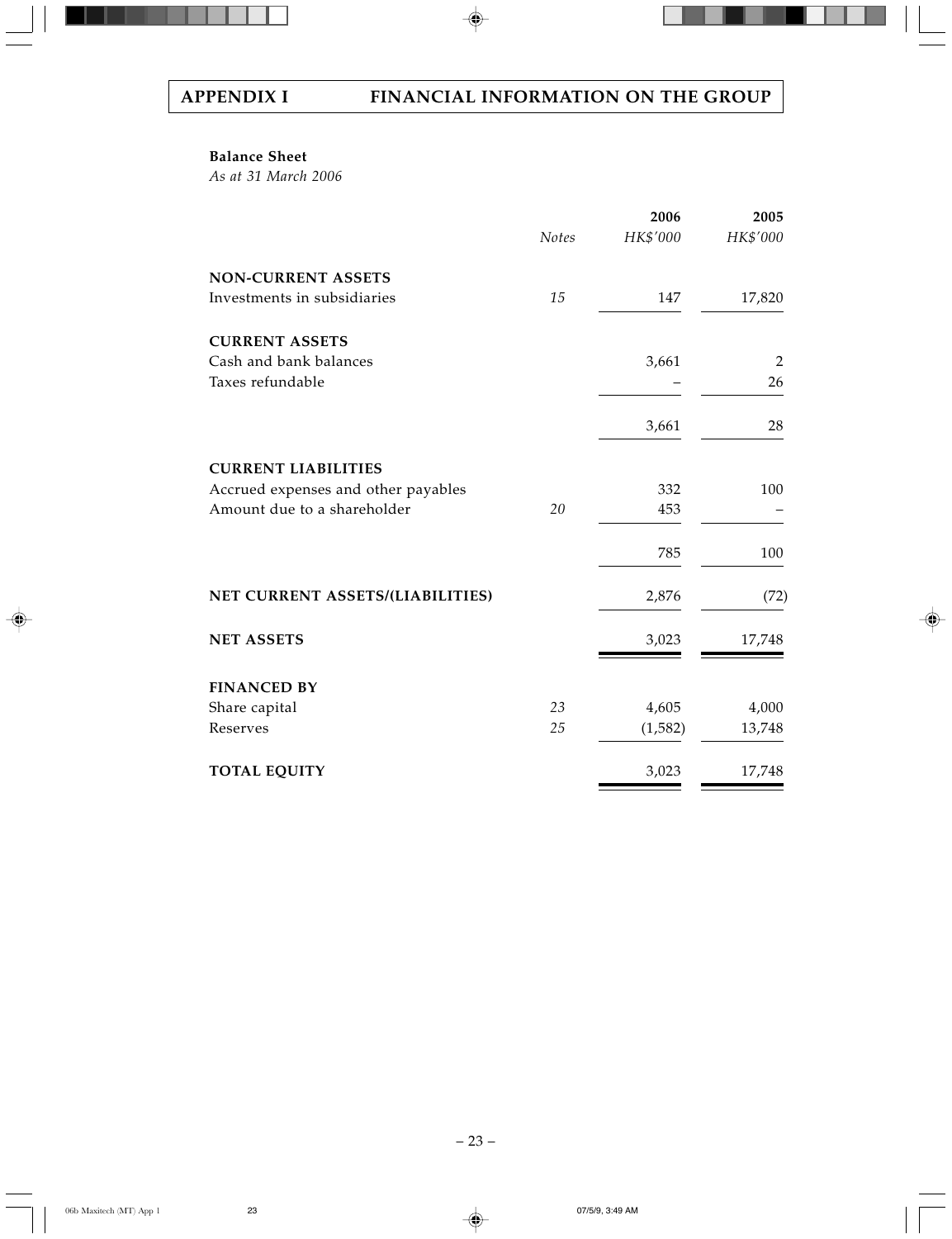## APPENDIX I FINANCIAL INFORMATION ON THE GROUP

**Balance Sheet**
*As at 31 March 2006*

| | *Notes* | **2006** *HK$'000* | **2005** *HK$'000* |
|---|---|---|---|
| **NON-CURRENT ASSETS** | | | |
| Investments in subsidiaries | *15* | 147 | 17,820 |
| **CURRENT ASSETS** | | | |
| Cash and bank balances | | 3,661 | 2 |
| Taxes refundable | | – | 26 |
| | | 3,661 | 28 |
| **CURRENT LIABILITIES** | | | |
| Accrued expenses and other payables | | 332 | 100 |
| Amount due to a shareholder | *20* | 453 | – |
| | | 785 | 100 |
| **NET CURRENT ASSETS/(LIABILITIES)** | | 2,876 | (72) |
| **NET ASSETS** | | 3,023 | 17,748 |
| **FINANCED BY** | | | |
| Share capital | *23* | 4,605 | 4,000 |
| Reserves | *25* | (1,582) | 13,748 |
| **TOTAL EQUITY** | | 3,023 | 17,748 |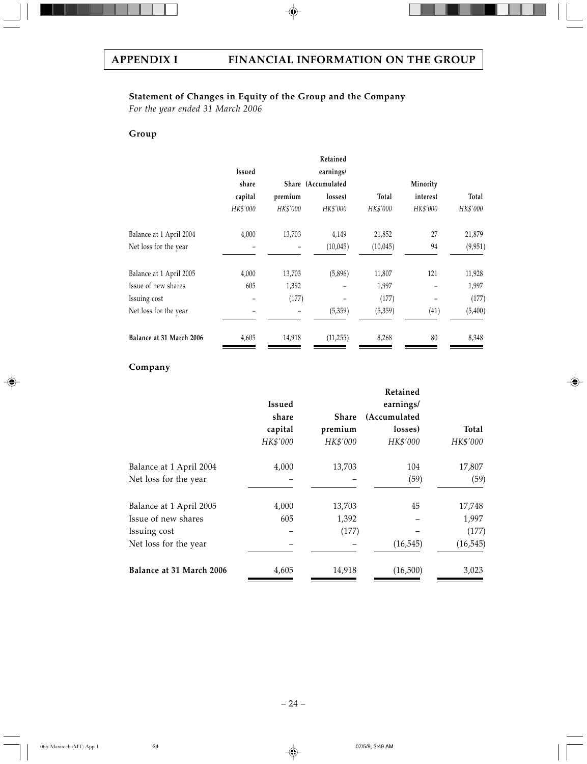## APPENDIX I FINANCIAL INFORMATION ON THE GROUP

### Statement of Changes in Equity of the Group and the Company

*For the year ended 31 March 2006*

#### Group

| | Issued share capital | Share premium | Retained earnings/ (Accumulated losses) | Total | Minority interest | Total |
|---|---|---|---|---|---|---|
| | *HK$'000* | *HK$'000* | *HK$'000* | *HK$'000* | *HK$'000* | *HK$'000* |
| Balance at 1 April 2004 | 4,000 | 13,703 | 4,149 | 21,852 | 27 | 21,879 |
| Net loss for the year | – | – | (10,045) | (10,045) | 94 | (9,951) |
| Balance at 1 April 2005 | 4,000 | 13,703 | (5,896) | 11,807 | 121 | 11,928 |
| Issue of new shares | 605 | 1,392 | – | 1,997 | – | 1,997 |
| Issuing cost | – | (177) | – | (177) | – | (177) |
| Net loss for the year | – | – | (5,359) | (5,359) | (41) | (5,400) |
| **Balance at 31 March 2006** | 4,605 | 14,918 | (11,255) | 8,268 | 80 | 8,348 |

#### Company

| | Issued share capital | Share premium | Retained earnings/ (Accumulated losses) | Total |
|---|---|---|---|---|
| | *HK$'000* | *HK$'000* | *HK$'000* | *HK$'000* |
| Balance at 1 April 2004 | 4,000 | 13,703 | 104 | 17,807 |
| Net loss for the year | – | – | (59) | (59) |
| Balance at 1 April 2005 | 4,000 | 13,703 | 45 | 17,748 |
| Issue of new shares | 605 | 1,392 | – | 1,997 |
| Issuing cost | – | (177) | – | (177) |
| Net loss for the year | – | – | (16,545) | (16,545) |
| **Balance at 31 March 2006** | 4,605 | 14,918 | (16,500) | 3,023 |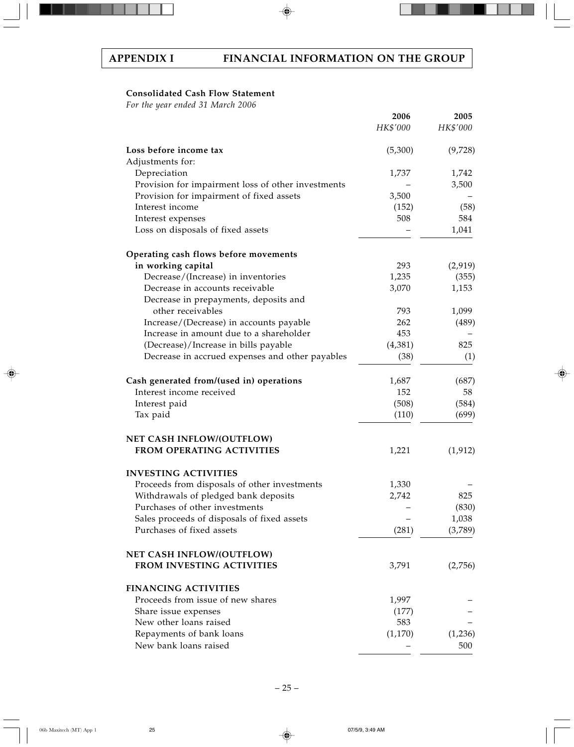## APPENDIX I FINANCIAL INFORMATION ON THE GROUP

**Consolidated Cash Flow Statement**

*For the year ended 31 March 2006*

| | 2006 | 2005 |
|---|---|---|
| | *HK$'000* | *HK$'000* |
| **Loss before income tax** | (5,300) | (9,728) |
| Adjustments for: | | |
| Depreciation | 1,737 | 1,742 |
| Provision for impairment loss of other investments | – | 3,500 |
| Provision for impairment of fixed assets | 3,500 | – |
| Interest income | (152) | (58) |
| Interest expenses | 508 | 584 |
| Loss on disposals of fixed assets | – | 1,041 |
| **Operating cash flows before movements in working capital** | 293 | (2,919) |
| Decrease/(Increase) in inventories | 1,235 | (355) |
| Decrease in accounts receivable | 3,070 | 1,153 |
| Decrease in prepayments, deposits and other receivables | 793 | 1,099 |
| Increase/(Decrease) in accounts payable | 262 | (489) |
| Increase in amount due to a shareholder | 453 | – |
| (Decrease)/Increase in bills payable | (4,381) | 825 |
| Decrease in accrued expenses and other payables | (38) | (1) |
| **Cash generated from/(used in) operations** | 1,687 | (687) |
| Interest income received | 152 | 58 |
| Interest paid | (508) | (584) |
| Tax paid | (110) | (699) |
| **NET CASH INFLOW/(OUTFLOW) FROM OPERATING ACTIVITIES** | 1,221 | (1,912) |
| **INVESTING ACTIVITIES** | | |
| Proceeds from disposals of other investments | 1,330 | – |
| Withdrawals of pledged bank deposits | 2,742 | 825 |
| Purchases of other investments | – | (830) |
| Sales proceeds of disposals of fixed assets | – | 1,038 |
| Purchases of fixed assets | (281) | (3,789) |
| **NET CASH INFLOW/(OUTFLOW) FROM INVESTING ACTIVITIES** | 3,791 | (2,756) |
| **FINANCING ACTIVITIES** | | |
| Proceeds from issue of new shares | 1,997 | – |
| Share issue expenses | (177) | – |
| New other loans raised | 583 | – |
| Repayments of bank loans | (1,170) | (1,236) |
| New bank loans raised | – | 500 |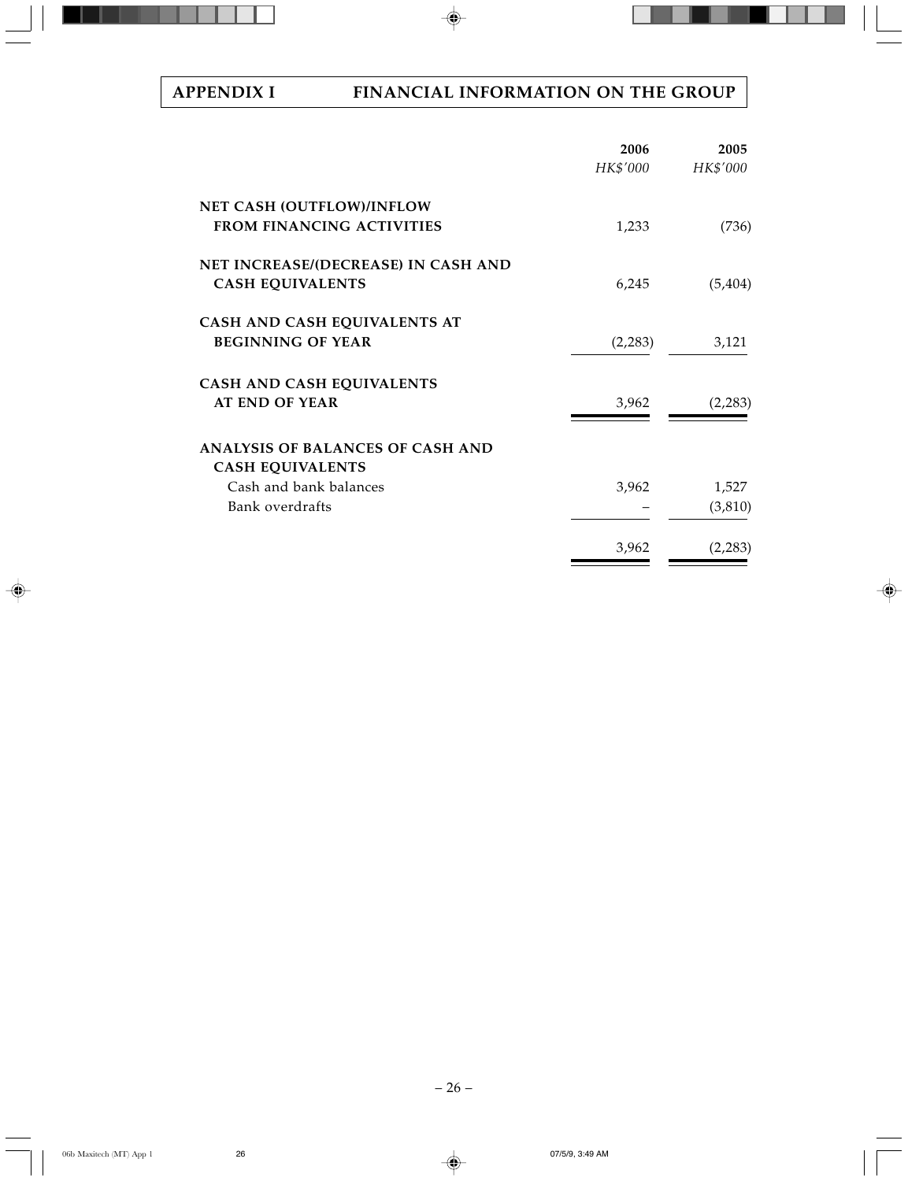| | 2006 | 2005 |
|---|---|---|
| | *HK$'000* | *HK$'000* |
| **NET CASH (OUTFLOW)/INFLOW FROM FINANCING ACTIVITIES** | 1,233 | (736) |
| **NET INCREASE/(DECREASE) IN CASH AND CASH EQUIVALENTS** | 6,245 | (5,404) |
| **CASH AND CASH EQUIVALENTS AT BEGINNING OF YEAR** | (2,283) | 3,121 |
| **CASH AND CASH EQUIVALENTS AT END OF YEAR** | 3,962 | (2,283) |
| **ANALYSIS OF BALANCES OF CASH AND CASH EQUIVALENTS** | | |
| Cash and bank balances | 3,962 | 1,527 |
| Bank overdrafts | – | (3,810) |
| | 3,962 | (2,283) |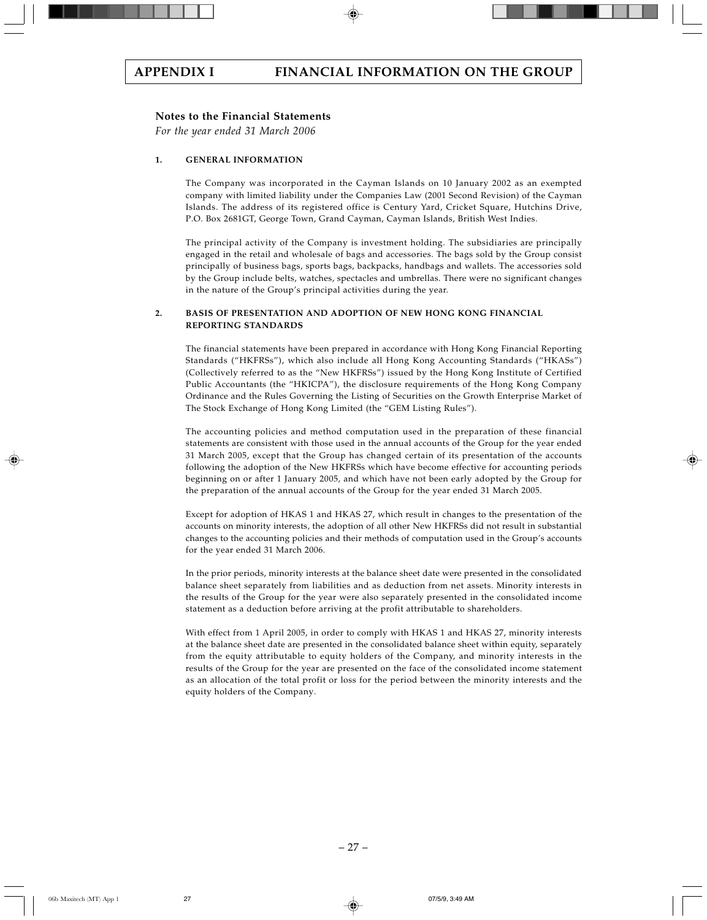## Notes to the Financial Statements

*For the year ended 31 March 2006*

### 1. GENERAL INFORMATION

The Company was incorporated in the Cayman Islands on 10 January 2002 as an exempted company with limited liability under the Companies Law (2001 Second Revision) of the Cayman Islands. The address of its registered office is Century Yard, Cricket Square, Hutchins Drive, P.O. Box 2681GT, George Town, Grand Cayman, Cayman Islands, British West Indies.

The principal activity of the Company is investment holding. The subsidiaries are principally engaged in the retail and wholesale of bags and accessories. The bags sold by the Group consist principally of business bags, sports bags, backpacks, handbags and wallets. The accessories sold by the Group include belts, watches, spectacles and umbrellas. There were no significant changes in the nature of the Group's principal activities during the year.

### 2. BASIS OF PRESENTATION AND ADOPTION OF NEW HONG KONG FINANCIAL REPORTING STANDARDS

The financial statements have been prepared in accordance with Hong Kong Financial Reporting Standards ("HKFRSs"), which also include all Hong Kong Accounting Standards ("HKASs") (Collectively referred to as the "New HKFRSs") issued by the Hong Kong Institute of Certified Public Accountants (the "HKICPA"), the disclosure requirements of the Hong Kong Company Ordinance and the Rules Governing the Listing of Securities on the Growth Enterprise Market of The Stock Exchange of Hong Kong Limited (the "GEM Listing Rules").

The accounting policies and method computation used in the preparation of these financial statements are consistent with those used in the annual accounts of the Group for the year ended 31 March 2005, except that the Group has changed certain of its presentation of the accounts following the adoption of the New HKFRSs which have become effective for accounting periods beginning on or after 1 January 2005, and which have not been early adopted by the Group for the preparation of the annual accounts of the Group for the year ended 31 March 2005.

Except for adoption of HKAS 1 and HKAS 27, which result in changes to the presentation of the accounts on minority interests, the adoption of all other New HKFRSs did not result in substantial changes to the accounting policies and their methods of computation used in the Group's accounts for the year ended 31 March 2006.

In the prior periods, minority interests at the balance sheet date were presented in the consolidated balance sheet separately from liabilities and as deduction from net assets. Minority interests in the results of the Group for the year were also separately presented in the consolidated income statement as a deduction before arriving at the profit attributable to shareholders.

With effect from 1 April 2005, in order to comply with HKAS 1 and HKAS 27, minority interests at the balance sheet date are presented in the consolidated balance sheet within equity, separately from the equity attributable to equity holders of the Company, and minority interests in the results of the Group for the year are presented on the face of the consolidated income statement as an allocation of the total profit or loss for the period between the minority interests and the equity holders of the Company.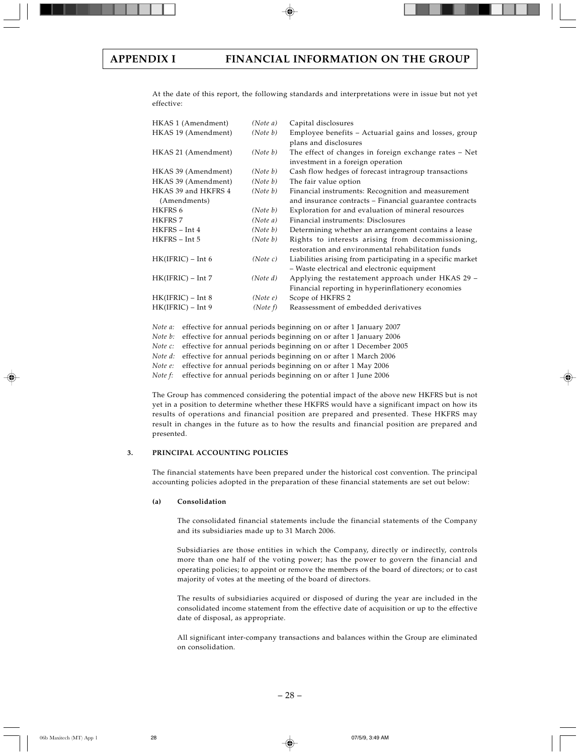At the date of this report, the following standards and interpretations were in issue but not yet effective:

| | | |
|---|---|---|
| HKAS 1 (Amendment) | *(Note a)* | Capital disclosures |
| HKAS 19 (Amendment) | *(Note b)* | Employee benefits – Actuarial gains and losses, group plans and disclosures |
| HKAS 21 (Amendment) | *(Note b)* | The effect of changes in foreign exchange rates – Net investment in a foreign operation |
| HKAS 39 (Amendment) | *(Note b)* | Cash flow hedges of forecast intragroup transactions |
| HKAS 39 (Amendment) | *(Note b)* | The fair value option |
| HKAS 39 and HKFRS 4 (Amendments) | *(Note b)* | Financial instruments: Recognition and measurement and insurance contracts – Financial guarantee contracts |
| HKFRS 6 | *(Note b)* | Exploration for and evaluation of mineral resources |
| HKFRS 7 | *(Note a)* | Financial instruments: Disclosures |
| HKFRS – Int 4 | *(Note b)* | Determining whether an arrangement contains a lease |
| HKFRS – Int 5 | *(Note b)* | Rights to interests arising from decommissioning, restoration and environmental rehabilitation funds |
| HK(IFRIC) – Int 6 | *(Note c)* | Liabilities arising from participating in a specific market – Waste electrical and electronic equipment |
| HK(IFRIC) – Int 7 | *(Note d)* | Applying the restatement approach under HKAS 29 – Financial reporting in hyperinflationery economies |
| HK(IFRIC) – Int 8 | *(Note e)* | Scope of HKFRS 2 |
| HK(IFRIC) – Int 9 | *(Note f)* | Reassessment of embedded derivatives |

*Note a:* effective for annual periods beginning on or after 1 January 2007
*Note b:* effective for annual periods beginning on or after 1 January 2006
*Note c:* effective for annual periods beginning on or after 1 December 2005
*Note d:* effective for annual periods beginning on or after 1 March 2006
*Note e:* effective for annual periods beginning on or after 1 May 2006
*Note f:* effective for annual periods beginning on or after 1 June 2006

The Group has commenced considering the potential impact of the above new HKFRS but is not yet in a position to determine whether these HKFRS would have a significant impact on how its results of operations and financial position are prepared and presented. These HKFRS may result in changes in the future as to how the results and financial position are prepared and presented.

## 3. PRINCIPAL ACCOUNTING POLICIES

The financial statements have been prepared under the historical cost convention. The principal accounting policies adopted in the preparation of these financial statements are set out below:

### (a) Consolidation

The consolidated financial statements include the financial statements of the Company and its subsidiaries made up to 31 March 2006.

Subsidiaries are those entities in which the Company, directly or indirectly, controls more than one half of the voting power; has the power to govern the financial and operating policies; to appoint or remove the members of the board of directors; or to cast majority of votes at the meeting of the board of directors.

The results of subsidiaries acquired or disposed of during the year are included in the consolidated income statement from the effective date of acquisition or up to the effective date of disposal, as appropriate.

All significant inter-company transactions and balances within the Group are eliminated on consolidation.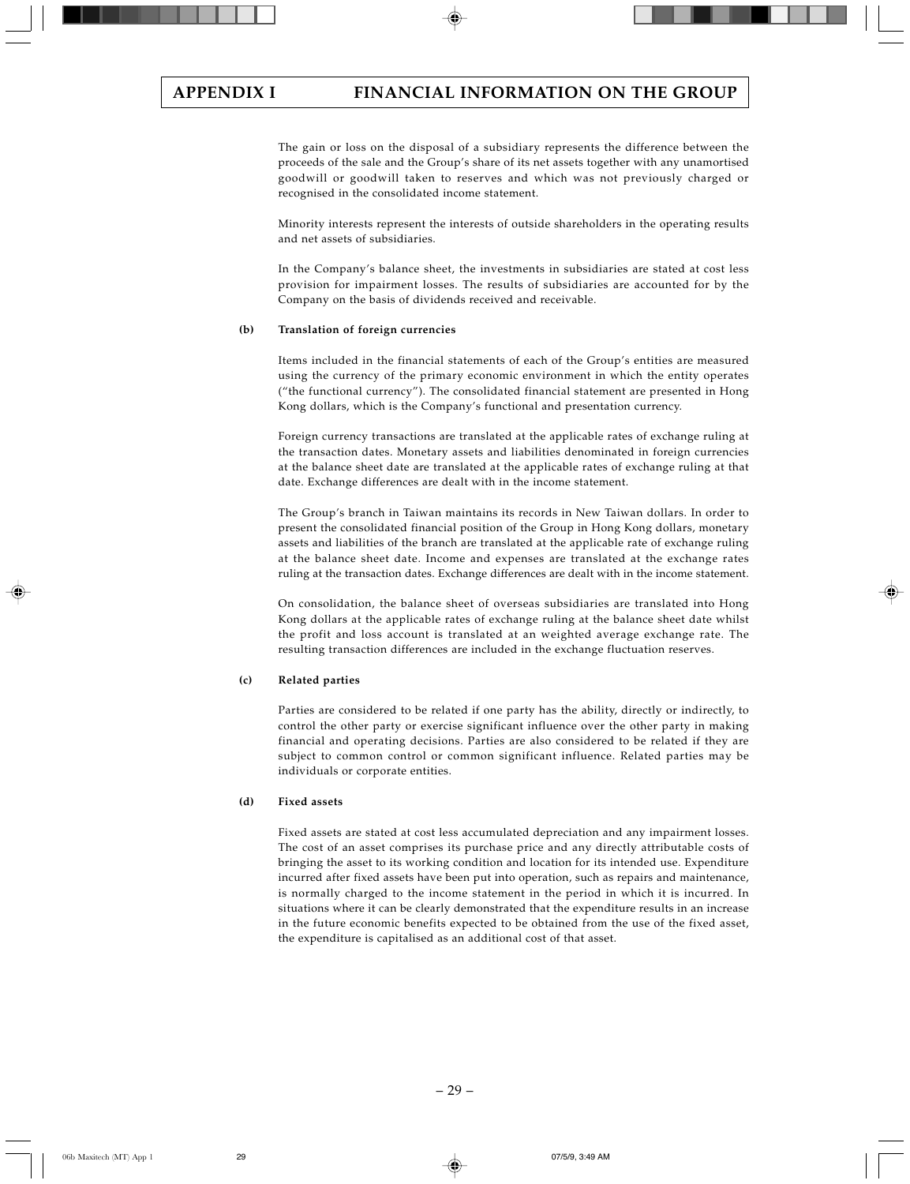The gain or loss on the disposal of a subsidiary represents the difference between the proceeds of the sale and the Group's share of its net assets together with any unamortised goodwill or goodwill taken to reserves and which was not previously charged or recognised in the consolidated income statement.

Minority interests represent the interests of outside shareholders in the operating results and net assets of subsidiaries.

In the Company's balance sheet, the investments in subsidiaries are stated at cost less provision for impairment losses. The results of subsidiaries are accounted for by the Company on the basis of dividends received and receivable.

**(b) Translation of foreign currencies**

Items included in the financial statements of each of the Group's entities are measured using the currency of the primary economic environment in which the entity operates ("the functional currency"). The consolidated financial statement are presented in Hong Kong dollars, which is the Company's functional and presentation currency.

Foreign currency transactions are translated at the applicable rates of exchange ruling at the transaction dates. Monetary assets and liabilities denominated in foreign currencies at the balance sheet date are translated at the applicable rates of exchange ruling at that date. Exchange differences are dealt with in the income statement.

The Group's branch in Taiwan maintains its records in New Taiwan dollars. In order to present the consolidated financial position of the Group in Hong Kong dollars, monetary assets and liabilities of the branch are translated at the applicable rate of exchange ruling at the balance sheet date. Income and expenses are translated at the exchange rates ruling at the transaction dates. Exchange differences are dealt with in the income statement.

On consolidation, the balance sheet of overseas subsidiaries are translated into Hong Kong dollars at the applicable rates of exchange ruling at the balance sheet date whilst the profit and loss account is translated at an weighted average exchange rate. The resulting transaction differences are included in the exchange fluctuation reserves.

**(c) Related parties**

Parties are considered to be related if one party has the ability, directly or indirectly, to control the other party or exercise significant influence over the other party in making financial and operating decisions. Parties are also considered to be related if they are subject to common control or common significant influence. Related parties may be individuals or corporate entities.

**(d) Fixed assets**

Fixed assets are stated at cost less accumulated depreciation and any impairment losses. The cost of an asset comprises its purchase price and any directly attributable costs of bringing the asset to its working condition and location for its intended use. Expenditure incurred after fixed assets have been put into operation, such as repairs and maintenance, is normally charged to the income statement in the period in which it is incurred. In situations where it can be clearly demonstrated that the expenditure results in an increase in the future economic benefits expected to be obtained from the use of the fixed asset, the expenditure is capitalised as an additional cost of that asset.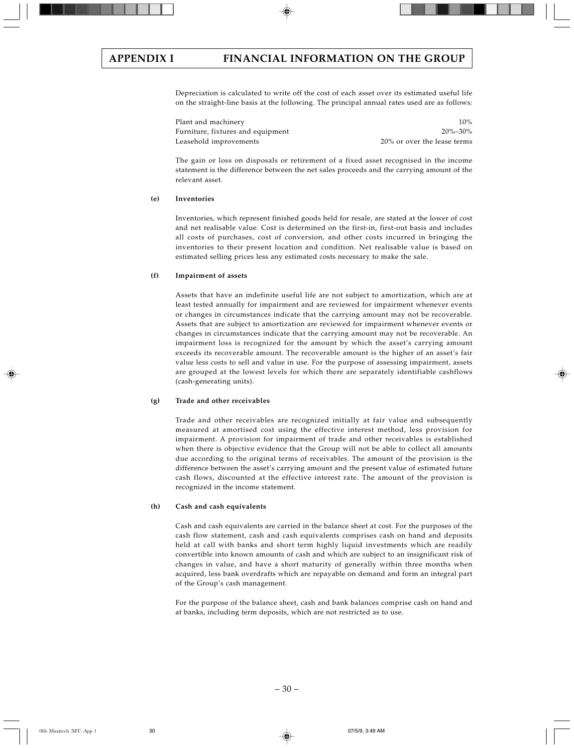Depreciation is calculated to write off the cost of each asset over its estimated useful life on the straight-line basis at the following. The principal annual rates used are as follows:

| | |
|---|---|
| Plant and machinery | 10% |
| Furniture, fixtures and equipment | 20%–30% |
| Leasehold improvements | 20% or over the lease terms |

The gain or loss on disposals or retirement of a fixed asset recognised in the income statement is the difference between the net sales proceeds and the carrying amount of the relevant asset.

**(e) Inventories**

Inventories, which represent finished goods held for resale, are stated at the lower of cost and net realisable value. Cost is determined on the first-in, first-out basis and includes all costs of purchases, cost of conversion, and other costs incurred in bringing the inventories to their present location and condition. Net realisable value is based on estimated selling prices less any estimated costs necessary to make the sale.

**(f) Impairment of assets**

Assets that have an indefinite useful life are not subject to amortization, which are at least tested annually for impairment and are reviewed for impairment whenever events or changes in circumstances indicate that the carrying amount may not be recoverable. Assets that are subject to amortization are reviewed for impairment whenever events or changes in circumstances indicate that the carrying amount may not be recoverable. An impairment loss is recognized for the amount by which the asset's carrying amount exceeds its recoverable amount. The recoverable amount is the higher of an asset's fair value less costs to sell and value in use. For the purpose of assessing impairment, assets are grouped at the lowest levels for which there are separately identifiable cashflows (cash-generating units).

**(g) Trade and other receivables**

Trade and other receivables are recognized initially at fair value and subsequently measured at amortised cost using the effective interest method, less provision for impairment. A provision for impairment of trade and other receivables is established when there is objective evidence that the Group will not be able to collect all amounts due according to the original terms of receivables. The amount of the provision is the difference between the asset's carrying amount and the present value of estimated future cash flows, discounted at the effective interest rate. The amount of the provision is recognized in the income statement.

**(h) Cash and cash equivalents**

Cash and cash equivalents are carried in the balance sheet at cost. For the purposes of the cash flow statement, cash and cash equivalents comprises cash on hand and deposits held at call with banks and short term highly liquid investments which are readily convertible into known amounts of cash and which are subject to an insignificant risk of changes in value, and have a short maturity of generally within three months when acquired, less bank overdrafts which are repayable on demand and form an integral part of the Group's cash management.

For the purpose of the balance sheet, cash and bank balances comprise cash on hand and at banks, including term deposits, which are not restricted as to use.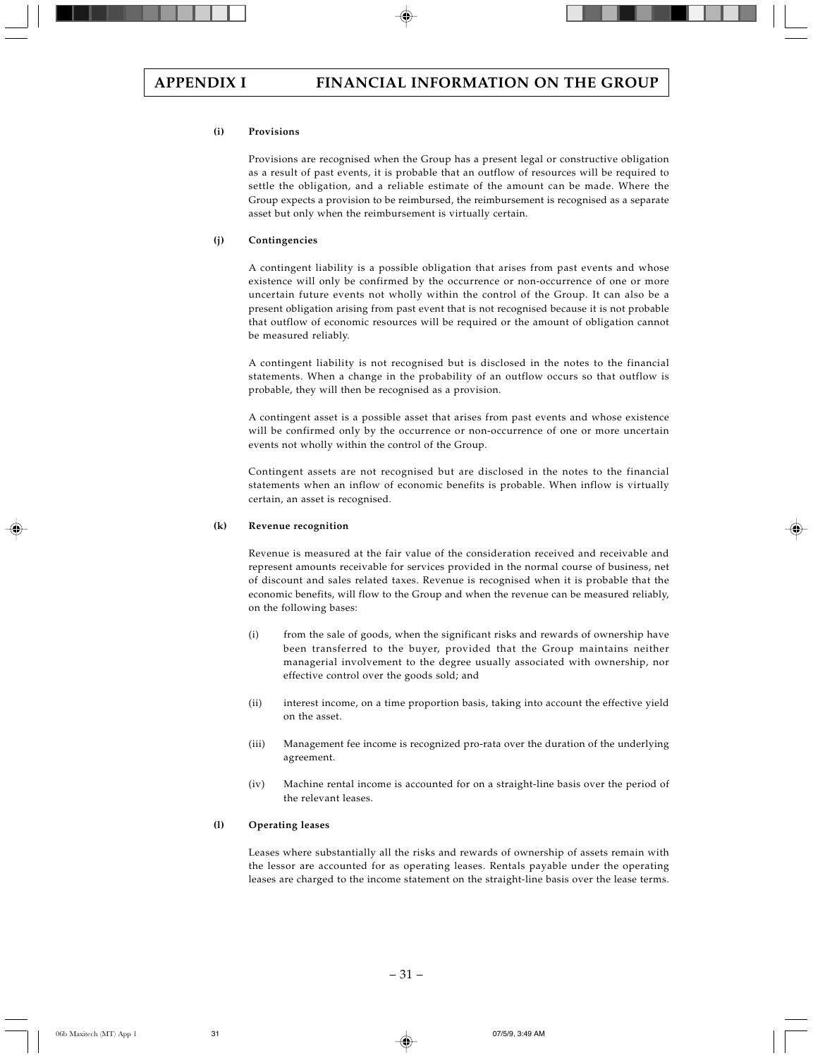#### (i) Provisions

Provisions are recognised when the Group has a present legal or constructive obligation as a result of past events, it is probable that an outflow of resources will be required to settle the obligation, and a reliable estimate of the amount can be made. Where the Group expects a provision to be reimbursed, the reimbursement is recognised as a separate asset but only when the reimbursement is virtually certain.

#### (j) Contingencies

A contingent liability is a possible obligation that arises from past events and whose existence will only be confirmed by the occurrence or non-occurrence of one or more uncertain future events not wholly within the control of the Group. It can also be a present obligation arising from past event that is not recognised because it is not probable that outflow of economic resources will be required or the amount of obligation cannot be measured reliably.

A contingent liability is not recognised but is disclosed in the notes to the financial statements. When a change in the probability of an outflow occurs so that outflow is probable, they will then be recognised as a provision.

A contingent asset is a possible asset that arises from past events and whose existence will be confirmed only by the occurrence or non-occurrence of one or more uncertain events not wholly within the control of the Group.

Contingent assets are not recognised but are disclosed in the notes to the financial statements when an inflow of economic benefits is probable. When inflow is virtually certain, an asset is recognised.

#### (k) Revenue recognition

Revenue is measured at the fair value of the consideration received and receivable and represent amounts receivable for services provided in the normal course of business, net of discount and sales related taxes. Revenue is recognised when it is probable that the economic benefits, will flow to the Group and when the revenue can be measured reliably, on the following bases:

(i) from the sale of goods, when the significant risks and rewards of ownership have been transferred to the buyer, provided that the Group maintains neither managerial involvement to the degree usually associated with ownership, nor effective control over the goods sold; and

(ii) interest income, on a time proportion basis, taking into account the effective yield on the asset.

(iii) Management fee income is recognized pro-rata over the duration of the underlying agreement.

(iv) Machine rental income is accounted for on a straight-line basis over the period of the relevant leases.

#### (l) Operating leases

Leases where substantially all the risks and rewards of ownership of assets remain with the lessor are accounted for as operating leases. Rentals payable under the operating leases are charged to the income statement on the straight-line basis over the lease terms.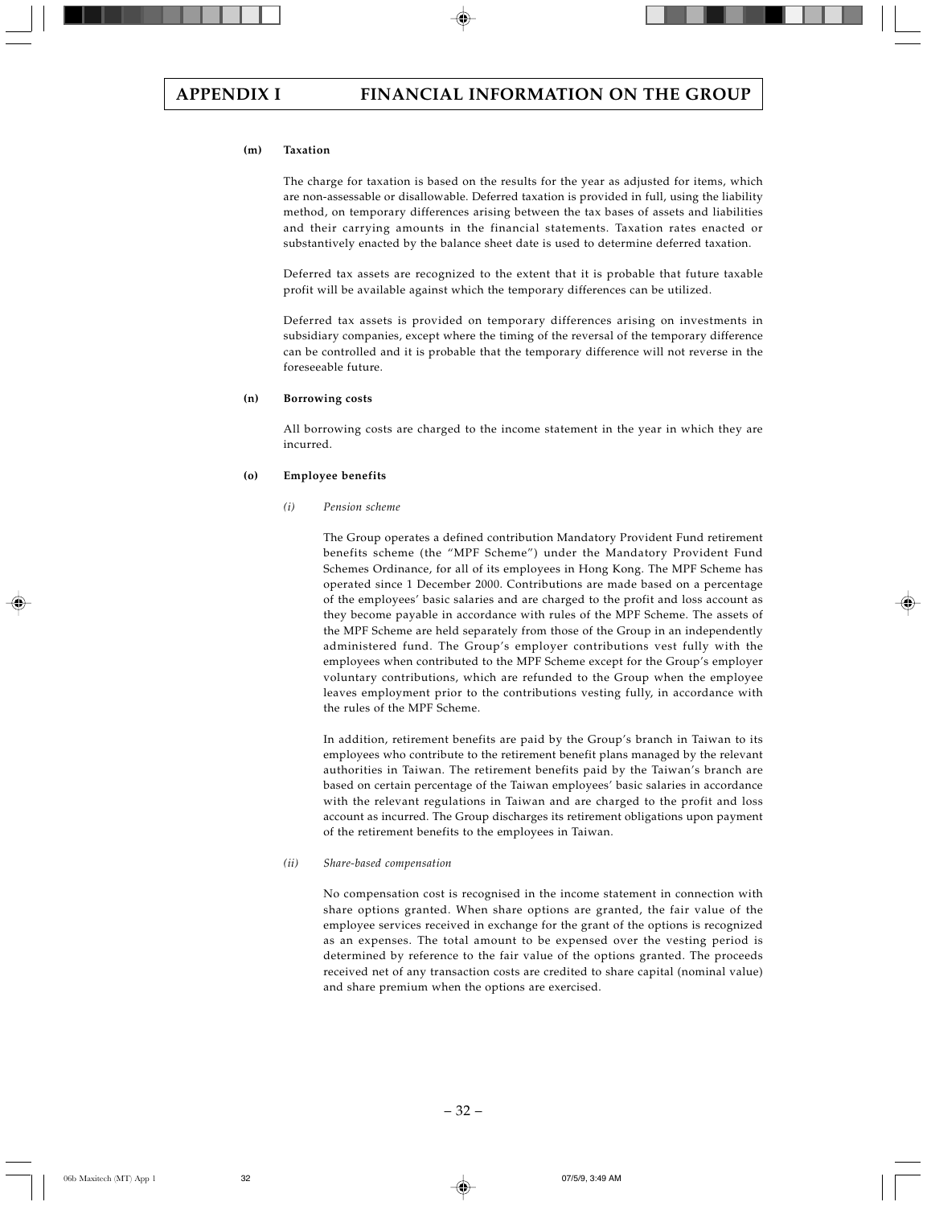**(m) Taxation**

The charge for taxation is based on the results for the year as adjusted for items, which are non-assessable or disallowable. Deferred taxation is provided in full, using the liability method, on temporary differences arising between the tax bases of assets and liabilities and their carrying amounts in the financial statements. Taxation rates enacted or substantively enacted by the balance sheet date is used to determine deferred taxation.

Deferred tax assets are recognized to the extent that it is probable that future taxable profit will be available against which the temporary differences can be utilized.

Deferred tax assets is provided on temporary differences arising on investments in subsidiary companies, except where the timing of the reversal of the temporary difference can be controlled and it is probable that the temporary difference will not reverse in the foreseeable future.

**(n) Borrowing costs**

All borrowing costs are charged to the income statement in the year in which they are incurred.

**(o) Employee benefits**

*(i) Pension scheme*

The Group operates a defined contribution Mandatory Provident Fund retirement benefits scheme (the "MPF Scheme") under the Mandatory Provident Fund Schemes Ordinance, for all of its employees in Hong Kong. The MPF Scheme has operated since 1 December 2000. Contributions are made based on a percentage of the employees' basic salaries and are charged to the profit and loss account as they become payable in accordance with rules of the MPF Scheme. The assets of the MPF Scheme are held separately from those of the Group in an independently administered fund. The Group's employer contributions vest fully with the employees when contributed to the MPF Scheme except for the Group's employer voluntary contributions, which are refunded to the Group when the employee leaves employment prior to the contributions vesting fully, in accordance with the rules of the MPF Scheme.

In addition, retirement benefits are paid by the Group's branch in Taiwan to its employees who contribute to the retirement benefit plans managed by the relevant authorities in Taiwan. The retirement benefits paid by the Taiwan's branch are based on certain percentage of the Taiwan employees' basic salaries in accordance with the relevant regulations in Taiwan and are charged to the profit and loss account as incurred. The Group discharges its retirement obligations upon payment of the retirement benefits to the employees in Taiwan.

*(ii) Share-based compensation*

No compensation cost is recognised in the income statement in connection with share options granted. When share options are granted, the fair value of the employee services received in exchange for the grant of the options is recognized as an expenses. The total amount to be expensed over the vesting period is determined by reference to the fair value of the options granted. The proceeds received net of any transaction costs are credited to share capital (nominal value) and share premium when the options are exercised.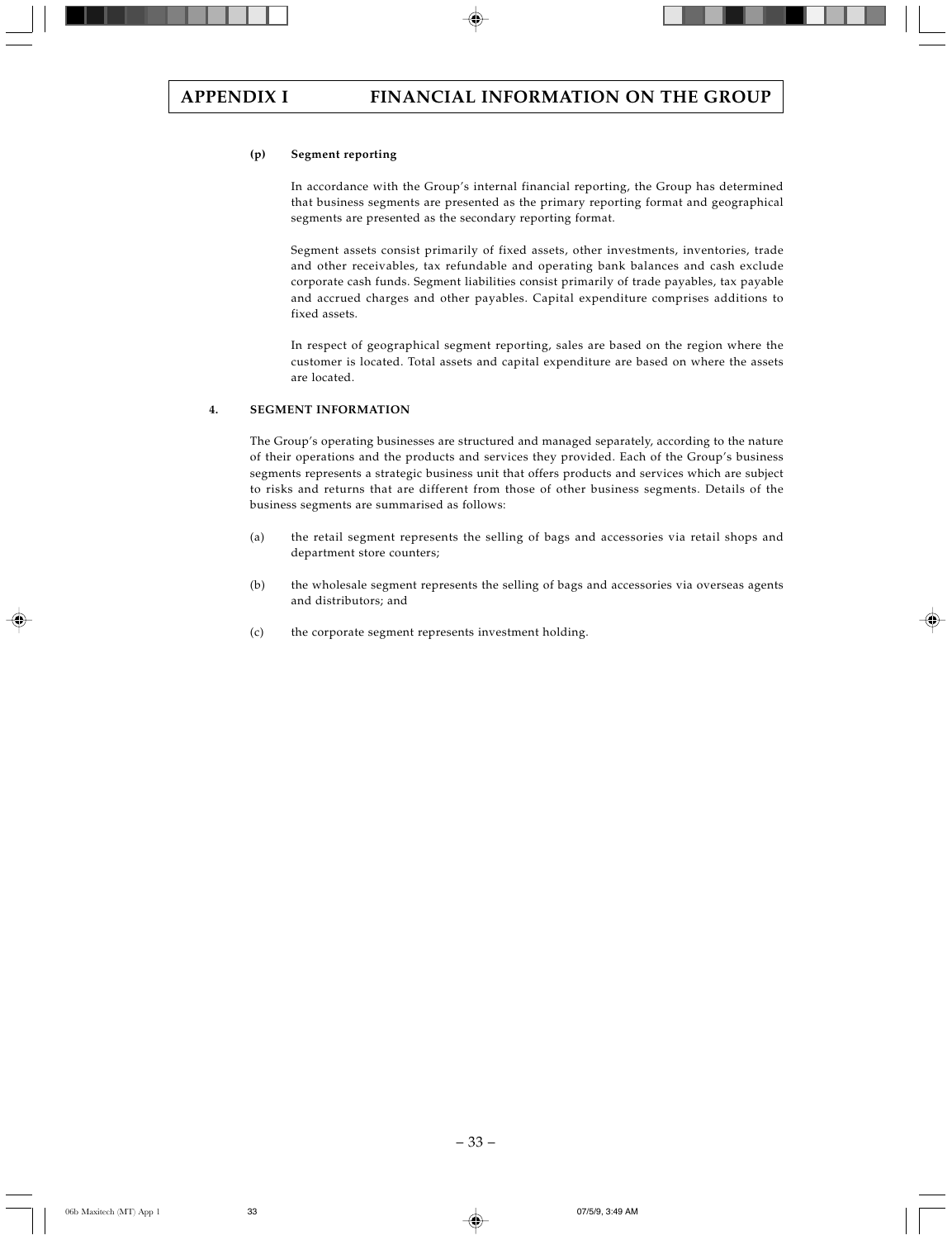## APPENDIX I FINANCIAL INFORMATION ON THE GROUP

**(p) Segment reporting**

In accordance with the Group's internal financial reporting, the Group has determined that business segments are presented as the primary reporting format and geographical segments are presented as the secondary reporting format.

Segment assets consist primarily of fixed assets, other investments, inventories, trade and other receivables, tax refundable and operating bank balances and cash exclude corporate cash funds. Segment liabilities consist primarily of trade payables, tax payable and accrued charges and other payables. Capital expenditure comprises additions to fixed assets.

In respect of geographical segment reporting, sales are based on the region where the customer is located. Total assets and capital expenditure are based on where the assets are located.

### 4. SEGMENT INFORMATION

The Group's operating businesses are structured and managed separately, according to the nature of their operations and the products and services they provided. Each of the Group's business segments represents a strategic business unit that offers products and services which are subject to risks and returns that are different from those of other business segments. Details of the business segments are summarised as follows:

(a) the retail segment represents the selling of bags and accessories via retail shops and department store counters;

(b) the wholesale segment represents the selling of bags and accessories via overseas agents and distributors; and

(c) the corporate segment represents investment holding.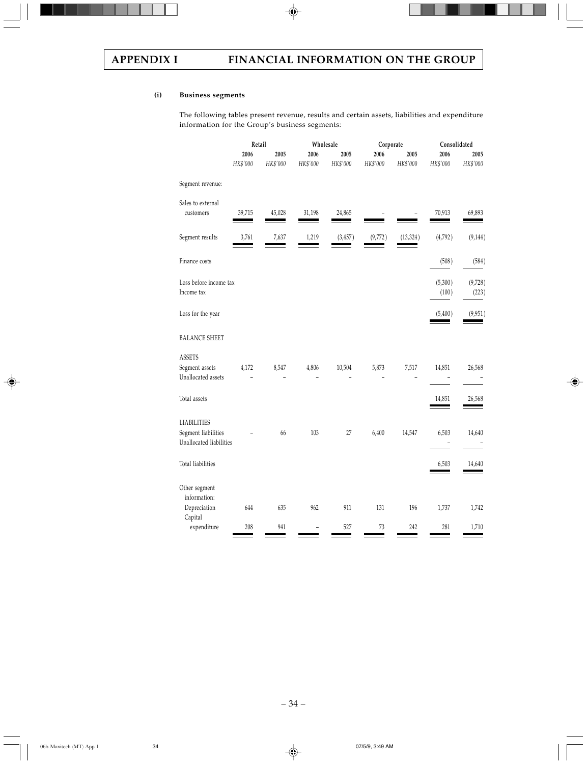### (i) Business segments

The following tables present revenue, results and certain assets, liabilities and expenditure information for the Group's business segments:

| | Retail | | Wholesale | | Corporate | | Consolidated | |
|---|---|---|---|---|---|---|---|---|
| | 2006 | 2005 | 2006 | 2005 | 2006 | 2005 | 2006 | 2005 |
| | *HK$'000* | *HK$'000* | *HK$'000* | *HK$'000* | *HK$'000* | *HK$'000* | *HK$'000* | *HK$'000* |
| Segment revenue: | | | | | | | | |
| Sales to external customers | 39,715 | 45,028 | 31,198 | 24,865 | – | – | 70,913 | 69,893 |
| Segment results | 3,761 | 7,637 | 1,219 | (3,457) | (9,772) | (13,324) | (4,792) | (9,144) |
| Finance costs | | | | | | | (508) | (584) |
| Loss before income tax | | | | | | | (5,300) | (9,728) |
| Income tax | | | | | | | (100) | (223) |
| Loss for the year | | | | | | | (5,400) | (9,951) |
| BALANCE SHEET | | | | | | | | |
| ASSETS | | | | | | | | |
| Segment assets | 4,172 | 8,547 | 4,806 | 10,504 | 5,873 | 7,517 | 14,851 | 26,568 |
| Unallocated assets | – | – | – | – | – | – | – | – |
| Total assets | | | | | | | 14,851 | 26,568 |
| LIABILITIES | | | | | | | | |
| Segment liabilities | – | 66 | 103 | 27 | 6,400 | 14,547 | 6,503 | 14,640 |
| Unallocated liabilities | | | | | | | – | – |
| Total liabilities | | | | | | | 6,503 | 14,640 |
| Other segment information: | | | | | | | | |
| Depreciation | 644 | 635 | 962 | 911 | 131 | 196 | 1,737 | 1,742 |
| Capital expenditure | 208 | 941 | – | 527 | 73 | 242 | 281 | 1,710 |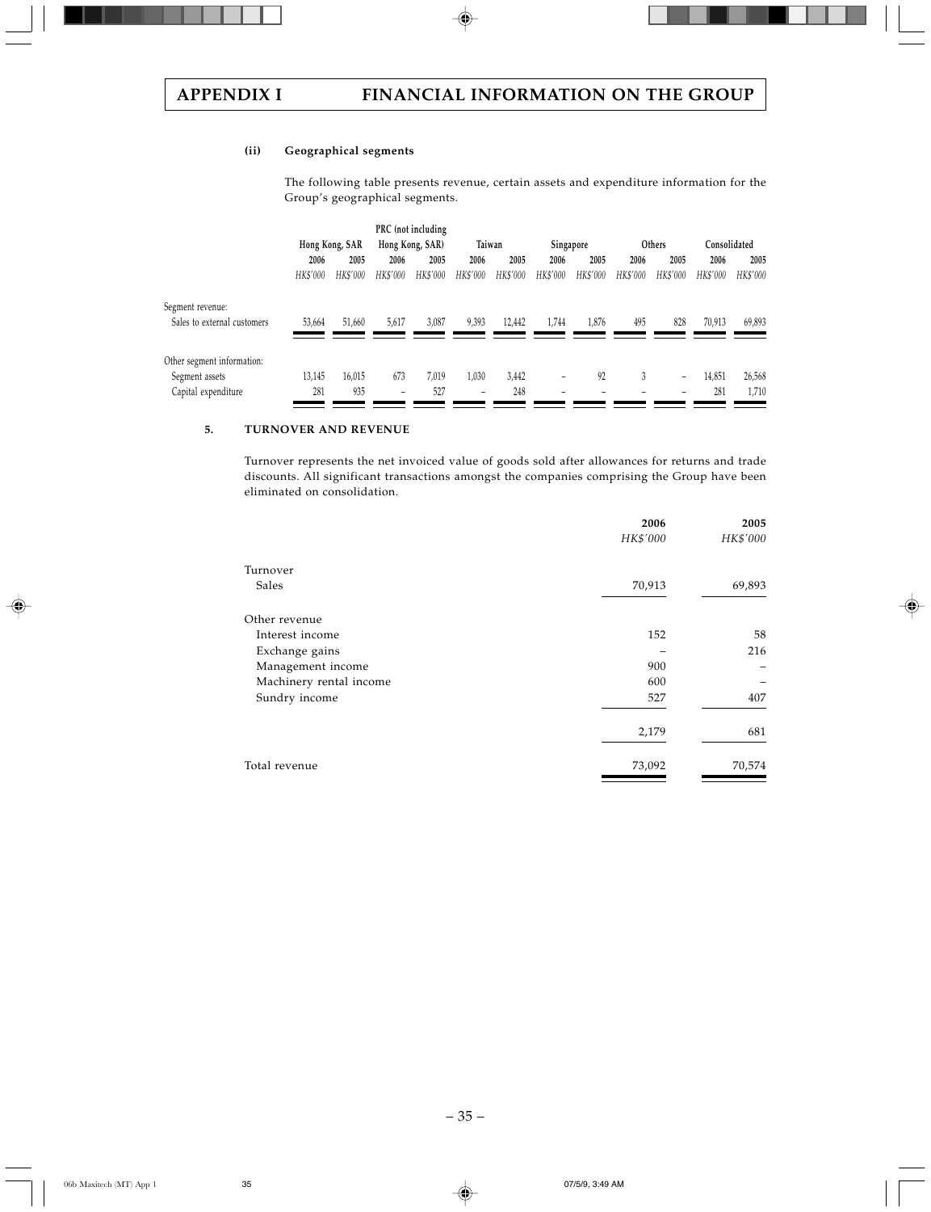## APPENDIX I FINANCIAL INFORMATION ON THE GROUP

#### (ii) Geographical segments

The following table presents revenue, certain assets and expenditure information for the Group's geographical segments.

| | Hong Kong, SAR | | PRC (not including Hong Kong, SAR) | | Taiwan | | Singapore | | Others | | Consolidated | |
|---|---|---|---|---|---|---|---|---|---|---|---|---|
| | 2006 | 2005 | 2006 | 2005 | 2006 | 2005 | 2006 | 2005 | 2006 | 2005 | 2006 | 2005 |
| | *HK$'000* | *HK$'000* | *HK$'000* | *HK$'000* | *HK$'000* | *HK$'000* | *HK$'000* | *HK$'000* | *HK$'000* | *HK$'000* | *HK$'000* | *HK$'000* |
| Segment revenue: | | | | | | | | | | | | |
| Sales to external customers | 53,664 | 51,660 | 5,617 | 3,087 | 9,393 | 12,442 | 1,744 | 1,876 | 495 | 828 | 70,913 | 69,893 |
| Other segment information: | | | | | | | | | | | | |
| Segment assets | 13,145 | 16,015 | 673 | 7,019 | 1,030 | 3,442 | – | 92 | 3 | – | 14,851 | 26,568 |
| Capital expenditure | 281 | 935 | – | 527 | – | 248 | – | – | – | – | 281 | 1,710 |

### 5. TURNOVER AND REVENUE

Turnover represents the net invoiced value of goods sold after allowances for returns and trade discounts. All significant transactions amongst the companies comprising the Group have been eliminated on consolidation.

| | 2006 | 2005 |
|---|---|---|
| | *HK$'000* | *HK$'000* |
| Turnover | | |
| Sales | 70,913 | 69,893 |
| Other revenue | | |
| Interest income | 152 | 58 |
| Exchange gains | – | 216 |
| Management income | 900 | – |
| Machinery rental income | 600 | – |
| Sundry income | 527 | 407 |
| | 2,179 | 681 |
| Total revenue | 73,092 | 70,574 |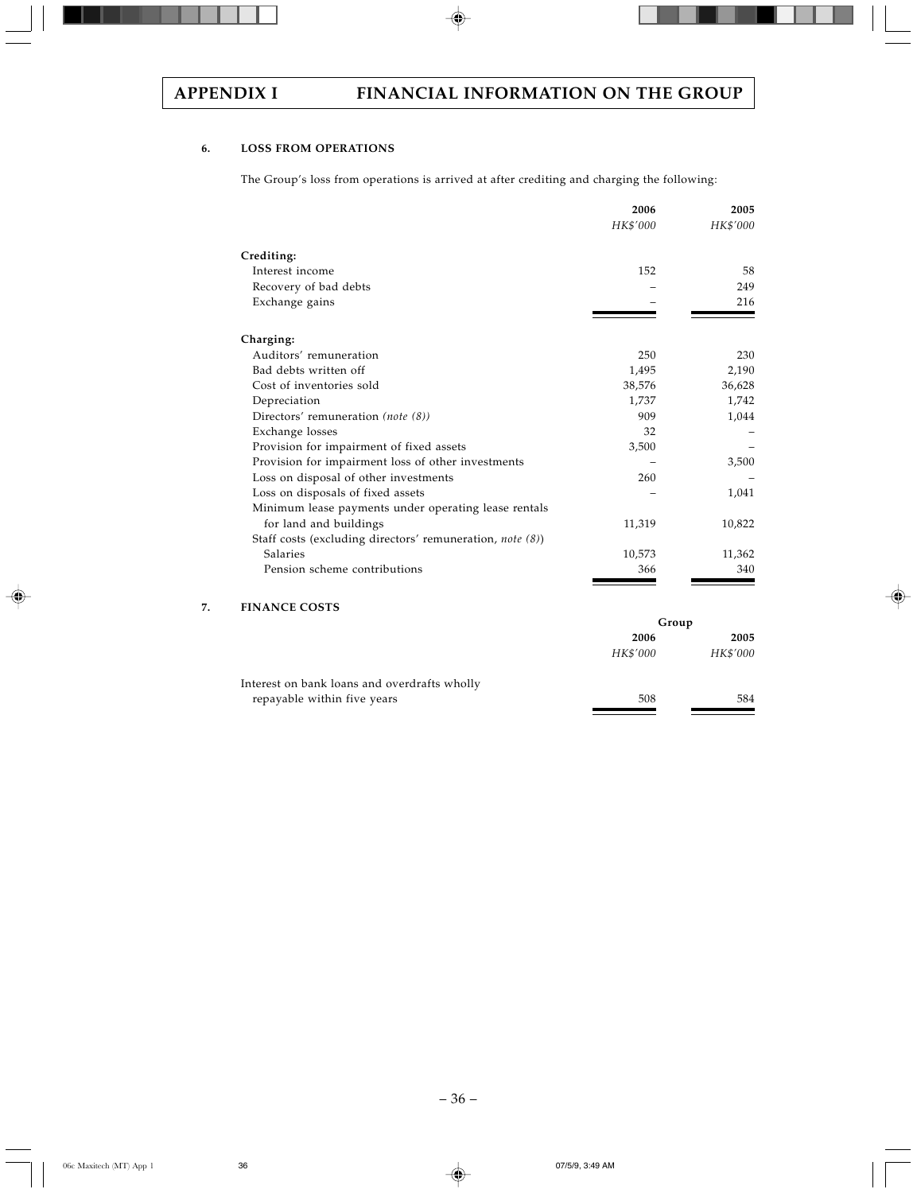### 6. LOSS FROM OPERATIONS

The Group's loss from operations is arrived at after crediting and charging the following:

| | 2006 | 2005 |
|---|---|---|
| | *HK$'000* | *HK$'000* |
| **Crediting:** | | |
| Interest income | 152 | 58 |
| Recovery of bad debts | – | 249 |
| Exchange gains | – | 216 |
| **Charging:** | | |
| Auditors' remuneration | 250 | 230 |
| Bad debts written off | 1,495 | 2,190 |
| Cost of inventories sold | 38,576 | 36,628 |
| Depreciation | 1,737 | 1,742 |
| Directors' remuneration *(note (8))* | 909 | 1,044 |
| Exchange losses | 32 | – |
| Provision for impairment of fixed assets | 3,500 | – |
| Provision for impairment loss of other investments | – | 3,500 |
| Loss on disposal of other investments | 260 | – |
| Loss on disposals of fixed assets | – | 1,041 |
| Minimum lease payments under operating lease rentals for land and buildings | 11,319 | 10,822 |
| Staff costs (excluding directors' remuneration, *note (8)*) | | |
| Salaries | 10,573 | 11,362 |
| Pension scheme contributions | 366 | 340 |

### 7. FINANCE COSTS

| | Group | |
|---|---|---|
| | 2006 | 2005 |
| | *HK$'000* | *HK$'000* |
| Interest on bank loans and overdrafts wholly repayable within five years | 508 | 584 |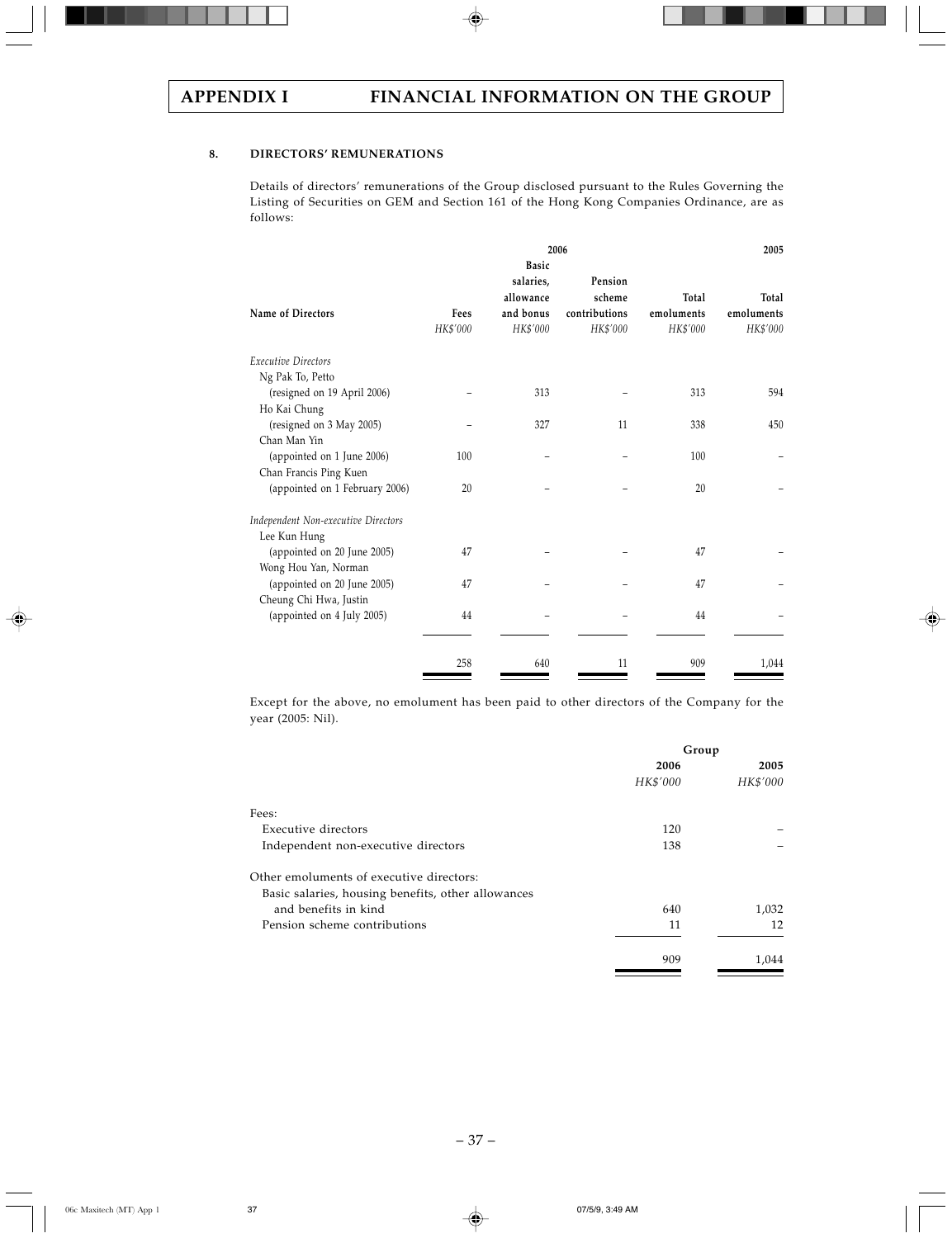# APPENDIX I FINANCIAL INFORMATION ON THE GROUP

## 8. DIRECTORS' REMUNERATIONS

Details of directors' remunerations of the Group disclosed pursuant to the Rules Governing the Listing of Securities on GEM and Section 161 of the Hong Kong Companies Ordinance, are as follows:

| | 2006 | | | | 2005 |
|---|---|---|---|---|---|
| **Name of Directors** | **Fees** | **Basic salaries, allowance and bonus** | **Pension scheme contributions** | **Total emoluments** | **Total emoluments** |
| | *HK$'000* | *HK$'000* | *HK$'000* | *HK$'000* | *HK$'000* |
| *Executive Directors* | | | | | |
| Ng Pak To, Petto (resigned on 19 April 2006) | – | 313 | – | 313 | 594 |
| Ho Kai Chung (resigned on 3 May 2005) | – | 327 | 11 | 338 | 450 |
| Chan Man Yin (appointed on 1 June 2006) | 100 | – | – | 100 | – |
| Chan Francis Ping Kuen (appointed on 1 February 2006) | 20 | – | – | 20 | – |
| *Independent Non-executive Directors* | | | | | |
| Lee Kun Hung (appointed on 20 June 2005) | 47 | – | – | 47 | – |
| Wong Hou Yan, Norman (appointed on 20 June 2005) | 47 | – | – | 47 | – |
| Cheung Chi Hwa, Justin (appointed on 4 July 2005) | 44 | – | – | 44 | – |
| | 258 | 640 | 11 | 909 | 1,044 |

Except for the above, no emolument has been paid to other directors of the Company for the year (2005: Nil).

| | Group | |
|---|---|---|
| | **2006** | **2005** |
| | *HK$'000* | *HK$'000* |
| Fees: | | |
| Executive directors | 120 | – |
| Independent non-executive directors | 138 | – |
| Other emoluments of executive directors: | | |
| Basic salaries, housing benefits, other allowances and benefits in kind | 640 | 1,032 |
| Pension scheme contributions | 11 | 12 |
| | 909 | 1,044 |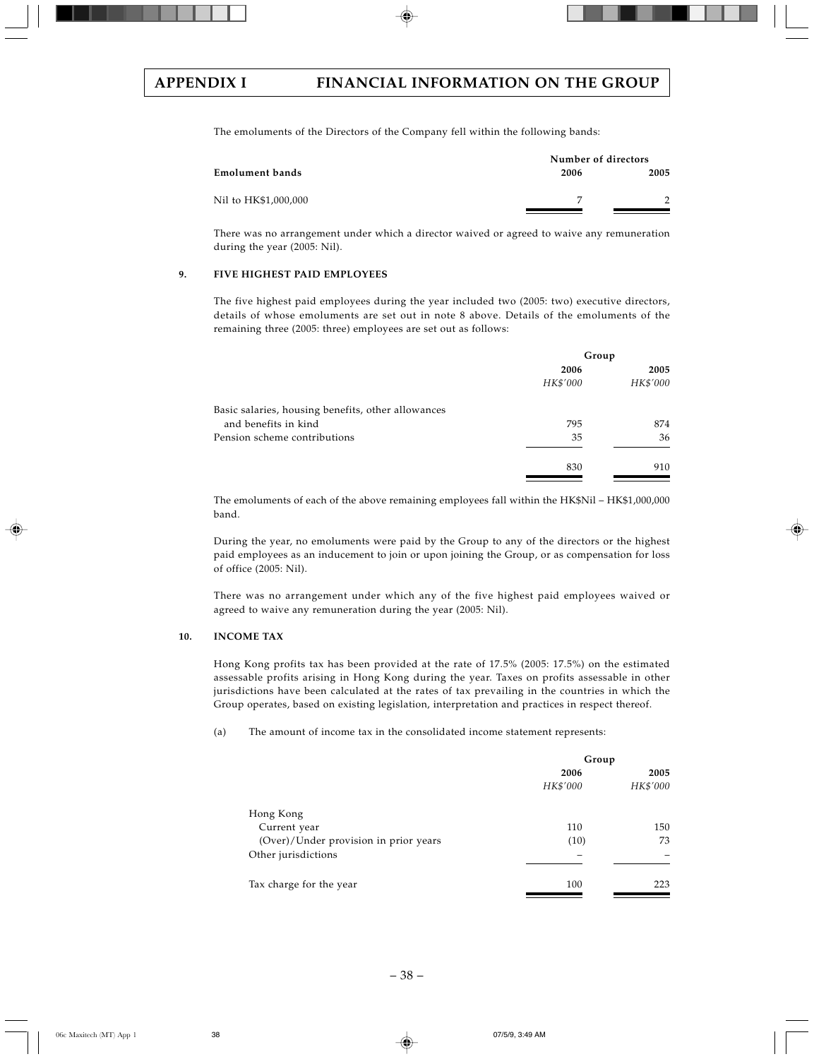The emoluments of the Directors of the Company fell within the following bands:

| Emolument bands | Number of directors 2006 | 2005 |
|---|---|---|
| Nil to HK$1,000,000 | 7 | 2 |

There was no arrangement under which a director waived or agreed to waive any remuneration during the year (2005: Nil).

### 9. FIVE HIGHEST PAID EMPLOYEES

The five highest paid employees during the year included two (2005: two) executive directors, details of whose emoluments are set out in note 8 above. Details of the emoluments of the remaining three (2005: three) employees are set out as follows:

| | Group | |
|---|---|---|
| | 2006 | 2005 |
| | *HK$'000* | *HK$'000* |
| Basic salaries, housing benefits, other allowances and benefits in kind | 795 | 874 |
| Pension scheme contributions | 35 | 36 |
| | 830 | 910 |

The emoluments of each of the above remaining employees fall within the HK$Nil – HK$1,000,000 band.

During the year, no emoluments were paid by the Group to any of the directors or the highest paid employees as an inducement to join or upon joining the Group, or as compensation for loss of office (2005: Nil).

There was no arrangement under which any of the five highest paid employees waived or agreed to waive any remuneration during the year (2005: Nil).

### 10. INCOME TAX

Hong Kong profits tax has been provided at the rate of 17.5% (2005: 17.5%) on the estimated assessable profits arising in Hong Kong during the year. Taxes on profits assessable in other jurisdictions have been calculated at the rates of tax prevailing in the countries in which the Group operates, based on existing legislation, interpretation and practices in respect thereof.

(a) The amount of income tax in the consolidated income statement represents:

| | Group | |
|---|---|---|
| | 2006 | 2005 |
| | *HK$'000* | *HK$'000* |
| Hong Kong | | |
| Current year | 110 | 150 |
| (Over)/Under provision in prior years | (10) | 73 |
| Other jurisdictions | – | – |
| Tax charge for the year | 100 | 223 |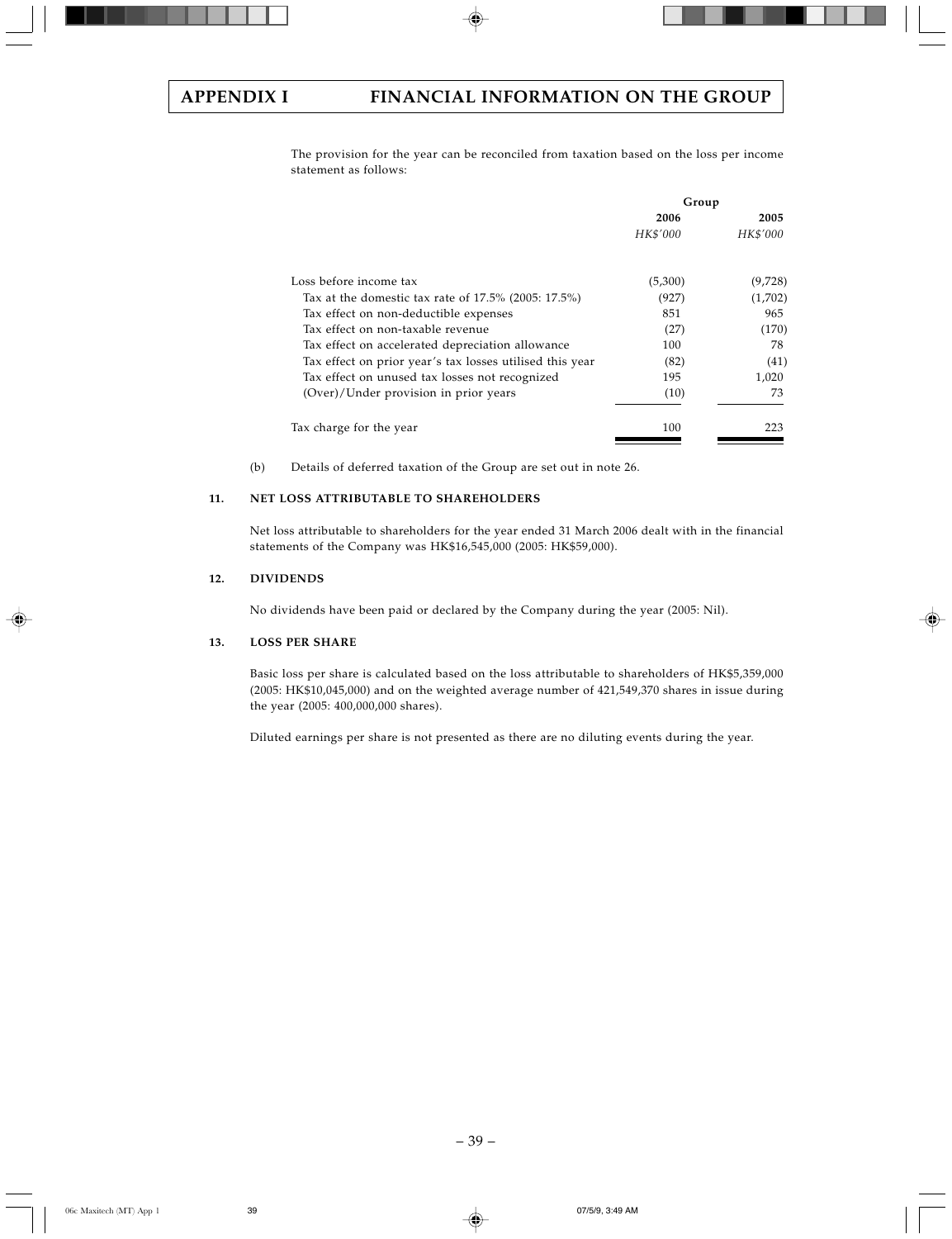The provision for the year can be reconciled from taxation based on the loss per income statement as follows:

| | Group | |
|---|---|---|
| | 2006 | 2005 |
| | *HK$'000* | *HK$'000* |
| Loss before income tax | (5,300) | (9,728) |
| Tax at the domestic tax rate of 17.5% (2005: 17.5%) | (927) | (1,702) |
| Tax effect on non-deductible expenses | 851 | 965 |
| Tax effect on non-taxable revenue | (27) | (170) |
| Tax effect on accelerated depreciation allowance | 100 | 78 |
| Tax effect on prior year's tax losses utilised this year | (82) | (41) |
| Tax effect on unused tax losses not recognized | 195 | 1,020 |
| (Over)/Under provision in prior years | (10) | 73 |
| Tax charge for the year | 100 | 223 |

(b) Details of deferred taxation of the Group are set out in note 26.

## 11. NET LOSS ATTRIBUTABLE TO SHAREHOLDERS

Net loss attributable to shareholders for the year ended 31 March 2006 dealt with in the financial statements of the Company was HK$16,545,000 (2005: HK$59,000).

## 12. DIVIDENDS

No dividends have been paid or declared by the Company during the year (2005: Nil).

## 13. LOSS PER SHARE

Basic loss per share is calculated based on the loss attributable to shareholders of HK$5,359,000 (2005: HK$10,045,000) and on the weighted average number of 421,549,370 shares in issue during the year (2005: 400,000,000 shares).

Diluted earnings per share is not presented as there are no diluting events during the year.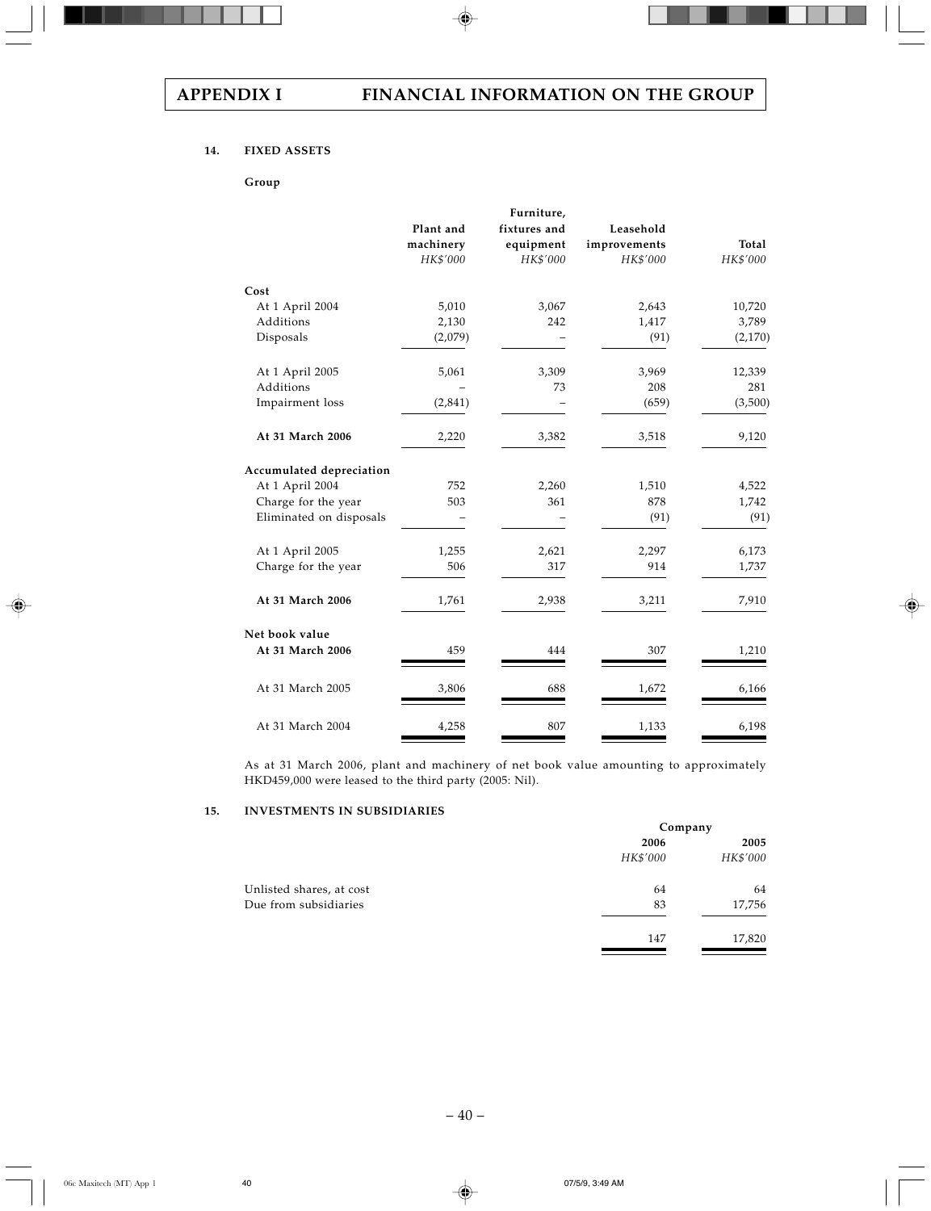## 14. FIXED ASSETS

**Group**

| | Plant and machinery | Furniture, fixtures and equipment | Leasehold improvements | Total |
|---|---|---|---|---|
| | *HK$'000* | *HK$'000* | *HK$'000* | *HK$'000* |
| **Cost** | | | | |
| At 1 April 2004 | 5,010 | 3,067 | 2,643 | 10,720 |
| Additions | 2,130 | 242 | 1,417 | 3,789 |
| Disposals | (2,079) | – | (91) | (2,170) |
| At 1 April 2005 | 5,061 | 3,309 | 3,969 | 12,339 |
| Additions | – | 73 | 208 | 281 |
| Impairment loss | (2,841) | – | (659) | (3,500) |
| **At 31 March 2006** | 2,220 | 3,382 | 3,518 | 9,120 |
| **Accumulated depreciation** | | | | |
| At 1 April 2004 | 752 | 2,260 | 1,510 | 4,522 |
| Charge for the year | 503 | 361 | 878 | 1,742 |
| Eliminated on disposals | – | – | (91) | (91) |
| At 1 April 2005 | 1,255 | 2,621 | 2,297 | 6,173 |
| Charge for the year | 506 | 317 | 914 | 1,737 |
| **At 31 March 2006** | 1,761 | 2,938 | 3,211 | 7,910 |
| **Net book value** | | | | |
| **At 31 March 2006** | 459 | 444 | 307 | 1,210 |
| At 31 March 2005 | 3,806 | 688 | 1,672 | 6,166 |
| At 31 March 2004 | 4,258 | 807 | 1,133 | 6,198 |

As at 31 March 2006, plant and machinery of net book value amounting to approximately HKD459,000 were leased to the third party (2005: Nil).

## 15. INVESTMENTS IN SUBSIDIARIES

| | Company | |
|---|---|---|
| | 2006 | 2005 |
| | *HK$'000* | *HK$'000* |
| Unlisted shares, at cost | 64 | 64 |
| Due from subsidiaries | 83 | 17,756 |
| | 147 | 17,820 |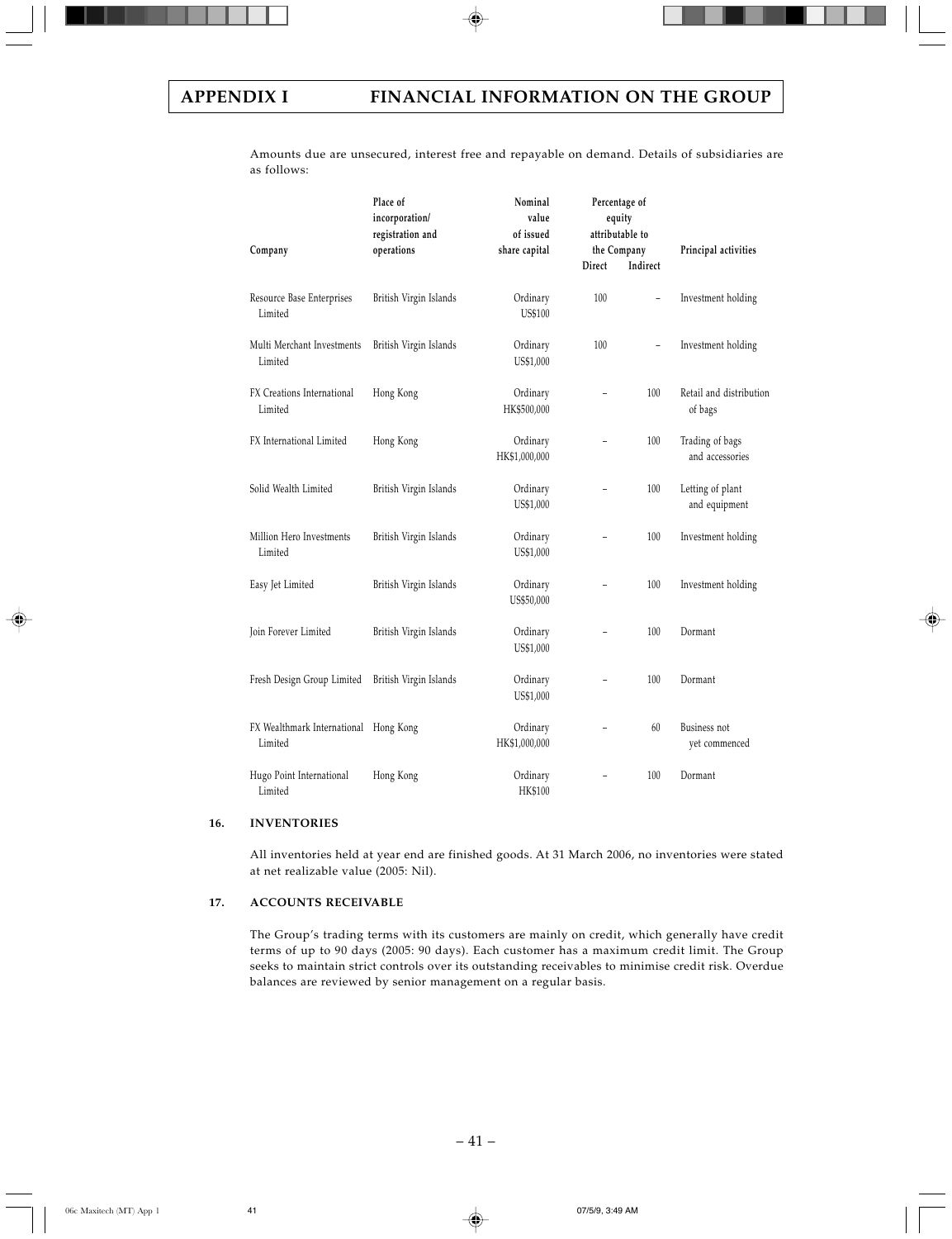# APPENDIX I — FINANCIAL INFORMATION ON THE GROUP

Amounts due are unsecured, interest free and repayable on demand. Details of subsidiaries are as follows:

| Company | Place of incorporation/ registration and operations | Nominal value of issued share capital | Percentage of equity attributable to the Company | | Principal activities |
|---|---|---|---|---|---|
| | | | Direct | Indirect | |
| Resource Base Enterprises Limited | British Virgin Islands | Ordinary US$100 | 100 | – | Investment holding |
| Multi Merchant Investments Limited | British Virgin Islands | Ordinary US$1,000 | 100 | – | Investment holding |
| FX Creations International Limited | Hong Kong | Ordinary HK$500,000 | – | 100 | Retail and distribution of bags |
| FX International Limited | Hong Kong | Ordinary HK$1,000,000 | – | 100 | Trading of bags and accessories |
| Solid Wealth Limited | British Virgin Islands | Ordinary US$1,000 | – | 100 | Letting of plant and equipment |
| Million Hero Investments Limited | British Virgin Islands | Ordinary US$1,000 | – | 100 | Investment holding |
| Easy Jet Limited | British Virgin Islands | Ordinary US$50,000 | – | 100 | Investment holding |
| Join Forever Limited | British Virgin Islands | Ordinary US$1,000 | – | 100 | Dormant |
| Fresh Design Group Limited | British Virgin Islands | Ordinary US$1,000 | – | 100 | Dormant |
| FX Wealthmark International Limited | Hong Kong | Ordinary HK$1,000,000 | – | 60 | Business not yet commenced |
| Hugo Point International Limited | Hong Kong | Ordinary HK$100 | – | 100 | Dormant |

## 16. INVENTORIES

All inventories held at year end are finished goods. At 31 March 2006, no inventories were stated at net realizable value (2005: Nil).

## 17. ACCOUNTS RECEIVABLE

The Group's trading terms with its customers are mainly on credit, which generally have credit terms of up to 90 days (2005: 90 days). Each customer has a maximum credit limit. The Group seeks to maintain strict controls over its outstanding receivables to minimise credit risk. Overdue balances are reviewed by senior management on a regular basis.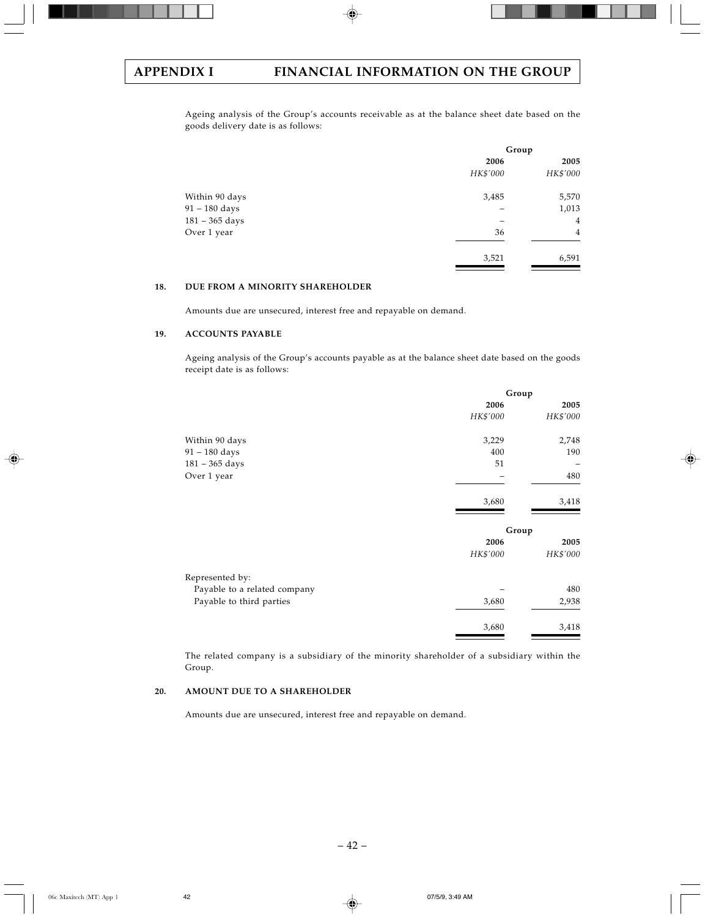Ageing analysis of the Group's accounts receivable as at the balance sheet date based on the goods delivery date is as follows:

| | Group | |
|---|---|---|
| | **2006** | **2005** |
| | *HK$'000* | *HK$'000* |
| Within 90 days | 3,485 | 5,570 |
| 91 – 180 days | – | 1,013 |
| 181 – 365 days | – | 4 |
| Over 1 year | 36 | 4 |
| | 3,521 | 6,591 |

### 18. DUE FROM A MINORITY SHAREHOLDER

Amounts due are unsecured, interest free and repayable on demand.

### 19. ACCOUNTS PAYABLE

Ageing analysis of the Group's accounts payable as at the balance sheet date based on the goods receipt date is as follows:

| | Group | |
|---|---|---|
| | **2006** | **2005** |
| | *HK$'000* | *HK$'000* |
| Within 90 days | 3,229 | 2,748 |
| 91 – 180 days | 400 | 190 |
| 181 – 365 days | 51 | – |
| Over 1 year | – | 480 |
| | 3,680 | 3,418 |

| | Group | |
|---|---|---|
| | **2006** | **2005** |
| | *HK$'000* | *HK$'000* |
| Represented by: | | |
| Payable to a related company | – | 480 |
| Payable to third parties | 3,680 | 2,938 |
| | 3,680 | 3,418 |

The related company is a subsidiary of the minority shareholder of a subsidiary within the Group.

### 20. AMOUNT DUE TO A SHAREHOLDER

Amounts due are unsecured, interest free and repayable on demand.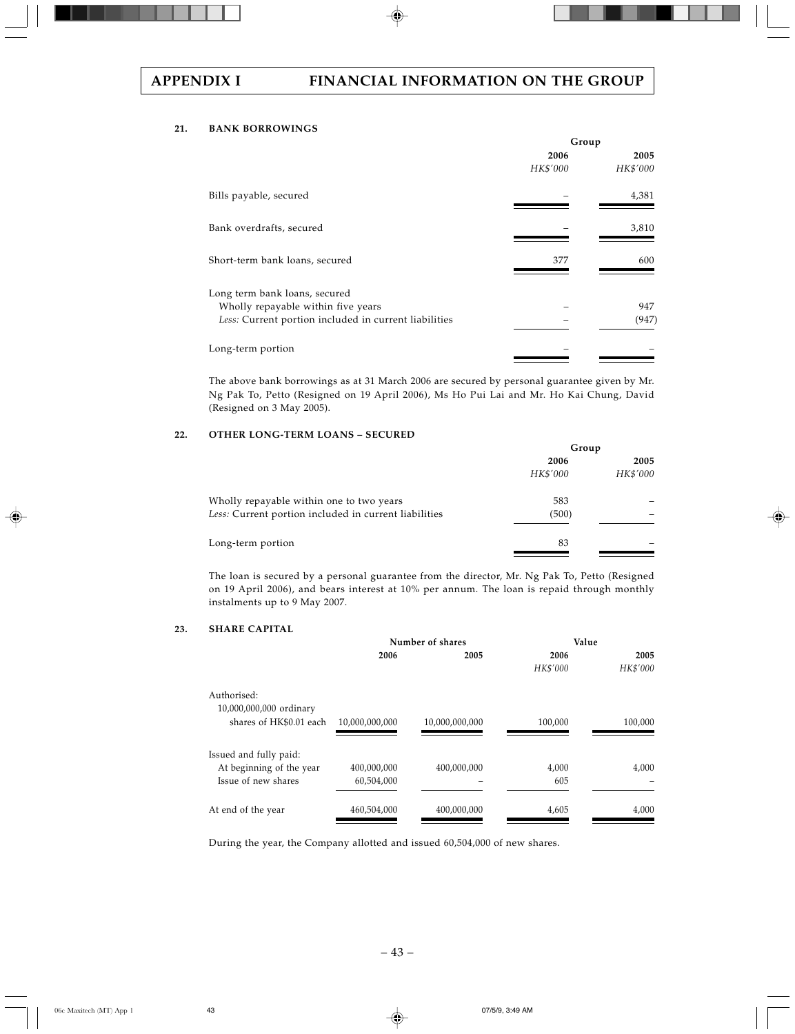#### 21. BANK BORROWINGS

| | Group | |
|---|---|---|
| | 2006 | 2005 |
| | *HK$'000* | *HK$'000* |
| Bills payable, secured | – | 4,381 |
| Bank overdrafts, secured | – | 3,810 |
| Short-term bank loans, secured | 377 | 600 |
| Long term bank loans, secured | | |
| Wholly repayable within five years | – | 947 |
| *Less:* Current portion included in current liabilities | – | (947) |
| Long-term portion | – | – |

The above bank borrowings as at 31 March 2006 are secured by personal guarantee given by Mr. Ng Pak To, Petto (Resigned on 19 April 2006), Ms Ho Pui Lai and Mr. Ho Kai Chung, David (Resigned on 3 May 2005).

#### 22. OTHER LONG-TERM LOANS – SECURED

| | Group | |
|---|---|---|
| | 2006 | 2005 |
| | *HK$'000* | *HK$'000* |
| Wholly repayable within one to two years | 583 | – |
| *Less:* Current portion included in current liabilities | (500) | – |
| Long-term portion | 83 | – |

The loan is secured by a personal guarantee from the director, Mr. Ng Pak To, Petto (Resigned on 19 April 2006), and bears interest at 10% per annum. The loan is repaid through monthly instalments up to 9 May 2007.

#### 23. SHARE CAPITAL

| | Number of shares | | Value | |
|---|---|---|---|---|
| | 2006 | 2005 | 2006 | 2005 |
| | | | *HK$'000* | *HK$'000* |
| Authorised: | | | | |
| 10,000,000,000 ordinary shares of HK$0.01 each | 10,000,000,000 | 10,000,000,000 | 100,000 | 100,000 |
| Issued and fully paid: | | | | |
| At beginning of the year | 400,000,000 | 400,000,000 | 4,000 | 4,000 |
| Issue of new shares | 60,504,000 | – | 605 | – |
| At end of the year | 460,504,000 | 400,000,000 | 4,605 | 4,000 |

During the year, the Company allotted and issued 60,504,000 of new shares.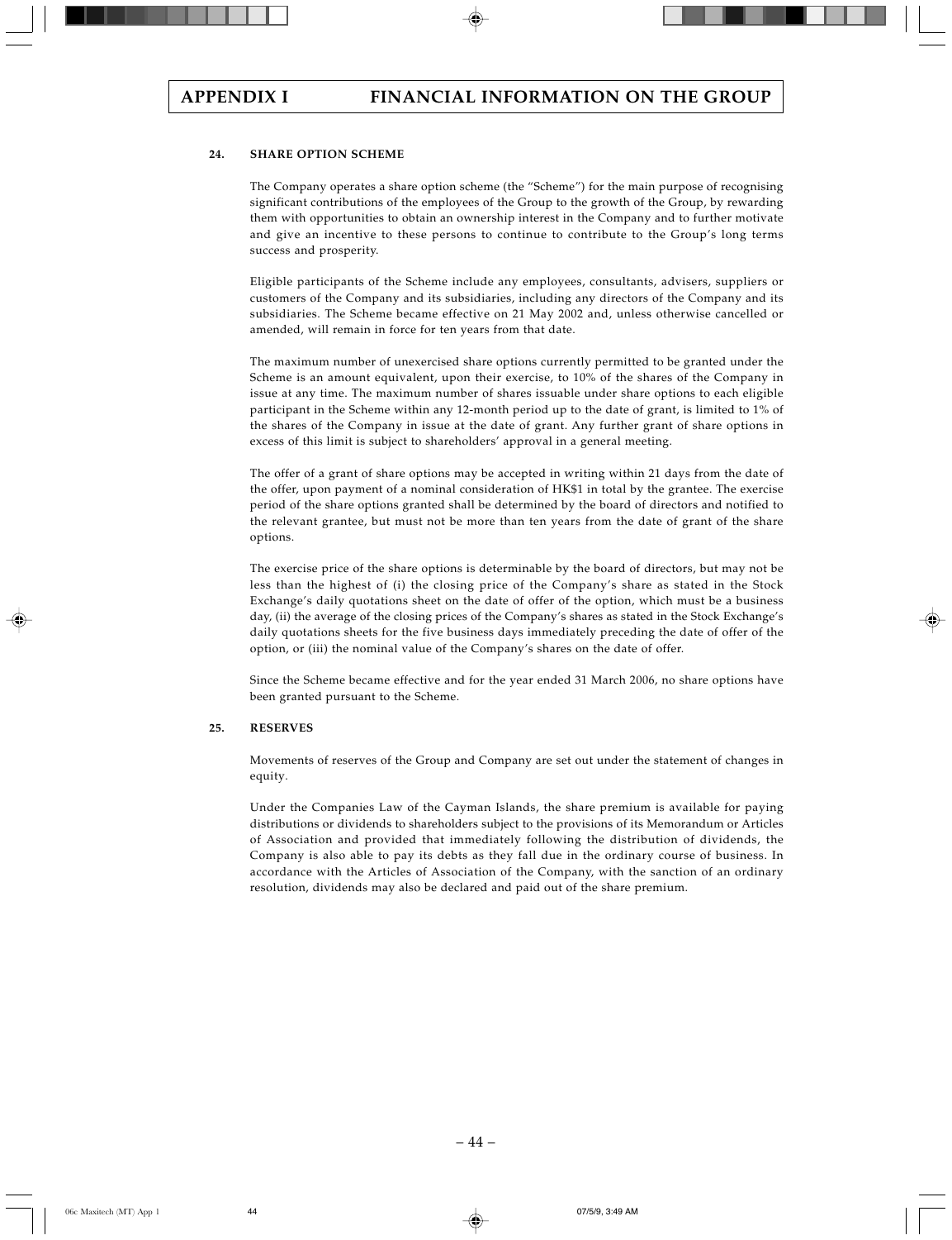## 24. SHARE OPTION SCHEME

The Company operates a share option scheme (the "Scheme") for the main purpose of recognising significant contributions of the employees of the Group to the growth of the Group, by rewarding them with opportunities to obtain an ownership interest in the Company and to further motivate and give an incentive to these persons to continue to contribute to the Group's long terms success and prosperity.

Eligible participants of the Scheme include any employees, consultants, advisers, suppliers or customers of the Company and its subsidiaries, including any directors of the Company and its subsidiaries. The Scheme became effective on 21 May 2002 and, unless otherwise cancelled or amended, will remain in force for ten years from that date.

The maximum number of unexercised share options currently permitted to be granted under the Scheme is an amount equivalent, upon their exercise, to 10% of the shares of the Company in issue at any time. The maximum number of shares issuable under share options to each eligible participant in the Scheme within any 12-month period up to the date of grant, is limited to 1% of the shares of the Company in issue at the date of grant. Any further grant of share options in excess of this limit is subject to shareholders' approval in a general meeting.

The offer of a grant of share options may be accepted in writing within 21 days from the date of the offer, upon payment of a nominal consideration of HK$1 in total by the grantee. The exercise period of the share options granted shall be determined by the board of directors and notified to the relevant grantee, but must not be more than ten years from the date of grant of the share options.

The exercise price of the share options is determinable by the board of directors, but may not be less than the highest of (i) the closing price of the Company's share as stated in the Stock Exchange's daily quotations sheet on the date of offer of the option, which must be a business day, (ii) the average of the closing prices of the Company's shares as stated in the Stock Exchange's daily quotations sheets for the five business days immediately preceding the date of offer of the option, or (iii) the nominal value of the Company's shares on the date of offer.

Since the Scheme became effective and for the year ended 31 March 2006, no share options have been granted pursuant to the Scheme.

## 25. RESERVES

Movements of reserves of the Group and Company are set out under the statement of changes in equity.

Under the Companies Law of the Cayman Islands, the share premium is available for paying distributions or dividends to shareholders subject to the provisions of its Memorandum or Articles of Association and provided that immediately following the distribution of dividends, the Company is also able to pay its debts as they fall due in the ordinary course of business. In accordance with the Articles of Association of the Company, with the sanction of an ordinary resolution, dividends may also be declared and paid out of the share premium.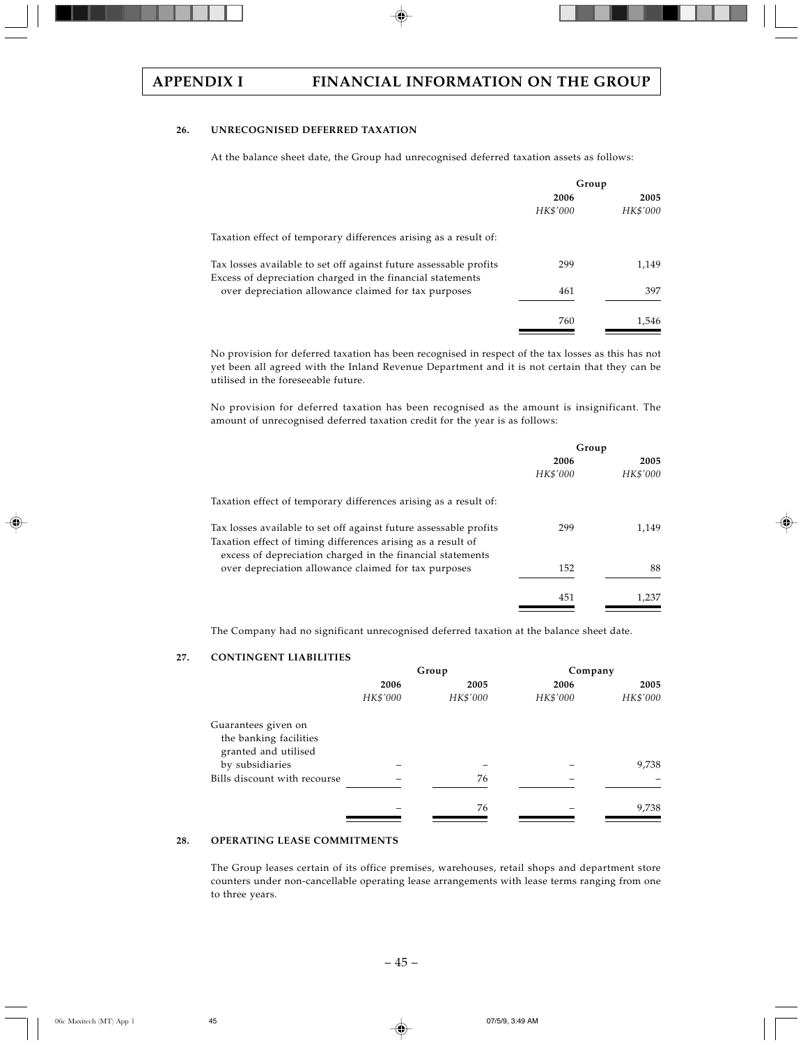## 26. UNRECOGNISED DEFERRED TAXATION

At the balance sheet date, the Group had unrecognised deferred taxation assets as follows:

| | Group | |
|---|---|---|
| | 2006 | 2005 |
| | *HK$'000* | *HK$'000* |
| Taxation effect of temporary differences arising as a result of: | | |
| Tax losses available to set off against future assessable profits | 299 | 1,149 |
| Excess of depreciation charged in the financial statements over depreciation allowance claimed for tax purposes | 461 | 397 |
| | 760 | 1,546 |

No provision for deferred taxation has been recognised in respect of the tax losses as this has not yet been all agreed with the Inland Revenue Department and it is not certain that they can be utilised in the foreseeable future.

No provision for deferred taxation has been recognised as the amount is insignificant. The amount of unrecognised deferred taxation credit for the year is as follows:

| | Group | |
|---|---|---|
| | 2006 | 2005 |
| | *HK$'000* | *HK$'000* |
| Taxation effect of temporary differences arising as a result of: | | |
| Tax losses available to set off against future assessable profits | 299 | 1,149 |
| Taxation effect of timing differences arising as a result of excess of depreciation charged in the financial statements over depreciation allowance claimed for tax purposes | 152 | 88 |
| | 451 | 1,237 |

The Company had no significant unrecognised deferred taxation at the balance sheet date.

## 27. CONTINGENT LIABILITIES

| | Group | | Company | |
|---|---|---|---|---|
| | 2006 | 2005 | 2006 | 2005 |
| | *HK$'000* | *HK$'000* | *HK$'000* | *HK$'000* |
| Guarantees given on the banking facilities granted and utilised by subsidiaries | – | – | – | 9,738 |
| Bills discount with recourse | – | 76 | – | – |
| | – | 76 | – | 9,738 |

## 28. OPERATING LEASE COMMITMENTS

The Group leases certain of its office premises, warehouses, retail shops and department store counters under non-cancellable operating lease arrangements with lease terms ranging from one to three years.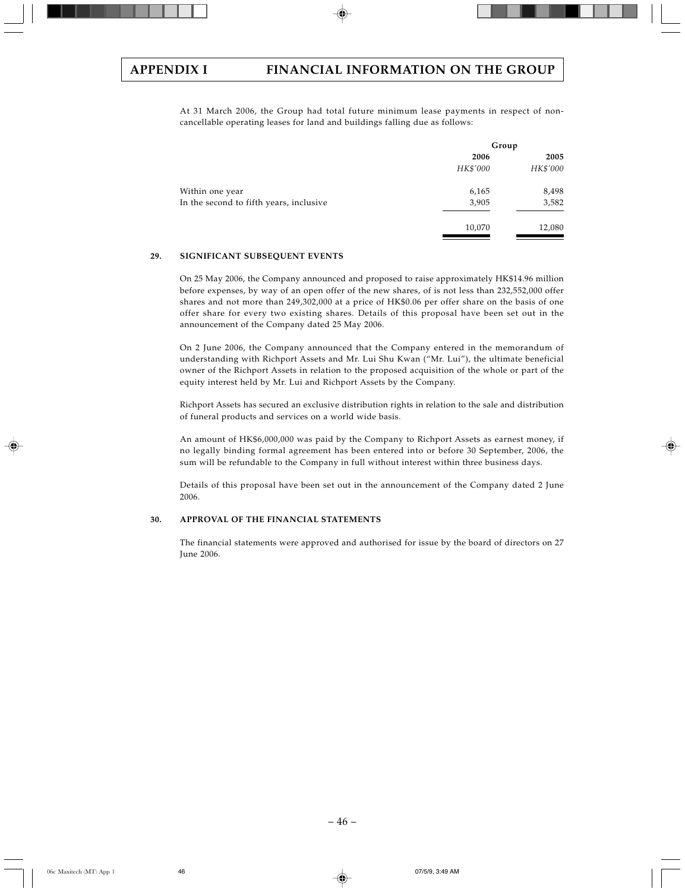At 31 March 2006, the Group had total future minimum lease payments in respect of non-cancellable operating leases for land and buildings falling due as follows:

| | Group | |
|---|---|---|
| | **2006** | **2005** |
| | *HK$'000* | *HK$'000* |
| Within one year | 6,165 | 8,498 |
| In the second to fifth years, inclusive | 3,905 | 3,582 |
| | 10,070 | 12,080 |

## 29. SIGNIFICANT SUBSEQUENT EVENTS

On 25 May 2006, the Company announced and proposed to raise approximately HK$14.96 million before expenses, by way of an open offer of the new shares, of is not less than 232,552,000 offer shares and not more than 249,302,000 at a price of HK$0.06 per offer share on the basis of one offer share for every two existing shares. Details of this proposal have been set out in the announcement of the Company dated 25 May 2006.

On 2 June 2006, the Company announced that the Company entered in the memorandum of understanding with Richport Assets and Mr. Lui Shu Kwan ("Mr. Lui"), the ultimate beneficial owner of the Richport Assets in relation to the proposed acquisition of the whole or part of the equity interest held by Mr. Lui and Richport Assets by the Company.

Richport Assets has secured an exclusive distribution rights in relation to the sale and distribution of funeral products and services on a world wide basis.

An amount of HK$6,000,000 was paid by the Company to Richport Assets as earnest money, if no legally binding formal agreement has been entered into or before 30 September, 2006, the sum will be refundable to the Company in full without interest within three business days.

Details of this proposal have been set out in the announcement of the Company dated 2 June 2006.

## 30. APPROVAL OF THE FINANCIAL STATEMENTS

The financial statements were approved and authorised for issue by the board of directors on 27 June 2006.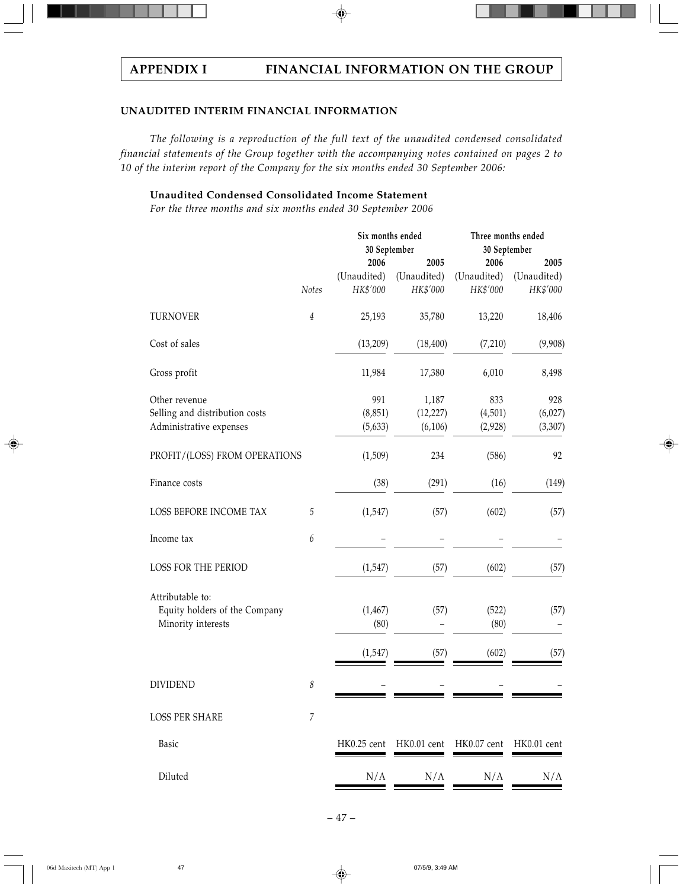# APPENDIX I FINANCIAL INFORMATION ON THE GROUP

## UNAUDITED INTERIM FINANCIAL INFORMATION

*The following is a reproduction of the full text of the unaudited condensed consolidated financial statements of the Group together with the accompanying notes contained on pages 2 to 10 of the interim report of the Company for the six months ended 30 September 2006:*

### Unaudited Condensed Consolidated Income Statement

*For the three months and six months ended 30 September 2006*

| | | Six months ended 30 September | | Three months ended 30 September | |
|---|---|---|---|---|---|
| | | 2006 | 2005 | 2006 | 2005 |
| | | (Unaudited) | (Unaudited) | (Unaudited) | (Unaudited) |
| | *Notes* | *HK$'000* | *HK$'000* | *HK$'000* | *HK$'000* |
| TURNOVER | 4 | 25,193 | 35,780 | 13,220 | 18,406 |
| Cost of sales | | (13,209) | (18,400) | (7,210) | (9,908) |
| Gross profit | | 11,984 | 17,380 | 6,010 | 8,498 |
| Other revenue | | 991 | 1,187 | 833 | 928 |
| Selling and distribution costs | | (8,851) | (12,227) | (4,501) | (6,027) |
| Administrative expenses | | (5,633) | (6,106) | (2,928) | (3,307) |
| PROFIT/(LOSS) FROM OPERATIONS | | (1,509) | 234 | (586) | 92 |
| Finance costs | | (38) | (291) | (16) | (149) |
| LOSS BEFORE INCOME TAX | 5 | (1,547) | (57) | (602) | (57) |
| Income tax | 6 | – | – | – | – |
| LOSS FOR THE PERIOD | | (1,547) | (57) | (602) | (57) |
| Attributable to: | | | | | |
| Equity holders of the Company | | (1,467) | (57) | (522) | (57) |
| Minority interests | | (80) | – | (80) | – |
| | | (1,547) | (57) | (602) | (57) |
| DIVIDEND | 8 | – | – | – | – |
| LOSS PER SHARE | 7 | | | | |
| Basic | | HK0.25 cent | HK0.01 cent | HK0.07 cent | HK0.01 cent |
| Diluted | | N/A | N/A | N/A | N/A |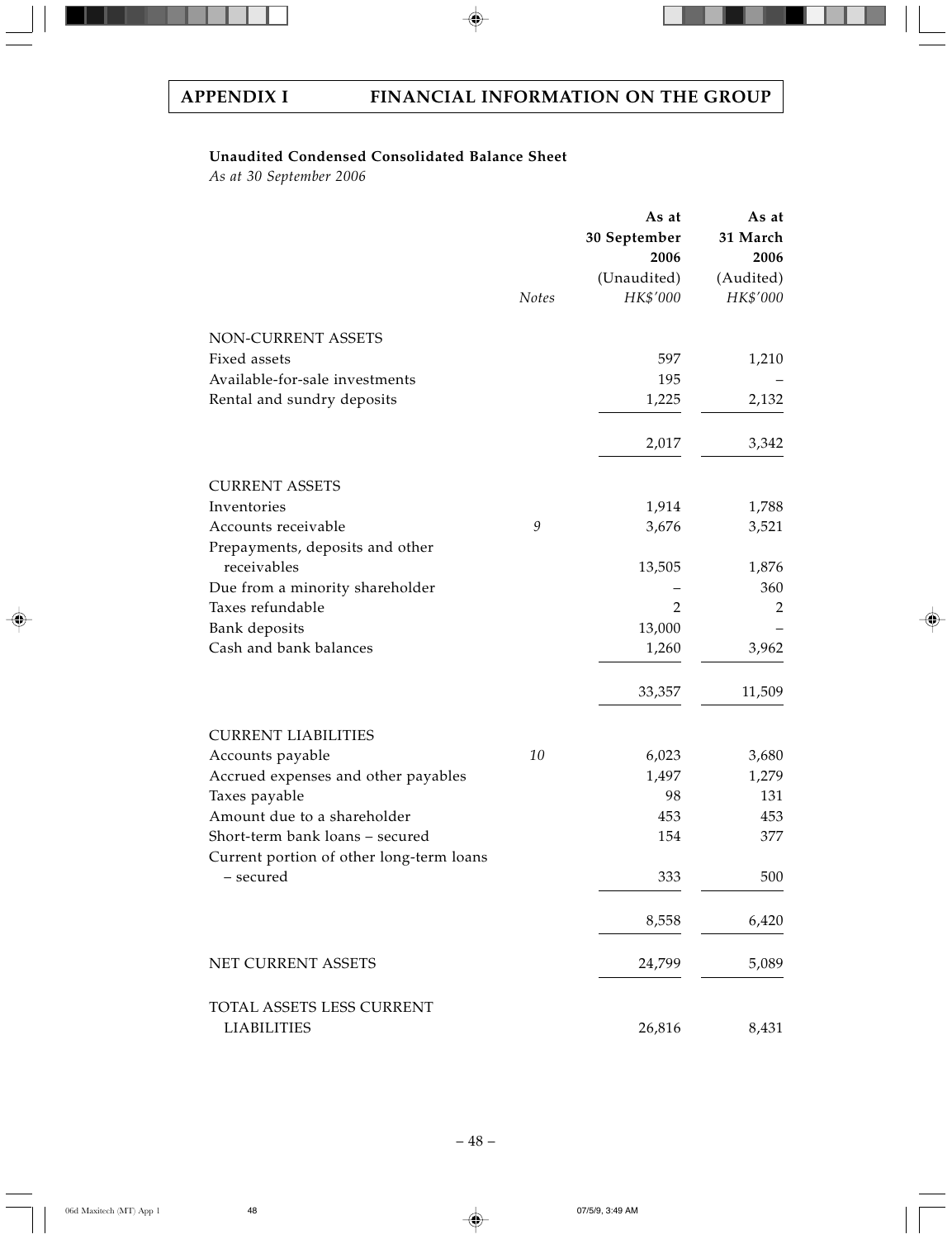# APPENDIX I FINANCIAL INFORMATION ON THE GROUP

**Unaudited Condensed Consolidated Balance Sheet**

*As at 30 September 2006*

| | *Notes* | **As at 30 September 2006** (Unaudited) *HK$'000* | **As at 31 March 2006** (Audited) *HK$'000* |
|---|---|---|---|
| NON-CURRENT ASSETS | | | |
| Fixed assets | | 597 | 1,210 |
| Available-for-sale investments | | 195 | – |
| Rental and sundry deposits | | 1,225 | 2,132 |
| | | 2,017 | 3,342 |
| CURRENT ASSETS | | | |
| Inventories | | 1,914 | 1,788 |
| Accounts receivable | 9 | 3,676 | 3,521 |
| Prepayments, deposits and other receivables | | 13,505 | 1,876 |
| Due from a minority shareholder | | – | 360 |
| Taxes refundable | | 2 | 2 |
| Bank deposits | | 13,000 | – |
| Cash and bank balances | | 1,260 | 3,962 |
| | | 33,357 | 11,509 |
| CURRENT LIABILITIES | | | |
| Accounts payable | 10 | 6,023 | 3,680 |
| Accrued expenses and other payables | | 1,497 | 1,279 |
| Taxes payable | | 98 | 131 |
| Amount due to a shareholder | | 453 | 453 |
| Short-term bank loans – secured | | 154 | 377 |
| Current portion of other long-term loans – secured | | 333 | 500 |
| | | 8,558 | 6,420 |
| NET CURRENT ASSETS | | 24,799 | 5,089 |
| TOTAL ASSETS LESS CURRENT LIABILITIES | | 26,816 | 8,431 |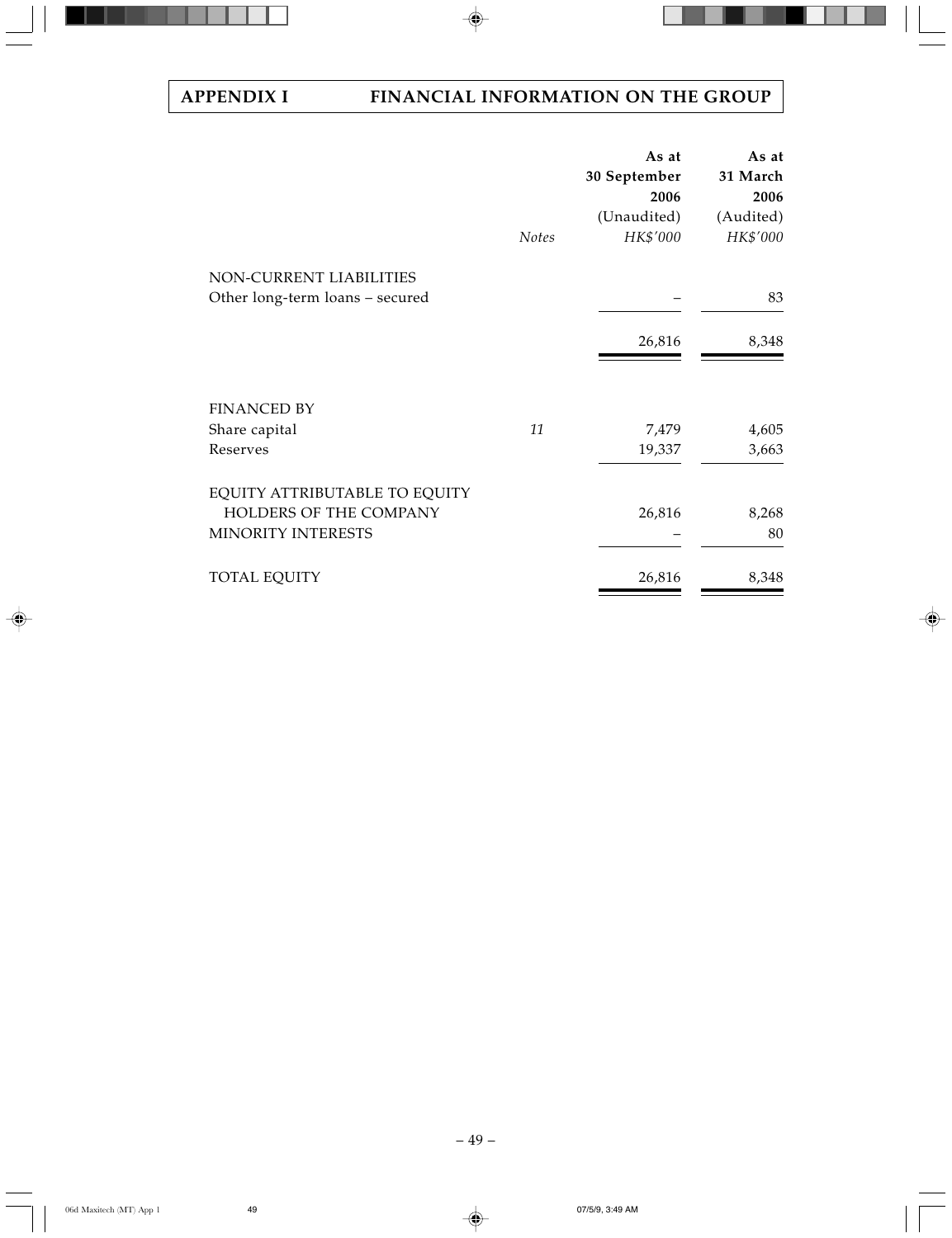## APPENDIX I FINANCIAL INFORMATION ON THE GROUP

| | Notes | As at 30 September 2006 (Unaudited) HK$'000 | As at 31 March 2006 (Audited) HK$'000 |
|---|---|---|---|
| NON-CURRENT LIABILITIES | | | |
| Other long-term loans – secured | | – | 83 |
| | | 26,816 | 8,348 |
| FINANCED BY | | | |
| Share capital | 11 | 7,479 | 4,605 |
| Reserves | | 19,337 | 3,663 |
| EQUITY ATTRIBUTABLE TO EQUITY HOLDERS OF THE COMPANY | | 26,816 | 8,268 |
| MINORITY INTERESTS | | – | 80 |
| TOTAL EQUITY | | 26,816 | 8,348 |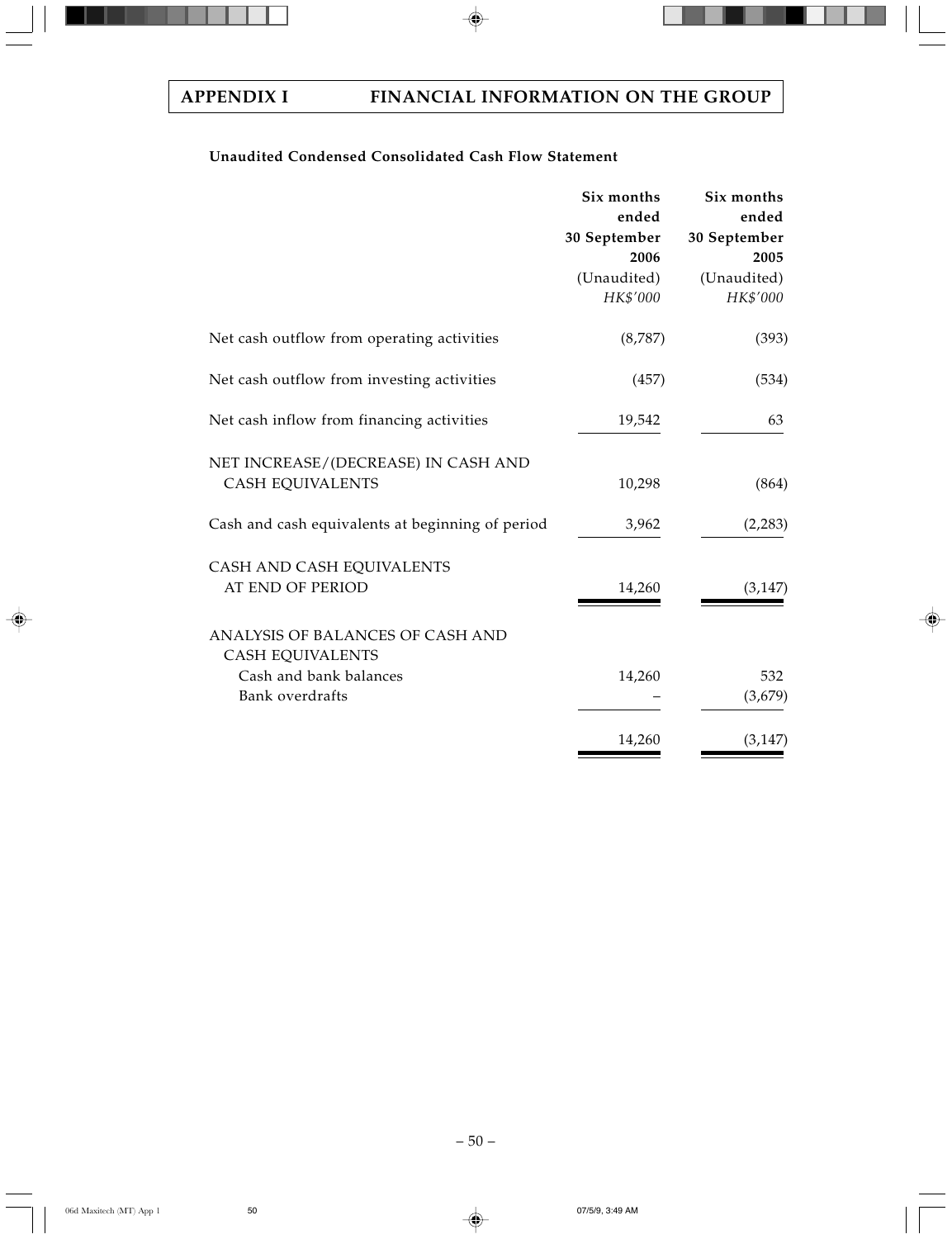## APPENDIX I FINANCIAL INFORMATION ON THE GROUP

**Unaudited Condensed Consolidated Cash Flow Statement**

| | Six months ended 30 September 2006 (Unaudited) *HK$'000* | Six months ended 30 September 2005 (Unaudited) *HK$'000* |
|---|---|---|
| Net cash outflow from operating activities | (8,787) | (393) |
| Net cash outflow from investing activities | (457) | (534) |
| Net cash inflow from financing activities | 19,542 | 63 |
| NET INCREASE/(DECREASE) IN CASH AND CASH EQUIVALENTS | 10,298 | (864) |
| Cash and cash equivalents at beginning of period | 3,962 | (2,283) |
| CASH AND CASH EQUIVALENTS AT END OF PERIOD | 14,260 | (3,147) |
| ANALYSIS OF BALANCES OF CASH AND CASH EQUIVALENTS | | |
| Cash and bank balances | 14,260 | 532 |
| Bank overdrafts | – | (3,679) |
| | 14,260 | (3,147) |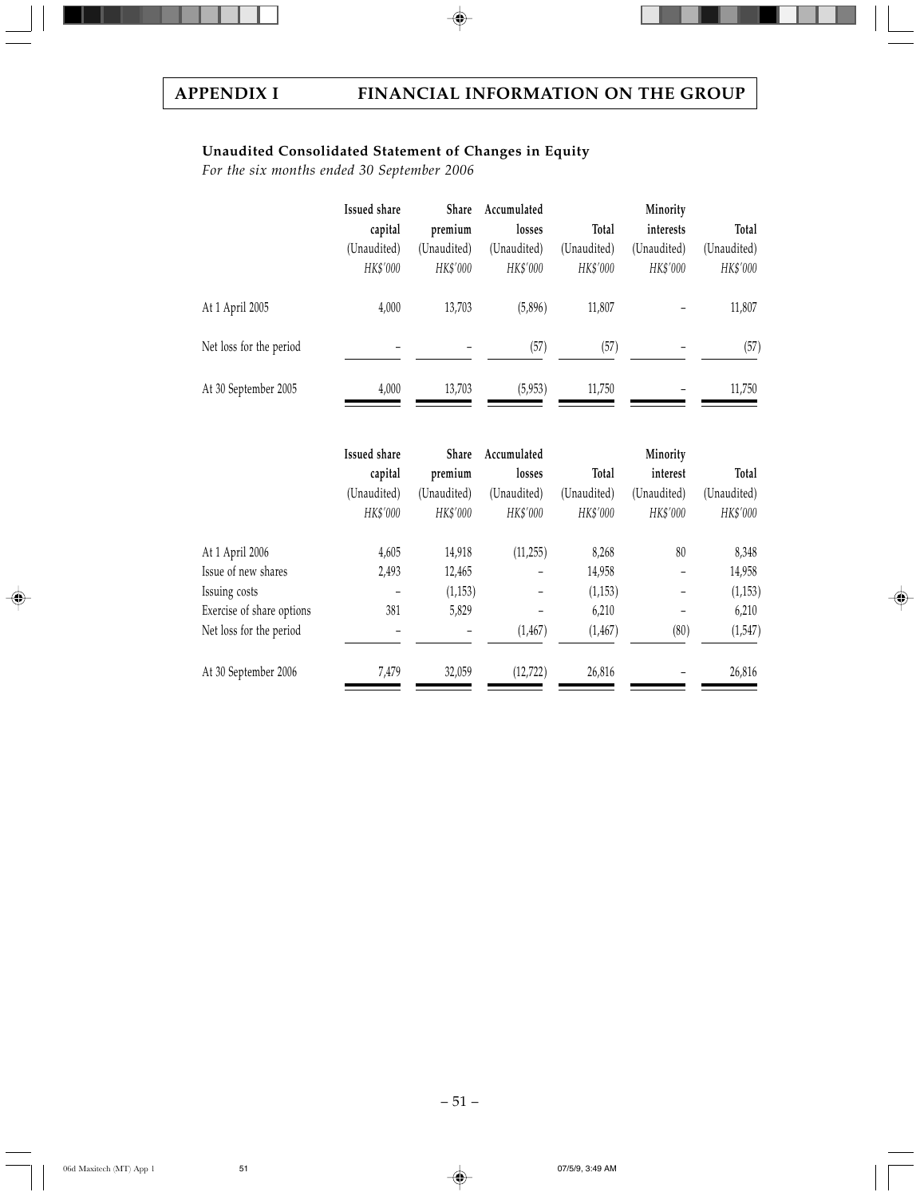## Unaudited Consolidated Statement of Changes in Equity

*For the six months ended 30 September 2006*

| | Issued share capital (Unaudited) *HK$'000* | Share premium (Unaudited) *HK$'000* | Accumulated losses (Unaudited) *HK$'000* | Total (Unaudited) *HK$'000* | Minority interests (Unaudited) *HK$'000* | Total (Unaudited) *HK$'000* |
|---|---|---|---|---|---|---|
| At 1 April 2005 | 4,000 | 13,703 | (5,896) | 11,807 | – | 11,807 |
| Net loss for the period | – | – | (57) | (57) | – | (57) |
| At 30 September 2005 | 4,000 | 13,703 | (5,953) | 11,750 | – | 11,750 |

| | Issued share capital (Unaudited) *HK$'000* | Share premium (Unaudited) *HK$'000* | Accumulated losses (Unaudited) *HK$'000* | Total (Unaudited) *HK$'000* | Minority interest (Unaudited) *HK$'000* | Total (Unaudited) *HK$'000* |
|---|---|---|---|---|---|---|
| At 1 April 2006 | 4,605 | 14,918 | (11,255) | 8,268 | 80 | 8,348 |
| Issue of new shares | 2,493 | 12,465 | – | 14,958 | – | 14,958 |
| Issuing costs | – | (1,153) | – | (1,153) | – | (1,153) |
| Exercise of share options | 381 | 5,829 | – | 6,210 | – | 6,210 |
| Net loss for the period | – | – | (1,467) | (1,467) | (80) | (1,547) |
| At 30 September 2006 | 7,479 | 32,059 | (12,722) | 26,816 | – | 26,816 |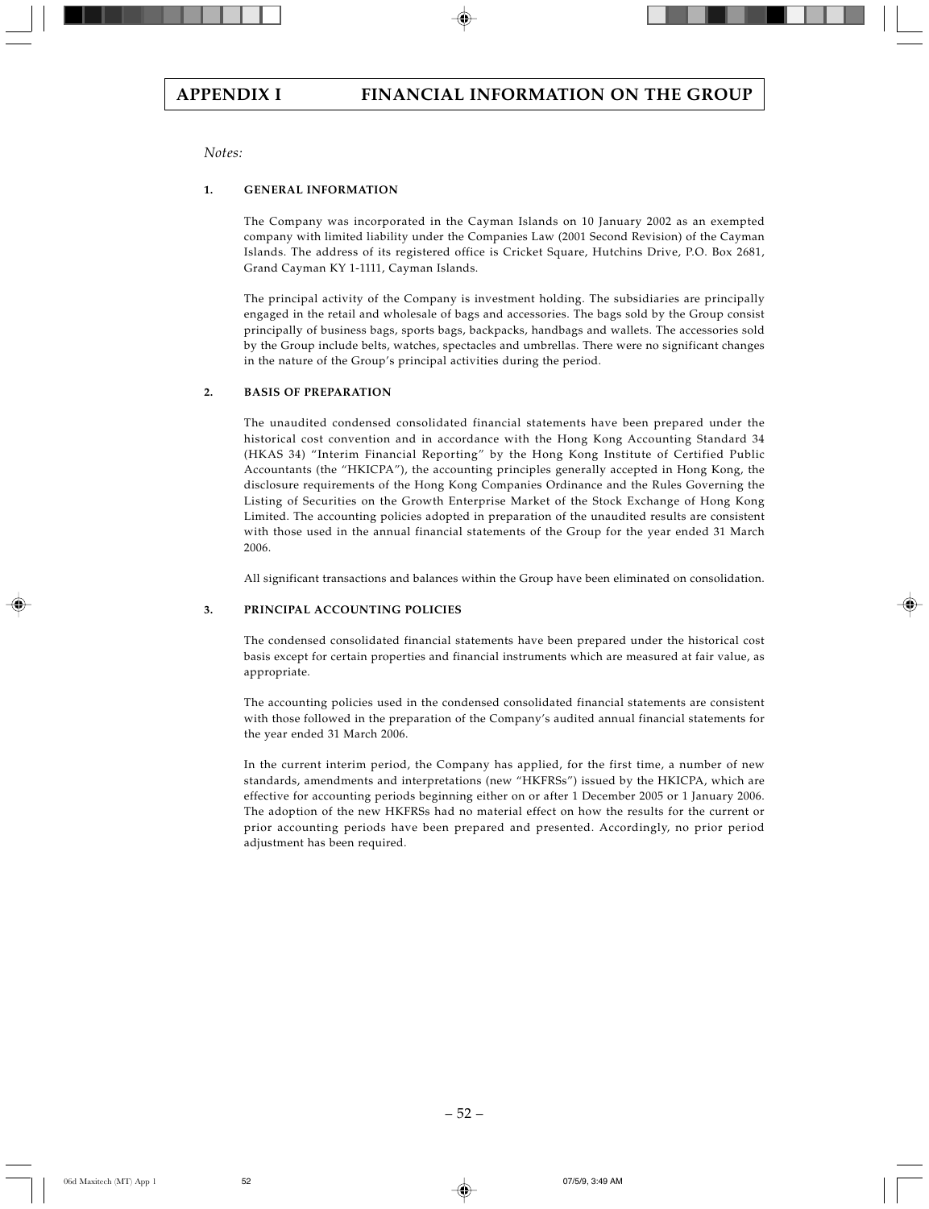*Notes:*

**1. GENERAL INFORMATION**

The Company was incorporated in the Cayman Islands on 10 January 2002 as an exempted company with limited liability under the Companies Law (2001 Second Revision) of the Cayman Islands. The address of its registered office is Cricket Square, Hutchins Drive, P.O. Box 2681, Grand Cayman KY 1-1111, Cayman Islands.

The principal activity of the Company is investment holding. The subsidiaries are principally engaged in the retail and wholesale of bags and accessories. The bags sold by the Group consist principally of business bags, sports bags, backpacks, handbags and wallets. The accessories sold by the Group include belts, watches, spectacles and umbrellas. There were no significant changes in the nature of the Group's principal activities during the period.

**2. BASIS OF PREPARATION**

The unaudited condensed consolidated financial statements have been prepared under the historical cost convention and in accordance with the Hong Kong Accounting Standard 34 (HKAS 34) "Interim Financial Reporting" by the Hong Kong Institute of Certified Public Accountants (the "HKICPA"), the accounting principles generally accepted in Hong Kong, the disclosure requirements of the Hong Kong Companies Ordinance and the Rules Governing the Listing of Securities on the Growth Enterprise Market of the Stock Exchange of Hong Kong Limited. The accounting policies adopted in preparation of the unaudited results are consistent with those used in the annual financial statements of the Group for the year ended 31 March 2006.

All significant transactions and balances within the Group have been eliminated on consolidation.

**3. PRINCIPAL ACCOUNTING POLICIES**

The condensed consolidated financial statements have been prepared under the historical cost basis except for certain properties and financial instruments which are measured at fair value, as appropriate.

The accounting policies used in the condensed consolidated financial statements are consistent with those followed in the preparation of the Company's audited annual financial statements for the year ended 31 March 2006.

In the current interim period, the Company has applied, for the first time, a number of new standards, amendments and interpretations (new "HKFRSs") issued by the HKICPA, which are effective for accounting periods beginning either on or after 1 December 2005 or 1 January 2006. The adoption of the new HKFRSs had no material effect on how the results for the current or prior accounting periods have been prepared and presented. Accordingly, no prior period adjustment has been required.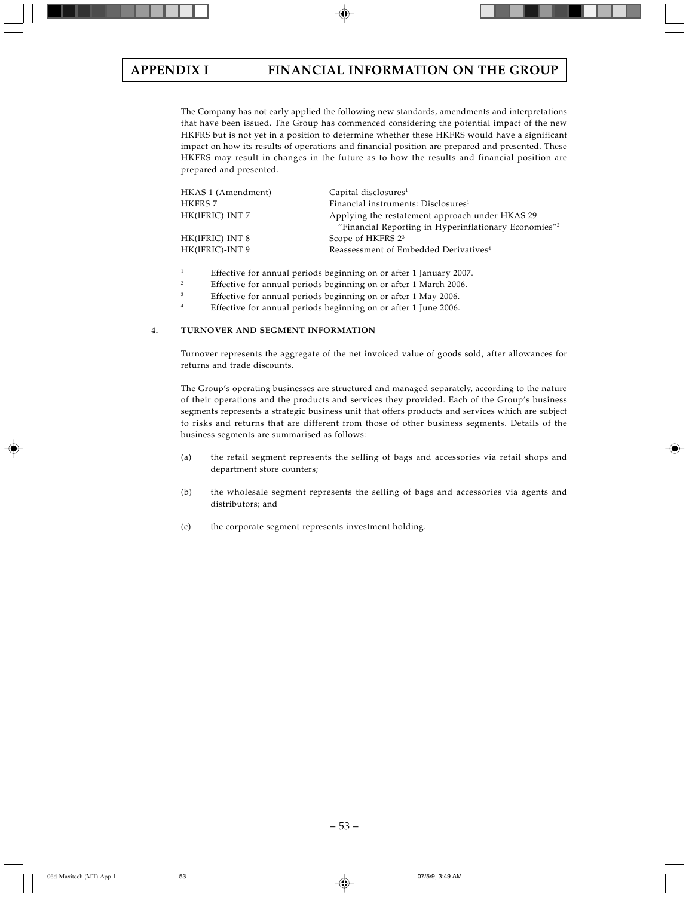The Company has not early applied the following new standards, amendments and interpretations that have been issued. The Group has commenced considering the potential impact of the new HKFRS but is not yet in a position to determine whether these HKFRS would have a significant impact on how its results of operations and financial position are prepared and presented. These HKFRS may result in changes in the future as to how the results and financial position are prepared and presented.

| | |
|---|---|
| HKAS 1 (Amendment) | Capital disclosures[1] |
| HKFRS 7 | Financial instruments: Disclosures[1] |
| HK(IFRIC)-INT 7 | Applying the restatement approach under HKAS 29 "Financial Reporting in Hyperinflationary Economies"[2] |
| HK(IFRIC)-INT 8 | Scope of HKFRS 2[3] |
| HK(IFRIC)-INT 9 | Reassessment of Embedded Derivatives[4] |

[1] Effective for annual periods beginning on or after 1 January 2007.

[2] Effective for annual periods beginning on or after 1 March 2006.

[3] Effective for annual periods beginning on or after 1 May 2006.

[4] Effective for annual periods beginning on or after 1 June 2006.

## 4. TURNOVER AND SEGMENT INFORMATION

Turnover represents the aggregate of the net invoiced value of goods sold, after allowances for returns and trade discounts.

The Group's operating businesses are structured and managed separately, according to the nature of their operations and the products and services they provided. Each of the Group's business segments represents a strategic business unit that offers products and services which are subject to risks and returns that are different from those of other business segments. Details of the business segments are summarised as follows:

(a) the retail segment represents the selling of bags and accessories via retail shops and department store counters;

(b) the wholesale segment represents the selling of bags and accessories via agents and distributors; and

(c) the corporate segment represents investment holding.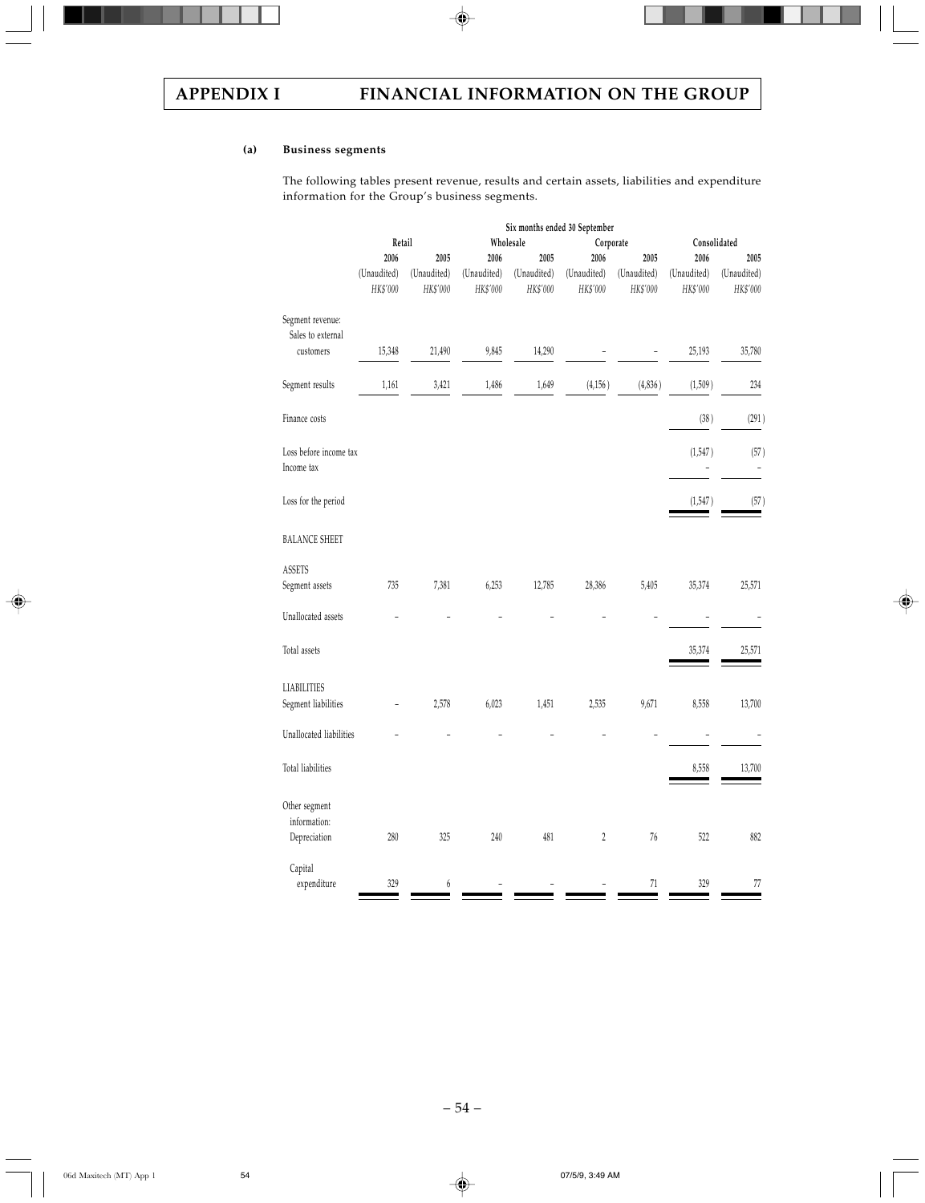#### (a) Business segments

The following tables present revenue, results and certain assets, liabilities and expenditure information for the Group's business segments.

| | Six months ended 30 September | | | | | | | |
|---|---|---|---|---|---|---|---|---|
| | Retail | | Wholesale | | Corporate | | Consolidated | |
| | 2006 | 2005 | 2006 | 2005 | 2006 | 2005 | 2006 | 2005 |
| | (Unaudited) | (Unaudited) | (Unaudited) | (Unaudited) | (Unaudited) | (Unaudited) | (Unaudited) | (Unaudited) |
| | *HK$'000* | *HK$'000* | *HK$'000* | *HK$'000* | *HK$'000* | *HK$'000* | *HK$'000* | *HK$'000* |
| Segment revenue: | | | | | | | | |
| Sales to external customers | 15,348 | 21,490 | 9,845 | 14,290 | – | – | 25,193 | 35,780 |
| Segment results | 1,161 | 3,421 | 1,486 | 1,649 | (4,156) | (4,836) | (1,509) | 234 |
| Finance costs | | | | | | | (38) | (291) |
| Loss before income tax | | | | | | | (1,547) | (57) |
| Income tax | | | | | | | – | – |
| Loss for the period | | | | | | | (1,547) | (57) |
| BALANCE SHEET | | | | | | | | |
| ASSETS | | | | | | | | |
| Segment assets | 735 | 7,381 | 6,253 | 12,785 | 28,386 | 5,405 | 35,374 | 25,571 |
| Unallocated assets | – | – | – | – | – | – | – | – |
| Total assets | | | | | | | 35,374 | 25,571 |
| LIABILITIES | | | | | | | | |
| Segment liabilities | – | 2,578 | 6,023 | 1,451 | 2,535 | 9,671 | 8,558 | 13,700 |
| Unallocated liabilities | – | – | – | – | – | – | – | – |
| Total liabilities | | | | | | | 8,558 | 13,700 |
| Other segment information: | | | | | | | | |
| Depreciation | 280 | 325 | 240 | 481 | 2 | 76 | 522 | 882 |
| Capital expenditure | 329 | 6 | – | – | – | 71 | 329 | 77 |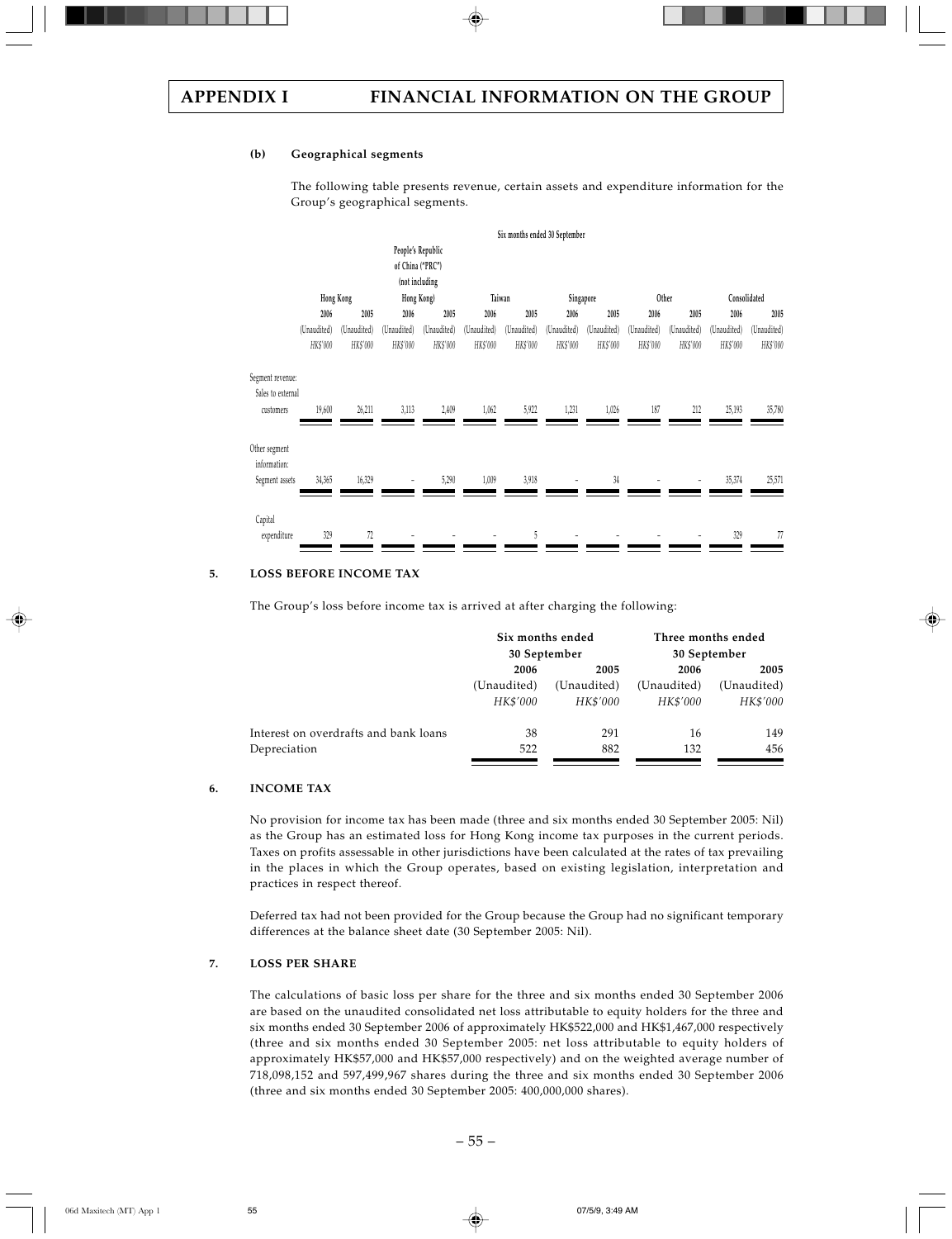#### (b) Geographical segments

The following table presents revenue, certain assets and expenditure information for the Group's geographical segments.

| | Six months ended 30 September | | | | | | | | | | | |
|---|---|---|---|---|---|---|---|---|---|---|---|---|
| | Hong Kong | | People's Republic of China ("PRC") (not including Hong Kong) | | Taiwan | | Singapore | | Other | | Consolidated | |
| | 2006 | 2005 | 2006 | 2005 | 2006 | 2005 | 2006 | 2005 | 2006 | 2005 | 2006 | 2005 |
| | (Unaudited) | (Unaudited) | (Unaudited) | (Unaudited) | (Unaudited) | (Unaudited) | (Unaudited) | (Unaudited) | (Unaudited) | (Unaudited) | (Unaudited) | (Unaudited) |
| | *HK$'000* | *HK$'000* | *HK$'000* | *HK$'000* | *HK$'000* | *HK$'000* | *HK$'000* | *HK$'000* | *HK$'000* | *HK$'000* | *HK$'000* | *HK$'000* |
| Segment revenue: | | | | | | | | | | | | |
| Sales to external customers | 19,600 | 26,211 | 3,113 | 2,409 | 1,062 | 5,922 | 1,231 | 1,026 | 187 | 212 | 25,193 | 35,780 |
| Other segment information: | | | | | | | | | | | | |
| Segment assets | 34,365 | 16,329 | – | 5,290 | 1,009 | 3,918 | – | 34 | – | – | 35,374 | 25,571 |
| Capital expenditure | 329 | 72 | – | – | – | 5 | – | – | – | – | 329 | 77 |

### 5. LOSS BEFORE INCOME TAX

The Group's loss before income tax is arrived at after charging the following:

| | Six months ended 30 September | | Three months ended 30 September | |
|---|---|---|---|---|
| | 2006 | 2005 | 2006 | 2005 |
| | (Unaudited) | (Unaudited) | (Unaudited) | (Unaudited) |
| | *HK$'000* | *HK$'000* | *HK$'000* | *HK$'000* |
| Interest on overdrafts and bank loans | 38 | 291 | 16 | 149 |
| Depreciation | 522 | 882 | 132 | 456 |

### 6. INCOME TAX

No provision for income tax has been made (three and six months ended 30 September 2005: Nil) as the Group has an estimated loss for Hong Kong income tax purposes in the current periods. Taxes on profits assessable in other jurisdictions have been calculated at the rates of tax prevailing in the places in which the Group operates, based on existing legislation, interpretation and practices in respect thereof.

Deferred tax had not been provided for the Group because the Group had no significant temporary differences at the balance sheet date (30 September 2005: Nil).

### 7. LOSS PER SHARE

The calculations of basic loss per share for the three and six months ended 30 September 2006 are based on the unaudited consolidated net loss attributable to equity holders for the three and six months ended 30 September 2006 of approximately HK$522,000 and HK$1,467,000 respectively (three and six months ended 30 September 2005: net loss attributable to equity holders of approximately HK$57,000 and HK$57,000 respectively) and on the weighted average number of 718,098,152 and 597,499,967 shares during the three and six months ended 30 September 2006 (three and six months ended 30 September 2005: 400,000,000 shares).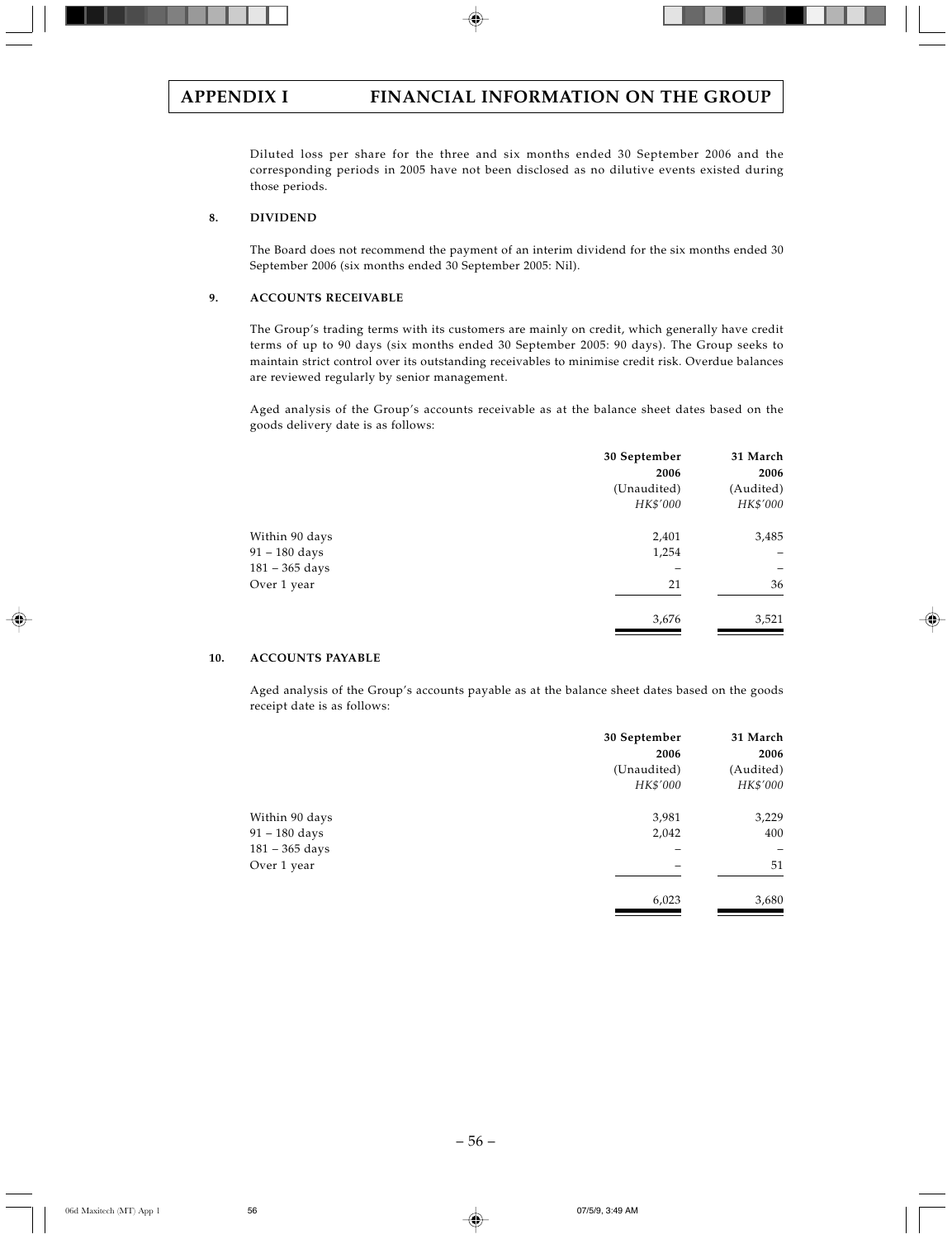Diluted loss per share for the three and six months ended 30 September 2006 and the corresponding periods in 2005 have not been disclosed as no dilutive events existed during those periods.

## 8. DIVIDEND

The Board does not recommend the payment of an interim dividend for the six months ended 30 September 2006 (six months ended 30 September 2005: Nil).

## 9. ACCOUNTS RECEIVABLE

The Group's trading terms with its customers are mainly on credit, which generally have credit terms of up to 90 days (six months ended 30 September 2005: 90 days). The Group seeks to maintain strict control over its outstanding receivables to minimise credit risk. Overdue balances are reviewed regularly by senior management.

Aged analysis of the Group's accounts receivable as at the balance sheet dates based on the goods delivery date is as follows:

| | **30 September 2006** | **31 March 2006** |
|---|---|---|
| | (Unaudited) | (Audited) |
| | *HK$'000* | *HK$'000* |
| Within 90 days | 2,401 | 3,485 |
| 91 – 180 days | 1,254 | – |
| 181 – 365 days | – | – |
| Over 1 year | 21 | 36 |
| | 3,676 | 3,521 |

## 10. ACCOUNTS PAYABLE

Aged analysis of the Group's accounts payable as at the balance sheet dates based on the goods receipt date is as follows:

| | **30 September 2006** | **31 March 2006** |
|---|---|---|
| | (Unaudited) | (Audited) |
| | *HK$'000* | *HK$'000* |
| Within 90 days | 3,981 | 3,229 |
| 91 – 180 days | 2,042 | 400 |
| 181 – 365 days | – | – |
| Over 1 year | – | 51 |
| | 6,023 | 3,680 |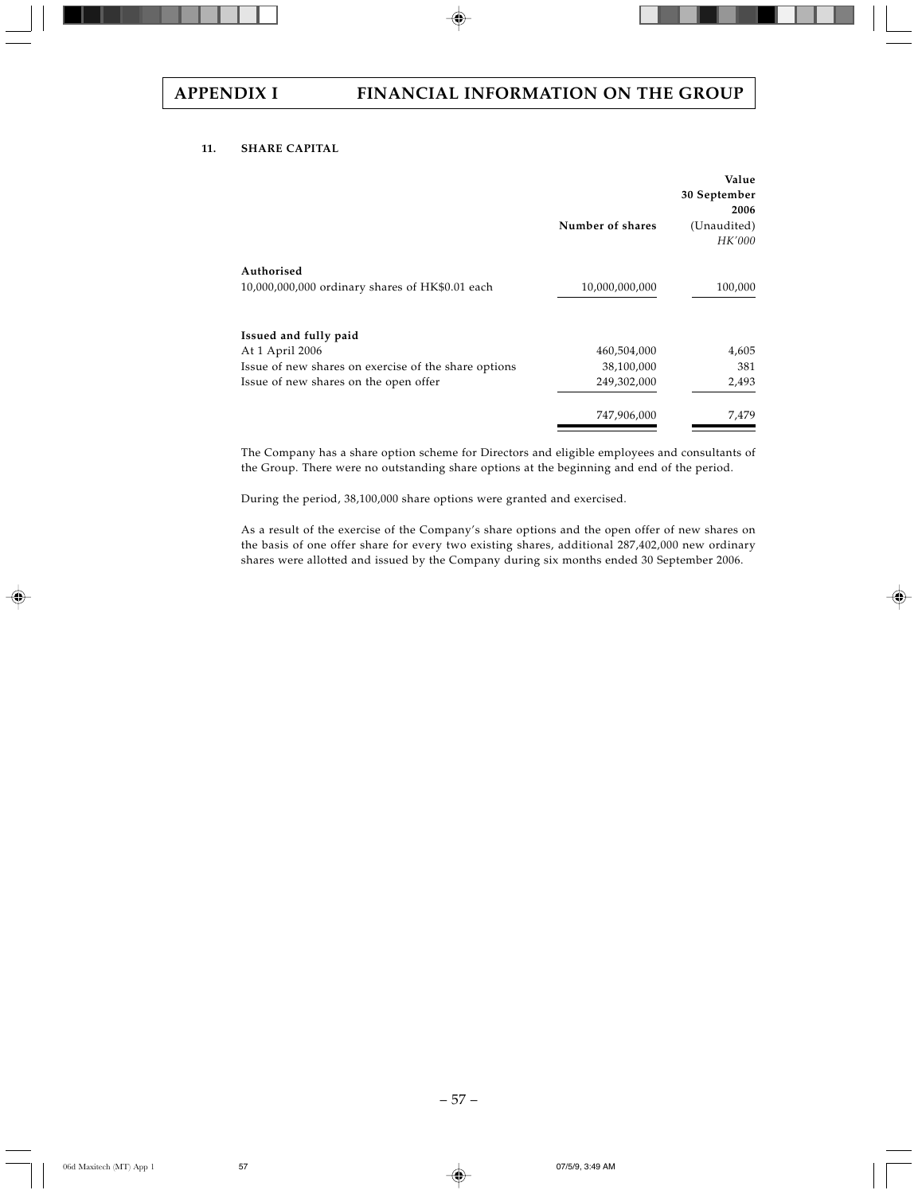## APPENDIX I FINANCIAL INFORMATION ON THE GROUP

### 11. SHARE CAPITAL

| | Number of shares | Value 30 September 2006 (Unaudited) *HK'000* |
|---|---|---|
| **Authorised** | | |
| 10,000,000,000 ordinary shares of HK$0.01 each | 10,000,000,000 | 100,000 |
| **Issued and fully paid** | | |
| At 1 April 2006 | 460,504,000 | 4,605 |
| Issue of new shares on exercise of the share options | 38,100,000 | 381 |
| Issue of new shares on the open offer | 249,302,000 | 2,493 |
| | 747,906,000 | 7,479 |

The Company has a share option scheme for Directors and eligible employees and consultants of the Group. There were no outstanding share options at the beginning and end of the period.

During the period, 38,100,000 share options were granted and exercised.

As a result of the exercise of the Company's share options and the open offer of new shares on the basis of one offer share for every two existing shares, additional 287,402,000 new ordinary shares were allotted and issued by the Company during six months ended 30 September 2006.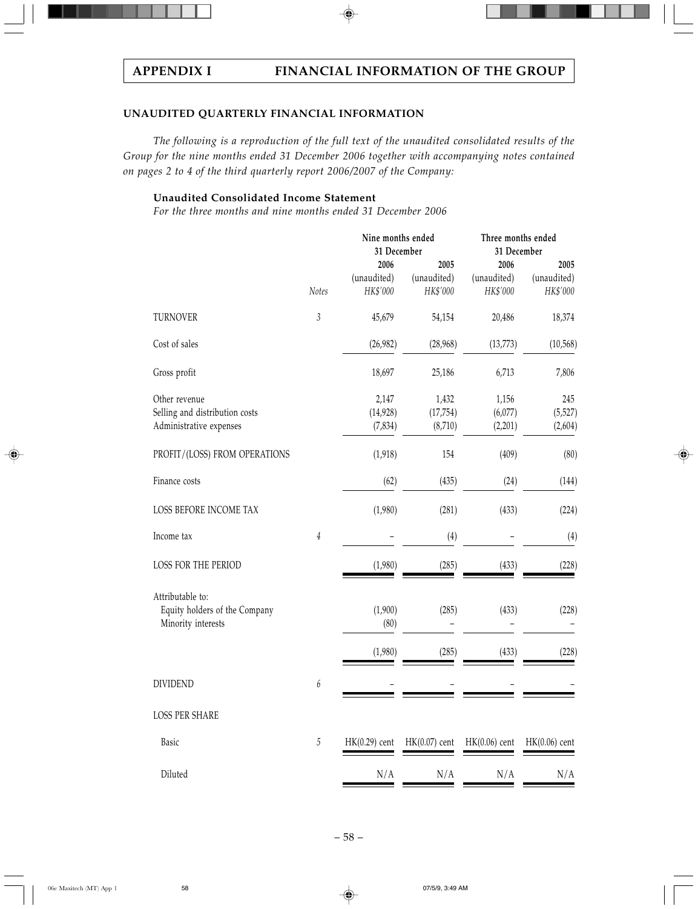## APPENDIX I FINANCIAL INFORMATION OF THE GROUP

### UNAUDITED QUARTERLY FINANCIAL INFORMATION

*The following is a reproduction of the full text of the unaudited consolidated results of the Group for the nine months ended 31 December 2006 together with accompanying notes contained on pages 2 to 4 of the third quarterly report 2006/2007 of the Company:*

**Unaudited Consolidated Income Statement**

*For the three months and nine months ended 31 December 2006*

| | | Nine months ended 31 December | | Three months ended 31 December | |
|---|---|---|---|---|---|
| | | 2006 | 2005 | 2006 | 2005 |
| | | (unaudited) | (unaudited) | (unaudited) | (unaudited) |
| | *Notes* | *HK$'000* | *HK$'000* | *HK$'000* | *HK$'000* |
| TURNOVER | 3 | 45,679 | 54,154 | 20,486 | 18,374 |
| Cost of sales | | (26,982) | (28,968) | (13,773) | (10,568) |
| Gross profit | | 18,697 | 25,186 | 6,713 | 7,806 |
| Other revenue | | 2,147 | 1,432 | 1,156 | 245 |
| Selling and distribution costs | | (14,928) | (17,754) | (6,077) | (5,527) |
| Administrative expenses | | (7,834) | (8,710) | (2,201) | (2,604) |
| PROFIT/(LOSS) FROM OPERATIONS | | (1,918) | 154 | (409) | (80) |
| Finance costs | | (62) | (435) | (24) | (144) |
| LOSS BEFORE INCOME TAX | | (1,980) | (281) | (433) | (224) |
| Income tax | 4 | – | (4) | – | (4) |
| LOSS FOR THE PERIOD | | (1,980) | (285) | (433) | (228) |
| Attributable to: | | | | | |
| Equity holders of the Company | | (1,900) | (285) | (433) | (228) |
| Minority interests | | (80) | – | – | – |
| | | (1,980) | (285) | (433) | (228) |
| DIVIDEND | 6 | – | – | – | – |
| LOSS PER SHARE | | | | | |
| Basic | 5 | HK(0.29) cent | HK(0.07) cent | HK(0.06) cent | HK(0.06) cent |
| Diluted | | N/A | N/A | N/A | N/A |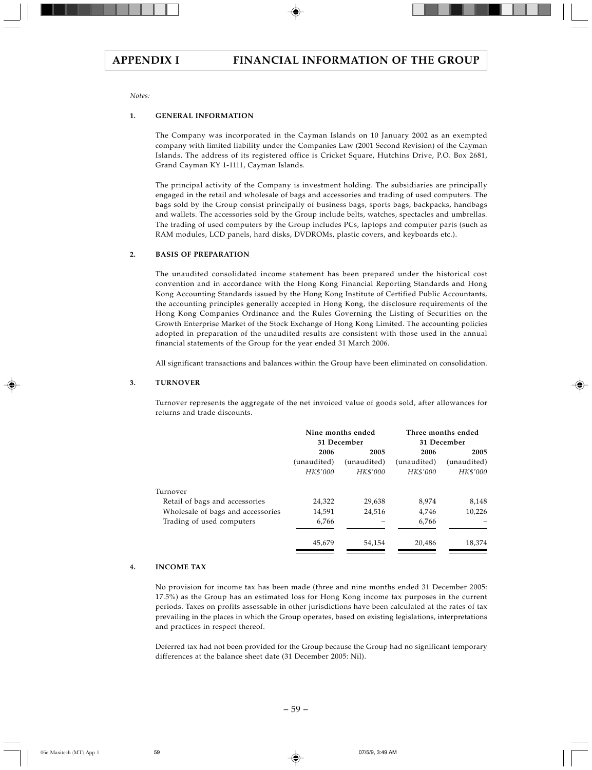# APPENDIX I FINANCIAL INFORMATION OF THE GROUP

*Notes:*

**1. GENERAL INFORMATION**

The Company was incorporated in the Cayman Islands on 10 January 2002 as an exempted company with limited liability under the Companies Law (2001 Second Revision) of the Cayman Islands. The address of its registered office is Cricket Square, Hutchins Drive, P.O. Box 2681, Grand Cayman KY 1-1111, Cayman Islands.

The principal activity of the Company is investment holding. The subsidiaries are principally engaged in the retail and wholesale of bags and accessories and trading of used computers. The bags sold by the Group consist principally of business bags, sports bags, backpacks, handbags and wallets. The accessories sold by the Group include belts, watches, spectacles and umbrellas. The trading of used computers by the Group includes PCs, laptops and computer parts (such as RAM modules, LCD panels, hard disks, DVDROMs, plastic covers, and keyboards etc.).

**2. BASIS OF PREPARATION**

The unaudited consolidated income statement has been prepared under the historical cost convention and in accordance with the Hong Kong Financial Reporting Standards and Hong Kong Accounting Standards issued by the Hong Kong Institute of Certified Public Accountants, the accounting principles generally accepted in Hong Kong, the disclosure requirements of the Hong Kong Companies Ordinance and the Rules Governing the Listing of Securities on the Growth Enterprise Market of the Stock Exchange of Hong Kong Limited. The accounting policies adopted in preparation of the unaudited results are consistent with those used in the annual financial statements of the Group for the year ended 31 March 2006.

All significant transactions and balances within the Group have been eliminated on consolidation.

**3. TURNOVER**

Turnover represents the aggregate of the net invoiced value of goods sold, after allowances for returns and trade discounts.

| | Nine months ended 31 December | | Three months ended 31 December | |
|---|---|---|---|---|
| | 2006 | 2005 | 2006 | 2005 |
| | (unaudited) | (unaudited) | (unaudited) | (unaudited) |
| | *HK$'000* | *HK$'000* | *HK$'000* | *HK$'000* |
| Turnover | | | | |
| Retail of bags and accessories | 24,322 | 29,638 | 8,974 | 8,148 |
| Wholesale of bags and accessories | 14,591 | 24,516 | 4,746 | 10,226 |
| Trading of used computers | 6,766 | – | 6,766 | – |
| | 45,679 | 54,154 | 20,486 | 18,374 |

**4. INCOME TAX**

No provision for income tax has been made (three and nine months ended 31 December 2005: 17.5%) as the Group has an estimated loss for Hong Kong income tax purposes in the current periods. Taxes on profits assessable in other jurisdictions have been calculated at the rates of tax prevailing in the places in which the Group operates, based on existing legislations, interpretations and practices in respect thereof.

Deferred tax had not been provided for the Group because the Group had no significant temporary differences at the balance sheet date (31 December 2005: Nil).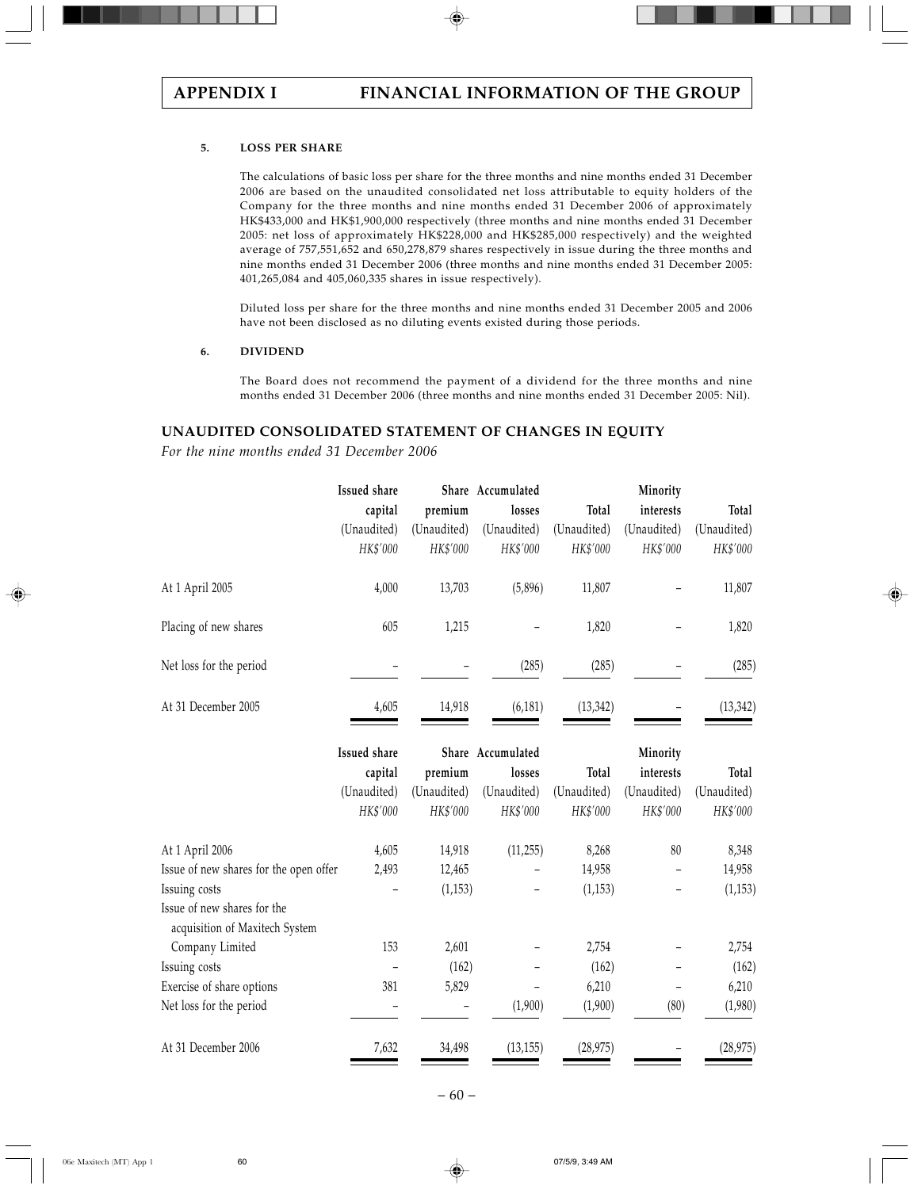## APPENDIX I FINANCIAL INFORMATION OF THE GROUP

**5. LOSS PER SHARE**

The calculations of basic loss per share for the three months and nine months ended 31 December 2006 are based on the unaudited consolidated net loss attributable to equity holders of the Company for the three months and nine months ended 31 December 2006 of approximately HK$433,000 and HK$1,900,000 respectively (three months and nine months ended 31 December 2005: net loss of approximately HK$228,000 and HK$285,000 respectively) and the weighted average of 757,551,652 and 650,278,879 shares respectively in issue during the three months and nine months ended 31 December 2006 (three months and nine months ended 31 December 2005: 401,265,084 and 405,060,335 shares in issue respectively).

Diluted loss per share for the three months and nine months ended 31 December 2005 and 2006 have not been disclosed as no diluting events existed during those periods.

**6. DIVIDEND**

The Board does not recommend the payment of a dividend for the three months and nine months ended 31 December 2006 (three months and nine months ended 31 December 2005: Nil).

## UNAUDITED CONSOLIDATED STATEMENT OF CHANGES IN EQUITY

*For the nine months ended 31 December 2006*

| | Issued share capital (Unaudited) *HK$'000* | Share premium (Unaudited) *HK$'000* | Accumulated losses (Unaudited) *HK$'000* | Total (Unaudited) *HK$'000* | Minority interests (Unaudited) *HK$'000* | Total (Unaudited) *HK$'000* |
|---|---|---|---|---|---|---|
| At 1 April 2005 | 4,000 | 13,703 | (5,896) | 11,807 | – | 11,807 |
| Placing of new shares | 605 | 1,215 | – | 1,820 | – | 1,820 |
| Net loss for the period | – | – | (285) | (285) | – | (285) |
| At 31 December 2005 | 4,605 | 14,918 | (6,181) | (13,342) | – | (13,342) |

| | Issued share capital (Unaudited) *HK$'000* | Share premium (Unaudited) *HK$'000* | Accumulated losses (Unaudited) *HK$'000* | Total (Unaudited) *HK$'000* | Minority interests (Unaudited) *HK$'000* | Total (Unaudited) *HK$'000* |
|---|---|---|---|---|---|---|
| At 1 April 2006 | 4,605 | 14,918 | (11,255) | 8,268 | 80 | 8,348 |
| Issue of new shares for the open offer | 2,493 | 12,465 | – | 14,958 | – | 14,958 |
| Issuing costs | – | (1,153) | – | (1,153) | – | (1,153) |
| Issue of new shares for the acquisition of Maxitech System Company Limited | 153 | 2,601 | – | 2,754 | – | 2,754 |
| Issuing costs | – | (162) | – | (162) | – | (162) |
| Exercise of share options | 381 | 5,829 | – | 6,210 | – | 6,210 |
| Net loss for the period | – | – | (1,900) | (1,900) | (80) | (1,980) |
| At 31 December 2006 | 7,632 | 34,498 | (13,155) | (28,975) | – | (28,975) |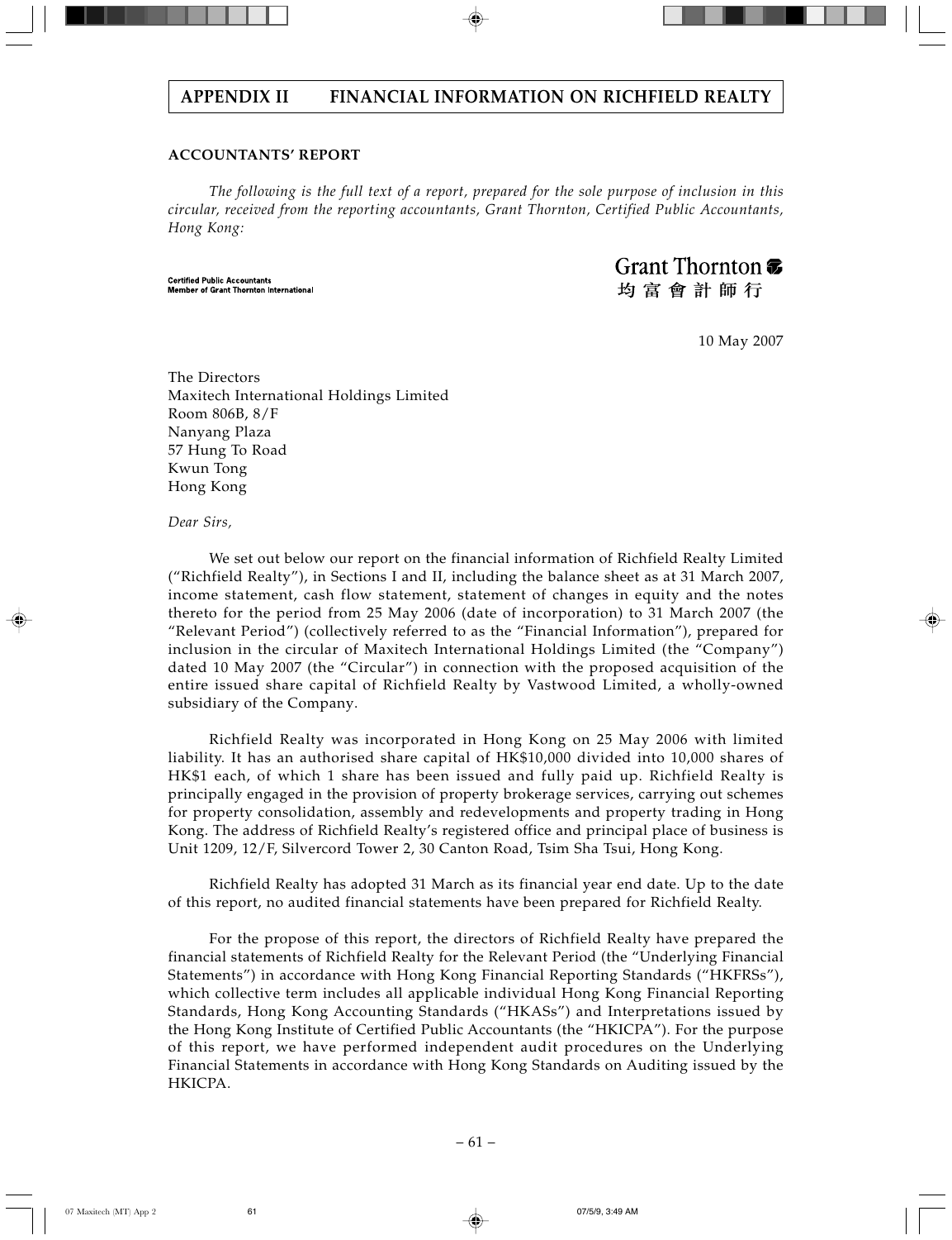# APPENDIX II FINANCIAL INFORMATION ON RICHFIELD REALTY

**ACCOUNTANTS' REPORT**

*The following is the full text of a report, prepared for the sole purpose of inclusion in this circular, received from the reporting accountants, Grant Thornton, Certified Public Accountants, Hong Kong:*

**Certified Public Accountants**
**Member of Grant Thornton International**

Grant Thornton
均富會計師行

10 May 2007

The Directors
Maxitech International Holdings Limited
Room 806B, 8/F
Nanyang Plaza
57 Hung To Road
Kwun Tong
Hong Kong

*Dear Sirs,*

We set out below our report on the financial information of Richfield Realty Limited ("Richfield Realty"), in Sections I and II, including the balance sheet as at 31 March 2007, income statement, cash flow statement, statement of changes in equity and the notes thereto for the period from 25 May 2006 (date of incorporation) to 31 March 2007 (the "Relevant Period") (collectively referred to as the "Financial Information"), prepared for inclusion in the circular of Maxitech International Holdings Limited (the "Company") dated 10 May 2007 (the "Circular") in connection with the proposed acquisition of the entire issued share capital of Richfield Realty by Vastwood Limited, a wholly-owned subsidiary of the Company.

Richfield Realty was incorporated in Hong Kong on 25 May 2006 with limited liability. It has an authorised share capital of HK$10,000 divided into 10,000 shares of HK$1 each, of which 1 share has been issued and fully paid up. Richfield Realty is principally engaged in the provision of property brokerage services, carrying out schemes for property consolidation, assembly and redevelopments and property trading in Hong Kong. The address of Richfield Realty's registered office and principal place of business is Unit 1209, 12/F, Silvercord Tower 2, 30 Canton Road, Tsim Sha Tsui, Hong Kong.

Richfield Realty has adopted 31 March as its financial year end date. Up to the date of this report, no audited financial statements have been prepared for Richfield Realty.

For the propose of this report, the directors of Richfield Realty have prepared the financial statements of Richfield Realty for the Relevant Period (the "Underlying Financial Statements") in accordance with Hong Kong Financial Reporting Standards ("HKFRSs"), which collective term includes all applicable individual Hong Kong Financial Reporting Standards, Hong Kong Accounting Standards ("HKASs") and Interpretations issued by the Hong Kong Institute of Certified Public Accountants (the "HKICPA"). For the purpose of this report, we have performed independent audit procedures on the Underlying Financial Statements in accordance with Hong Kong Standards on Auditing issued by the HKICPA.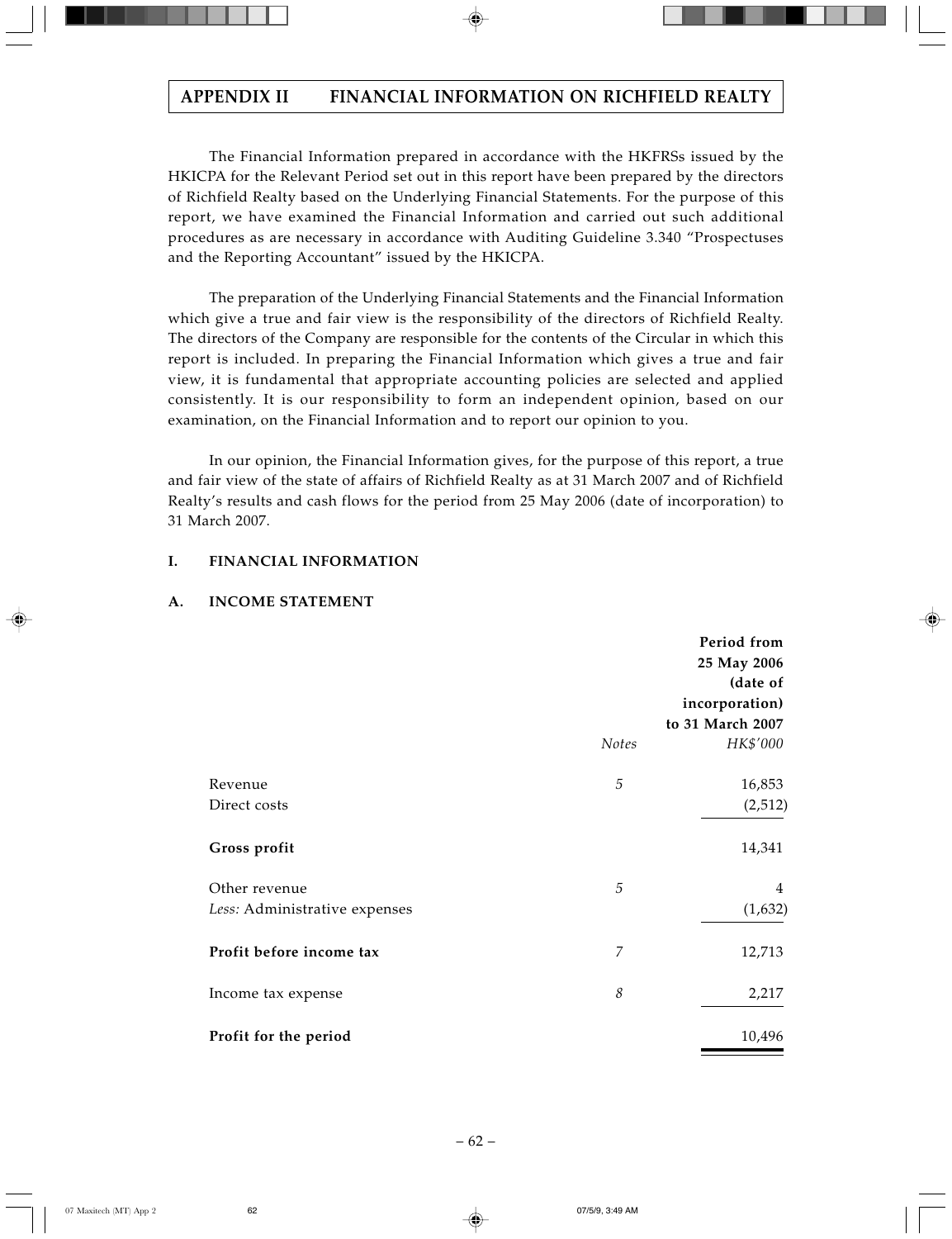# APPENDIX II FINANCIAL INFORMATION ON RICHFIELD REALTY

The Financial Information prepared in accordance with the HKFRSs issued by the HKICPA for the Relevant Period set out in this report have been prepared by the directors of Richfield Realty based on the Underlying Financial Statements. For the purpose of this report, we have examined the Financial Information and carried out such additional procedures as are necessary in accordance with Auditing Guideline 3.340 "Prospectuses and the Reporting Accountant" issued by the HKICPA.

The preparation of the Underlying Financial Statements and the Financial Information which give a true and fair view is the responsibility of the directors of Richfield Realty. The directors of the Company are responsible for the contents of the Circular in which this report is included. In preparing the Financial Information which gives a true and fair view, it is fundamental that appropriate accounting policies are selected and applied consistently. It is our responsibility to form an independent opinion, based on our examination, on the Financial Information and to report our opinion to you.

In our opinion, the Financial Information gives, for the purpose of this report, a true and fair view of the state of affairs of Richfield Realty as at 31 March 2007 and of Richfield Realty's results and cash flows for the period from 25 May 2006 (date of incorporation) to 31 March 2007.

## I. FINANCIAL INFORMATION

### A. INCOME STATEMENT

| | *Notes* | **Period from 25 May 2006 (date of incorporation) to 31 March 2007** *HK$'000* |
|---|---|---|
| Revenue | *5* | 16,853 |
| Direct costs | | (2,512) |
| **Gross profit** | | 14,341 |
| Other revenue | *5* | 4 |
| *Less:* Administrative expenses | | (1,632) |
| **Profit before income tax** | *7* | 12,713 |
| Income tax expense | *8* | 2,217 |
| **Profit for the period** | | 10,496 |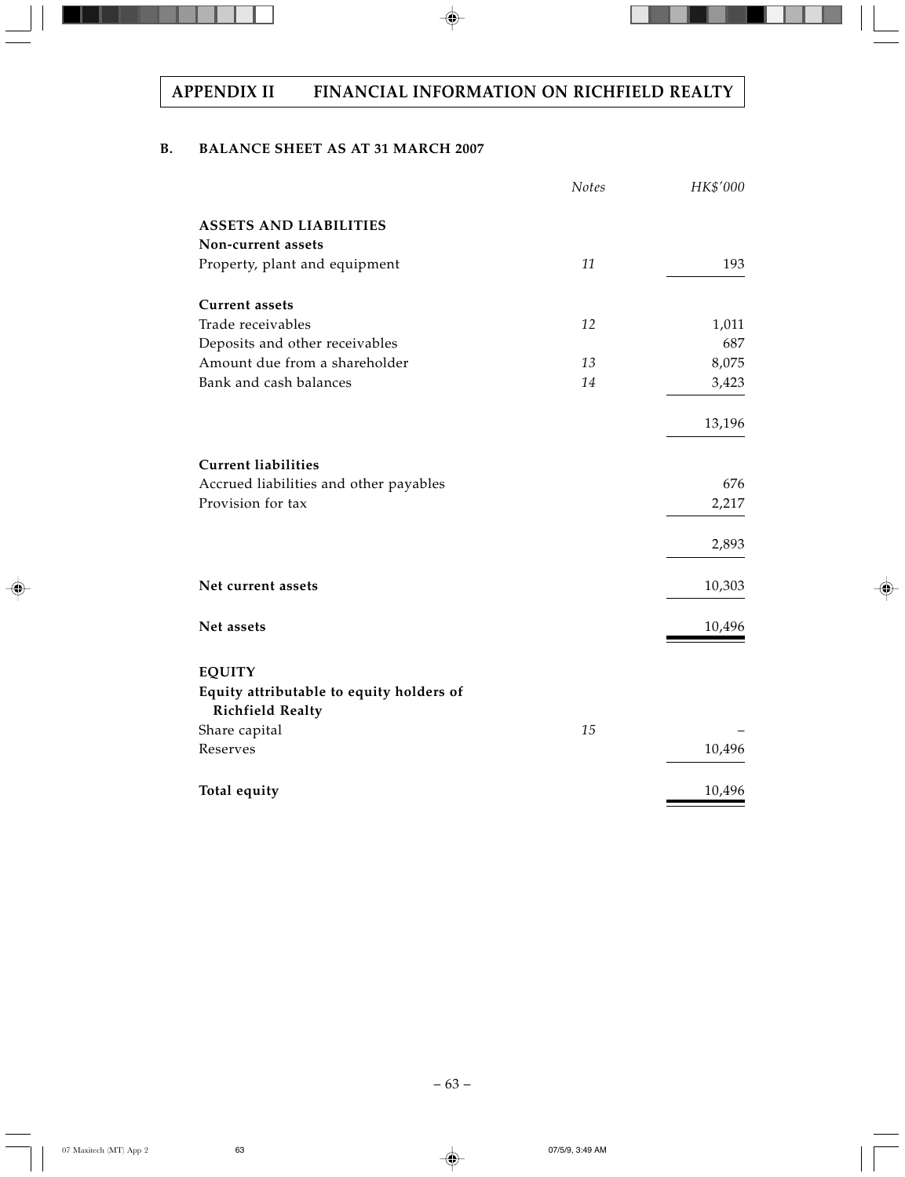## B. BALANCE SHEET AS AT 31 MARCH 2007

| | *Notes* | *HK$'000* |
|---|---|---|
| **ASSETS AND LIABILITIES** | | |
| **Non-current assets** | | |
| Property, plant and equipment | *11* | 193 |
| **Current assets** | | |
| Trade receivables | *12* | 1,011 |
| Deposits and other receivables | | 687 |
| Amount due from a shareholder | *13* | 8,075 |
| Bank and cash balances | *14* | 3,423 |
| | | 13,196 |
| **Current liabilities** | | |
| Accrued liabilities and other payables | | 676 |
| Provision for tax | | 2,217 |
| | | 2,893 |
| **Net current assets** | | 10,303 |
| **Net assets** | | 10,496 |
| **EQUITY** | | |
| **Equity attributable to equity holders of Richfield Realty** | | |
| Share capital | *15* | – |
| Reserves | | 10,496 |
| **Total equity** | | 10,496 |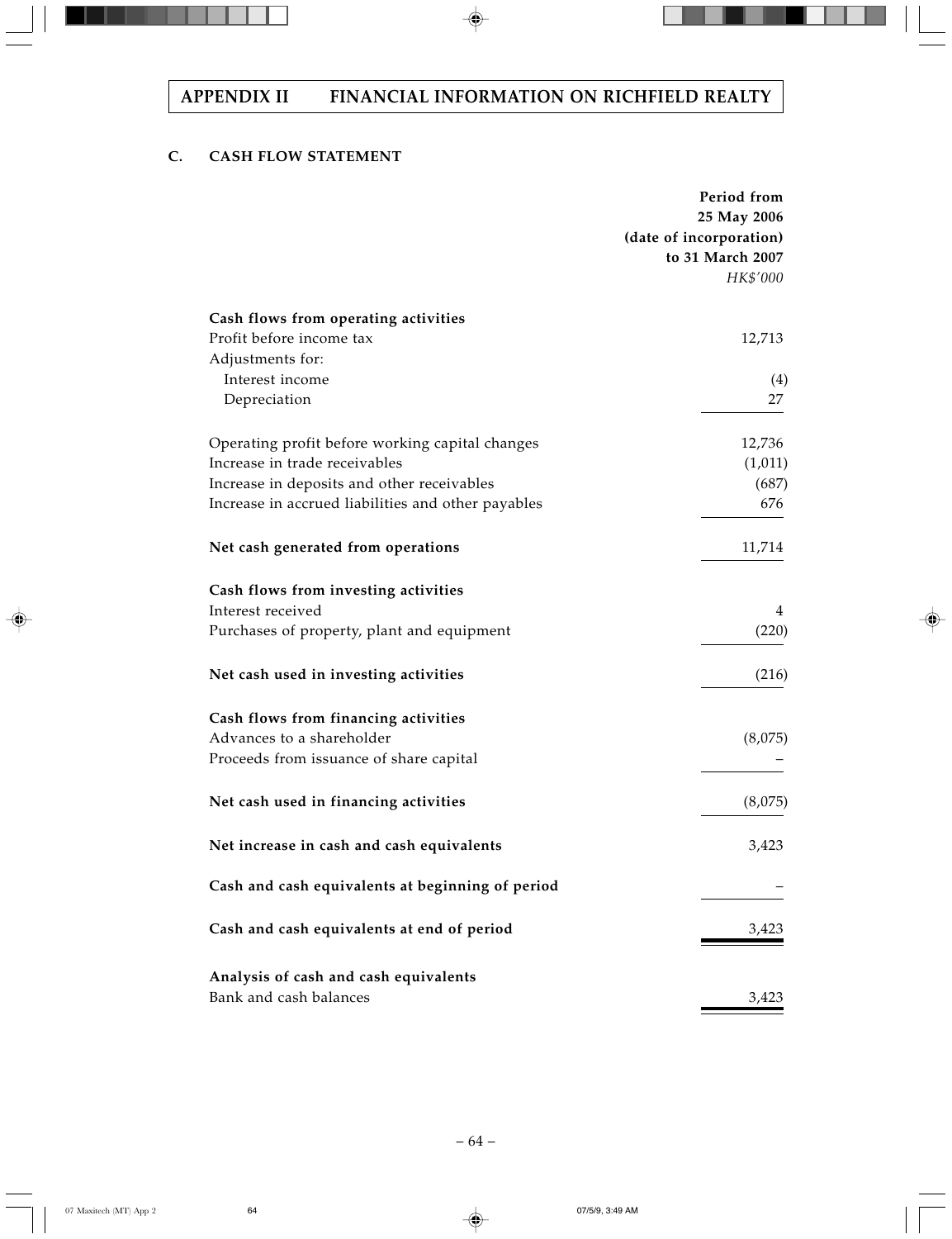# APPENDIX II FINANCIAL INFORMATION ON RICHFIELD REALTY

## C. CASH FLOW STATEMENT

| | Period from 25 May 2006 (date of incorporation) to 31 March 2007 |
|---|---|
| | *HK$'000* |
| **Cash flows from operating activities** | |
| Profit before income tax | 12,713 |
| Adjustments for: | |
| Interest income | (4) |
| Depreciation | 27 |
| Operating profit before working capital changes | 12,736 |
| Increase in trade receivables | (1,011) |
| Increase in deposits and other receivables | (687) |
| Increase in accrued liabilities and other payables | 676 |
| **Net cash generated from operations** | 11,714 |
| **Cash flows from investing activities** | |
| Interest received | 4 |
| Purchases of property, plant and equipment | (220) |
| **Net cash used in investing activities** | (216) |
| **Cash flows from financing activities** | |
| Advances to a shareholder | (8,075) |
| Proceeds from issuance of share capital | – |
| **Net cash used in financing activities** | (8,075) |
| **Net increase in cash and cash equivalents** | 3,423 |
| **Cash and cash equivalents at beginning of period** | – |
| **Cash and cash equivalents at end of period** | 3,423 |
| **Analysis of cash and cash equivalents** | |
| Bank and cash balances | 3,423 |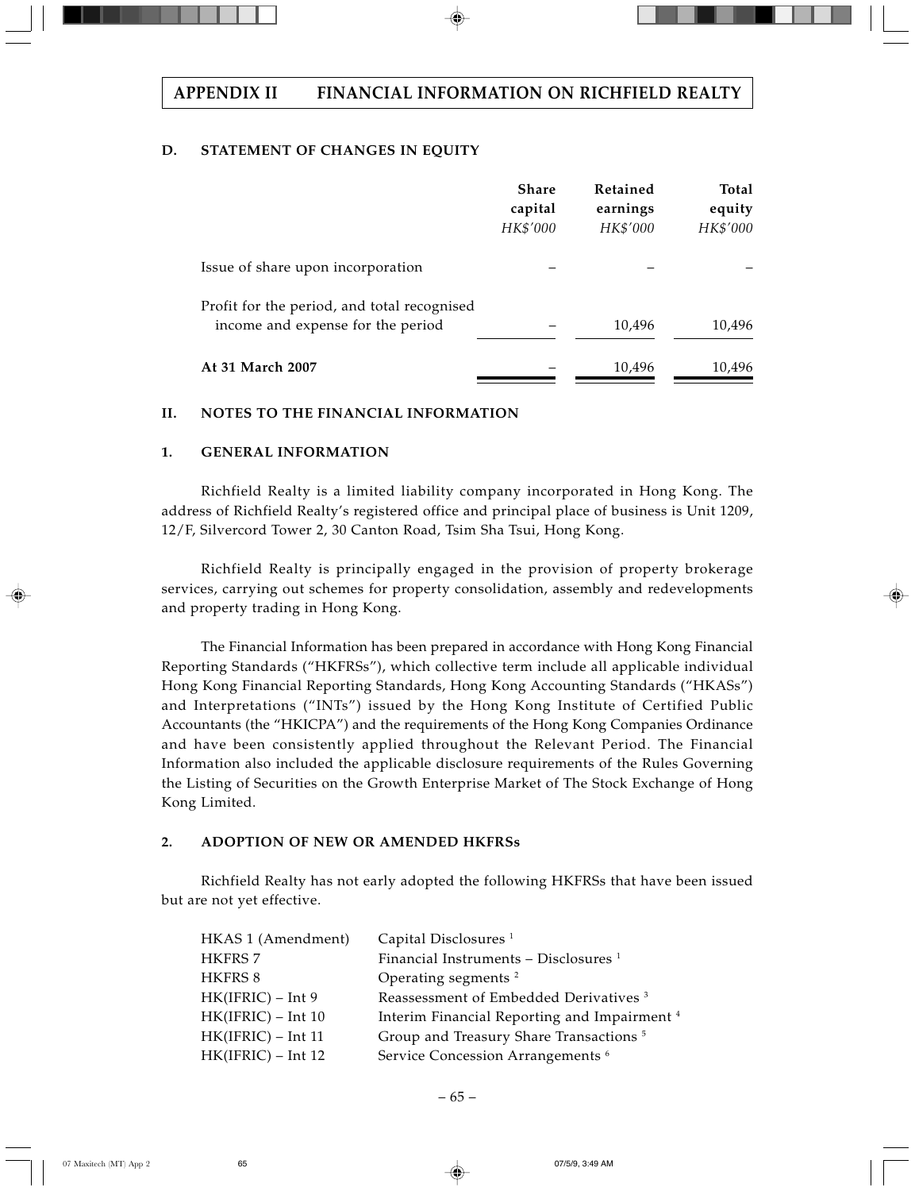## D. STATEMENT OF CHANGES IN EQUITY

| | Share capital *HK$'000* | Retained earnings *HK$'000* | Total equity *HK$'000* |
|---|---|---|---|
| Issue of share upon incorporation | – | – | – |
| Profit for the period, and total recognised income and expense for the period | – | 10,496 | 10,496 |
| **At 31 March 2007** | – | 10,496 | 10,496 |

## II. NOTES TO THE FINANCIAL INFORMATION

### 1. GENERAL INFORMATION

Richfield Realty is a limited liability company incorporated in Hong Kong. The address of Richfield Realty's registered office and principal place of business is Unit 1209, 12/F, Silvercord Tower 2, 30 Canton Road, Tsim Sha Tsui, Hong Kong.

Richfield Realty is principally engaged in the provision of property brokerage services, carrying out schemes for property consolidation, assembly and redevelopments and property trading in Hong Kong.

The Financial Information has been prepared in accordance with Hong Kong Financial Reporting Standards ("HKFRSs"), which collective term include all applicable individual Hong Kong Financial Reporting Standards, Hong Kong Accounting Standards ("HKASs") and Interpretations ("INTs") issued by the Hong Kong Institute of Certified Public Accountants (the "HKICPA") and the requirements of the Hong Kong Companies Ordinance and have been consistently applied throughout the Relevant Period. The Financial Information also included the applicable disclosure requirements of the Rules Governing the Listing of Securities on the Growth Enterprise Market of The Stock Exchange of Hong Kong Limited.

### 2. ADOPTION OF NEW OR AMENDED HKFRSs

Richfield Realty has not early adopted the following HKFRSs that have been issued but are not yet effective.

| | |
|---|---|
| HKAS 1 (Amendment) | Capital Disclosures [1] |
| HKFRS 7 | Financial Instruments – Disclosures [1] |
| HKFRS 8 | Operating segments [2] |
| HK(IFRIC) – Int 9 | Reassessment of Embedded Derivatives [3] |
| HK(IFRIC) – Int 10 | Interim Financial Reporting and Impairment [4] |
| HK(IFRIC) – Int 11 | Group and Treasury Share Transactions [5] |
| HK(IFRIC) – Int 12 | Service Concession Arrangements [6] |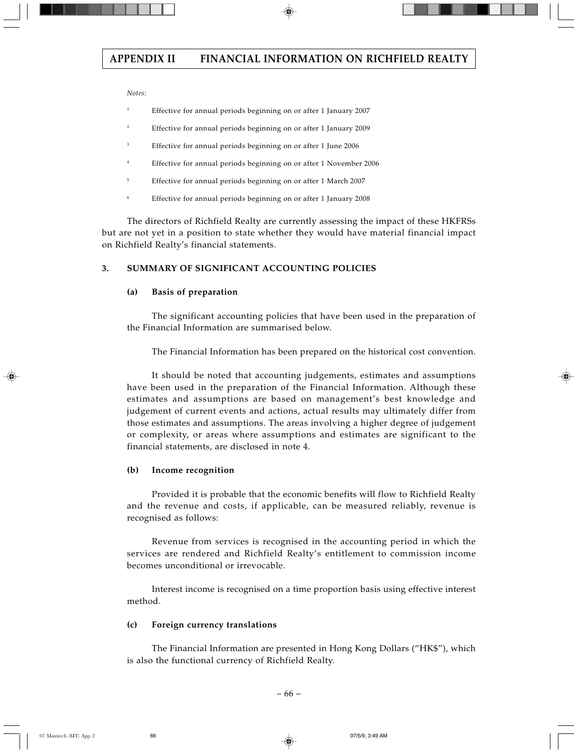*Notes:*

[1] Effective for annual periods beginning on or after 1 January 2007

[2] Effective for annual periods beginning on or after 1 January 2009

[3] Effective for annual periods beginning on or after 1 June 2006

[4] Effective for annual periods beginning on or after 1 November 2006

[5] Effective for annual periods beginning on or after 1 March 2007

[6] Effective for annual periods beginning on or after 1 January 2008

The directors of Richfield Realty are currently assessing the impact of these HKFRSs but are not yet in a position to state whether they would have material financial impact on Richfield Realty's financial statements.

## 3. SUMMARY OF SIGNIFICANT ACCOUNTING POLICIES

### (a) Basis of preparation

The significant accounting policies that have been used in the preparation of the Financial Information are summarised below.

The Financial Information has been prepared on the historical cost convention.

It should be noted that accounting judgements, estimates and assumptions have been used in the preparation of the Financial Information. Although these estimates and assumptions are based on management's best knowledge and judgement of current events and actions, actual results may ultimately differ from those estimates and assumptions. The areas involving a higher degree of judgement or complexity, or areas where assumptions and estimates are significant to the financial statements, are disclosed in note 4.

### (b) Income recognition

Provided it is probable that the economic benefits will flow to Richfield Realty and the revenue and costs, if applicable, can be measured reliably, revenue is recognised as follows:

Revenue from services is recognised in the accounting period in which the services are rendered and Richfield Realty's entitlement to commission income becomes unconditional or irrevocable.

Interest income is recognised on a time proportion basis using effective interest method.

### (c) Foreign currency translations

The Financial Information are presented in Hong Kong Dollars ("HK$"), which is also the functional currency of Richfield Realty.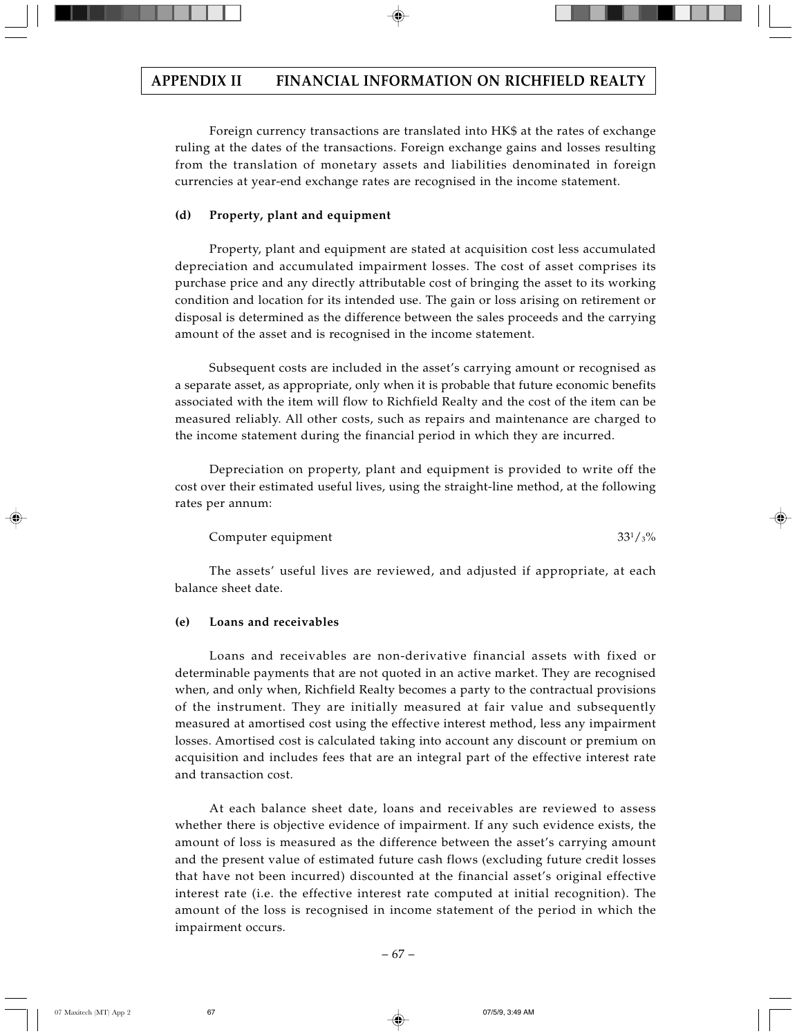Foreign currency transactions are translated into HK$ at the rates of exchange ruling at the dates of the transactions. Foreign exchange gains and losses resulting from the translation of monetary assets and liabilities denominated in foreign currencies at year-end exchange rates are recognised in the income statement.

**(d) Property, plant and equipment**

Property, plant and equipment are stated at acquisition cost less accumulated depreciation and accumulated impairment losses. The cost of asset comprises its purchase price and any directly attributable cost of bringing the asset to its working condition and location for its intended use. The gain or loss arising on retirement or disposal is determined as the difference between the sales proceeds and the carrying amount of the asset and is recognised in the income statement.

Subsequent costs are included in the asset's carrying amount or recognised as a separate asset, as appropriate, only when it is probable that future economic benefits associated with the item will flow to Richfield Realty and the cost of the item can be measured reliably. All other costs, such as repairs and maintenance are charged to the income statement during the financial period in which they are incurred.

Depreciation on property, plant and equipment is provided to write off the cost over their estimated useful lives, using the straight-line method, at the following rates per annum:

| | |
|---|---|
| Computer equipment | 33 1/3% |

The assets' useful lives are reviewed, and adjusted if appropriate, at each balance sheet date.

**(e) Loans and receivables**

Loans and receivables are non-derivative financial assets with fixed or determinable payments that are not quoted in an active market. They are recognised when, and only when, Richfield Realty becomes a party to the contractual provisions of the instrument. They are initially measured at fair value and subsequently measured at amortised cost using the effective interest method, less any impairment losses. Amortised cost is calculated taking into account any discount or premium on acquisition and includes fees that are an integral part of the effective interest rate and transaction cost.

At each balance sheet date, loans and receivables are reviewed to assess whether there is objective evidence of impairment. If any such evidence exists, the amount of loss is measured as the difference between the asset's carrying amount and the present value of estimated future cash flows (excluding future credit losses that have not been incurred) discounted at the financial asset's original effective interest rate (i.e. the effective interest rate computed at initial recognition). The amount of the loss is recognised in income statement of the period in which the impairment occurs.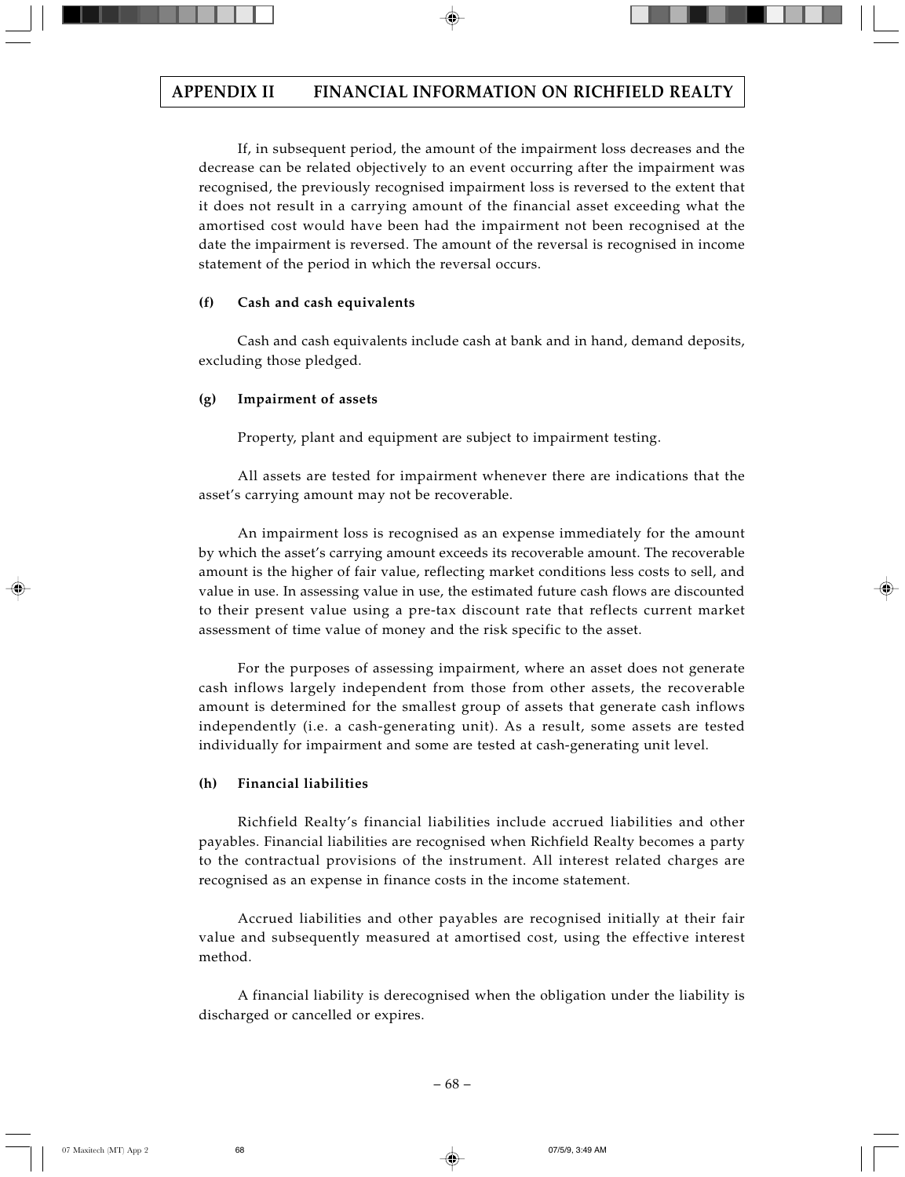If, in subsequent period, the amount of the impairment loss decreases and the decrease can be related objectively to an event occurring after the impairment was recognised, the previously recognised impairment loss is reversed to the extent that it does not result in a carrying amount of the financial asset exceeding what the amortised cost would have been had the impairment not been recognised at the date the impairment is reversed. The amount of the reversal is recognised in income statement of the period in which the reversal occurs.

**(f) Cash and cash equivalents**

Cash and cash equivalents include cash at bank and in hand, demand deposits, excluding those pledged.

**(g) Impairment of assets**

Property, plant and equipment are subject to impairment testing.

All assets are tested for impairment whenever there are indications that the asset's carrying amount may not be recoverable.

An impairment loss is recognised as an expense immediately for the amount by which the asset's carrying amount exceeds its recoverable amount. The recoverable amount is the higher of fair value, reflecting market conditions less costs to sell, and value in use. In assessing value in use, the estimated future cash flows are discounted to their present value using a pre-tax discount rate that reflects current market assessment of time value of money and the risk specific to the asset.

For the purposes of assessing impairment, where an asset does not generate cash inflows largely independent from those from other assets, the recoverable amount is determined for the smallest group of assets that generate cash inflows independently (i.e. a cash-generating unit). As a result, some assets are tested individually for impairment and some are tested at cash-generating unit level.

**(h) Financial liabilities**

Richfield Realty's financial liabilities include accrued liabilities and other payables. Financial liabilities are recognised when Richfield Realty becomes a party to the contractual provisions of the instrument. All interest related charges are recognised as an expense in finance costs in the income statement.

Accrued liabilities and other payables are recognised initially at their fair value and subsequently measured at amortised cost, using the effective interest method.

A financial liability is derecognised when the obligation under the liability is discharged or cancelled or expires.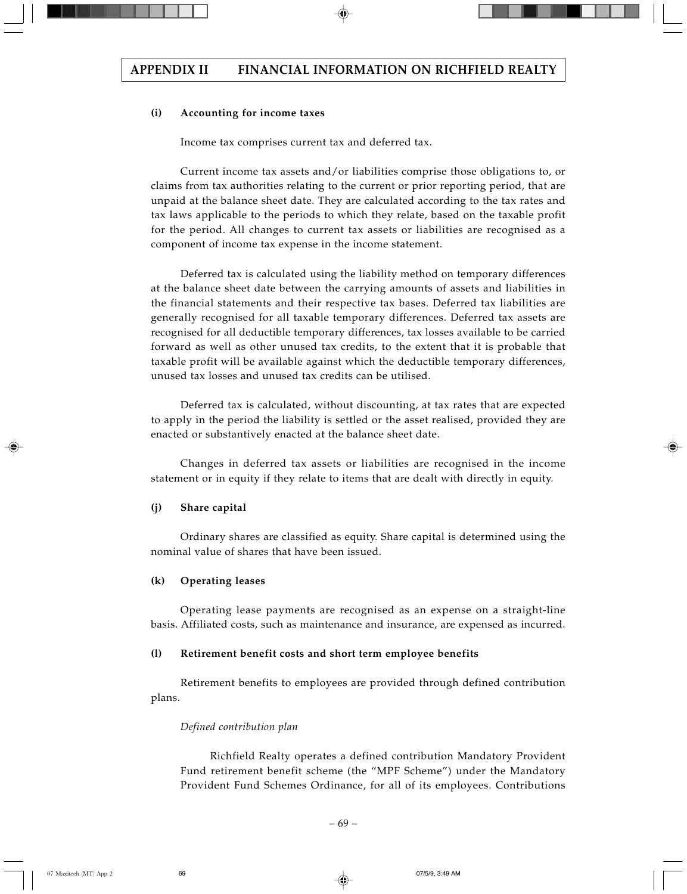#### (i) Accounting for income taxes

Income tax comprises current tax and deferred tax.

Current income tax assets and/or liabilities comprise those obligations to, or claims from tax authorities relating to the current or prior reporting period, that are unpaid at the balance sheet date. They are calculated according to the tax rates and tax laws applicable to the periods to which they relate, based on the taxable profit for the period. All changes to current tax assets or liabilities are recognised as a component of income tax expense in the income statement.

Deferred tax is calculated using the liability method on temporary differences at the balance sheet date between the carrying amounts of assets and liabilities in the financial statements and their respective tax bases. Deferred tax liabilities are generally recognised for all taxable temporary differences. Deferred tax assets are recognised for all deductible temporary differences, tax losses available to be carried forward as well as other unused tax credits, to the extent that it is probable that taxable profit will be available against which the deductible temporary differences, unused tax losses and unused tax credits can be utilised.

Deferred tax is calculated, without discounting, at tax rates that are expected to apply in the period the liability is settled or the asset realised, provided they are enacted or substantively enacted at the balance sheet date.

Changes in deferred tax assets or liabilities are recognised in the income statement or in equity if they relate to items that are dealt with directly in equity.

#### (j) Share capital

Ordinary shares are classified as equity. Share capital is determined using the nominal value of shares that have been issued.

#### (k) Operating leases

Operating lease payments are recognised as an expense on a straight-line basis. Affiliated costs, such as maintenance and insurance, are expensed as incurred.

#### (l) Retirement benefit costs and short term employee benefits

Retirement benefits to employees are provided through defined contribution plans.

*Defined contribution plan*

Richfield Realty operates a defined contribution Mandatory Provident Fund retirement benefit scheme (the "MPF Scheme") under the Mandatory Provident Fund Schemes Ordinance, for all of its employees. Contributions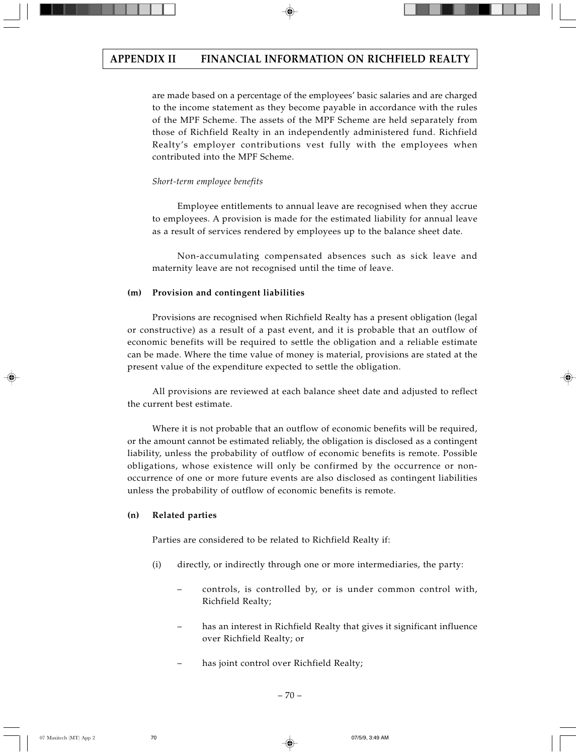are made based on a percentage of the employees' basic salaries and are charged to the income statement as they become payable in accordance with the rules of the MPF Scheme. The assets of the MPF Scheme are held separately from those of Richfield Realty in an independently administered fund. Richfield Realty's employer contributions vest fully with the employees when contributed into the MPF Scheme.

*Short-term employee benefits*

Employee entitlements to annual leave are recognised when they accrue to employees. A provision is made for the estimated liability for annual leave as a result of services rendered by employees up to the balance sheet date.

Non-accumulating compensated absences such as sick leave and maternity leave are not recognised until the time of leave.

**(m) Provision and contingent liabilities**

Provisions are recognised when Richfield Realty has a present obligation (legal or constructive) as a result of a past event, and it is probable that an outflow of economic benefits will be required to settle the obligation and a reliable estimate can be made. Where the time value of money is material, provisions are stated at the present value of the expenditure expected to settle the obligation.

All provisions are reviewed at each balance sheet date and adjusted to reflect the current best estimate.

Where it is not probable that an outflow of economic benefits will be required, or the amount cannot be estimated reliably, the obligation is disclosed as a contingent liability, unless the probability of outflow of economic benefits is remote. Possible obligations, whose existence will only be confirmed by the occurrence or non-occurrence of one or more future events are also disclosed as contingent liabilities unless the probability of outflow of economic benefits is remote.

**(n) Related parties**

Parties are considered to be related to Richfield Realty if:

(i) directly, or indirectly through one or more intermediaries, the party:

- controls, is controlled by, or is under common control with, Richfield Realty;
- has an interest in Richfield Realty that gives it significant influence over Richfield Realty; or
- has joint control over Richfield Realty;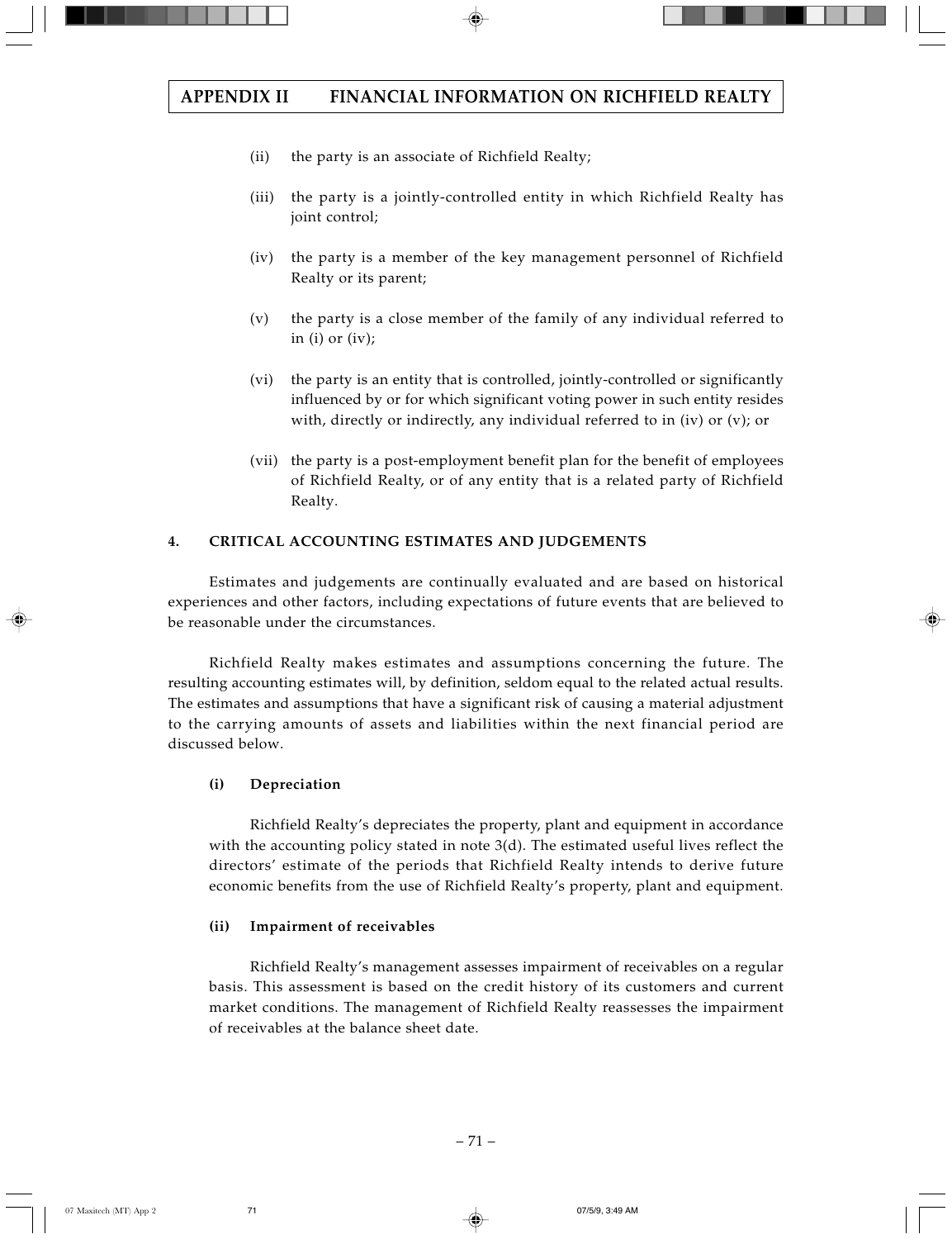(ii) the party is an associate of Richfield Realty;

(iii) the party is a jointly-controlled entity in which Richfield Realty has joint control;

(iv) the party is a member of the key management personnel of Richfield Realty or its parent;

(v) the party is a close member of the family of any individual referred to in (i) or (iv);

(vi) the party is an entity that is controlled, jointly-controlled or significantly influenced by or for which significant voting power in such entity resides with, directly or indirectly, any individual referred to in (iv) or (v); or

(vii) the party is a post-employment benefit plan for the benefit of employees of Richfield Realty, or of any entity that is a related party of Richfield Realty.

## 4. CRITICAL ACCOUNTING ESTIMATES AND JUDGEMENTS

Estimates and judgements are continually evaluated and are based on historical experiences and other factors, including expectations of future events that are believed to be reasonable under the circumstances.

Richfield Realty makes estimates and assumptions concerning the future. The resulting accounting estimates will, by definition, seldom equal to the related actual results. The estimates and assumptions that have a significant risk of causing a material adjustment to the carrying amounts of assets and liabilities within the next financial period are discussed below.

### (i) Depreciation

Richfield Realty's depreciates the property, plant and equipment in accordance with the accounting policy stated in note 3(d). The estimated useful lives reflect the directors' estimate of the periods that Richfield Realty intends to derive future economic benefits from the use of Richfield Realty's property, plant and equipment.

### (ii) Impairment of receivables

Richfield Realty's management assesses impairment of receivables on a regular basis. This assessment is based on the credit history of its customers and current market conditions. The management of Richfield Realty reassesses the impairment of receivables at the balance sheet date.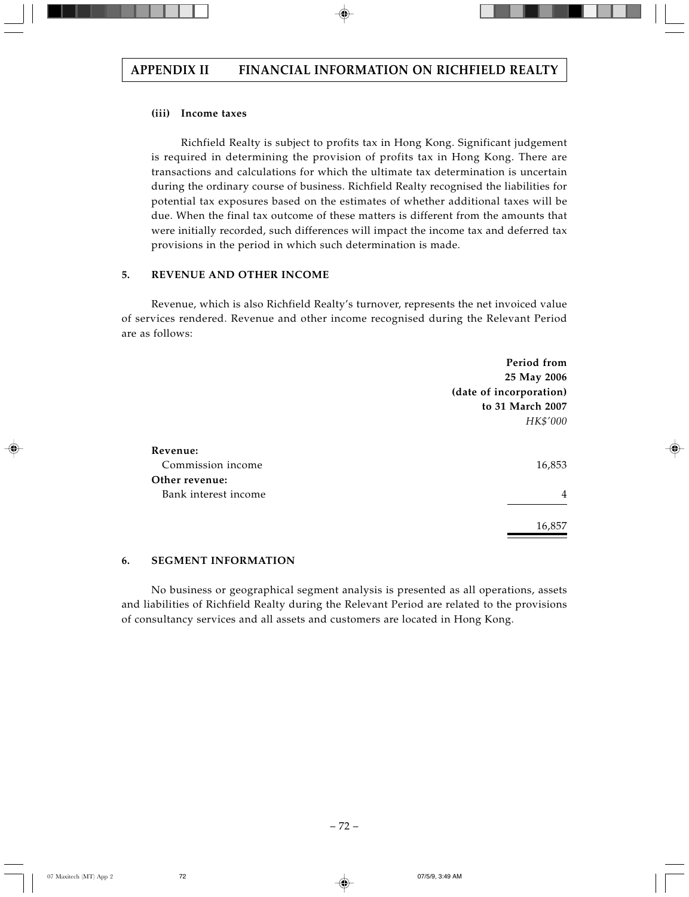#### (iii) Income taxes

Richfield Realty is subject to profits tax in Hong Kong. Significant judgement is required in determining the provision of profits tax in Hong Kong. There are transactions and calculations for which the ultimate tax determination is uncertain during the ordinary course of business. Richfield Realty recognised the liabilities for potential tax exposures based on the estimates of whether additional taxes will be due. When the final tax outcome of these matters is different from the amounts that were initially recorded, such differences will impact the income tax and deferred tax provisions in the period in which such determination is made.

### 5. REVENUE AND OTHER INCOME

Revenue, which is also Richfield Realty's turnover, represents the net invoiced value of services rendered. Revenue and other income recognised during the Relevant Period are as follows:

| | Period from 25 May 2006 (date of incorporation) to 31 March 2007 *HK$'000* |
|---|---|
| **Revenue:** | |
| Commission income | 16,853 |
| **Other revenue:** | |
| Bank interest income | 4 |
| | 16,857 |

### 6. SEGMENT INFORMATION

No business or geographical segment analysis is presented as all operations, assets and liabilities of Richfield Realty during the Relevant Period are related to the provisions of consultancy services and all assets and customers are located in Hong Kong.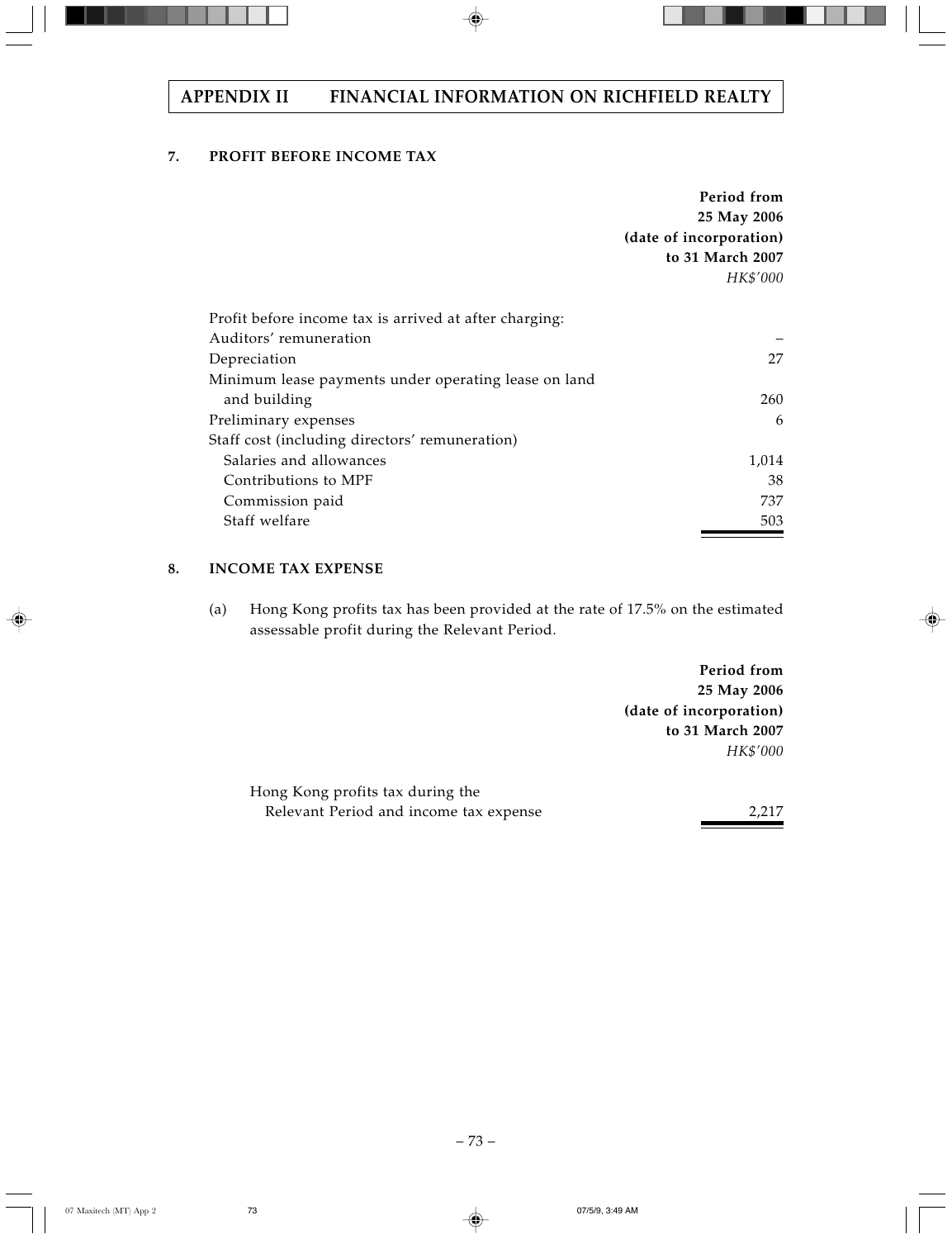## 7. PROFIT BEFORE INCOME TAX

| | Period from 25 May 2006 (date of incorporation) to 31 March 2007 |
|---|---|
| | *HK$'000* |
| Profit before income tax is arrived at after charging: | |
| Auditors' remuneration | – |
| Depreciation | 27 |
| Minimum lease payments under operating lease on land and building | 260 |
| Preliminary expenses | 6 |
| Staff cost (including directors' remuneration) | |
| Salaries and allowances | 1,014 |
| Contributions to MPF | 38 |
| Commission paid | 737 |
| Staff welfare | 503 |

## 8. INCOME TAX EXPENSE

(a) Hong Kong profits tax has been provided at the rate of 17.5% on the estimated assessable profit during the Relevant Period.

| | Period from 25 May 2006 (date of incorporation) to 31 March 2007 |
|---|---|
| | *HK$'000* |
| Hong Kong profits tax during the Relevant Period and income tax expense | 2,217 |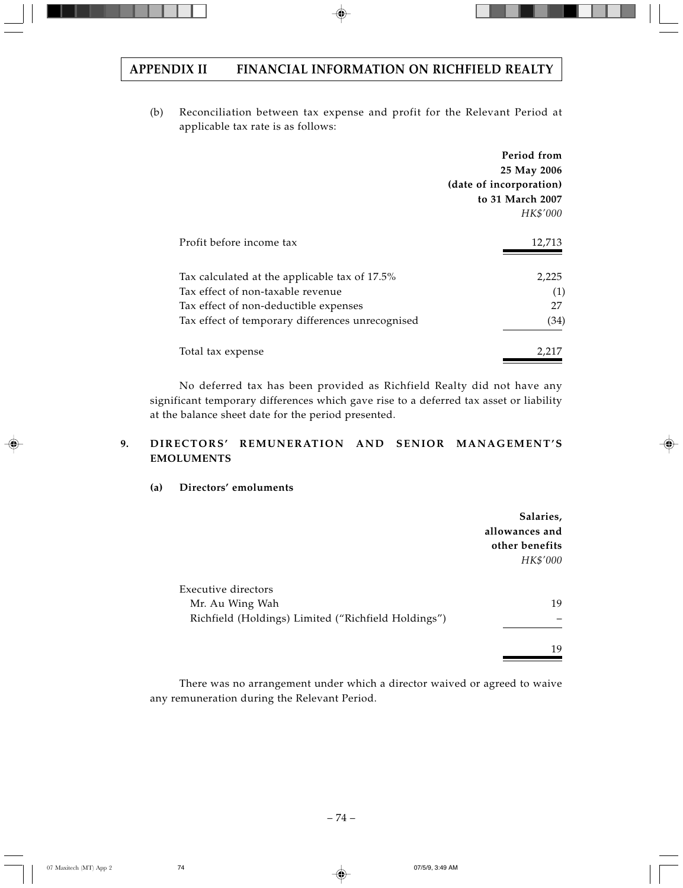(b) Reconciliation between tax expense and profit for the Relevant Period at applicable tax rate is as follows:

| | Period from 25 May 2006 (date of incorporation) to 31 March 2007 |
|---|---|
| | *HK$'000* |
| Profit before income tax | 12,713 |
| Tax calculated at the applicable tax of 17.5% | 2,225 |
| Tax effect of non-taxable revenue | (1) |
| Tax effect of non-deductible expenses | 27 |
| Tax effect of temporary differences unrecognised | (34) |
| Total tax expense | 2,217 |

No deferred tax has been provided as Richfield Realty did not have any significant temporary differences which gave rise to a deferred tax asset or liability at the balance sheet date for the period presented.

## 9. DIRECTORS' REMUNERATION AND SENIOR MANAGEMENT'S EMOLUMENTS

### (a) Directors' emoluments

| | Salaries, allowances and other benefits |
|---|---|
| | *HK$'000* |
| Executive directors | |
| Mr. Au Wing Wah | 19 |
| Richfield (Holdings) Limited ("Richfield Holdings") | – |
| | 19 |

There was no arrangement under which a director waived or agreed to waive any remuneration during the Relevant Period.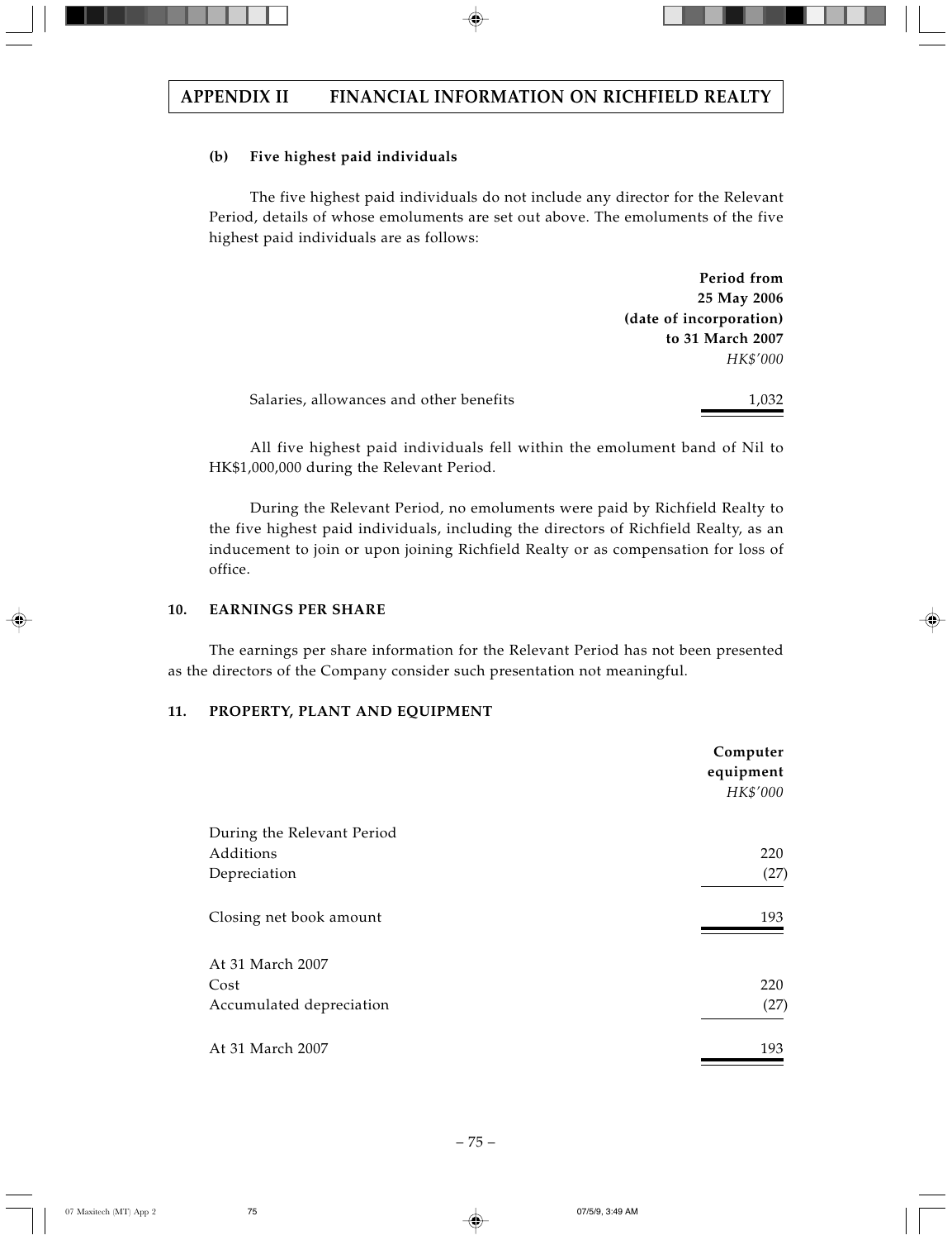## APPENDIX II FINANCIAL INFORMATION ON RICHFIELD REALTY

**(b) Five highest paid individuals**

The five highest paid individuals do not include any director for the Relevant Period, details of whose emoluments are set out above. The emoluments of the five highest paid individuals are as follows:

| | Period from 25 May 2006 (date of incorporation) to 31 March 2007 |
|---|---|
| | *HK$'000* |
| Salaries, allowances and other benefits | 1,032 |

All five highest paid individuals fell within the emolument band of Nil to HK$1,000,000 during the Relevant Period.

During the Relevant Period, no emoluments were paid by Richfield Realty to the five highest paid individuals, including the directors of Richfield Realty, as an inducement to join or upon joining Richfield Realty or as compensation for loss of office.

**10. EARNINGS PER SHARE**

The earnings per share information for the Relevant Period has not been presented as the directors of the Company consider such presentation not meaningful.

**11. PROPERTY, PLANT AND EQUIPMENT**

| | Computer equipment |
|---|---|
| | *HK$'000* |
| During the Relevant Period | |
| Additions | 220 |
| Depreciation | (27) |
| Closing net book amount | 193 |
| At 31 March 2007 | |
| Cost | 220 |
| Accumulated depreciation | (27) |
| At 31 March 2007 | 193 |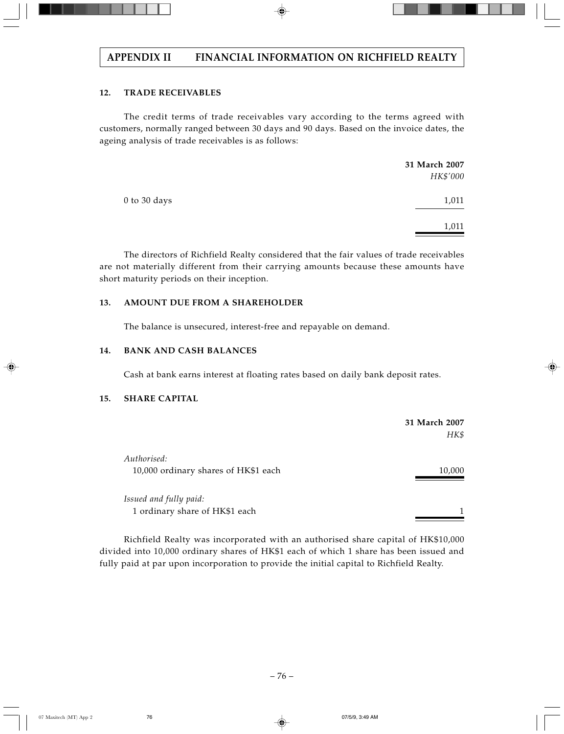## APPENDIX II FINANCIAL INFORMATION ON RICHFIELD REALTY

### 12. TRADE RECEIVABLES

The credit terms of trade receivables vary according to the terms agreed with customers, normally ranged between 30 days and 90 days. Based on the invoice dates, the ageing analysis of trade receivables is as follows:

| | 31 March 2007 |
|---|---|
| | *HK$'000* |
| 0 to 30 days | 1,011 |
| | 1,011 |

The directors of Richfield Realty considered that the fair values of trade receivables are not materially different from their carrying amounts because these amounts have short maturity periods on their inception.

### 13. AMOUNT DUE FROM A SHAREHOLDER

The balance is unsecured, interest-free and repayable on demand.

### 14. BANK AND CASH BALANCES

Cash at bank earns interest at floating rates based on daily bank deposit rates.

### 15. SHARE CAPITAL

| | 31 March 2007 |
|---|---|
| | *HK$* |
| *Authorised:* | |
| 10,000 ordinary shares of HK$1 each | 10,000 |
| *Issued and fully paid:* | |
| 1 ordinary share of HK$1 each | 1 |

Richfield Realty was incorporated with an authorised share capital of HK$10,000 divided into 10,000 ordinary shares of HK$1 each of which 1 share has been issued and fully paid at par upon incorporation to provide the initial capital to Richfield Realty.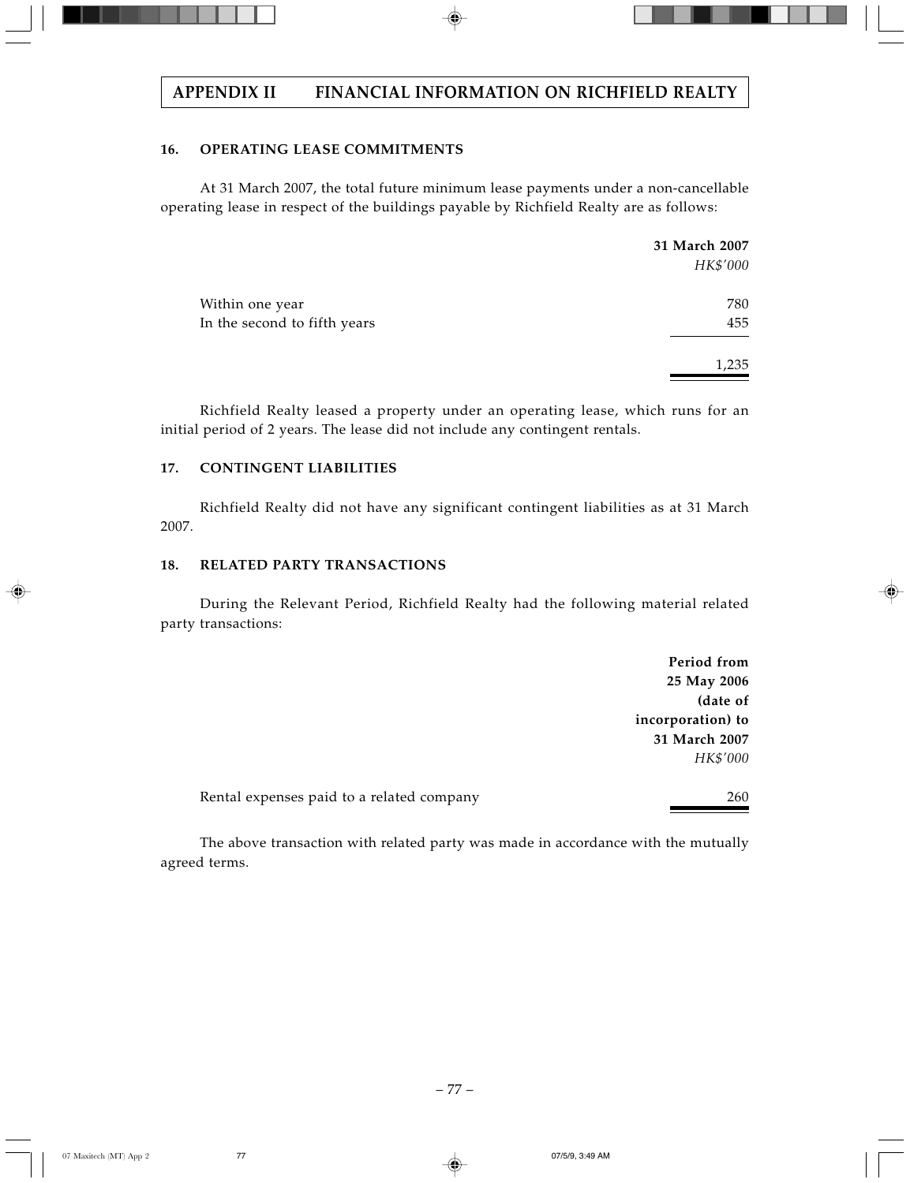## 16. OPERATING LEASE COMMITMENTS

At 31 March 2007, the total future minimum lease payments under a non-cancellable operating lease in respect of the buildings payable by Richfield Realty are as follows:

| | 31 March 2007 |
|---|---|
| | *HK$'000* |
| Within one year | 780 |
| In the second to fifth years | 455 |
| | 1,235 |

Richfield Realty leased a property under an operating lease, which runs for an initial period of 2 years. The lease did not include any contingent rentals.

## 17. CONTINGENT LIABILITIES

Richfield Realty did not have any significant contingent liabilities as at 31 March 2007.

## 18. RELATED PARTY TRANSACTIONS

During the Relevant Period, Richfield Realty had the following material related party transactions:

| | Period from 25 May 2006 (date of incorporation) to 31 March 2007 |
|---|---|
| | *HK$'000* |
| Rental expenses paid to a related company | 260 |

The above transaction with related party was made in accordance with the mutually agreed terms.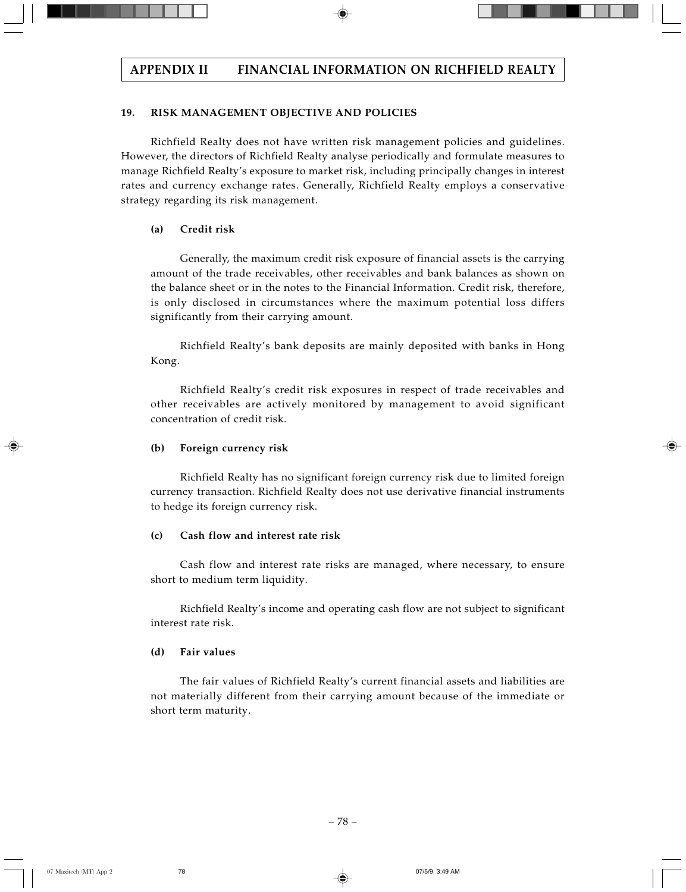## 19. RISK MANAGEMENT OBJECTIVE AND POLICIES

Richfield Realty does not have written risk management policies and guidelines. However, the directors of Richfield Realty analyse periodically and formulate measures to manage Richfield Realty's exposure to market risk, including principally changes in interest rates and currency exchange rates. Generally, Richfield Realty employs a conservative strategy regarding its risk management.

### (a) Credit risk

Generally, the maximum credit risk exposure of financial assets is the carrying amount of the trade receivables, other receivables and bank balances as shown on the balance sheet or in the notes to the Financial Information. Credit risk, therefore, is only disclosed in circumstances where the maximum potential loss differs significantly from their carrying amount.

Richfield Realty's bank deposits are mainly deposited with banks in Hong Kong.

Richfield Realty's credit risk exposures in respect of trade receivables and other receivables are actively monitored by management to avoid significant concentration of credit risk.

### (b) Foreign currency risk

Richfield Realty has no significant foreign currency risk due to limited foreign currency transaction. Richfield Realty does not use derivative financial instruments to hedge its foreign currency risk.

### (c) Cash flow and interest rate risk

Cash flow and interest rate risks are managed, where necessary, to ensure short to medium term liquidity.

Richfield Realty's income and operating cash flow are not subject to significant interest rate risk.

### (d) Fair values

The fair values of Richfield Realty's current financial assets and liabilities are not materially different from their carrying amount because of the immediate or short term maturity.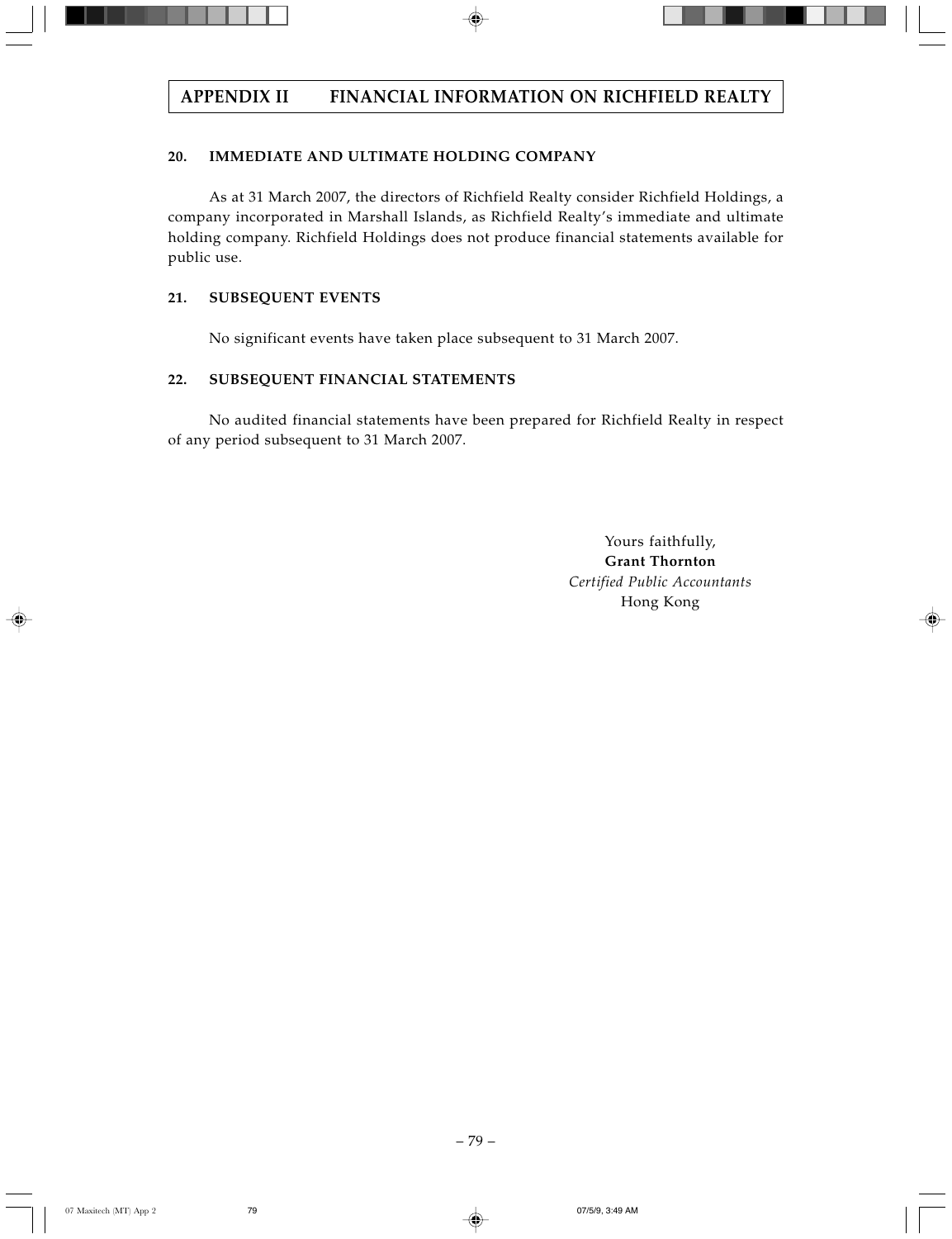### 20. IMMEDIATE AND ULTIMATE HOLDING COMPANY

As at 31 March 2007, the directors of Richfield Realty consider Richfield Holdings, a company incorporated in Marshall Islands, as Richfield Realty's immediate and ultimate holding company. Richfield Holdings does not produce financial statements available for public use.

### 21. SUBSEQUENT EVENTS

No significant events have taken place subsequent to 31 March 2007.

### 22. SUBSEQUENT FINANCIAL STATEMENTS

No audited financial statements have been prepared for Richfield Realty in respect of any period subsequent to 31 March 2007.

Yours faithfully,
**Grant Thornton**
*Certified Public Accountants*
Hong Kong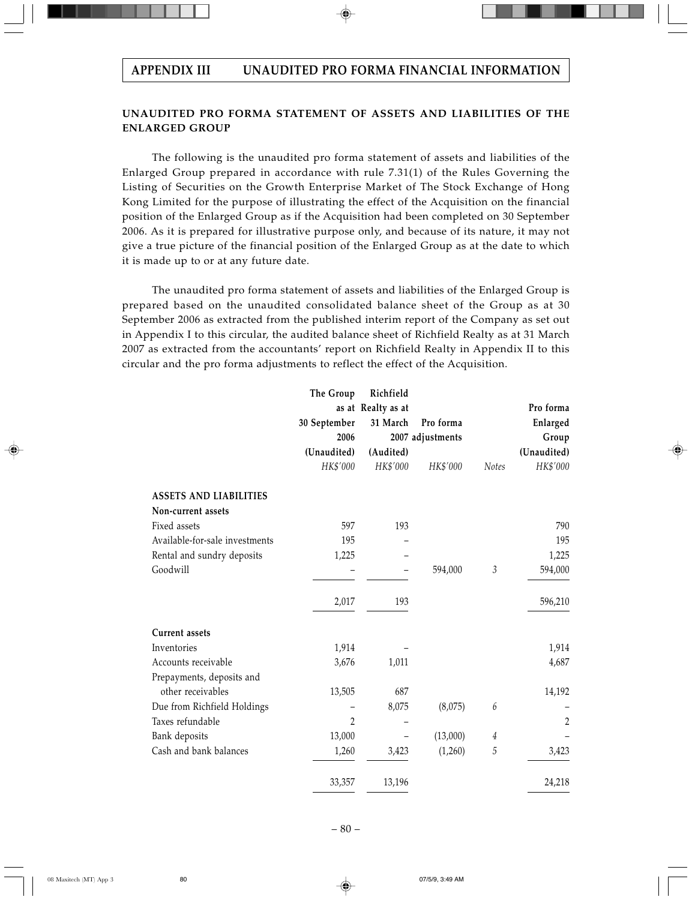## APPENDIX III UNAUDITED PRO FORMA FINANCIAL INFORMATION

### UNAUDITED PRO FORMA STATEMENT OF ASSETS AND LIABILITIES OF THE ENLARGED GROUP

The following is the unaudited pro forma statement of assets and liabilities of the Enlarged Group prepared in accordance with rule 7.31(1) of the Rules Governing the Listing of Securities on the Growth Enterprise Market of The Stock Exchange of Hong Kong Limited for the purpose of illustrating the effect of the Acquisition on the financial position of the Enlarged Group as if the Acquisition had been completed on 30 September 2006. As it is prepared for illustrative purpose only, and because of its nature, it may not give a true picture of the financial position of the Enlarged Group as at the date to which it is made up to or at any future date.

The unaudited pro forma statement of assets and liabilities of the Enlarged Group is prepared based on the unaudited consolidated balance sheet of the Group as at 30 September 2006 as extracted from the published interim report of the Company as set out in Appendix I to this circular, the audited balance sheet of Richfield Realty as at 31 March 2007 as extracted from the accountants' report on Richfield Realty in Appendix II to this circular and the pro forma adjustments to reflect the effect of the Acquisition.

| | The Group as at 30 September 2006 (Unaudited) | Richfield Realty as at 31 March 2007 (Audited) | Pro forma adjustments | | Pro forma Enlarged Group (Unaudited) |
|---|---|---|---|---|---|
| | *HK$'000* | *HK$'000* | *HK$'000* | *Notes* | *HK$'000* |
| **ASSETS AND LIABILITIES** | | | | | |
| **Non-current assets** | | | | | |
| Fixed assets | 597 | 193 | | | 790 |
| Available-for-sale investments | 195 | – | | | 195 |
| Rental and sundry deposits | 1,225 | – | | | 1,225 |
| Goodwill | – | – | 594,000 | 3 | 594,000 |
| | 2,017 | 193 | | | 596,210 |
| **Current assets** | | | | | |
| Inventories | 1,914 | – | | | 1,914 |
| Accounts receivable | 3,676 | 1,011 | | | 4,687 |
| Prepayments, deposits and other receivables | 13,505 | 687 | | | 14,192 |
| Due from Richfield Holdings | – | 8,075 | (8,075) | 6 | – |
| Taxes refundable | 2 | – | | | 2 |
| Bank deposits | 13,000 | – | (13,000) | 4 | – |
| Cash and bank balances | 1,260 | 3,423 | (1,260) | 5 | 3,423 |
| | 33,357 | 13,196 | | | 24,218 |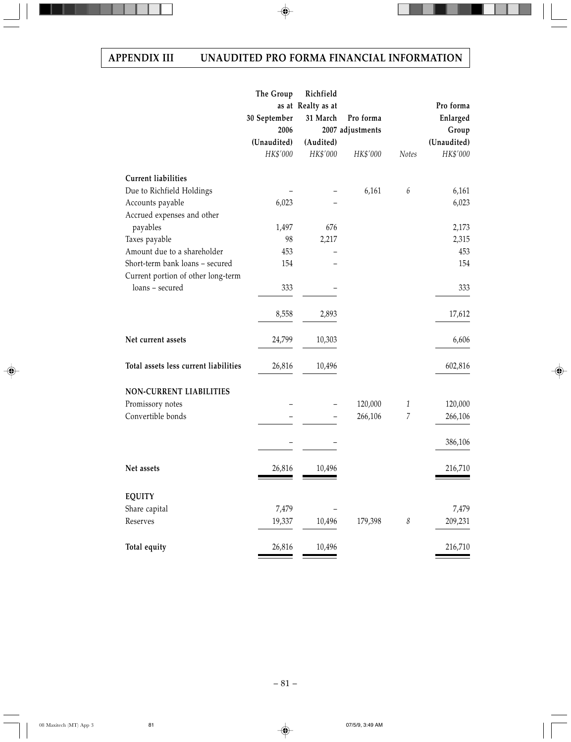## APPENDIX III UNAUDITED PRO FORMA FINANCIAL INFORMATION

| | The Group as at 30 September 2006 (Unaudited) | Richfield Realty as at 31 March 2007 (Audited) | Pro forma adjustments | | Pro forma Enlarged Group (Unaudited) |
|---|---|---|---|---|---|
| | *HK$'000* | *HK$'000* | *HK$'000* | *Notes* | *HK$'000* |
| **Current liabilities** | | | | | |
| Due to Richfield Holdings | – | – | 6,161 | *6* | 6,161 |
| Accounts payable | 6,023 | – | | | 6,023 |
| Accrued expenses and other payables | 1,497 | 676 | | | 2,173 |
| Taxes payable | 98 | 2,217 | | | 2,315 |
| Amount due to a shareholder | 453 | – | | | 453 |
| Short-term bank loans – secured | 154 | – | | | 154 |
| Current portion of other long-term loans – secured | 333 | – | | | 333 |
| | 8,558 | 2,893 | | | 17,612 |
| **Net current assets** | 24,799 | 10,303 | | | 6,606 |
| **Total assets less current liabilities** | 26,816 | 10,496 | | | 602,816 |
| **NON-CURRENT LIABILITIES** | | | | | |
| Promissory notes | – | – | 120,000 | *1* | 120,000 |
| Convertible bonds | – | – | 266,106 | *7* | 266,106 |
| | – | – | | | 386,106 |
| **Net assets** | 26,816 | 10,496 | | | 216,710 |
| **EQUITY** | | | | | |
| Share capital | 7,479 | – | | | 7,479 |
| Reserves | 19,337 | 10,496 | 179,398 | *8* | 209,231 |
| **Total equity** | 26,816 | 10,496 | | | 216,710 |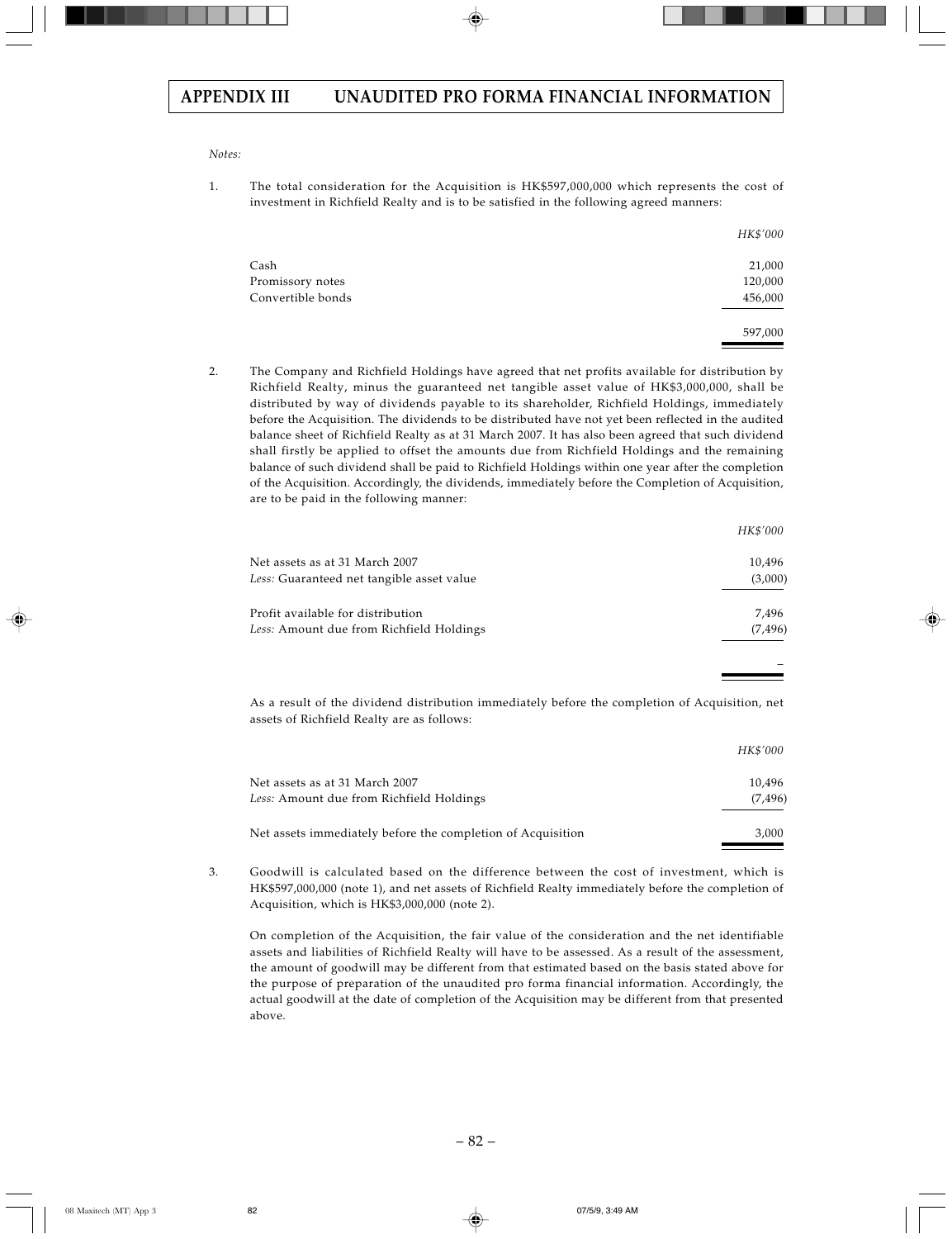## APPENDIX III UNAUDITED PRO FORMA FINANCIAL INFORMATION

*Notes:*

1. The total consideration for the Acquisition is HK$597,000,000 which represents the cost of investment in Richfield Realty and is to be satisfied in the following agreed manners:

| | *HK$'000* |
|---|---|
| Cash | 21,000 |
| Promissory notes | 120,000 |
| Convertible bonds | 456,000 |
| | 597,000 |

2. The Company and Richfield Holdings have agreed that net profits available for distribution by Richfield Realty, minus the guaranteed net tangible asset value of HK$3,000,000, shall be distributed by way of dividends payable to its shareholder, Richfield Holdings, immediately before the Acquisition. The dividends to be distributed have not yet been reflected in the audited balance sheet of Richfield Realty as at 31 March 2007. It has also been agreed that such dividend shall firstly be applied to offset the amounts due from Richfield Holdings and the remaining balance of such dividend shall be paid to Richfield Holdings within one year after the completion of the Acquisition. Accordingly, the dividends, immediately before the Completion of Acquisition, are to be paid in the following manner:

| | *HK$'000* |
|---|---|
| Net assets as at 31 March 2007 | 10,496 |
| *Less:* Guaranteed net tangible asset value | (3,000) |
| Profit available for distribution | 7,496 |
| *Less:* Amount due from Richfield Holdings | (7,496) |
| | – |

As a result of the dividend distribution immediately before the completion of Acquisition, net assets of Richfield Realty are as follows:

| | *HK$'000* |
|---|---|
| Net assets as at 31 March 2007 | 10,496 |
| *Less:* Amount due from Richfield Holdings | (7,496) |
| Net assets immediately before the completion of Acquisition | 3,000 |

3. Goodwill is calculated based on the difference between the cost of investment, which is HK$597,000,000 (note 1), and net assets of Richfield Realty immediately before the completion of Acquisition, which is HK$3,000,000 (note 2).

   On completion of the Acquisition, the fair value of the consideration and the net identifiable assets and liabilities of Richfield Realty will have to be assessed. As a result of the assessment, the amount of goodwill may be different from that estimated based on the basis stated above for the purpose of preparation of the unaudited pro forma financial information. Accordingly, the actual goodwill at the date of completion of the Acquisition may be different from that presented above.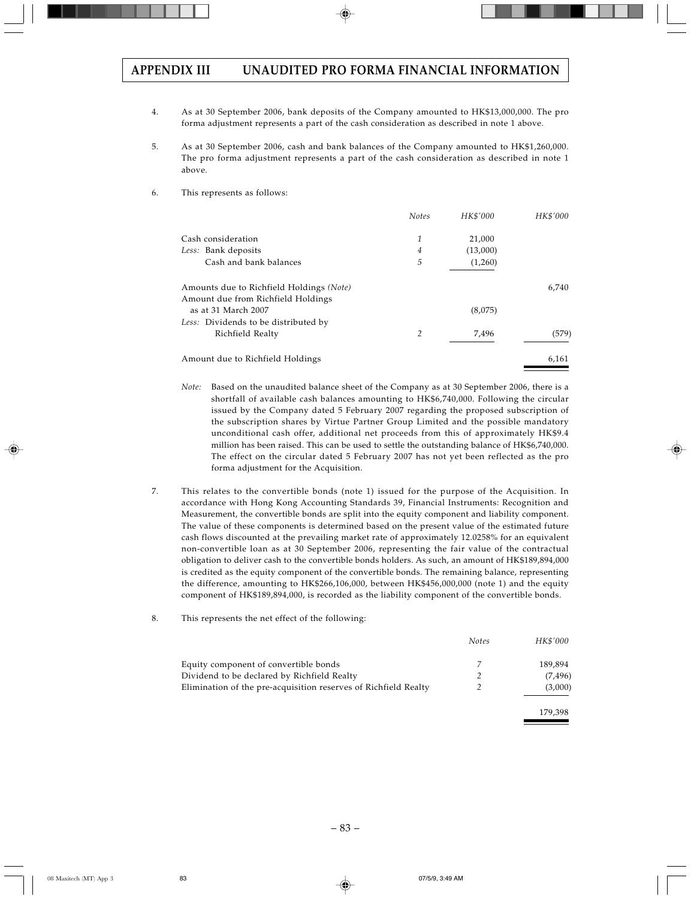# APPENDIX III UNAUDITED PRO FORMA FINANCIAL INFORMATION

4. As at 30 September 2006, bank deposits of the Company amounted to HK$13,000,000. The pro forma adjustment represents a part of the cash consideration as described in note 1 above.

5. As at 30 September 2006, cash and bank balances of the Company amounted to HK$1,260,000. The pro forma adjustment represents a part of the cash consideration as described in note 1 above.

6. This represents as follows:

| | *Notes* | *HK$'000* | *HK$'000* |
|---|---|---|---|
| Cash consideration | 1 | 21,000 | |
| *Less:* Bank deposits | 4 | (13,000) | |
| Cash and bank balances | 5 | (1,260) | |
| Amounts due to Richfield Holdings *(Note)* | | | 6,740 |
| Amount due from Richfield Holdings as at 31 March 2007 | | (8,075) | |
| *Less:* Dividends to be distributed by Richfield Realty | 2 | 7,496 | (579) |
| Amount due to Richfield Holdings | | | 6,161 |

*Note:* Based on the unaudited balance sheet of the Company as at 30 September 2006, there is a shortfall of available cash balances amounting to HK$6,740,000. Following the circular issued by the Company dated 5 February 2007 regarding the proposed subscription of the subscription shares by Virtue Partner Group Limited and the possible mandatory unconditional cash offer, additional net proceeds from this of approximately HK$9.4 million has been raised. This can be used to settle the outstanding balance of HK$6,740,000. The effect on the circular dated 5 February 2007 has not yet been reflected as the pro forma adjustment for the Acquisition.

7. This relates to the convertible bonds (note 1) issued for the purpose of the Acquisition. In accordance with Hong Kong Accounting Standards 39, Financial Instruments: Recognition and Measurement, the convertible bonds are split into the equity component and liability component. The value of these components is determined based on the present value of the estimated future cash flows discounted at the prevailing market rate of approximately 12.0258% for an equivalent non-convertible loan as at 30 September 2006, representing the fair value of the contractual obligation to deliver cash to the convertible bonds holders. As such, an amount of HK$189,894,000 is credited as the equity component of the convertible bonds. The remaining balance, representing the difference, amounting to HK$266,106,000, between HK$456,000,000 (note 1) and the equity component of HK$189,894,000, is recorded as the liability component of the convertible bonds.

8. This represents the net effect of the following:

| | *Notes* | *HK$'000* |
|---|---|---|
| Equity component of convertible bonds | 7 | 189,894 |
| Dividend to be declared by Richfield Realty | 2 | (7,496) |
| Elimination of the pre-acquisition reserves of Richfield Realty | 2 | (3,000) |
| | | 179,398 |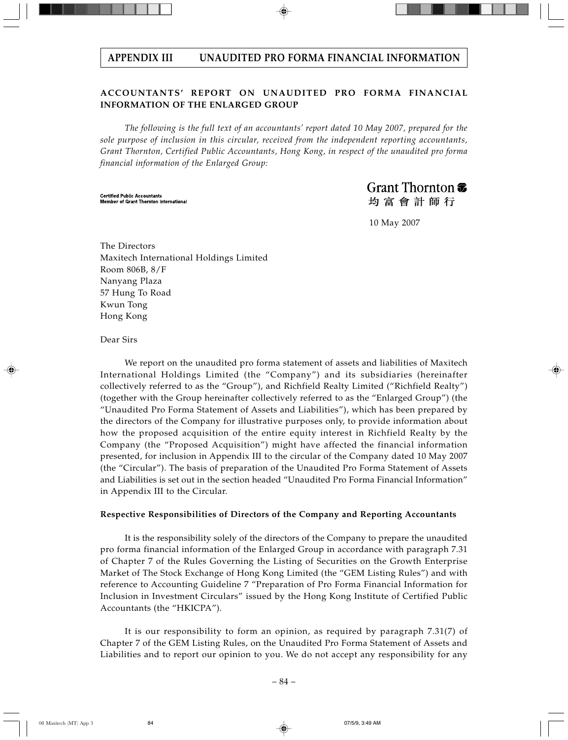# APPENDIX III UNAUDITED PRO FORMA FINANCIAL INFORMATION

## ACCOUNTANTS' REPORT ON UNAUDITED PRO FORMA FINANCIAL INFORMATION OF THE ENLARGED GROUP

*The following is the full text of an accountants' report dated 10 May 2007, prepared for the sole purpose of inclusion in this circular, received from the independent reporting accountants, Grant Thornton, Certified Public Accountants, Hong Kong, in respect of the unaudited pro forma financial information of the Enlarged Group:*

**Certified Public Accountants**
**Member of Grant Thornton International**

Grant Thornton
均富會計師行

10 May 2007

The Directors
Maxitech International Holdings Limited
Room 806B, 8/F
Nanyang Plaza
57 Hung To Road
Kwun Tong
Hong Kong

Dear Sirs

We report on the unaudited pro forma statement of assets and liabilities of Maxitech International Holdings Limited (the "Company") and its subsidiaries (hereinafter collectively referred to as the "Group"), and Richfield Realty Limited ("Richfield Realty") (together with the Group hereinafter collectively referred to as the "Enlarged Group") (the "Unaudited Pro Forma Statement of Assets and Liabilities"), which has been prepared by the directors of the Company for illustrative purposes only, to provide information about how the proposed acquisition of the entire equity interest in Richfield Realty by the Company (the "Proposed Acquisition") might have affected the financial information presented, for inclusion in Appendix III to the circular of the Company dated 10 May 2007 (the "Circular"). The basis of preparation of the Unaudited Pro Forma Statement of Assets and Liabilities is set out in the section headed "Unaudited Pro Forma Financial Information" in Appendix III to the Circular.

### Respective Responsibilities of Directors of the Company and Reporting Accountants

It is the responsibility solely of the directors of the Company to prepare the unaudited pro forma financial information of the Enlarged Group in accordance with paragraph 7.31 of Chapter 7 of the Rules Governing the Listing of Securities on the Growth Enterprise Market of The Stock Exchange of Hong Kong Limited (the "GEM Listing Rules") and with reference to Accounting Guideline 7 "Preparation of Pro Forma Financial Information for Inclusion in Investment Circulars" issued by the Hong Kong Institute of Certified Public Accountants (the "HKICPA").

It is our responsibility to form an opinion, as required by paragraph 7.31(7) of Chapter 7 of the GEM Listing Rules, on the Unaudited Pro Forma Statement of Assets and Liabilities and to report our opinion to you. We do not accept any responsibility for any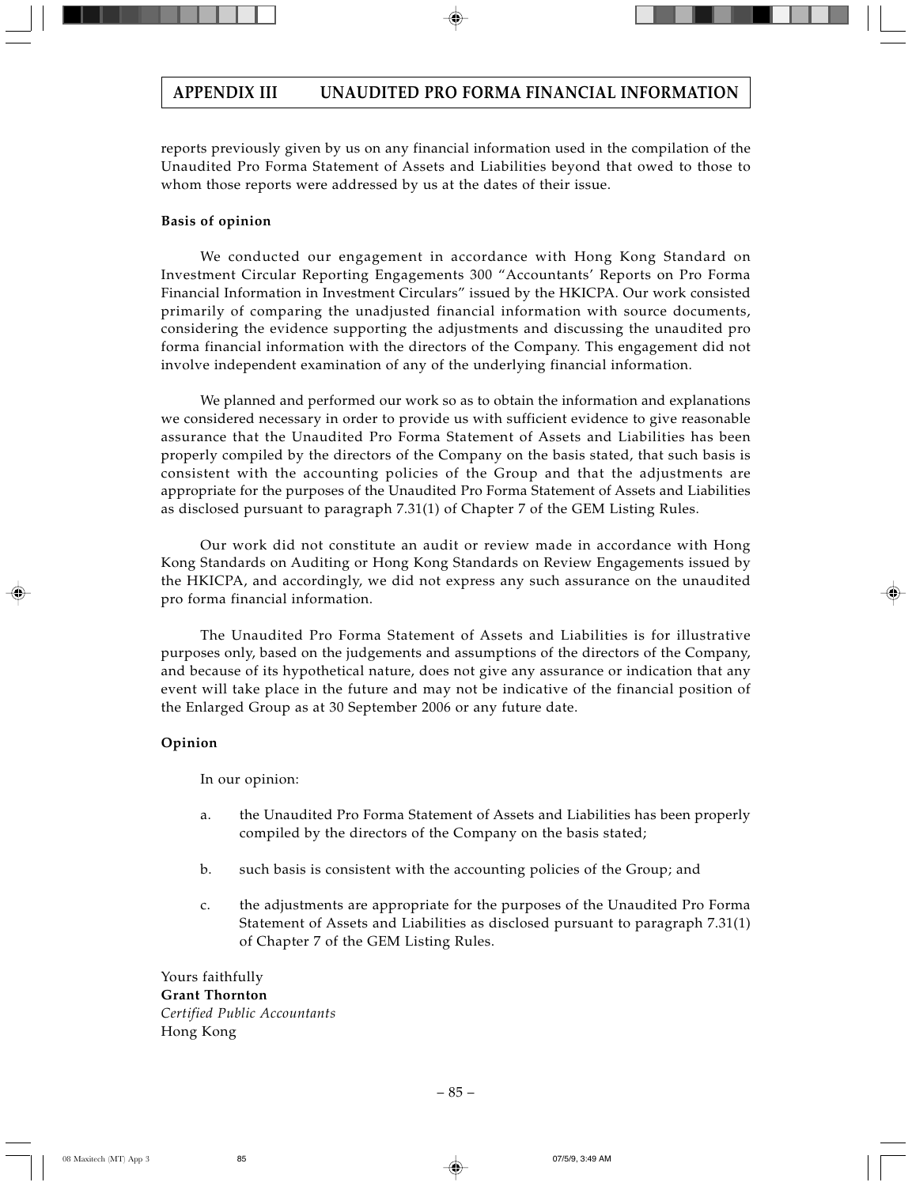reports previously given by us on any financial information used in the compilation of the Unaudited Pro Forma Statement of Assets and Liabilities beyond that owed to those to whom those reports were addressed by us at the dates of their issue.

**Basis of opinion**

We conducted our engagement in accordance with Hong Kong Standard on Investment Circular Reporting Engagements 300 "Accountants' Reports on Pro Forma Financial Information in Investment Circulars" issued by the HKICPA. Our work consisted primarily of comparing the unadjusted financial information with source documents, considering the evidence supporting the adjustments and discussing the unaudited pro forma financial information with the directors of the Company. This engagement did not involve independent examination of any of the underlying financial information.

We planned and performed our work so as to obtain the information and explanations we considered necessary in order to provide us with sufficient evidence to give reasonable assurance that the Unaudited Pro Forma Statement of Assets and Liabilities has been properly compiled by the directors of the Company on the basis stated, that such basis is consistent with the accounting policies of the Group and that the adjustments are appropriate for the purposes of the Unaudited Pro Forma Statement of Assets and Liabilities as disclosed pursuant to paragraph 7.31(1) of Chapter 7 of the GEM Listing Rules.

Our work did not constitute an audit or review made in accordance with Hong Kong Standards on Auditing or Hong Kong Standards on Review Engagements issued by the HKICPA, and accordingly, we did not express any such assurance on the unaudited pro forma financial information.

The Unaudited Pro Forma Statement of Assets and Liabilities is for illustrative purposes only, based on the judgements and assumptions of the directors of the Company, and because of its hypothetical nature, does not give any assurance or indication that any event will take place in the future and may not be indicative of the financial position of the Enlarged Group as at 30 September 2006 or any future date.

**Opinion**

In our opinion:

a. the Unaudited Pro Forma Statement of Assets and Liabilities has been properly compiled by the directors of the Company on the basis stated;

b. such basis is consistent with the accounting policies of the Group; and

c. the adjustments are appropriate for the purposes of the Unaudited Pro Forma Statement of Assets and Liabilities as disclosed pursuant to paragraph 7.31(1) of Chapter 7 of the GEM Listing Rules.

Yours faithfully
**Grant Thornton**
*Certified Public Accountants*
Hong Kong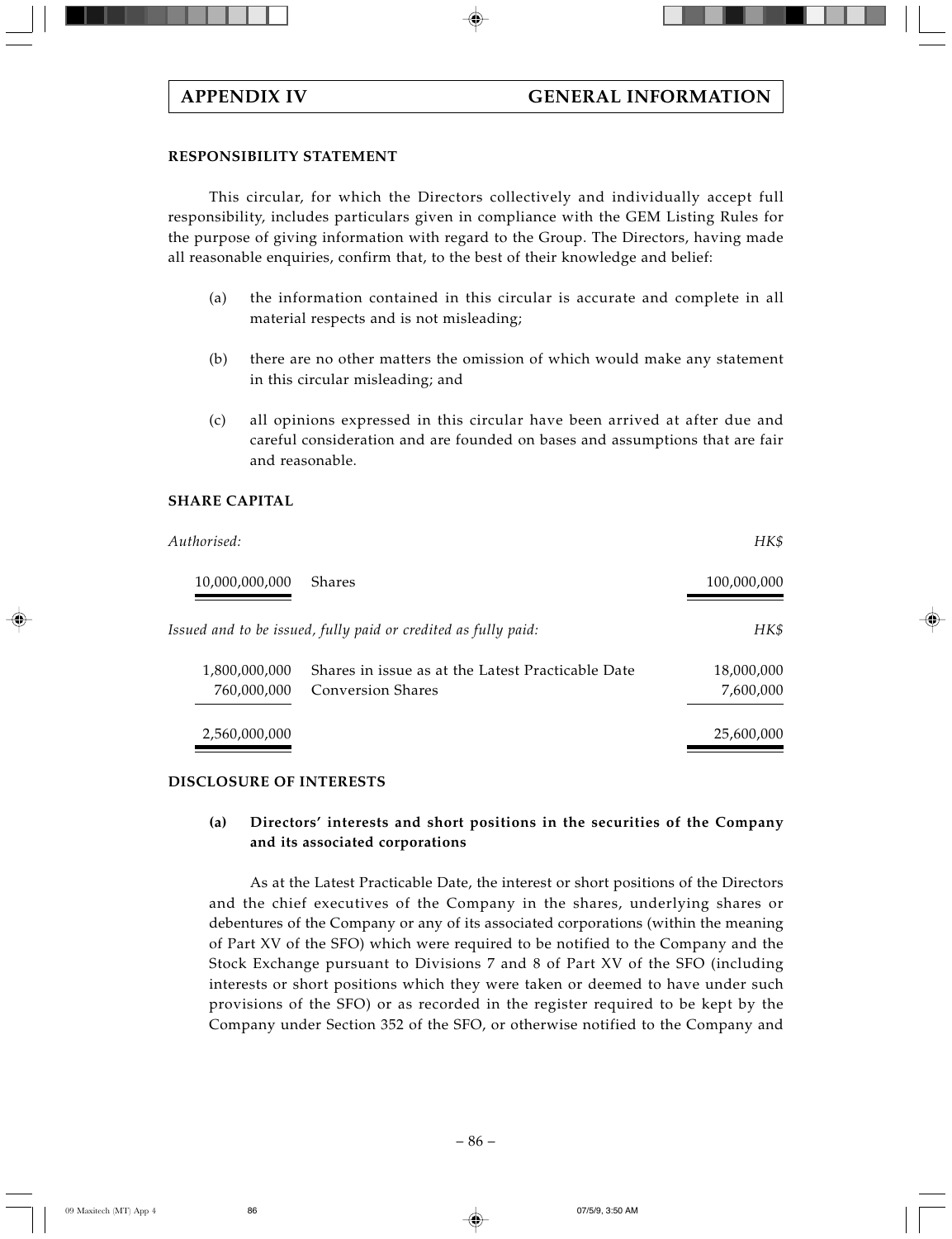## APPENDIX IV GENERAL INFORMATION

### RESPONSIBILITY STATEMENT

This circular, for which the Directors collectively and individually accept full responsibility, includes particulars given in compliance with the GEM Listing Rules for the purpose of giving information with regard to the Group. The Directors, having made all reasonable enquiries, confirm that, to the best of their knowledge and belief:

(a) the information contained in this circular is accurate and complete in all material respects and is not misleading;

(b) there are no other matters the omission of which would make any statement in this circular misleading; and

(c) all opinions expressed in this circular have been arrived at after due and careful consideration and are founded on bases and assumptions that are fair and reasonable.

### SHARE CAPITAL

| *Authorised:* | | *HK$* |
|---|---|---|
| 10,000,000,000 | Shares | 100,000,000 |
| *Issued and to be issued, fully paid or credited as fully paid:* | | *HK$* |
| 1,800,000,000 | Shares in issue as at the Latest Practicable Date | 18,000,000 |
| 760,000,000 | Conversion Shares | 7,600,000 |
| 2,560,000,000 | | 25,600,000 |

### DISCLOSURE OF INTERESTS

**(a) Directors' interests and short positions in the securities of the Company and its associated corporations**

As at the Latest Practicable Date, the interest or short positions of the Directors and the chief executives of the Company in the shares, underlying shares or debentures of the Company or any of its associated corporations (within the meaning of Part XV of the SFO) which were required to be notified to the Company and the Stock Exchange pursuant to Divisions 7 and 8 of Part XV of the SFO (including interests or short positions which they were taken or deemed to have under such provisions of the SFO) or as recorded in the register required to be kept by the Company under Section 352 of the SFO, or otherwise notified to the Company and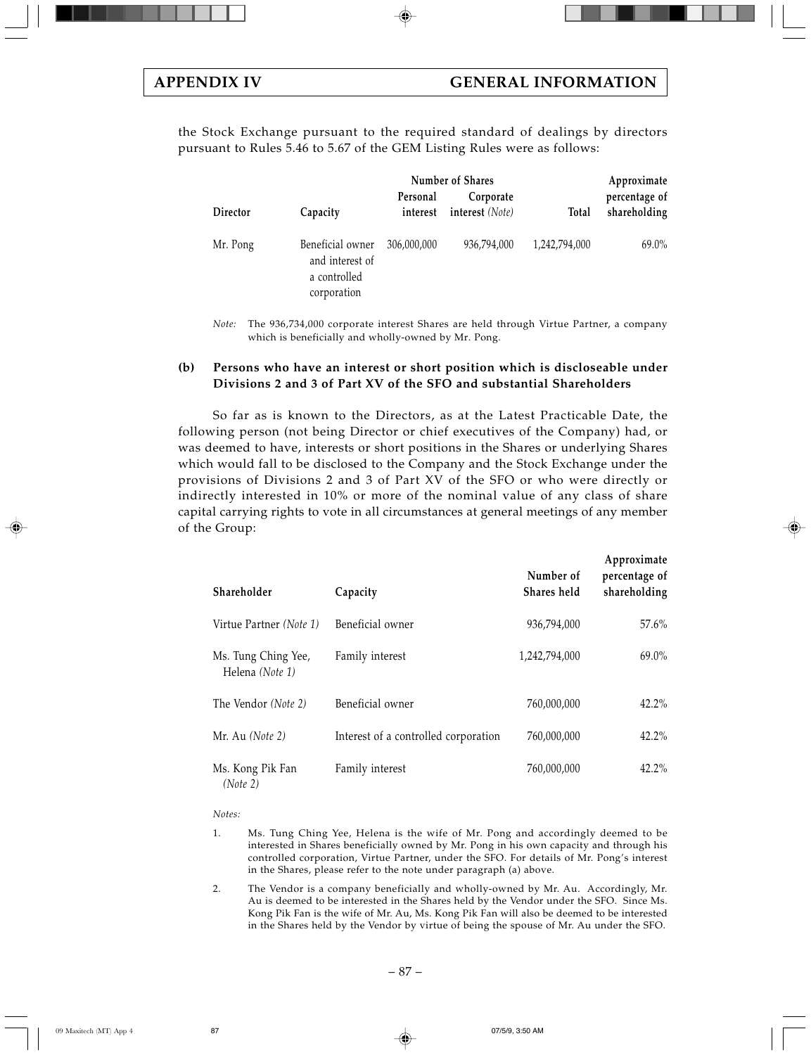the Stock Exchange pursuant to the required standard of dealings by directors pursuant to Rules 5.46 to 5.67 of the GEM Listing Rules were as follows:

| Director | Capacity | Number of Shares | | | Approximate percentage of shareholding |
|---|---|---|---|---|---|
| | | Personal interest | Corporate interest *(Note)* | Total | |
| Mr. Pong | Beneficial owner and interest of a controlled corporation | 306,000,000 | 936,794,000 | 1,242,794,000 | 69.0% |

*Note:* The 936,734,000 corporate interest Shares are held through Virtue Partner, a company which is beneficially and wholly-owned by Mr. Pong.

**(b) Persons who have an interest or short position which is discloseable under Divisions 2 and 3 of Part XV of the SFO and substantial Shareholders**

So far as is known to the Directors, as at the Latest Practicable Date, the following person (not being Director or chief executives of the Company) had, or was deemed to have, interests or short positions in the Shares or underlying Shares which would fall to be disclosed to the Company and the Stock Exchange under the provisions of Divisions 2 and 3 of Part XV of the SFO or who were directly or indirectly interested in 10% or more of the nominal value of any class of share capital carrying rights to vote in all circumstances at general meetings of any member of the Group:

| Shareholder | Capacity | Number of Shares held | Approximate percentage of shareholding |
|---|---|---|---|
| Virtue Partner *(Note 1)* | Beneficial owner | 936,794,000 | 57.6% |
| Ms. Tung Ching Yee, Helena *(Note 1)* | Family interest | 1,242,794,000 | 69.0% |
| The Vendor *(Note 2)* | Beneficial owner | 760,000,000 | 42.2% |
| Mr. Au *(Note 2)* | Interest of a controlled corporation | 760,000,000 | 42.2% |
| Ms. Kong Pik Fan *(Note 2)* | Family interest | 760,000,000 | 42.2% |

*Notes:*

1. Ms. Tung Ching Yee, Helena is the wife of Mr. Pong and accordingly deemed to be interested in Shares beneficially owned by Mr. Pong in his own capacity and through his controlled corporation, Virtue Partner, under the SFO. For details of Mr. Pong's interest in the Shares, please refer to the note under paragraph (a) above.

2. The Vendor is a company beneficially and wholly-owned by Mr. Au. Accordingly, Mr. Au is deemed to be interested in the Shares held by the Vendor under the SFO. Since Ms. Kong Pik Fan is the wife of Mr. Au, Ms. Kong Pik Fan will also be deemed to be interested in the Shares held by the Vendor by virtue of being the spouse of Mr. Au under the SFO.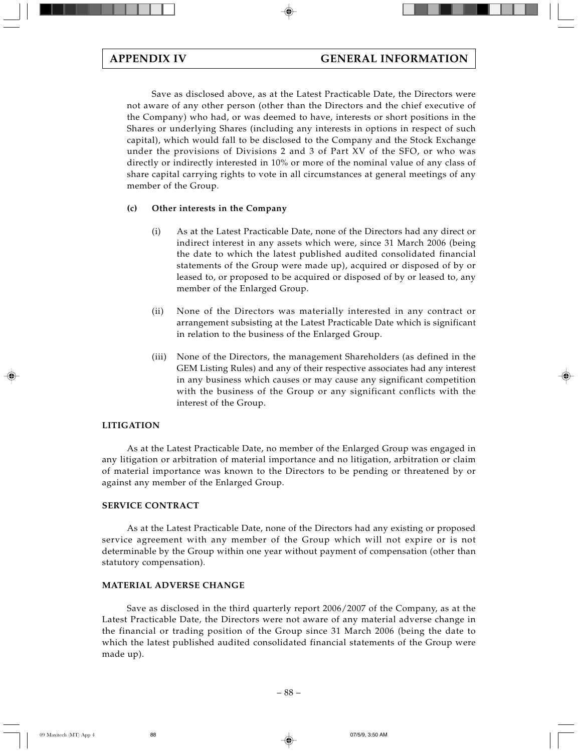Save as disclosed above, as at the Latest Practicable Date, the Directors were not aware of any other person (other than the Directors and the chief executive of the Company) who had, or was deemed to have, interests or short positions in the Shares or underlying Shares (including any interests in options in respect of such capital), which would fall to be disclosed to the Company and the Stock Exchange under the provisions of Divisions 2 and 3 of Part XV of the SFO, or who was directly or indirectly interested in 10% or more of the nominal value of any class of share capital carrying rights to vote in all circumstances at general meetings of any member of the Group.

**(c) Other interests in the Company**

(i) As at the Latest Practicable Date, none of the Directors had any direct or indirect interest in any assets which were, since 31 March 2006 (being the date to which the latest published audited consolidated financial statements of the Group were made up), acquired or disposed of by or leased to, or proposed to be acquired or disposed of by or leased to, any member of the Enlarged Group.

(ii) None of the Directors was materially interested in any contract or arrangement subsisting at the Latest Practicable Date which is significant in relation to the business of the Enlarged Group.

(iii) None of the Directors, the management Shareholders (as defined in the GEM Listing Rules) and any of their respective associates had any interest in any business which causes or may cause any significant competition with the business of the Group or any significant conflicts with the interest of the Group.

**LITIGATION**

As at the Latest Practicable Date, no member of the Enlarged Group was engaged in any litigation or arbitration of material importance and no litigation, arbitration or claim of material importance was known to the Directors to be pending or threatened by or against any member of the Enlarged Group.

**SERVICE CONTRACT**

As at the Latest Practicable Date, none of the Directors had any existing or proposed service agreement with any member of the Group which will not expire or is not determinable by the Group within one year without payment of compensation (other than statutory compensation).

**MATERIAL ADVERSE CHANGE**

Save as disclosed in the third quarterly report 2006/2007 of the Company, as at the Latest Practicable Date, the Directors were not aware of any material adverse change in the financial or trading position of the Group since 31 March 2006 (being the date to which the latest published audited consolidated financial statements of the Group were made up).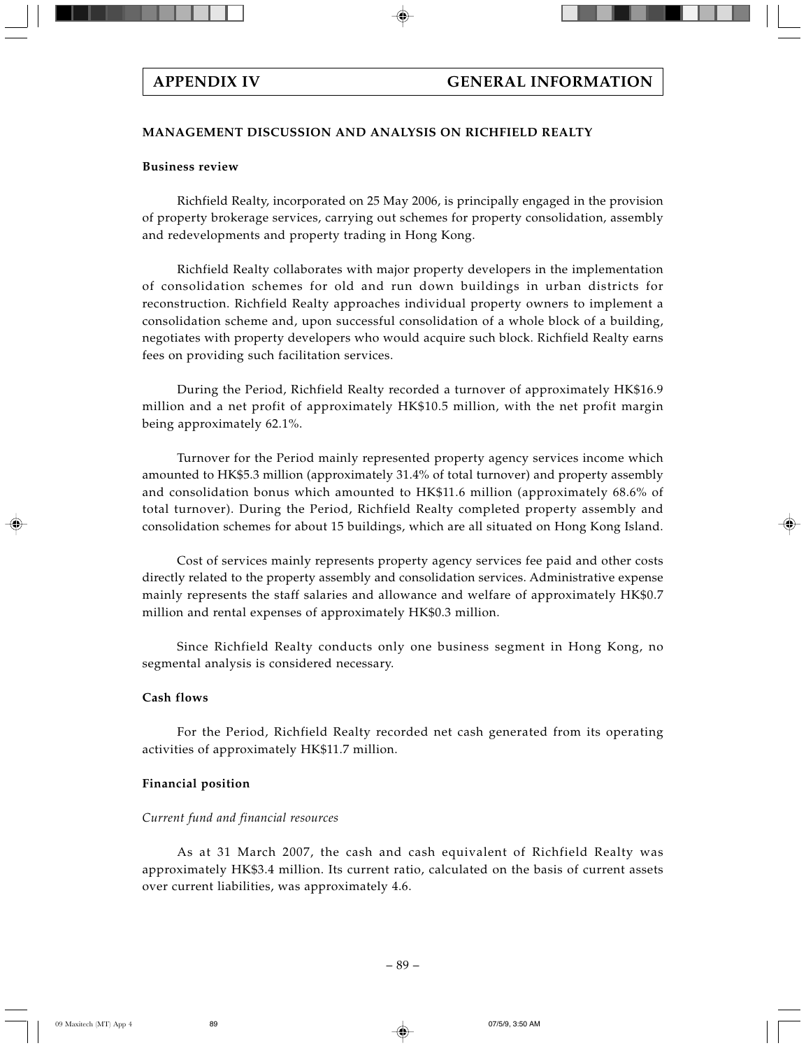## MANAGEMENT DISCUSSION AND ANALYSIS ON RICHFIELD REALTY

### Business review

Richfield Realty, incorporated on 25 May 2006, is principally engaged in the provision of property brokerage services, carrying out schemes for property consolidation, assembly and redevelopments and property trading in Hong Kong.

Richfield Realty collaborates with major property developers in the implementation of consolidation schemes for old and run down buildings in urban districts for reconstruction. Richfield Realty approaches individual property owners to implement a consolidation scheme and, upon successful consolidation of a whole block of a building, negotiates with property developers who would acquire such block. Richfield Realty earns fees on providing such facilitation services.

During the Period, Richfield Realty recorded a turnover of approximately HK$16.9 million and a net profit of approximately HK$10.5 million, with the net profit margin being approximately 62.1%.

Turnover for the Period mainly represented property agency services income which amounted to HK$5.3 million (approximately 31.4% of total turnover) and property assembly and consolidation bonus which amounted to HK$11.6 million (approximately 68.6% of total turnover). During the Period, Richfield Realty completed property assembly and consolidation schemes for about 15 buildings, which are all situated on Hong Kong Island.

Cost of services mainly represents property agency services fee paid and other costs directly related to the property assembly and consolidation services. Administrative expense mainly represents the staff salaries and allowance and welfare of approximately HK$0.7 million and rental expenses of approximately HK$0.3 million.

Since Richfield Realty conducts only one business segment in Hong Kong, no segmental analysis is considered necessary.

### Cash flows

For the Period, Richfield Realty recorded net cash generated from its operating activities of approximately HK$11.7 million.

### Financial position

*Current fund and financial resources*

As at 31 March 2007, the cash and cash equivalent of Richfield Realty was approximately HK$3.4 million. Its current ratio, calculated on the basis of current assets over current liabilities, was approximately 4.6.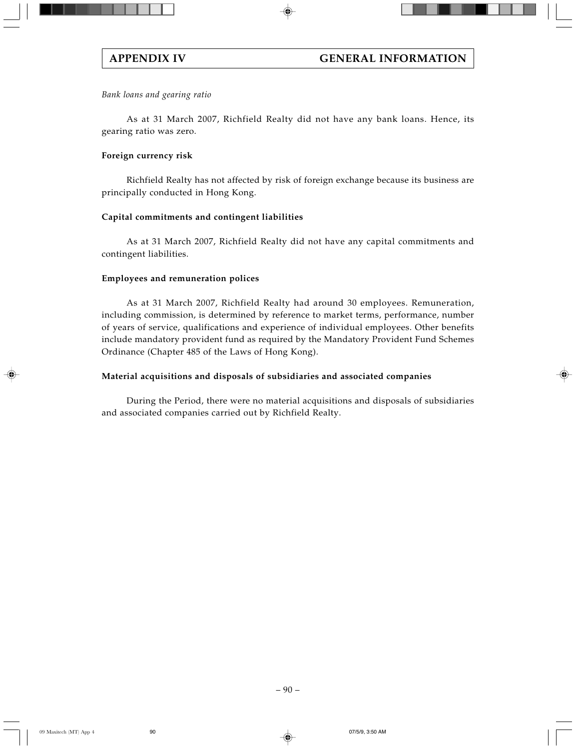*Bank loans and gearing ratio*

As at 31 March 2007, Richfield Realty did not have any bank loans. Hence, its gearing ratio was zero.

**Foreign currency risk**

Richfield Realty has not affected by risk of foreign exchange because its business are principally conducted in Hong Kong.

**Capital commitments and contingent liabilities**

As at 31 March 2007, Richfield Realty did not have any capital commitments and contingent liabilities.

**Employees and remuneration polices**

As at 31 March 2007, Richfield Realty had around 30 employees. Remuneration, including commission, is determined by reference to market terms, performance, number of years of service, qualifications and experience of individual employees. Other benefits include mandatory provident fund as required by the Mandatory Provident Fund Schemes Ordinance (Chapter 485 of the Laws of Hong Kong).

**Material acquisitions and disposals of subsidiaries and associated companies**

During the Period, there were no material acquisitions and disposals of subsidiaries and associated companies carried out by Richfield Realty.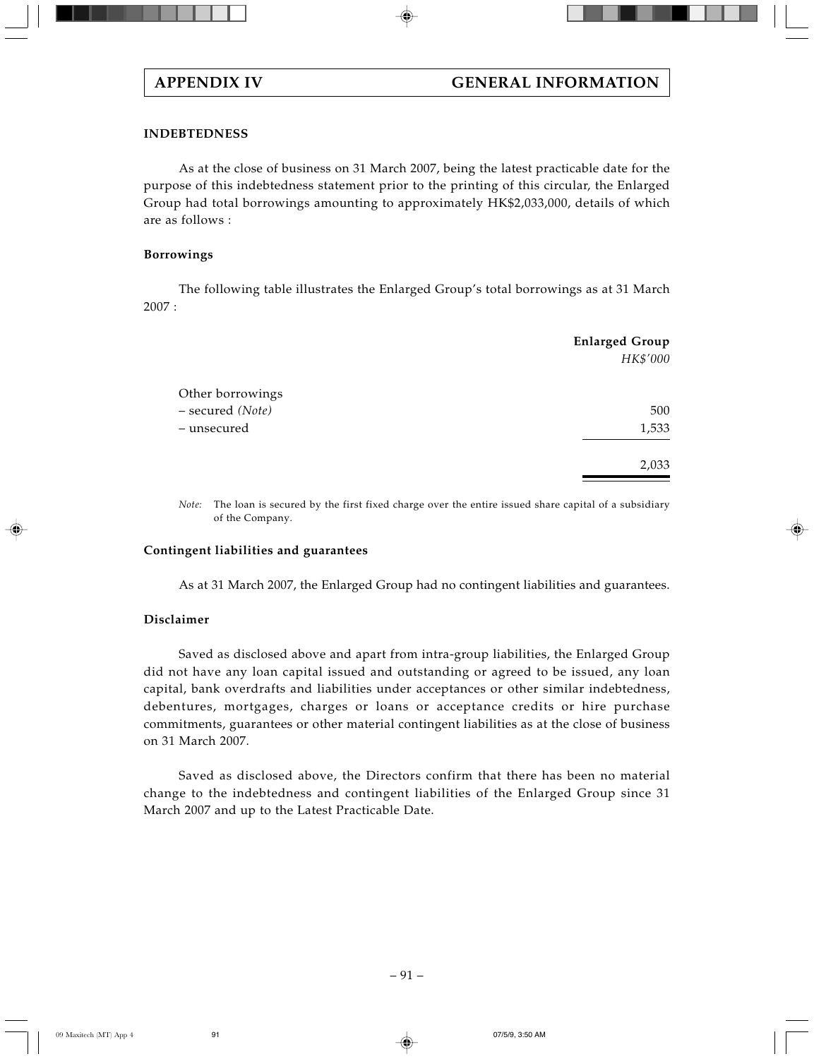## INDEBTEDNESS

As at the close of business on 31 March 2007, being the latest practicable date for the purpose of this indebtedness statement prior to the printing of this circular, the Enlarged Group had total borrowings amounting to approximately HK$2,033,000, details of which are as follows :

### Borrowings

The following table illustrates the Enlarged Group's total borrowings as at 31 March 2007 :

| | **Enlarged Group** |
|---|---|
| | *HK$'000* |
| Other borrowings | |
| – secured *(Note)* | 500 |
| – unsecured | 1,533 |
| | 2,033 |

*Note:* The loan is secured by the first fixed charge over the entire issued share capital of a subsidiary of the Company.

### Contingent liabilities and guarantees

As at 31 March 2007, the Enlarged Group had no contingent liabilities and guarantees.

### Disclaimer

Saved as disclosed above and apart from intra-group liabilities, the Enlarged Group did not have any loan capital issued and outstanding or agreed to be issued, any loan capital, bank overdrafts and liabilities under acceptances or other similar indebtedness, debentures, mortgages, charges or loans or acceptance credits or hire purchase commitments, guarantees or other material contingent liabilities as at the close of business on 31 March 2007.

Saved as disclosed above, the Directors confirm that there has been no material change to the indebtedness and contingent liabilities of the Enlarged Group since 31 March 2007 and up to the Latest Practicable Date.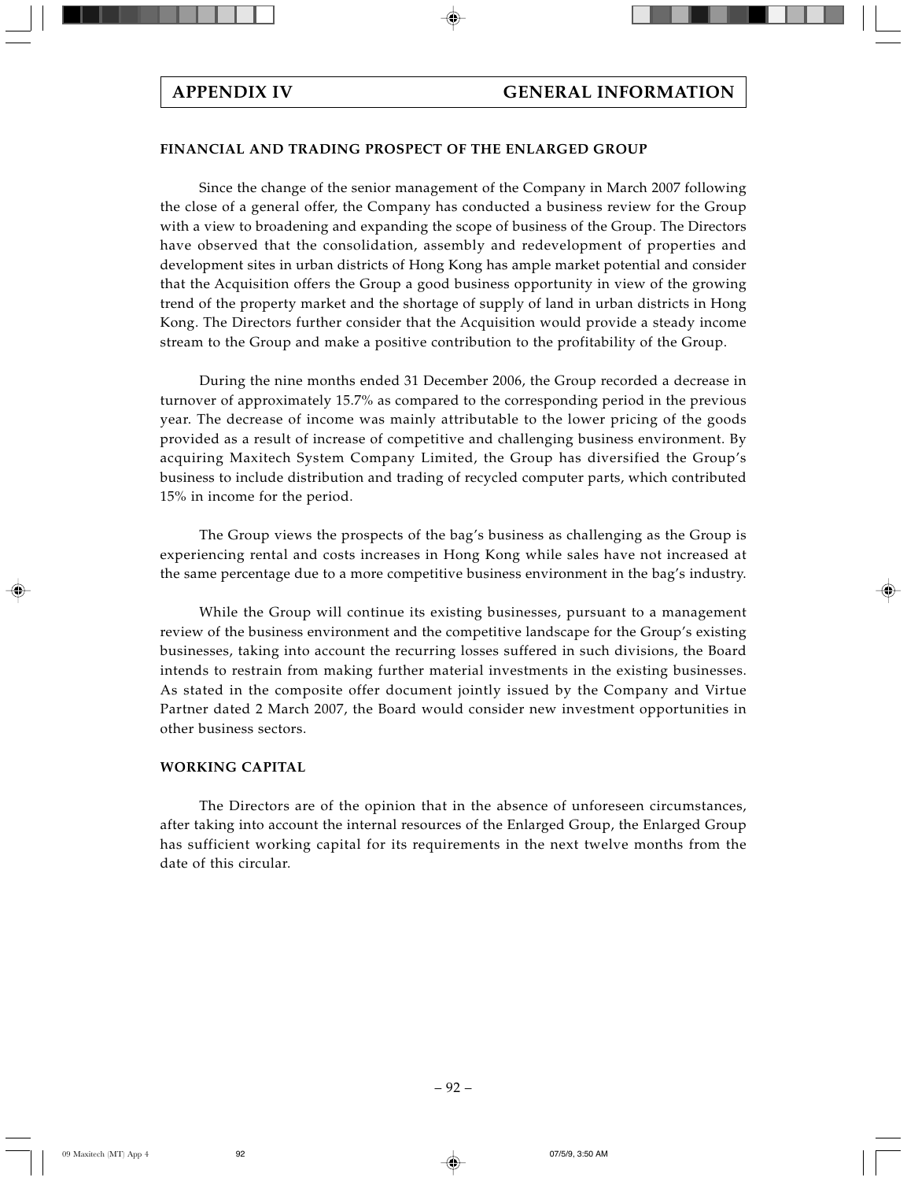## FINANCIAL AND TRADING PROSPECT OF THE ENLARGED GROUP

Since the change of the senior management of the Company in March 2007 following the close of a general offer, the Company has conducted a business review for the Group with a view to broadening and expanding the scope of business of the Group. The Directors have observed that the consolidation, assembly and redevelopment of properties and development sites in urban districts of Hong Kong has ample market potential and consider that the Acquisition offers the Group a good business opportunity in view of the growing trend of the property market and the shortage of supply of land in urban districts in Hong Kong. The Directors further consider that the Acquisition would provide a steady income stream to the Group and make a positive contribution to the profitability of the Group.

During the nine months ended 31 December 2006, the Group recorded a decrease in turnover of approximately 15.7% as compared to the corresponding period in the previous year. The decrease of income was mainly attributable to the lower pricing of the goods provided as a result of increase of competitive and challenging business environment. By acquiring Maxitech System Company Limited, the Group has diversified the Group's business to include distribution and trading of recycled computer parts, which contributed 15% in income for the period.

The Group views the prospects of the bag's business as challenging as the Group is experiencing rental and costs increases in Hong Kong while sales have not increased at the same percentage due to a more competitive business environment in the bag's industry.

While the Group will continue its existing businesses, pursuant to a management review of the business environment and the competitive landscape for the Group's existing businesses, taking into account the recurring losses suffered in such divisions, the Board intends to restrain from making further material investments in the existing businesses. As stated in the composite offer document jointly issued by the Company and Virtue Partner dated 2 March 2007, the Board would consider new investment opportunities in other business sectors.

## WORKING CAPITAL

The Directors are of the opinion that in the absence of unforeseen circumstances, after taking into account the internal resources of the Enlarged Group, the Enlarged Group has sufficient working capital for its requirements in the next twelve months from the date of this circular.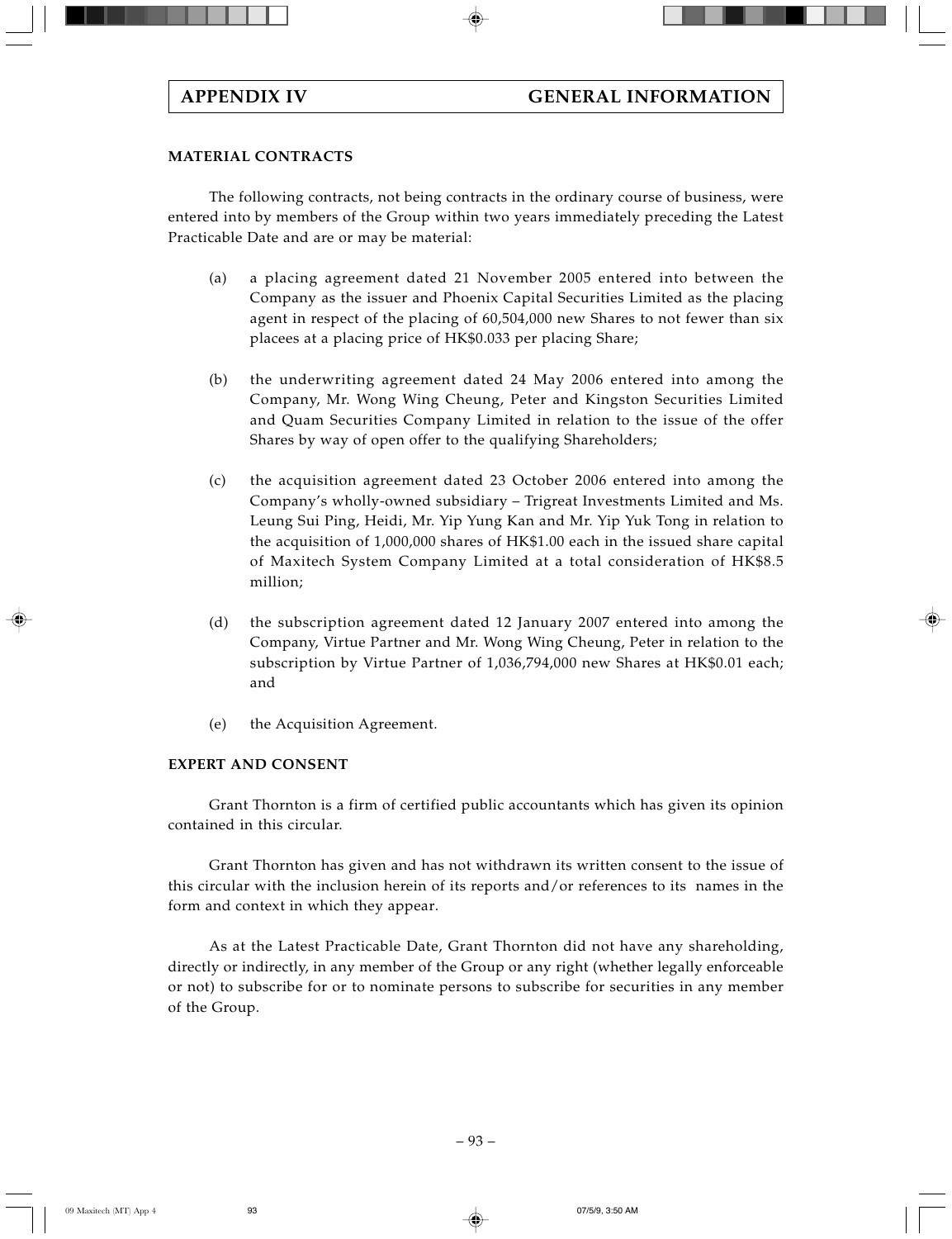## MATERIAL CONTRACTS

The following contracts, not being contracts in the ordinary course of business, were entered into by members of the Group within two years immediately preceding the Latest Practicable Date and are or may be material:

(a) a placing agreement dated 21 November 2005 entered into between the Company as the issuer and Phoenix Capital Securities Limited as the placing agent in respect of the placing of 60,504,000 new Shares to not fewer than six placees at a placing price of HK$0.033 per placing Share;

(b) the underwriting agreement dated 24 May 2006 entered into among the Company, Mr. Wong Wing Cheung, Peter and Kingston Securities Limited and Quam Securities Company Limited in relation to the issue of the offer Shares by way of open offer to the qualifying Shareholders;

(c) the acquisition agreement dated 23 October 2006 entered into among the Company's wholly-owned subsidiary – Trigreat Investments Limited and Ms. Leung Sui Ping, Heidi, Mr. Yip Yung Kan and Mr. Yip Yuk Tong in relation to the acquisition of 1,000,000 shares of HK$1.00 each in the issued share capital of Maxitech System Company Limited at a total consideration of HK$8.5 million;

(d) the subscription agreement dated 12 January 2007 entered into among the Company, Virtue Partner and Mr. Wong Wing Cheung, Peter in relation to the subscription by Virtue Partner of 1,036,794,000 new Shares at HK$0.01 each; and

(e) the Acquisition Agreement.

## EXPERT AND CONSENT

Grant Thornton is a firm of certified public accountants which has given its opinion contained in this circular.

Grant Thornton has given and has not withdrawn its written consent to the issue of this circular with the inclusion herein of its reports and/or references to its names in the form and context in which they appear.

As at the Latest Practicable Date, Grant Thornton did not have any shareholding, directly or indirectly, in any member of the Group or any right (whether legally enforceable or not) to subscribe for or to nominate persons to subscribe for securities in any member of the Group.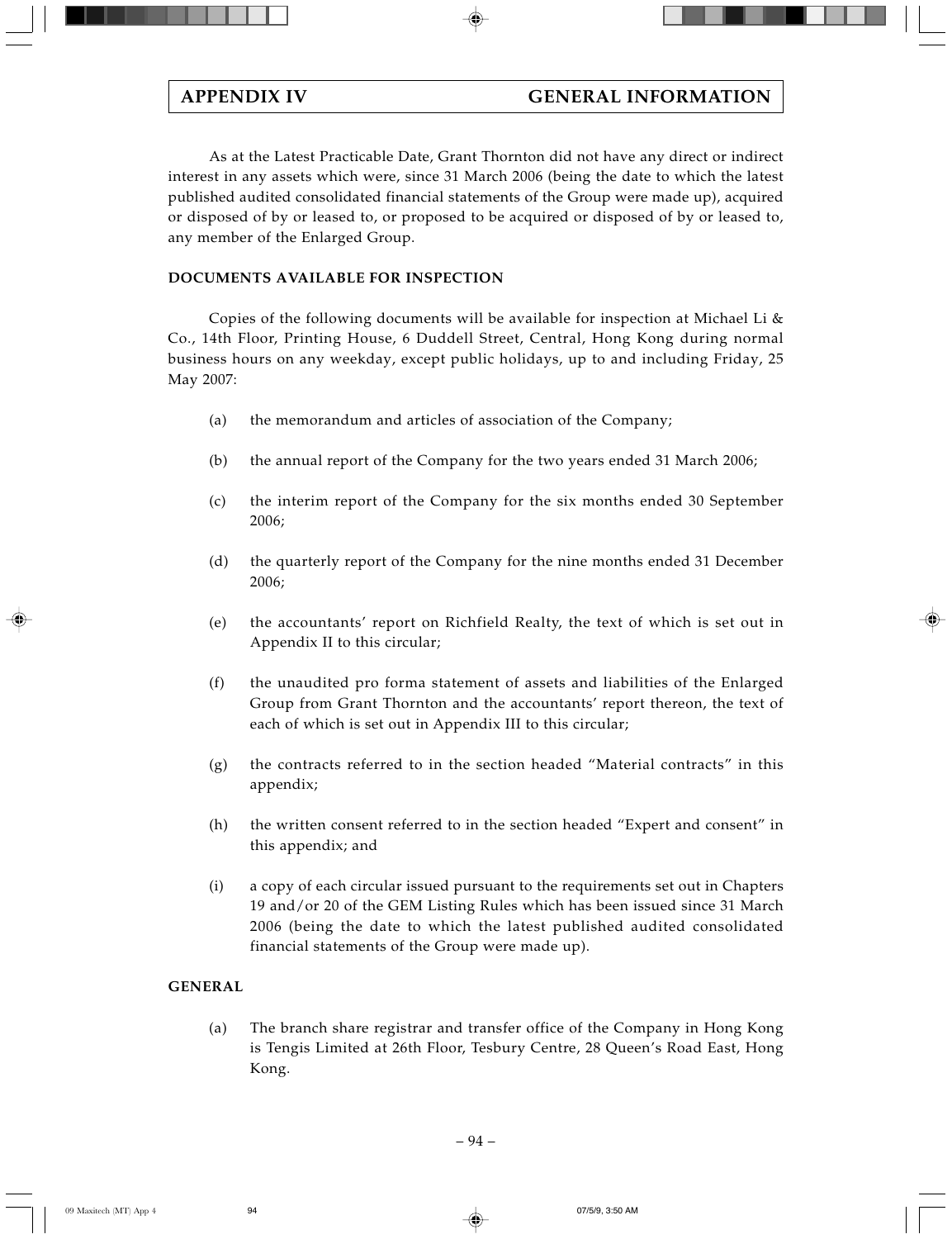As at the Latest Practicable Date, Grant Thornton did not have any direct or indirect interest in any assets which were, since 31 March 2006 (being the date to which the latest published audited consolidated financial statements of the Group were made up), acquired or disposed of by or leased to, or proposed to be acquired or disposed of by or leased to, any member of the Enlarged Group.

## DOCUMENTS AVAILABLE FOR INSPECTION

Copies of the following documents will be available for inspection at Michael Li & Co., 14th Floor, Printing House, 6 Duddell Street, Central, Hong Kong during normal business hours on any weekday, except public holidays, up to and including Friday, 25 May 2007:

(a) the memorandum and articles of association of the Company;

(b) the annual report of the Company for the two years ended 31 March 2006;

(c) the interim report of the Company for the six months ended 30 September 2006;

(d) the quarterly report of the Company for the nine months ended 31 December 2006;

(e) the accountants' report on Richfield Realty, the text of which is set out in Appendix II to this circular;

(f) the unaudited pro forma statement of assets and liabilities of the Enlarged Group from Grant Thornton and the accountants' report thereon, the text of each of which is set out in Appendix III to this circular;

(g) the contracts referred to in the section headed "Material contracts" in this appendix;

(h) the written consent referred to in the section headed "Expert and consent" in this appendix; and

(i) a copy of each circular issued pursuant to the requirements set out in Chapters 19 and/or 20 of the GEM Listing Rules which has been issued since 31 March 2006 (being the date to which the latest published audited consolidated financial statements of the Group were made up).

## GENERAL

(a) The branch share registrar and transfer office of the Company in Hong Kong is Tengis Limited at 26th Floor, Tesbury Centre, 28 Queen's Road East, Hong Kong.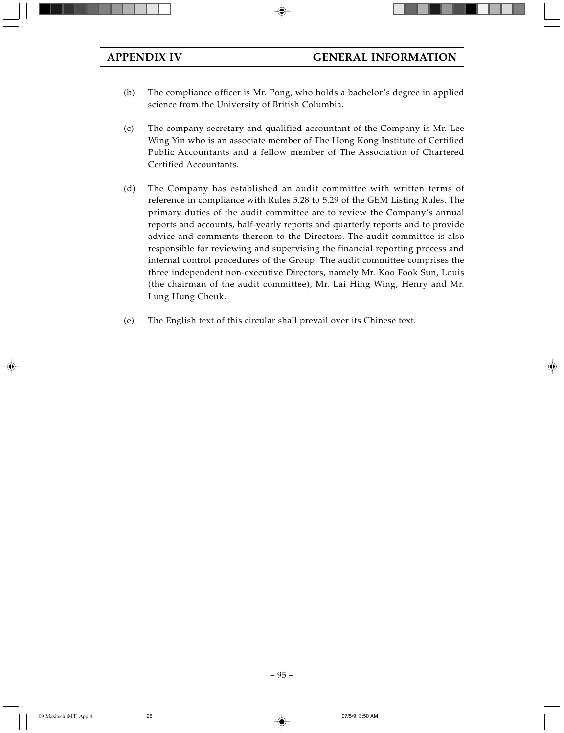(b) The compliance officer is Mr. Pong, who holds a bachelor's degree in applied science from the University of British Columbia.

(c) The company secretary and qualified accountant of the Company is Mr. Lee Wing Yin who is an associate member of The Hong Kong Institute of Certified Public Accountants and a fellow member of The Association of Chartered Certified Accountants.

(d) The Company has established an audit committee with written terms of reference in compliance with Rules 5.28 to 5.29 of the GEM Listing Rules. The primary duties of the audit committee are to review the Company's annual reports and accounts, half-yearly reports and quarterly reports and to provide advice and comments thereon to the Directors. The audit committee is also responsible for reviewing and supervising the financial reporting process and internal control procedures of the Group. The audit committee comprises the three independent non-executive Directors, namely Mr. Koo Fook Sun, Louis (the chairman of the audit committee), Mr. Lai Hing Wing, Henry and Mr. Lung Hung Cheuk.

(e) The English text of this circular shall prevail over its Chinese text.